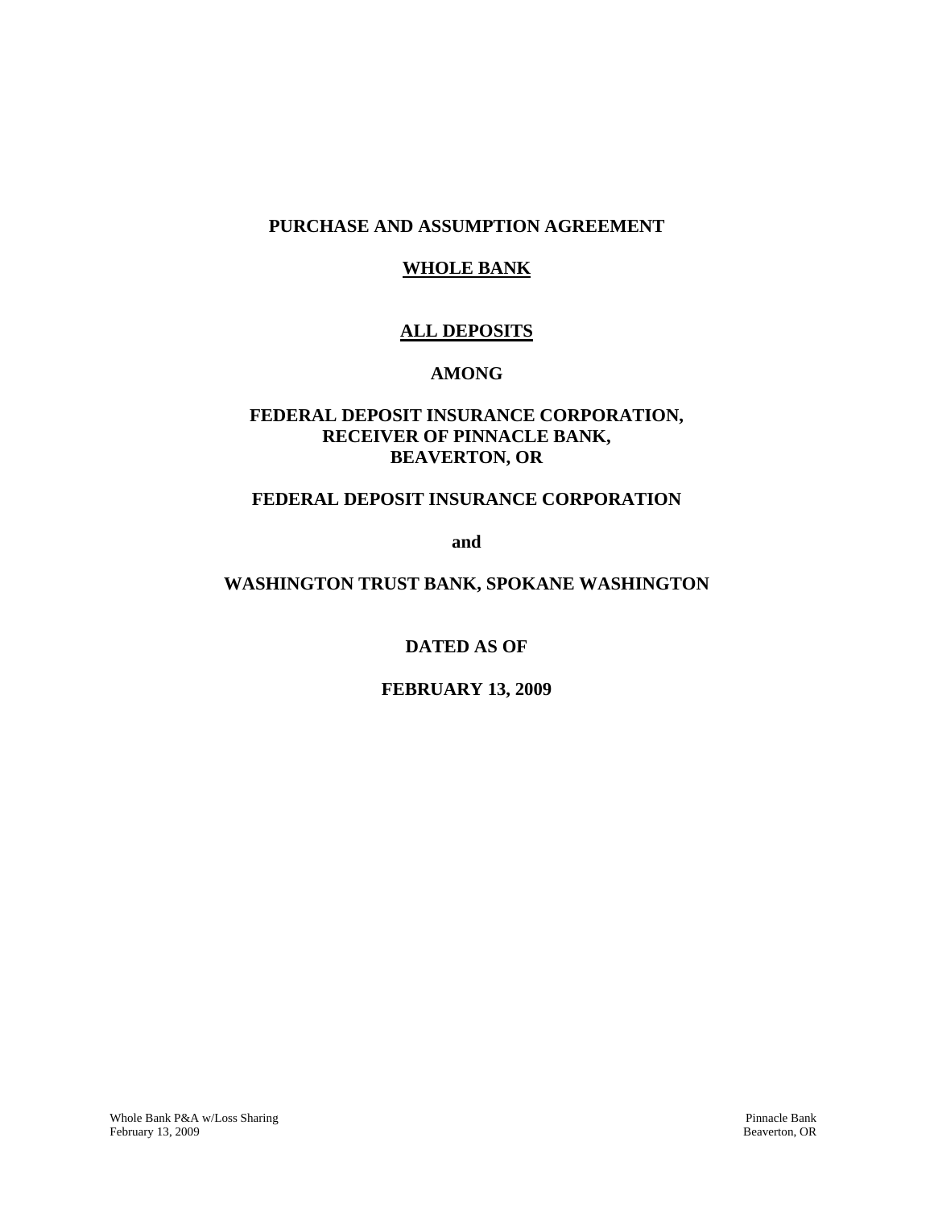**PURCHASE AND ASSUMPTION AGREEMENT**

**WHOLE BANK**

**ALL DEPOSITS**

**AMONG**

**FEDERAL DEPOSIT INSURANCE CORPORATION,
RECEIVER OF PINNACLE BANK,
BEAVERTON, OR**

**FEDERAL DEPOSIT INSURANCE CORPORATION**

**and**

**WASHINGTON TRUST BANK, SPOKANE WASHINGTON**

**DATED AS OF**

**FEBRUARY 13, 2009**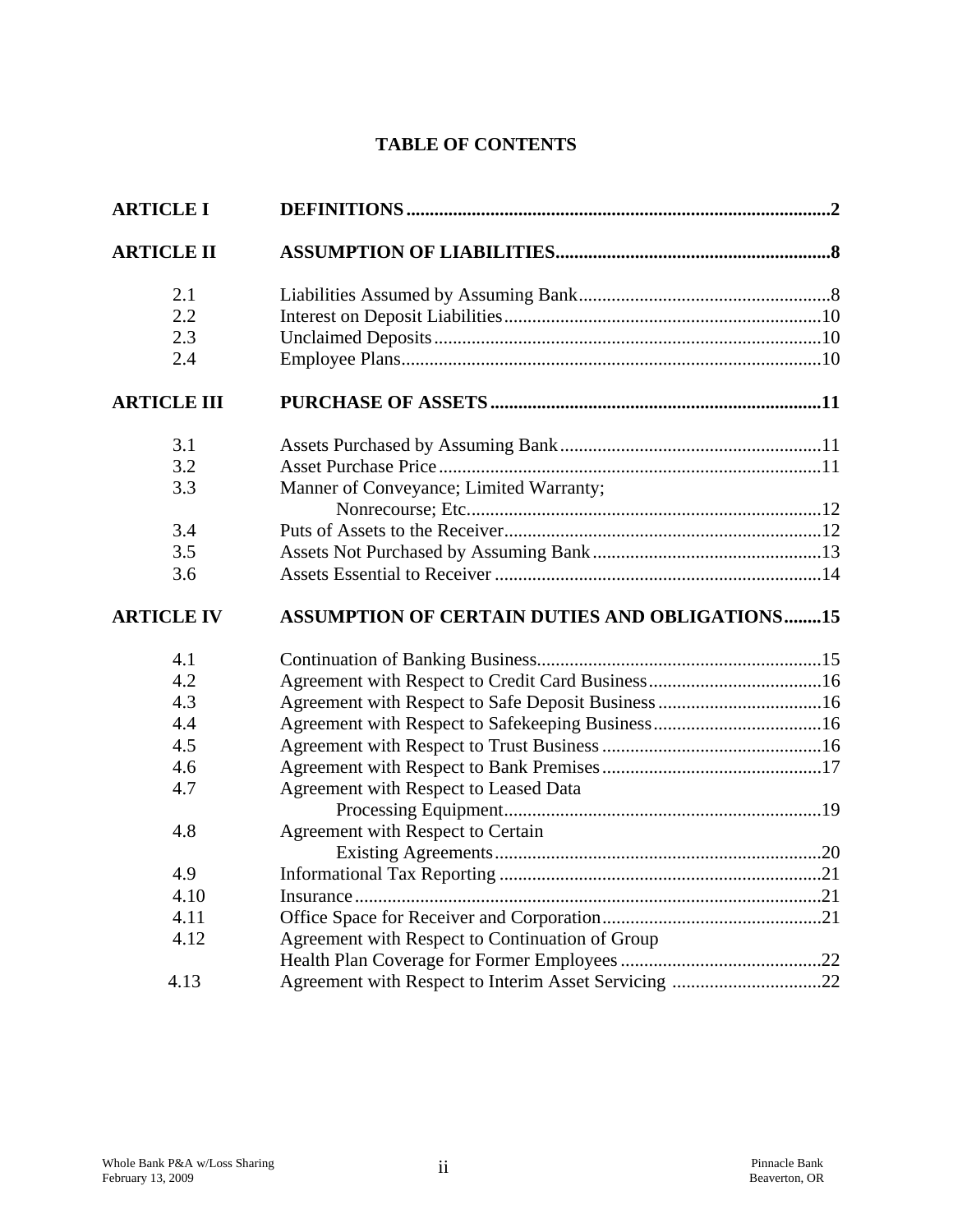# TABLE OF CONTENTS

| | | |
|---|---|---|
| **ARTICLE I** | **DEFINITIONS** | **2** |
| **ARTICLE II** | **ASSUMPTION OF LIABILITIES** | **8** |
| 2.1 | Liabilities Assumed by Assuming Bank | 8 |
| 2.2 | Interest on Deposit Liabilities | 10 |
| 2.3 | Unclaimed Deposits | 10 |
| 2.4 | Employee Plans | 10 |
| **ARTICLE III** | **PURCHASE OF ASSETS** | **11** |
| 3.1 | Assets Purchased by Assuming Bank | 11 |
| 3.2 | Asset Purchase Price | 11 |
| 3.3 | Manner of Conveyance; Limited Warranty; Nonrecourse; Etc. | 12 |
| 3.4 | Puts of Assets to the Receiver | 12 |
| 3.5 | Assets Not Purchased by Assuming Bank | 13 |
| 3.6 | Assets Essential to Receiver | 14 |
| **ARTICLE IV** | **ASSUMPTION OF CERTAIN DUTIES AND OBLIGATIONS** | **15** |
| 4.1 | Continuation of Banking Business | 15 |
| 4.2 | Agreement with Respect to Credit Card Business | 16 |
| 4.3 | Agreement with Respect to Safe Deposit Business | 16 |
| 4.4 | Agreement with Respect to Safekeeping Business | 16 |
| 4.5 | Agreement with Respect to Trust Business | 16 |
| 4.6 | Agreement with Respect to Bank Premises | 17 |
| 4.7 | Agreement with Respect to Leased Data Processing Equipment | 19 |
| 4.8 | Agreement with Respect to Certain Existing Agreements | 20 |
| 4.9 | Informational Tax Reporting | 21 |
| 4.10 | Insurance | 21 |
| 4.11 | Office Space for Receiver and Corporation | 21 |
| 4.12 | Agreement with Respect to Continuation of Group Health Plan Coverage for Former Employees | 22 |
| 4.13 | Agreement with Respect to Interim Asset Servicing | 22 |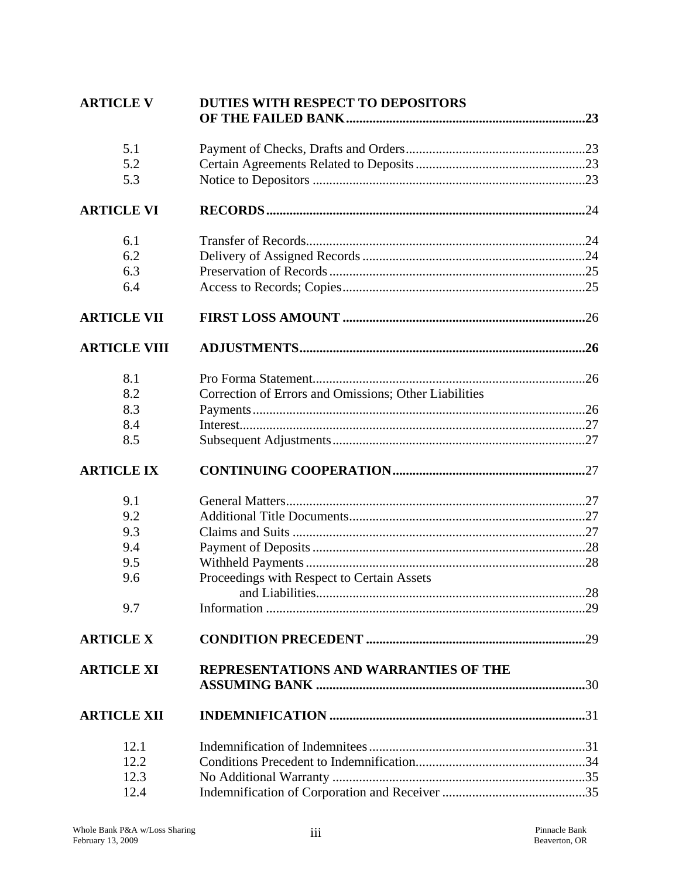| | | |
|---|---|---|
| **ARTICLE V** | **DUTIES WITH RESPECT TO DEPOSITORS OF THE FAILED BANK** | **23** |
| 5.1 | Payment of Checks, Drafts and Orders | 23 |
| 5.2 | Certain Agreements Related to Deposits | 23 |
| 5.3 | Notice to Depositors | 23 |
| **ARTICLE VI** | **RECORDS** | 24 |
| 6.1 | Transfer of Records | 24 |
| 6.2 | Delivery of Assigned Records | 24 |
| 6.3 | Preservation of Records | 25 |
| 6.4 | Access to Records; Copies | 25 |
| **ARTICLE VII** | **FIRST LOSS AMOUNT** | 26 |
| **ARTICLE VIII** | **ADJUSTMENTS** | **26** |
| 8.1 | Pro Forma Statement | 26 |
| 8.2 | Correction of Errors and Omissions; Other Liabilities | |
| 8.3 | Payments | 26 |
| 8.4 | Interest | 27 |
| 8.5 | Subsequent Adjustments | 27 |
| **ARTICLE IX** | **CONTINUING COOPERATION** | 27 |
| 9.1 | General Matters | 27 |
| 9.2 | Additional Title Documents | 27 |
| 9.3 | Claims and Suits | 27 |
| 9.4 | Payment of Deposits | 28 |
| 9.5 | Withheld Payments | 28 |
| 9.6 | Proceedings with Respect to Certain Assets and Liabilities | 28 |
| 9.7 | Information | 29 |
| **ARTICLE X** | **CONDITION PRECEDENT** | 29 |
| **ARTICLE XI** | **REPRESENTATIONS AND WARRANTIES OF THE ASSUMING BANK** | 30 |
| **ARTICLE XII** | **INDEMNIFICATION** | 31 |
| 12.1 | Indemnification of Indemnitees | 31 |
| 12.2 | Conditions Precedent to Indemnification | 34 |
| 12.3 | No Additional Warranty | 35 |
| 12.4 | Indemnification of Corporation and Receiver | 35 |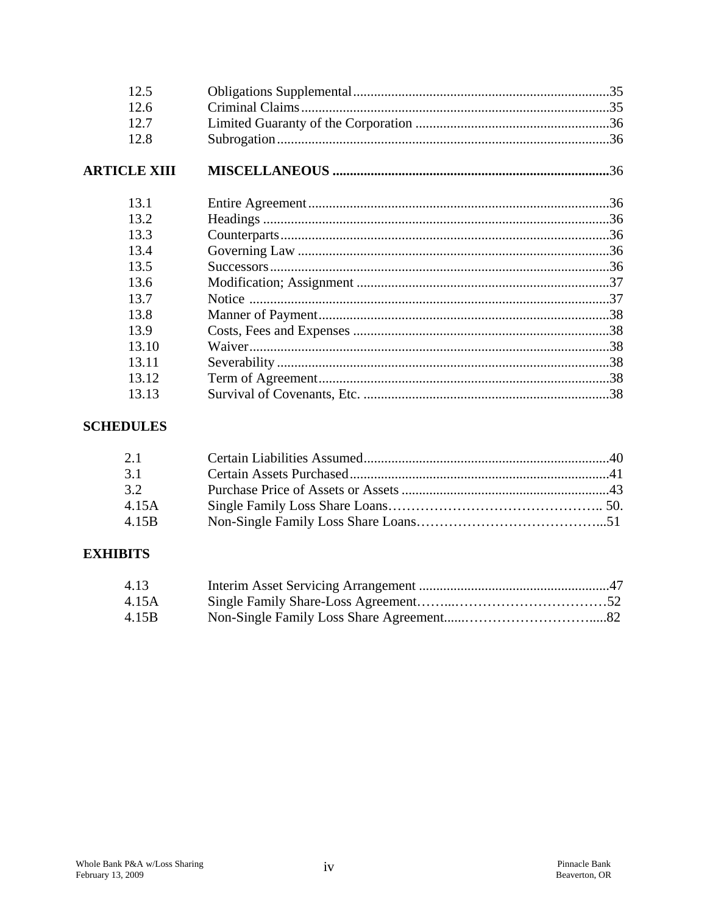| | | |
|---|---|---|
| 12.5 | Obligations Supplemental | 35 |
| 12.6 | Criminal Claims | 35 |
| 12.7 | Limited Guaranty of the Corporation | 36 |
| 12.8 | Subrogation | 36 |
| **ARTICLE XIII** | **MISCELLANEOUS** | 36 |
| 13.1 | Entire Agreement | 36 |
| 13.2 | Headings | 36 |
| 13.3 | Counterparts | 36 |
| 13.4 | Governing Law | 36 |
| 13.5 | Successors | 36 |
| 13.6 | Modification; Assignment | 37 |
| 13.7 | Notice | 37 |
| 13.8 | Manner of Payment | 38 |
| 13.9 | Costs, Fees and Expenses | 38 |
| 13.10 | Waiver | 38 |
| 13.11 | Severability | 38 |
| 13.12 | Term of Agreement | 38 |
| 13.13 | Survival of Covenants, Etc. | 38 |

**SCHEDULES**

| | | |
|---|---|---|
| 2.1 | Certain Liabilities Assumed | 40 |
| 3.1 | Certain Assets Purchased | 41 |
| 3.2 | Purchase Price of Assets or Assets | 43 |
| 4.15A | Single Family Loss Share Loans | 50. |
| 4.15B | Non-Single Family Loss Share Loans | 51 |

**EXHIBITS**

| | | |
|---|---|---|
| 4.13 | Interim Asset Servicing Arrangement | 47 |
| 4.15A | Single Family Share-Loss Agreement | 52 |
| 4.15B | Non-Single Family Loss Share Agreement | 82 |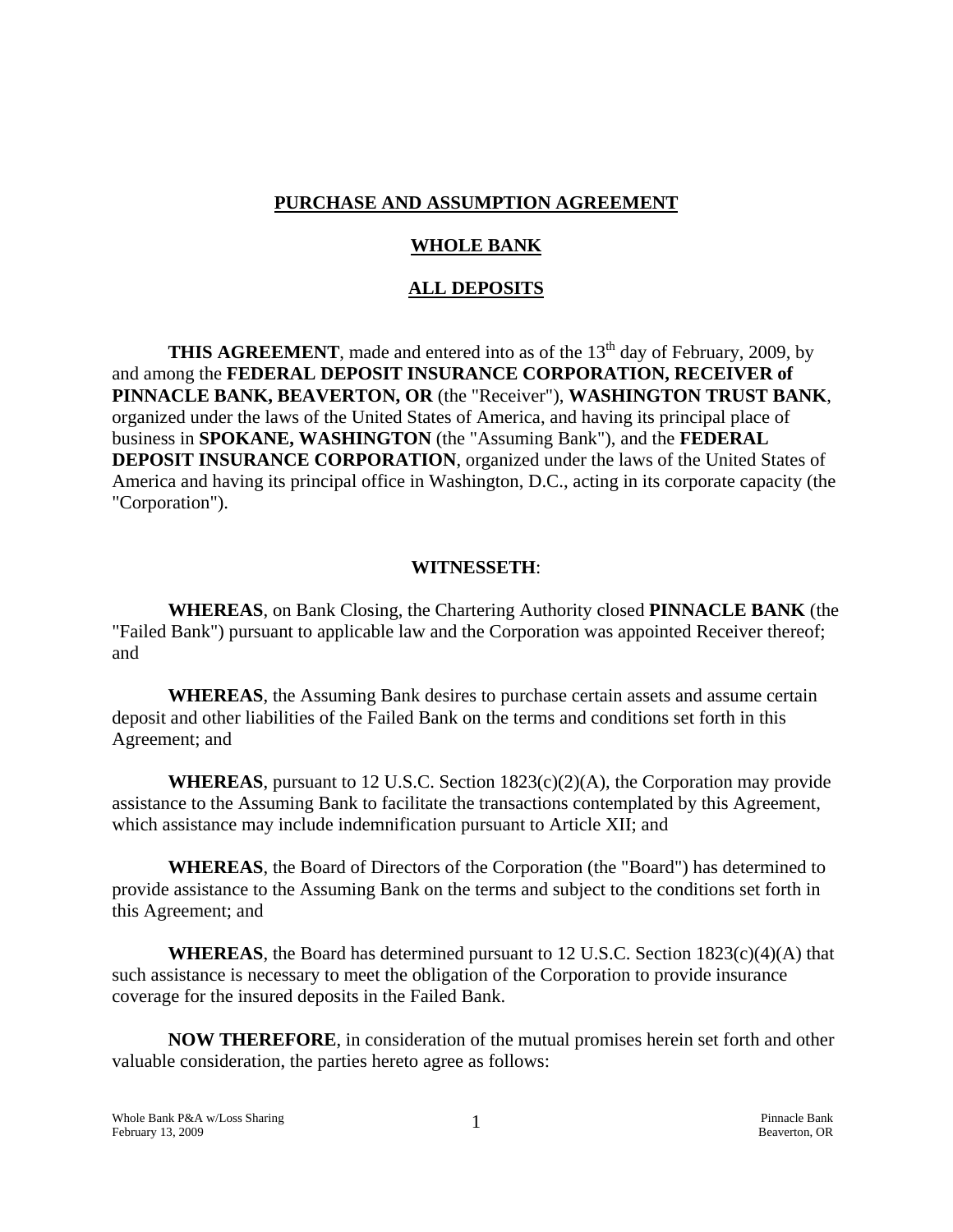**PURCHASE AND ASSUMPTION AGREEMENT**

**WHOLE BANK**

**ALL DEPOSITS**

**THIS AGREEMENT**, made and entered into as of the 13th day of February, 2009, by and among the **FEDERAL DEPOSIT INSURANCE CORPORATION, RECEIVER of PINNACLE BANK, BEAVERTON, OR** (the "Receiver"), **WASHINGTON TRUST BANK**, organized under the laws of the United States of America, and having its principal place of business in **SPOKANE, WASHINGTON** (the "Assuming Bank"), and the **FEDERAL DEPOSIT INSURANCE CORPORATION**, organized under the laws of the United States of America and having its principal office in Washington, D.C., acting in its corporate capacity (the "Corporation").

**WITNESSETH**:

**WHEREAS**, on Bank Closing, the Chartering Authority closed **PINNACLE BANK** (the "Failed Bank") pursuant to applicable law and the Corporation was appointed Receiver thereof; and

**WHEREAS**, the Assuming Bank desires to purchase certain assets and assume certain deposit and other liabilities of the Failed Bank on the terms and conditions set forth in this Agreement; and

**WHEREAS**, pursuant to 12 U.S.C. Section 1823(c)(2)(A), the Corporation may provide assistance to the Assuming Bank to facilitate the transactions contemplated by this Agreement, which assistance may include indemnification pursuant to Article XII; and

**WHEREAS**, the Board of Directors of the Corporation (the "Board") has determined to provide assistance to the Assuming Bank on the terms and subject to the conditions set forth in this Agreement; and

**WHEREAS**, the Board has determined pursuant to 12 U.S.C. Section 1823(c)(4)(A) that such assistance is necessary to meet the obligation of the Corporation to provide insurance coverage for the insured deposits in the Failed Bank.

**NOW THEREFORE**, in consideration of the mutual promises herein set forth and other valuable consideration, the parties hereto agree as follows: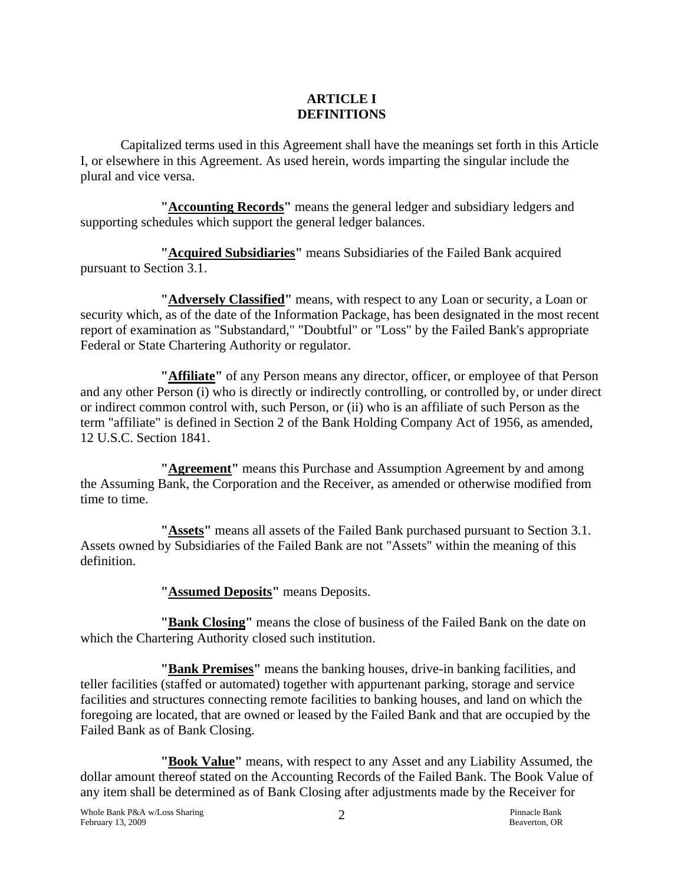# ARTICLE I
# DEFINITIONS

Capitalized terms used in this Agreement shall have the meanings set forth in this Article I, or elsewhere in this Agreement. As used herein, words imparting the singular include the plural and vice versa.

**"Accounting Records"** means the general ledger and subsidiary ledgers and supporting schedules which support the general ledger balances.

**"Acquired Subsidiaries"** means Subsidiaries of the Failed Bank acquired pursuant to Section 3.1.

**"Adversely Classified"** means, with respect to any Loan or security, a Loan or security which, as of the date of the Information Package, has been designated in the most recent report of examination as "Substandard," "Doubtful" or "Loss" by the Failed Bank's appropriate Federal or State Chartering Authority or regulator.

**"Affiliate"** of any Person means any director, officer, or employee of that Person and any other Person (i) who is directly or indirectly controlling, or controlled by, or under direct or indirect common control with, such Person, or (ii) who is an affiliate of such Person as the term "affiliate" is defined in Section 2 of the Bank Holding Company Act of 1956, as amended, 12 U.S.C. Section 1841.

**"Agreement"** means this Purchase and Assumption Agreement by and among the Assuming Bank, the Corporation and the Receiver, as amended or otherwise modified from time to time.

**"Assets"** means all assets of the Failed Bank purchased pursuant to Section 3.1. Assets owned by Subsidiaries of the Failed Bank are not "Assets" within the meaning of this definition.

**"Assumed Deposits"** means Deposits.

**"Bank Closing"** means the close of business of the Failed Bank on the date on which the Chartering Authority closed such institution.

**"Bank Premises"** means the banking houses, drive-in banking facilities, and teller facilities (staffed or automated) together with appurtenant parking, storage and service facilities and structures connecting remote facilities to banking houses, and land on which the foregoing are located, that are owned or leased by the Failed Bank and that are occupied by the Failed Bank as of Bank Closing.

**"Book Value"** means, with respect to any Asset and any Liability Assumed, the dollar amount thereof stated on the Accounting Records of the Failed Bank. The Book Value of any item shall be determined as of Bank Closing after adjustments made by the Receiver for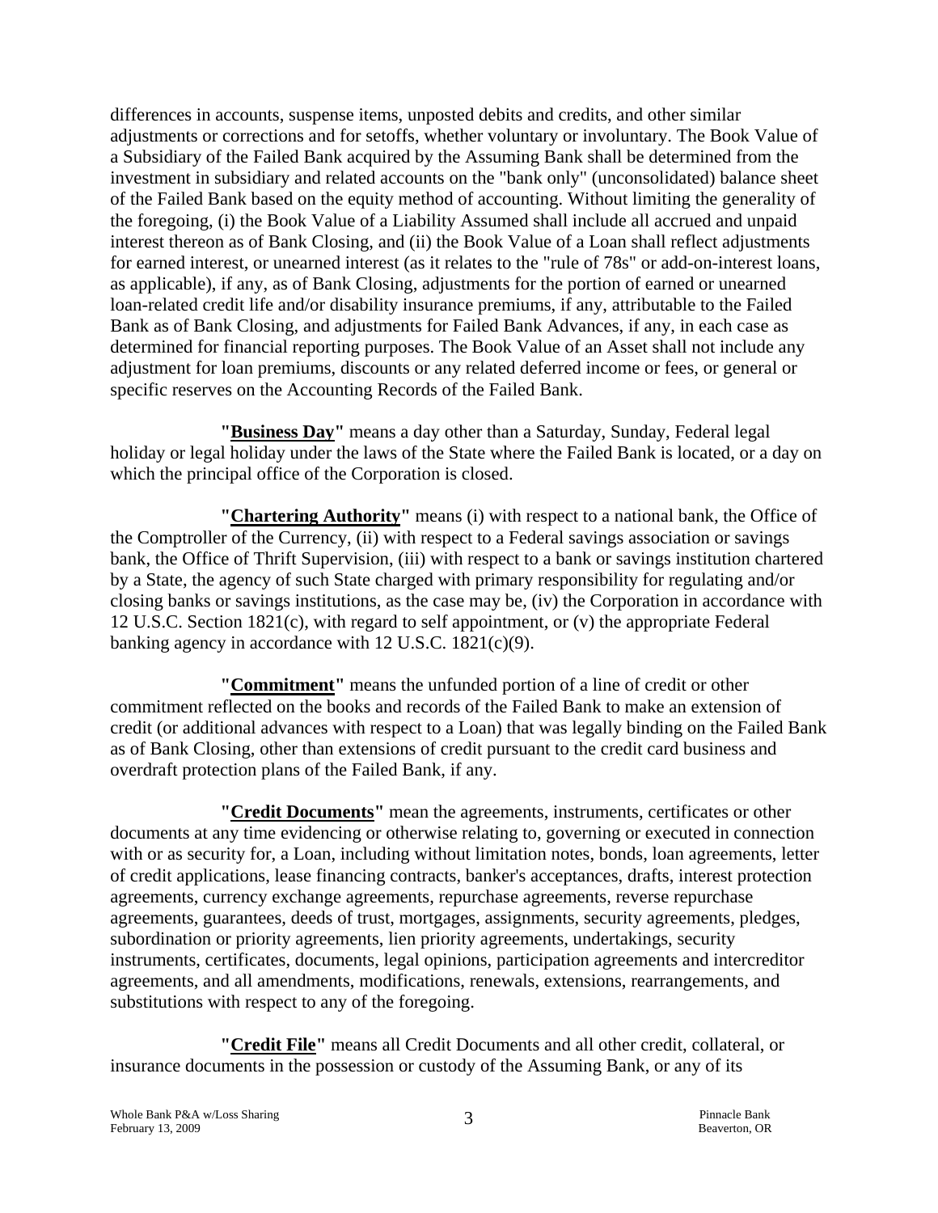differences in accounts, suspense items, unposted debits and credits, and other similar adjustments or corrections and for setoffs, whether voluntary or involuntary. The Book Value of a Subsidiary of the Failed Bank acquired by the Assuming Bank shall be determined from the investment in subsidiary and related accounts on the "bank only" (unconsolidated) balance sheet of the Failed Bank based on the equity method of accounting. Without limiting the generality of the foregoing, (i) the Book Value of a Liability Assumed shall include all accrued and unpaid interest thereon as of Bank Closing, and (ii) the Book Value of a Loan shall reflect adjustments for earned interest, or unearned interest (as it relates to the "rule of 78s" or add-on-interest loans, as applicable), if any, as of Bank Closing, adjustments for the portion of earned or unearned loan-related credit life and/or disability insurance premiums, if any, attributable to the Failed Bank as of Bank Closing, and adjustments for Failed Bank Advances, if any, in each case as determined for financial reporting purposes. The Book Value of an Asset shall not include any adjustment for loan premiums, discounts or any related deferred income or fees, or general or specific reserves on the Accounting Records of the Failed Bank.

**"Business Day"** means a day other than a Saturday, Sunday, Federal legal holiday or legal holiday under the laws of the State where the Failed Bank is located, or a day on which the principal office of the Corporation is closed.

**"Chartering Authority"** means (i) with respect to a national bank, the Office of the Comptroller of the Currency, (ii) with respect to a Federal savings association or savings bank, the Office of Thrift Supervision, (iii) with respect to a bank or savings institution chartered by a State, the agency of such State charged with primary responsibility for regulating and/or closing banks or savings institutions, as the case may be, (iv) the Corporation in accordance with 12 U.S.C. Section 1821(c), with regard to self appointment, or (v) the appropriate Federal banking agency in accordance with 12 U.S.C. 1821(c)(9).

**"Commitment"** means the unfunded portion of a line of credit or other commitment reflected on the books and records of the Failed Bank to make an extension of credit (or additional advances with respect to a Loan) that was legally binding on the Failed Bank as of Bank Closing, other than extensions of credit pursuant to the credit card business and overdraft protection plans of the Failed Bank, if any.

**"Credit Documents"** mean the agreements, instruments, certificates or other documents at any time evidencing or otherwise relating to, governing or executed in connection with or as security for, a Loan, including without limitation notes, bonds, loan agreements, letter of credit applications, lease financing contracts, banker's acceptances, drafts, interest protection agreements, currency exchange agreements, repurchase agreements, reverse repurchase agreements, guarantees, deeds of trust, mortgages, assignments, security agreements, pledges, subordination or priority agreements, lien priority agreements, undertakings, security instruments, certificates, documents, legal opinions, participation agreements and intercreditor agreements, and all amendments, modifications, renewals, extensions, rearrangements, and substitutions with respect to any of the foregoing.

**"Credit File"** means all Credit Documents and all other credit, collateral, or insurance documents in the possession or custody of the Assuming Bank, or any of its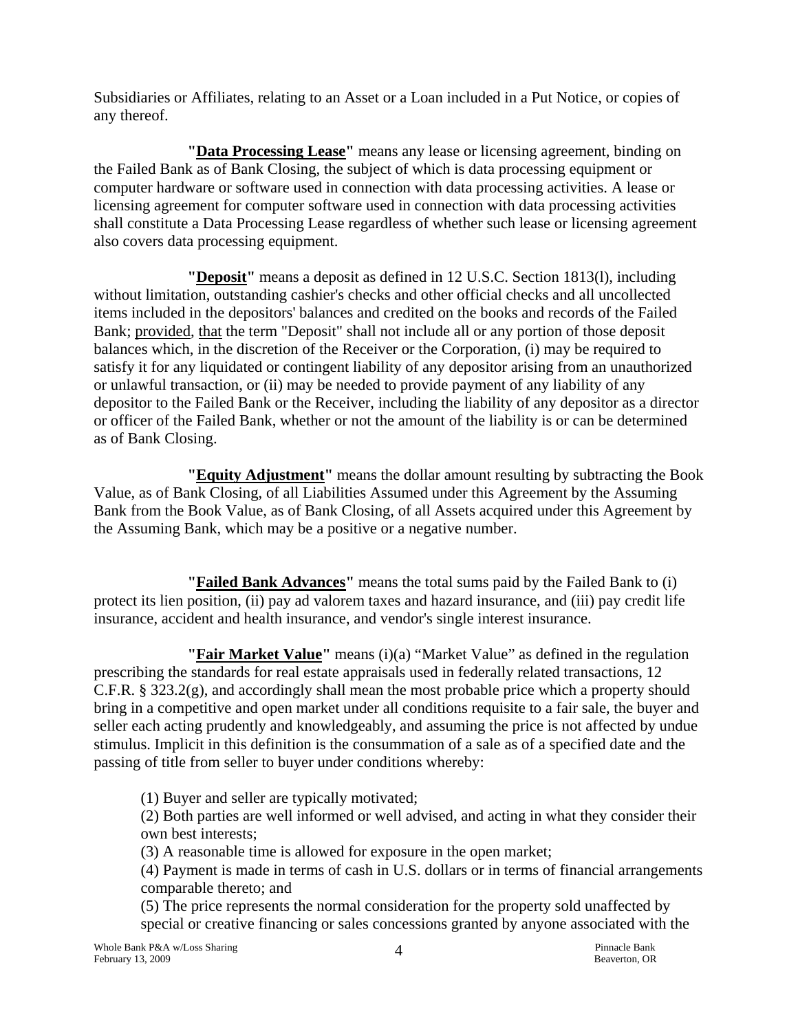Subsidiaries or Affiliates, relating to an Asset or a Loan included in a Put Notice, or copies of any thereof.

**"Data Processing Lease"** means any lease or licensing agreement, binding on the Failed Bank as of Bank Closing, the subject of which is data processing equipment or computer hardware or software used in connection with data processing activities. A lease or licensing agreement for computer software used in connection with data processing activities shall constitute a Data Processing Lease regardless of whether such lease or licensing agreement also covers data processing equipment.

**"Deposit"** means a deposit as defined in 12 U.S.C. Section 1813(l), including without limitation, outstanding cashier's checks and other official checks and all uncollected items included in the depositors' balances and credited on the books and records of the Failed Bank; provided, that the term "Deposit" shall not include all or any portion of those deposit balances which, in the discretion of the Receiver or the Corporation, (i) may be required to satisfy it for any liquidated or contingent liability of any depositor arising from an unauthorized or unlawful transaction, or (ii) may be needed to provide payment of any liability of any depositor to the Failed Bank or the Receiver, including the liability of any depositor as a director or officer of the Failed Bank, whether or not the amount of the liability is or can be determined as of Bank Closing.

**"Equity Adjustment"** means the dollar amount resulting by subtracting the Book Value, as of Bank Closing, of all Liabilities Assumed under this Agreement by the Assuming Bank from the Book Value, as of Bank Closing, of all Assets acquired under this Agreement by the Assuming Bank, which may be a positive or a negative number.

**"Failed Bank Advances"** means the total sums paid by the Failed Bank to (i) protect its lien position, (ii) pay ad valorem taxes and hazard insurance, and (iii) pay credit life insurance, accident and health insurance, and vendor's single interest insurance.

**"Fair Market Value"** means (i)(a) "Market Value" as defined in the regulation prescribing the standards for real estate appraisals used in federally related transactions, 12 C.F.R. § 323.2(g), and accordingly shall mean the most probable price which a property should bring in a competitive and open market under all conditions requisite to a fair sale, the buyer and seller each acting prudently and knowledgeably, and assuming the price is not affected by undue stimulus. Implicit in this definition is the consummation of a sale as of a specified date and the passing of title from seller to buyer under conditions whereby:

(1) Buyer and seller are typically motivated;
(2) Both parties are well informed or well advised, and acting in what they consider their own best interests;
(3) A reasonable time is allowed for exposure in the open market;
(4) Payment is made in terms of cash in U.S. dollars or in terms of financial arrangements comparable thereto; and
(5) The price represents the normal consideration for the property sold unaffected by special or creative financing or sales concessions granted by anyone associated with the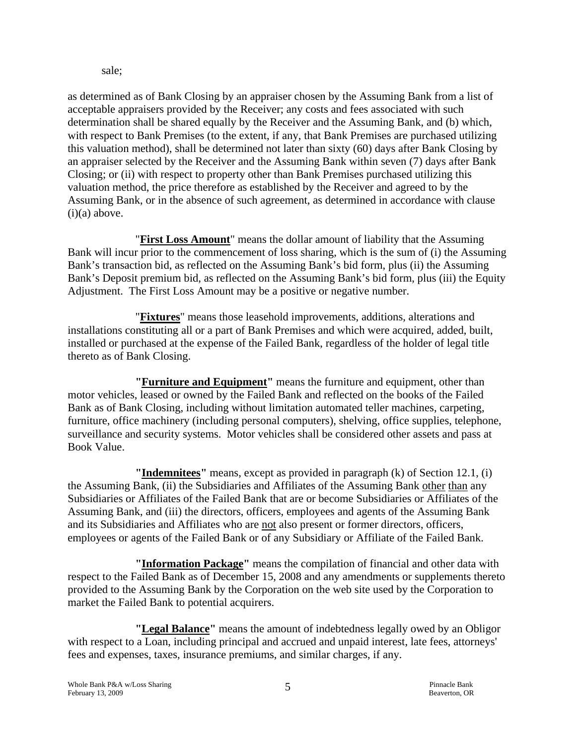sale;

as determined as of Bank Closing by an appraiser chosen by the Assuming Bank from a list of acceptable appraisers provided by the Receiver; any costs and fees associated with such determination shall be shared equally by the Receiver and the Assuming Bank, and (b) which, with respect to Bank Premises (to the extent, if any, that Bank Premises are purchased utilizing this valuation method), shall be determined not later than sixty (60) days after Bank Closing by an appraiser selected by the Receiver and the Assuming Bank within seven (7) days after Bank Closing; or (ii) with respect to property other than Bank Premises purchased utilizing this valuation method, the price therefore as established by the Receiver and agreed to by the Assuming Bank, or in the absence of such agreement, as determined in accordance with clause (i)(a) above.

"**First Loss Amount**" means the dollar amount of liability that the Assuming Bank will incur prior to the commencement of loss sharing, which is the sum of (i) the Assuming Bank's transaction bid, as reflected on the Assuming Bank's bid form, plus (ii) the Assuming Bank's Deposit premium bid, as reflected on the Assuming Bank's bid form, plus (iii) the Equity Adjustment. The First Loss Amount may be a positive or negative number.

"**Fixtures**" means those leasehold improvements, additions, alterations and installations constituting all or a part of Bank Premises and which were acquired, added, built, installed or purchased at the expense of the Failed Bank, regardless of the holder of legal title thereto as of Bank Closing.

**"Furniture and Equipment"** means the furniture and equipment, other than motor vehicles, leased or owned by the Failed Bank and reflected on the books of the Failed Bank as of Bank Closing, including without limitation automated teller machines, carpeting, furniture, office machinery (including personal computers), shelving, office supplies, telephone, surveillance and security systems. Motor vehicles shall be considered other assets and pass at Book Value.

**"Indemnitees"** means, except as provided in paragraph (k) of Section 12.1, (i) the Assuming Bank, (ii) the Subsidiaries and Affiliates of the Assuming Bank other than any Subsidiaries or Affiliates of the Failed Bank that are or become Subsidiaries or Affiliates of the Assuming Bank, and (iii) the directors, officers, employees and agents of the Assuming Bank and its Subsidiaries and Affiliates who are not also present or former directors, officers, employees or agents of the Failed Bank or of any Subsidiary or Affiliate of the Failed Bank.

**"Information Package"** means the compilation of financial and other data with respect to the Failed Bank as of December 15, 2008 and any amendments or supplements thereto provided to the Assuming Bank by the Corporation on the web site used by the Corporation to market the Failed Bank to potential acquirers.

**"Legal Balance"** means the amount of indebtedness legally owed by an Obligor with respect to a Loan, including principal and accrued and unpaid interest, late fees, attorneys' fees and expenses, taxes, insurance premiums, and similar charges, if any.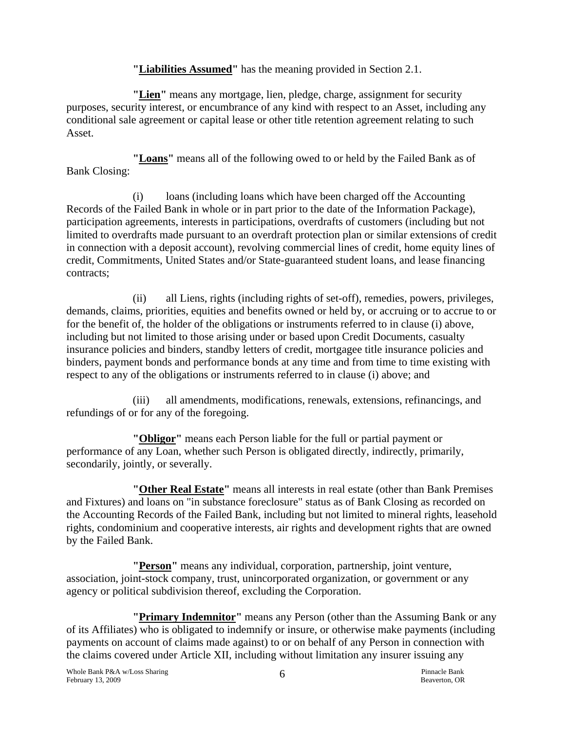**"Liabilities Assumed"** has the meaning provided in Section 2.1.

**"Lien"** means any mortgage, lien, pledge, charge, assignment for security purposes, security interest, or encumbrance of any kind with respect to an Asset, including any conditional sale agreement or capital lease or other title retention agreement relating to such Asset.

**"Loans"** means all of the following owed to or held by the Failed Bank as of Bank Closing:

(i) loans (including loans which have been charged off the Accounting Records of the Failed Bank in whole or in part prior to the date of the Information Package), participation agreements, interests in participations, overdrafts of customers (including but not limited to overdrafts made pursuant to an overdraft protection plan or similar extensions of credit in connection with a deposit account), revolving commercial lines of credit, home equity lines of credit, Commitments, United States and/or State-guaranteed student loans, and lease financing contracts;

(ii) all Liens, rights (including rights of set-off), remedies, powers, privileges, demands, claims, priorities, equities and benefits owned or held by, or accruing or to accrue to or for the benefit of, the holder of the obligations or instruments referred to in clause (i) above, including but not limited to those arising under or based upon Credit Documents, casualty insurance policies and binders, standby letters of credit, mortgagee title insurance policies and binders, payment bonds and performance bonds at any time and from time to time existing with respect to any of the obligations or instruments referred to in clause (i) above; and

(iii) all amendments, modifications, renewals, extensions, refinancings, and refundings of or for any of the foregoing.

**"Obligor"** means each Person liable for the full or partial payment or performance of any Loan, whether such Person is obligated directly, indirectly, primarily, secondarily, jointly, or severally.

**"Other Real Estate"** means all interests in real estate (other than Bank Premises and Fixtures) and loans on "in substance foreclosure" status as of Bank Closing as recorded on the Accounting Records of the Failed Bank, including but not limited to mineral rights, leasehold rights, condominium and cooperative interests, air rights and development rights that are owned by the Failed Bank.

**"Person"** means any individual, corporation, partnership, joint venture, association, joint-stock company, trust, unincorporated organization, or government or any agency or political subdivision thereof, excluding the Corporation.

**"Primary Indemnitor"** means any Person (other than the Assuming Bank or any of its Affiliates) who is obligated to indemnify or insure, or otherwise make payments (including payments on account of claims made against) to or on behalf of any Person in connection with the claims covered under Article XII, including without limitation any insurer issuing any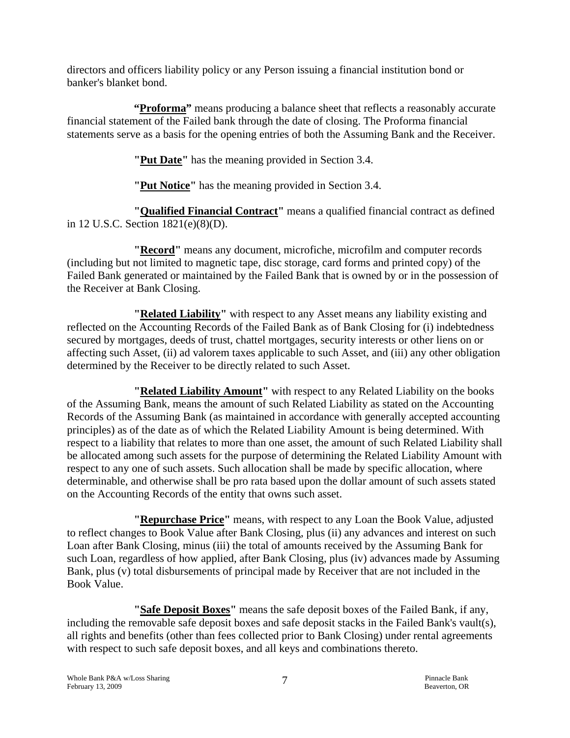directors and officers liability policy or any Person issuing a financial institution bond or banker's blanket bond.

**"Proforma"** means producing a balance sheet that reflects a reasonably accurate financial statement of the Failed bank through the date of closing. The Proforma financial statements serve as a basis for the opening entries of both the Assuming Bank and the Receiver.

**"Put Date"** has the meaning provided in Section 3.4.

**"Put Notice"** has the meaning provided in Section 3.4.

**"Qualified Financial Contract"** means a qualified financial contract as defined in 12 U.S.C. Section 1821(e)(8)(D).

**"Record"** means any document, microfiche, microfilm and computer records (including but not limited to magnetic tape, disc storage, card forms and printed copy) of the Failed Bank generated or maintained by the Failed Bank that is owned by or in the possession of the Receiver at Bank Closing.

**"Related Liability"** with respect to any Asset means any liability existing and reflected on the Accounting Records of the Failed Bank as of Bank Closing for (i) indebtedness secured by mortgages, deeds of trust, chattel mortgages, security interests or other liens on or affecting such Asset, (ii) ad valorem taxes applicable to such Asset, and (iii) any other obligation determined by the Receiver to be directly related to such Asset.

**"Related Liability Amount"** with respect to any Related Liability on the books of the Assuming Bank, means the amount of such Related Liability as stated on the Accounting Records of the Assuming Bank (as maintained in accordance with generally accepted accounting principles) as of the date as of which the Related Liability Amount is being determined. With respect to a liability that relates to more than one asset, the amount of such Related Liability shall be allocated among such assets for the purpose of determining the Related Liability Amount with respect to any one of such assets. Such allocation shall be made by specific allocation, where determinable, and otherwise shall be pro rata based upon the dollar amount of such assets stated on the Accounting Records of the entity that owns such asset.

**"Repurchase Price"** means, with respect to any Loan the Book Value, adjusted to reflect changes to Book Value after Bank Closing, plus (ii) any advances and interest on such Loan after Bank Closing, minus (iii) the total of amounts received by the Assuming Bank for such Loan, regardless of how applied, after Bank Closing, plus (iv) advances made by Assuming Bank, plus (v) total disbursements of principal made by Receiver that are not included in the Book Value.

**"Safe Deposit Boxes"** means the safe deposit boxes of the Failed Bank, if any, including the removable safe deposit boxes and safe deposit stacks in the Failed Bank's vault(s), all rights and benefits (other than fees collected prior to Bank Closing) under rental agreements with respect to such safe deposit boxes, and all keys and combinations thereto.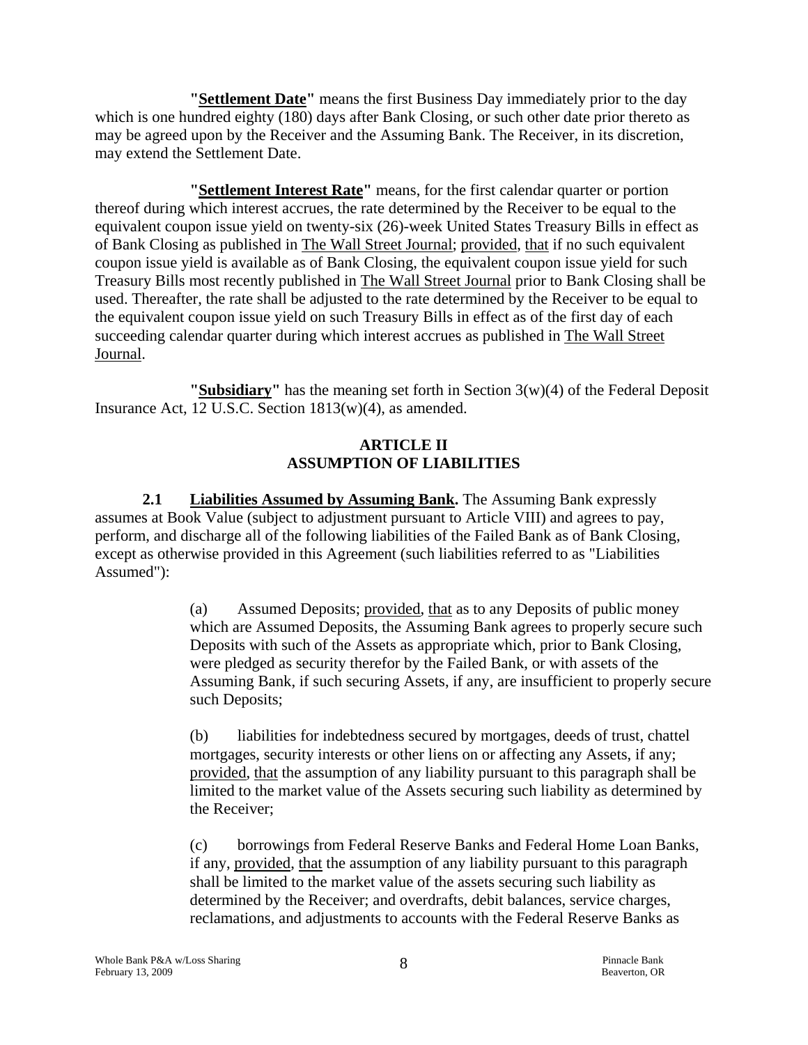**"Settlement Date"** means the first Business Day immediately prior to the day which is one hundred eighty (180) days after Bank Closing, or such other date prior thereto as may be agreed upon by the Receiver and the Assuming Bank. The Receiver, in its discretion, may extend the Settlement Date.

**"Settlement Interest Rate"** means, for the first calendar quarter or portion thereof during which interest accrues, the rate determined by the Receiver to be equal to the equivalent coupon issue yield on twenty-six (26)-week United States Treasury Bills in effect as of Bank Closing as published in The Wall Street Journal; provided, that if no such equivalent coupon issue yield is available as of Bank Closing, the equivalent coupon issue yield for such Treasury Bills most recently published in The Wall Street Journal prior to Bank Closing shall be used. Thereafter, the rate shall be adjusted to the rate determined by the Receiver to be equal to the equivalent coupon issue yield on such Treasury Bills in effect as of the first day of each succeeding calendar quarter during which interest accrues as published in The Wall Street Journal.

**"Subsidiary"** has the meaning set forth in Section 3(w)(4) of the Federal Deposit Insurance Act, 12 U.S.C. Section 1813(w)(4), as amended.

## ARTICLE II
## ASSUMPTION OF LIABILITIES

**2.1 Liabilities Assumed by Assuming Bank.** The Assuming Bank expressly assumes at Book Value (subject to adjustment pursuant to Article VIII) and agrees to pay, perform, and discharge all of the following liabilities of the Failed Bank as of Bank Closing, except as otherwise provided in this Agreement (such liabilities referred to as "Liabilities Assumed"):

(a) Assumed Deposits; provided, that as to any Deposits of public money which are Assumed Deposits, the Assuming Bank agrees to properly secure such Deposits with such of the Assets as appropriate which, prior to Bank Closing, were pledged as security therefor by the Failed Bank, or with assets of the Assuming Bank, if such securing Assets, if any, are insufficient to properly secure such Deposits;

(b) liabilities for indebtedness secured by mortgages, deeds of trust, chattel mortgages, security interests or other liens on or affecting any Assets, if any; provided, that the assumption of any liability pursuant to this paragraph shall be limited to the market value of the Assets securing such liability as determined by the Receiver;

(c) borrowings from Federal Reserve Banks and Federal Home Loan Banks, if any, provided, that the assumption of any liability pursuant to this paragraph shall be limited to the market value of the assets securing such liability as determined by the Receiver; and overdrafts, debit balances, service charges, reclamations, and adjustments to accounts with the Federal Reserve Banks as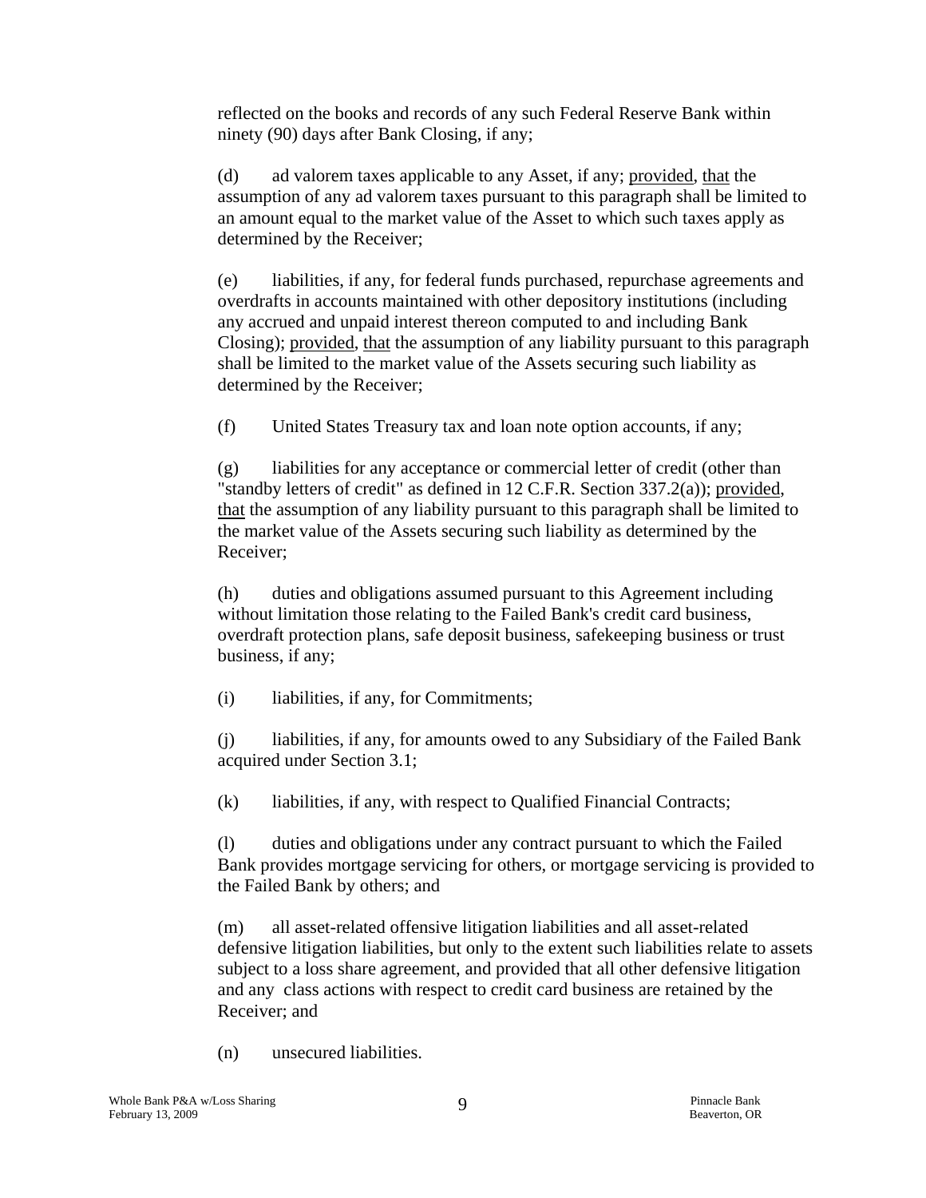reflected on the books and records of any such Federal Reserve Bank within ninety (90) days after Bank Closing, if any;

(d) ad valorem taxes applicable to any Asset, if any; provided, that the assumption of any ad valorem taxes pursuant to this paragraph shall be limited to an amount equal to the market value of the Asset to which such taxes apply as determined by the Receiver;

(e) liabilities, if any, for federal funds purchased, repurchase agreements and overdrafts in accounts maintained with other depository institutions (including any accrued and unpaid interest thereon computed to and including Bank Closing); provided, that the assumption of any liability pursuant to this paragraph shall be limited to the market value of the Assets securing such liability as determined by the Receiver;

(f) United States Treasury tax and loan note option accounts, if any;

(g) liabilities for any acceptance or commercial letter of credit (other than "standby letters of credit" as defined in 12 C.F.R. Section 337.2(a)); provided, that the assumption of any liability pursuant to this paragraph shall be limited to the market value of the Assets securing such liability as determined by the Receiver;

(h) duties and obligations assumed pursuant to this Agreement including without limitation those relating to the Failed Bank's credit card business, overdraft protection plans, safe deposit business, safekeeping business or trust business, if any;

(i) liabilities, if any, for Commitments;

(j) liabilities, if any, for amounts owed to any Subsidiary of the Failed Bank acquired under Section 3.1;

(k) liabilities, if any, with respect to Qualified Financial Contracts;

(l) duties and obligations under any contract pursuant to which the Failed Bank provides mortgage servicing for others, or mortgage servicing is provided to the Failed Bank by others; and

(m) all asset-related offensive litigation liabilities and all asset-related defensive litigation liabilities, but only to the extent such liabilities relate to assets subject to a loss share agreement, and provided that all other defensive litigation and any class actions with respect to credit card business are retained by the Receiver; and

(n) unsecured liabilities.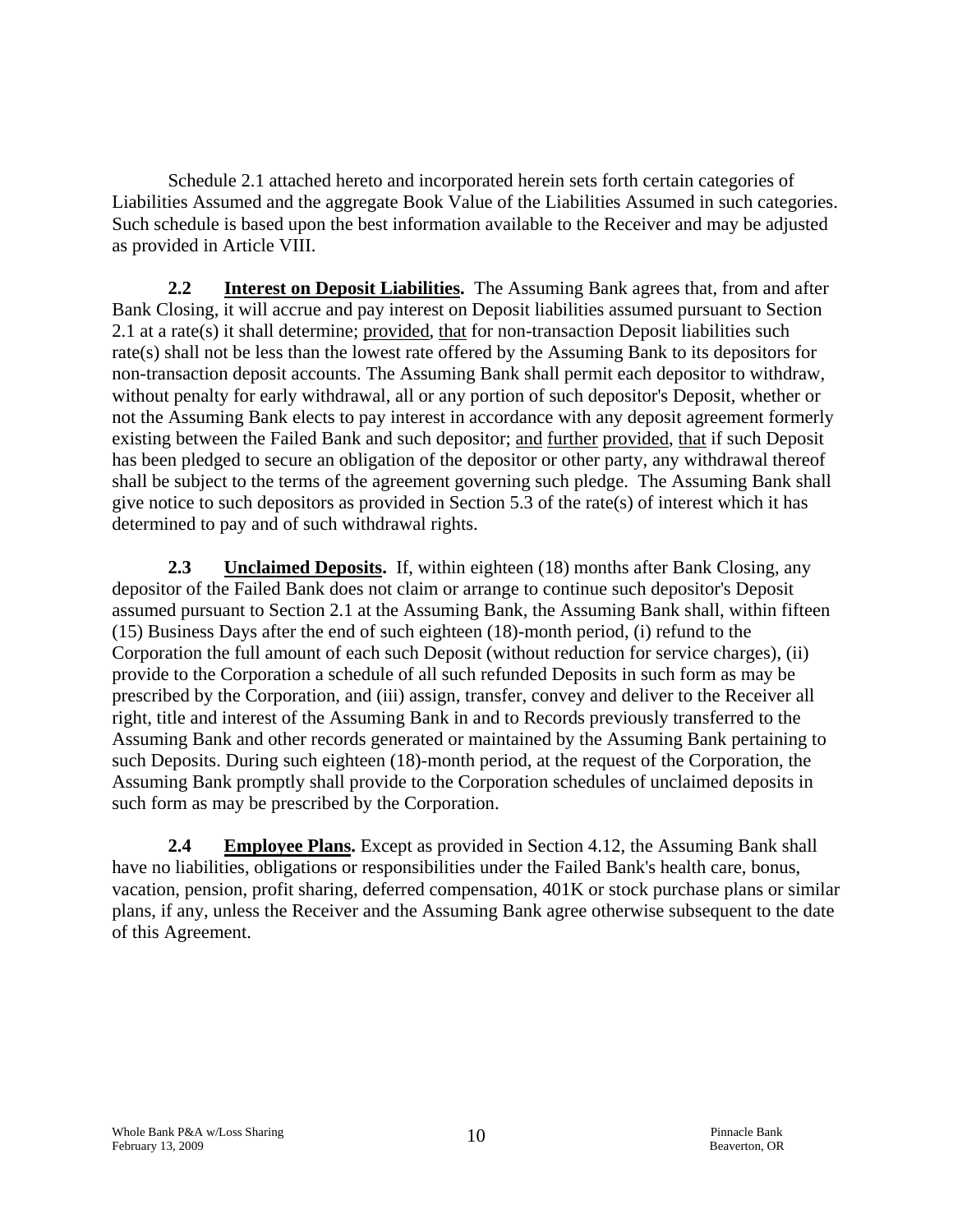Schedule 2.1 attached hereto and incorporated herein sets forth certain categories of Liabilities Assumed and the aggregate Book Value of the Liabilities Assumed in such categories. Such schedule is based upon the best information available to the Receiver and may be adjusted as provided in Article VIII.

**2.2 Interest on Deposit Liabilities.** The Assuming Bank agrees that, from and after Bank Closing, it will accrue and pay interest on Deposit liabilities assumed pursuant to Section 2.1 at a rate(s) it shall determine; provided, that for non-transaction Deposit liabilities such rate(s) shall not be less than the lowest rate offered by the Assuming Bank to its depositors for non-transaction deposit accounts. The Assuming Bank shall permit each depositor to withdraw, without penalty for early withdrawal, all or any portion of such depositor's Deposit, whether or not the Assuming Bank elects to pay interest in accordance with any deposit agreement formerly existing between the Failed Bank and such depositor; and further provided, that if such Deposit has been pledged to secure an obligation of the depositor or other party, any withdrawal thereof shall be subject to the terms of the agreement governing such pledge. The Assuming Bank shall give notice to such depositors as provided in Section 5.3 of the rate(s) of interest which it has determined to pay and of such withdrawal rights.

**2.3 Unclaimed Deposits.** If, within eighteen (18) months after Bank Closing, any depositor of the Failed Bank does not claim or arrange to continue such depositor's Deposit assumed pursuant to Section 2.1 at the Assuming Bank, the Assuming Bank shall, within fifteen (15) Business Days after the end of such eighteen (18)-month period, (i) refund to the Corporation the full amount of each such Deposit (without reduction for service charges), (ii) provide to the Corporation a schedule of all such refunded Deposits in such form as may be prescribed by the Corporation, and (iii) assign, transfer, convey and deliver to the Receiver all right, title and interest of the Assuming Bank in and to Records previously transferred to the Assuming Bank and other records generated or maintained by the Assuming Bank pertaining to such Deposits. During such eighteen (18)-month period, at the request of the Corporation, the Assuming Bank promptly shall provide to the Corporation schedules of unclaimed deposits in such form as may be prescribed by the Corporation.

**2.4 Employee Plans.** Except as provided in Section 4.12, the Assuming Bank shall have no liabilities, obligations or responsibilities under the Failed Bank's health care, bonus, vacation, pension, profit sharing, deferred compensation, 401K or stock purchase plans or similar plans, if any, unless the Receiver and the Assuming Bank agree otherwise subsequent to the date of this Agreement.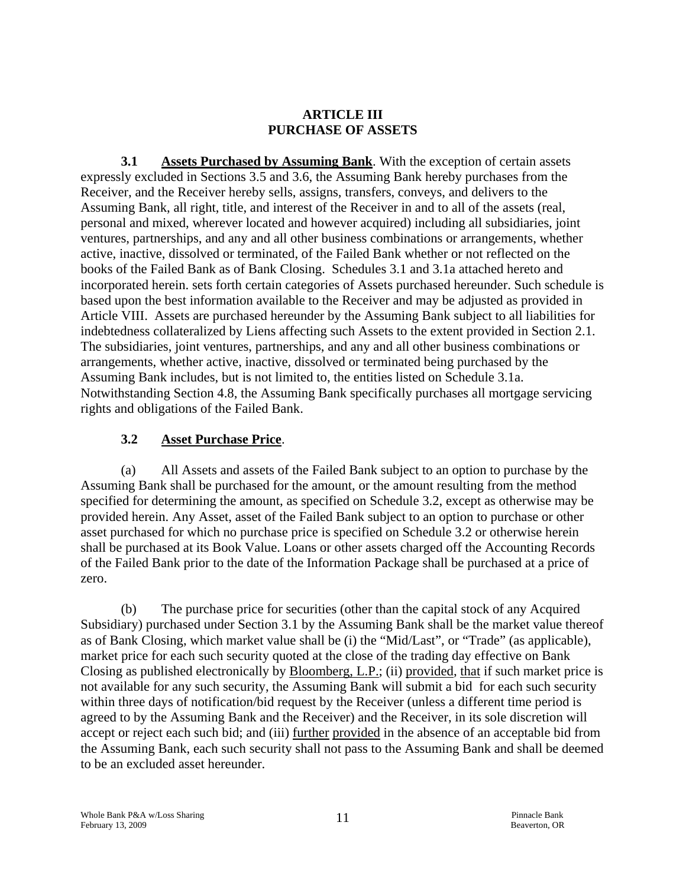## ARTICLE III
## PURCHASE OF ASSETS

**3.1 Assets Purchased by Assuming Bank**. With the exception of certain assets expressly excluded in Sections 3.5 and 3.6, the Assuming Bank hereby purchases from the Receiver, and the Receiver hereby sells, assigns, transfers, conveys, and delivers to the Assuming Bank, all right, title, and interest of the Receiver in and to all of the assets (real, personal and mixed, wherever located and however acquired) including all subsidiaries, joint ventures, partnerships, and any and all other business combinations or arrangements, whether active, inactive, dissolved or terminated, of the Failed Bank whether or not reflected on the books of the Failed Bank as of Bank Closing. Schedules 3.1 and 3.1a attached hereto and incorporated herein. sets forth certain categories of Assets purchased hereunder. Such schedule is based upon the best information available to the Receiver and may be adjusted as provided in Article VIII. Assets are purchased hereunder by the Assuming Bank subject to all liabilities for indebtedness collateralized by Liens affecting such Assets to the extent provided in Section 2.1. The subsidiaries, joint ventures, partnerships, and any and all other business combinations or arrangements, whether active, inactive, dissolved or terminated being purchased by the Assuming Bank includes, but is not limited to, the entities listed on Schedule 3.1a. Notwithstanding Section 4.8, the Assuming Bank specifically purchases all mortgage servicing rights and obligations of the Failed Bank.

**3.2 Asset Purchase Price**.

(a) All Assets and assets of the Failed Bank subject to an option to purchase by the Assuming Bank shall be purchased for the amount, or the amount resulting from the method specified for determining the amount, as specified on Schedule 3.2, except as otherwise may be provided herein. Any Asset, asset of the Failed Bank subject to an option to purchase or other asset purchased for which no purchase price is specified on Schedule 3.2 or otherwise herein shall be purchased at its Book Value. Loans or other assets charged off the Accounting Records of the Failed Bank prior to the date of the Information Package shall be purchased at a price of zero.

(b) The purchase price for securities (other than the capital stock of any Acquired Subsidiary) purchased under Section 3.1 by the Assuming Bank shall be the market value thereof as of Bank Closing, which market value shall be (i) the "Mid/Last", or "Trade" (as applicable), market price for each such security quoted at the close of the trading day effective on Bank Closing as published electronically by Bloomberg, L.P.; (ii) provided, that if such market price is not available for any such security, the Assuming Bank will submit a bid for each such security within three days of notification/bid request by the Receiver (unless a different time period is agreed to by the Assuming Bank and the Receiver) and the Receiver, in its sole discretion will accept or reject each such bid; and (iii) further provided in the absence of an acceptable bid from the Assuming Bank, each such security shall not pass to the Assuming Bank and shall be deemed to be an excluded asset hereunder.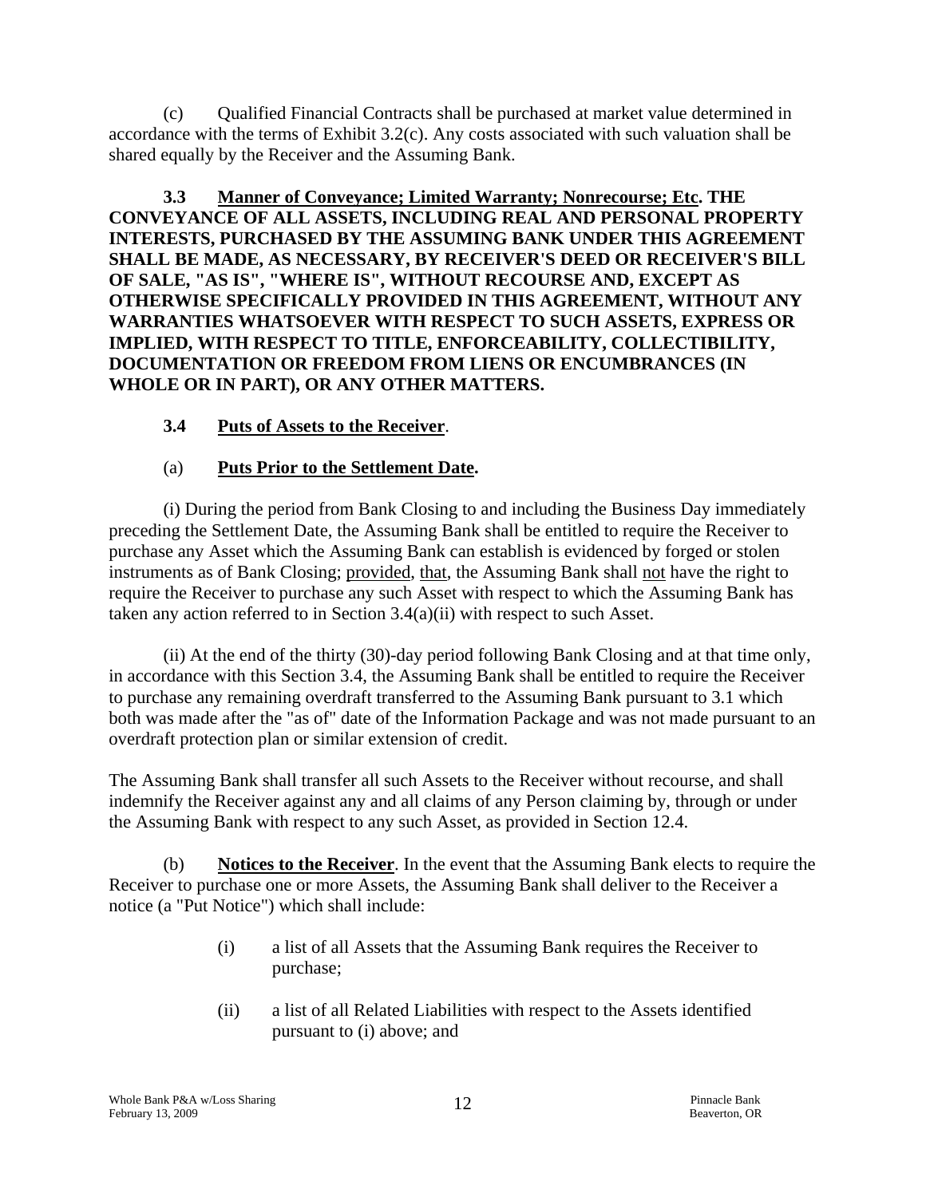(c) Qualified Financial Contracts shall be purchased at market value determined in accordance with the terms of Exhibit 3.2(c). Any costs associated with such valuation shall be shared equally by the Receiver and the Assuming Bank.

**3.3 Manner of Conveyance; Limited Warranty; Nonrecourse; Etc. THE CONVEYANCE OF ALL ASSETS, INCLUDING REAL AND PERSONAL PROPERTY INTERESTS, PURCHASED BY THE ASSUMING BANK UNDER THIS AGREEMENT SHALL BE MADE, AS NECESSARY, BY RECEIVER'S DEED OR RECEIVER'S BILL OF SALE, "AS IS", "WHERE IS", WITHOUT RECOURSE AND, EXCEPT AS OTHERWISE SPECIFICALLY PROVIDED IN THIS AGREEMENT, WITHOUT ANY WARRANTIES WHATSOEVER WITH RESPECT TO SUCH ASSETS, EXPRESS OR IMPLIED, WITH RESPECT TO TITLE, ENFORCEABILITY, COLLECTIBILITY, DOCUMENTATION OR FREEDOM FROM LIENS OR ENCUMBRANCES (IN WHOLE OR IN PART), OR ANY OTHER MATTERS.**

**3.4 Puts of Assets to the Receiver**.

(a) **Puts Prior to the Settlement Date.**

(i) During the period from Bank Closing to and including the Business Day immediately preceding the Settlement Date, the Assuming Bank shall be entitled to require the Receiver to purchase any Asset which the Assuming Bank can establish is evidenced by forged or stolen instruments as of Bank Closing; provided, that, the Assuming Bank shall not have the right to require the Receiver to purchase any such Asset with respect to which the Assuming Bank has taken any action referred to in Section 3.4(a)(ii) with respect to such Asset.

(ii) At the end of the thirty (30)-day period following Bank Closing and at that time only, in accordance with this Section 3.4, the Assuming Bank shall be entitled to require the Receiver to purchase any remaining overdraft transferred to the Assuming Bank pursuant to 3.1 which both was made after the "as of" date of the Information Package and was not made pursuant to an overdraft protection plan or similar extension of credit.

The Assuming Bank shall transfer all such Assets to the Receiver without recourse, and shall indemnify the Receiver against any and all claims of any Person claiming by, through or under the Assuming Bank with respect to any such Asset, as provided in Section 12.4.

(b) **Notices to the Receiver**. In the event that the Assuming Bank elects to require the Receiver to purchase one or more Assets, the Assuming Bank shall deliver to the Receiver a notice (a "Put Notice") which shall include:

(i) a list of all Assets that the Assuming Bank requires the Receiver to purchase;

(ii) a list of all Related Liabilities with respect to the Assets identified pursuant to (i) above; and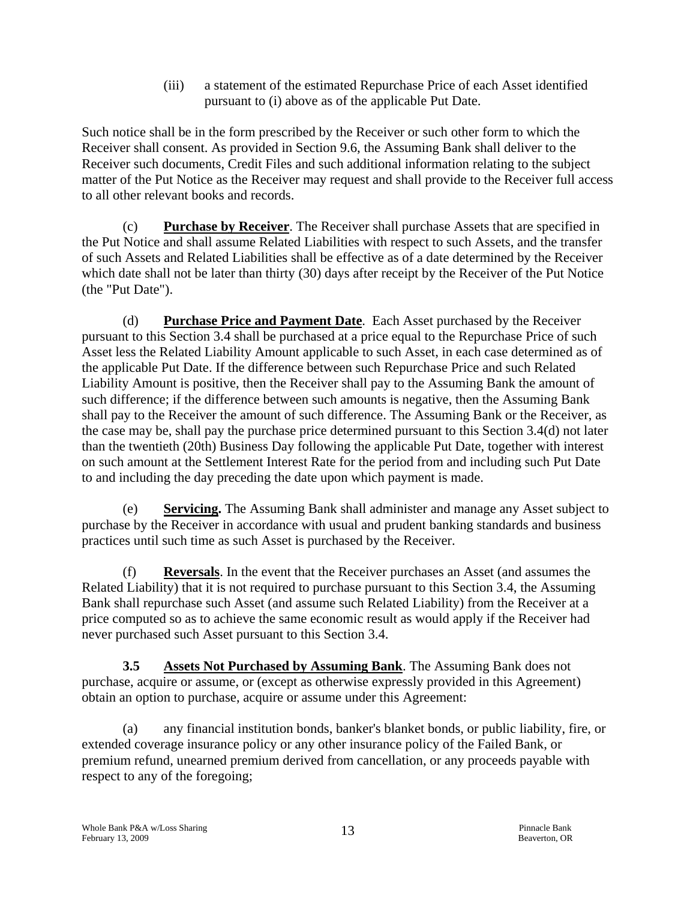(iii) a statement of the estimated Repurchase Price of each Asset identified pursuant to (i) above as of the applicable Put Date.

Such notice shall be in the form prescribed by the Receiver or such other form to which the Receiver shall consent. As provided in Section 9.6, the Assuming Bank shall deliver to the Receiver such documents, Credit Files and such additional information relating to the subject matter of the Put Notice as the Receiver may request and shall provide to the Receiver full access to all other relevant books and records.

(c) **Purchase by Receiver**. The Receiver shall purchase Assets that are specified in the Put Notice and shall assume Related Liabilities with respect to such Assets, and the transfer of such Assets and Related Liabilities shall be effective as of a date determined by the Receiver which date shall not be later than thirty (30) days after receipt by the Receiver of the Put Notice (the "Put Date").

(d) **Purchase Price and Payment Date**. Each Asset purchased by the Receiver pursuant to this Section 3.4 shall be purchased at a price equal to the Repurchase Price of such Asset less the Related Liability Amount applicable to such Asset, in each case determined as of the applicable Put Date. If the difference between such Repurchase Price and such Related Liability Amount is positive, then the Receiver shall pay to the Assuming Bank the amount of such difference; if the difference between such amounts is negative, then the Assuming Bank shall pay to the Receiver the amount of such difference. The Assuming Bank or the Receiver, as the case may be, shall pay the purchase price determined pursuant to this Section 3.4(d) not later than the twentieth (20th) Business Day following the applicable Put Date, together with interest on such amount at the Settlement Interest Rate for the period from and including such Put Date to and including the day preceding the date upon which payment is made.

(e) **Servicing.** The Assuming Bank shall administer and manage any Asset subject to purchase by the Receiver in accordance with usual and prudent banking standards and business practices until such time as such Asset is purchased by the Receiver.

(f) **Reversals**. In the event that the Receiver purchases an Asset (and assumes the Related Liability) that it is not required to purchase pursuant to this Section 3.4, the Assuming Bank shall repurchase such Asset (and assume such Related Liability) from the Receiver at a price computed so as to achieve the same economic result as would apply if the Receiver had never purchased such Asset pursuant to this Section 3.4.

**3.5 Assets Not Purchased by Assuming Bank**. The Assuming Bank does not purchase, acquire or assume, or (except as otherwise expressly provided in this Agreement) obtain an option to purchase, acquire or assume under this Agreement:

(a) any financial institution bonds, banker's blanket bonds, or public liability, fire, or extended coverage insurance policy or any other insurance policy of the Failed Bank, or premium refund, unearned premium derived from cancellation, or any proceeds payable with respect to any of the foregoing;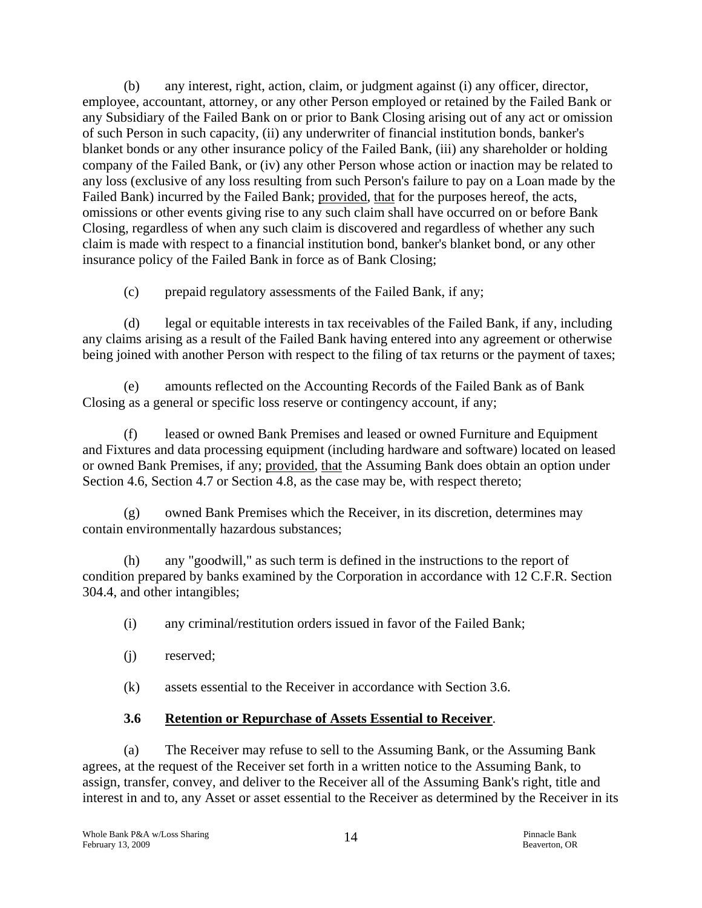(b) any interest, right, action, claim, or judgment against (i) any officer, director, employee, accountant, attorney, or any other Person employed or retained by the Failed Bank or any Subsidiary of the Failed Bank on or prior to Bank Closing arising out of any act or omission of such Person in such capacity, (ii) any underwriter of financial institution bonds, banker's blanket bonds or any other insurance policy of the Failed Bank, (iii) any shareholder or holding company of the Failed Bank, or (iv) any other Person whose action or inaction may be related to any loss (exclusive of any loss resulting from such Person's failure to pay on a Loan made by the Failed Bank) incurred by the Failed Bank; provided, that for the purposes hereof, the acts, omissions or other events giving rise to any such claim shall have occurred on or before Bank Closing, regardless of when any such claim is discovered and regardless of whether any such claim is made with respect to a financial institution bond, banker's blanket bond, or any other insurance policy of the Failed Bank in force as of Bank Closing;

(c) prepaid regulatory assessments of the Failed Bank, if any;

(d) legal or equitable interests in tax receivables of the Failed Bank, if any, including any claims arising as a result of the Failed Bank having entered into any agreement or otherwise being joined with another Person with respect to the filing of tax returns or the payment of taxes;

(e) amounts reflected on the Accounting Records of the Failed Bank as of Bank Closing as a general or specific loss reserve or contingency account, if any;

(f) leased or owned Bank Premises and leased or owned Furniture and Equipment and Fixtures and data processing equipment (including hardware and software) located on leased or owned Bank Premises, if any; provided, that the Assuming Bank does obtain an option under Section 4.6, Section 4.7 or Section 4.8, as the case may be, with respect thereto;

(g) owned Bank Premises which the Receiver, in its discretion, determines may contain environmentally hazardous substances;

(h) any "goodwill," as such term is defined in the instructions to the report of condition prepared by banks examined by the Corporation in accordance with 12 C.F.R. Section 304.4, and other intangibles;

(i) any criminal/restitution orders issued in favor of the Failed Bank;

(j) reserved;

(k) assets essential to the Receiver in accordance with Section 3.6.

### 3.6 Retention or Repurchase of Assets Essential to Receiver.

(a) The Receiver may refuse to sell to the Assuming Bank, or the Assuming Bank agrees, at the request of the Receiver set forth in a written notice to the Assuming Bank, to assign, transfer, convey, and deliver to the Receiver all of the Assuming Bank's right, title and interest in and to, any Asset or asset essential to the Receiver as determined by the Receiver in its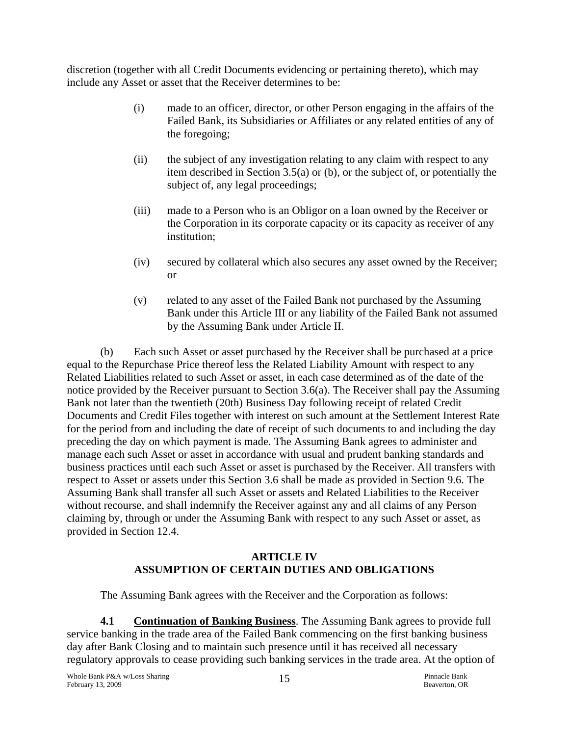discretion (together with all Credit Documents evidencing or pertaining thereto), which may include any Asset or asset that the Receiver determines to be:

(i) made to an officer, director, or other Person engaging in the affairs of the Failed Bank, its Subsidiaries or Affiliates or any related entities of any of the foregoing;

(ii) the subject of any investigation relating to any claim with respect to any item described in Section 3.5(a) or (b), or the subject of, or potentially the subject of, any legal proceedings;

(iii) made to a Person who is an Obligor on a loan owned by the Receiver or the Corporation in its corporate capacity or its capacity as receiver of any institution;

(iv) secured by collateral which also secures any asset owned by the Receiver; or

(v) related to any asset of the Failed Bank not purchased by the Assuming Bank under this Article III or any liability of the Failed Bank not assumed by the Assuming Bank under Article II.

(b) Each such Asset or asset purchased by the Receiver shall be purchased at a price equal to the Repurchase Price thereof less the Related Liability Amount with respect to any Related Liabilities related to such Asset or asset, in each case determined as of the date of the notice provided by the Receiver pursuant to Section 3.6(a). The Receiver shall pay the Assuming Bank not later than the twentieth (20th) Business Day following receipt of related Credit Documents and Credit Files together with interest on such amount at the Settlement Interest Rate for the period from and including the date of receipt of such documents to and including the day preceding the day on which payment is made. The Assuming Bank agrees to administer and manage each such Asset or asset in accordance with usual and prudent banking standards and business practices until each such Asset or asset is purchased by the Receiver. All transfers with respect to Asset or assets under this Section 3.6 shall be made as provided in Section 9.6. The Assuming Bank shall transfer all such Asset or assets and Related Liabilities to the Receiver without recourse, and shall indemnify the Receiver against any and all claims of any Person claiming by, through or under the Assuming Bank with respect to any such Asset or asset, as provided in Section 12.4.

## ARTICLE IV
## ASSUMPTION OF CERTAIN DUTIES AND OBLIGATIONS

The Assuming Bank agrees with the Receiver and the Corporation as follows:

**4.1 Continuation of Banking Business**. The Assuming Bank agrees to provide full service banking in the trade area of the Failed Bank commencing on the first banking business day after Bank Closing and to maintain such presence until it has received all necessary regulatory approvals to cease providing such banking services in the trade area. At the option of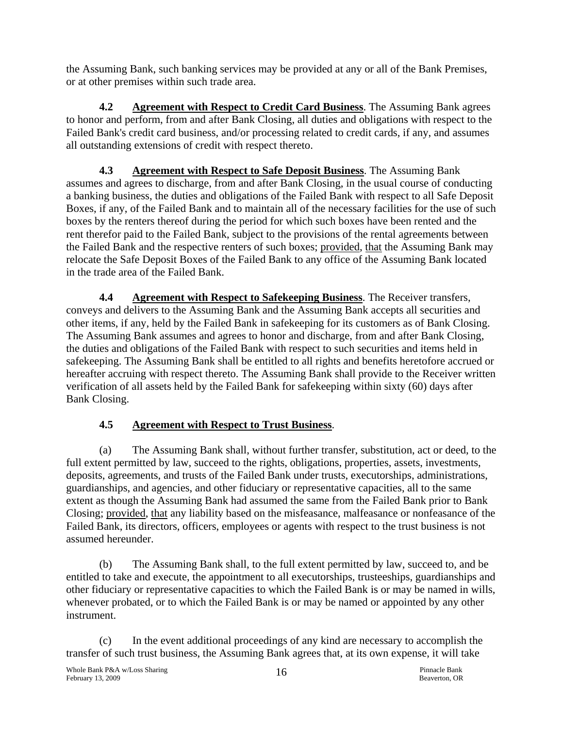the Assuming Bank, such banking services may be provided at any or all of the Bank Premises, or at other premises within such trade area.

**4.2 Agreement with Respect to Credit Card Business**. The Assuming Bank agrees to honor and perform, from and after Bank Closing, all duties and obligations with respect to the Failed Bank's credit card business, and/or processing related to credit cards, if any, and assumes all outstanding extensions of credit with respect thereto.

**4.3 Agreement with Respect to Safe Deposit Business**. The Assuming Bank assumes and agrees to discharge, from and after Bank Closing, in the usual course of conducting a banking business, the duties and obligations of the Failed Bank with respect to all Safe Deposit Boxes, if any, of the Failed Bank and to maintain all of the necessary facilities for the use of such boxes by the renters thereof during the period for which such boxes have been rented and the rent therefor paid to the Failed Bank, subject to the provisions of the rental agreements between the Failed Bank and the respective renters of such boxes; provided, that the Assuming Bank may relocate the Safe Deposit Boxes of the Failed Bank to any office of the Assuming Bank located in the trade area of the Failed Bank.

**4.4 Agreement with Respect to Safekeeping Business**. The Receiver transfers, conveys and delivers to the Assuming Bank and the Assuming Bank accepts all securities and other items, if any, held by the Failed Bank in safekeeping for its customers as of Bank Closing. The Assuming Bank assumes and agrees to honor and discharge, from and after Bank Closing, the duties and obligations of the Failed Bank with respect to such securities and items held in safekeeping. The Assuming Bank shall be entitled to all rights and benefits heretofore accrued or hereafter accruing with respect thereto. The Assuming Bank shall provide to the Receiver written verification of all assets held by the Failed Bank for safekeeping within sixty (60) days after Bank Closing.

**4.5 Agreement with Respect to Trust Business**.

(a) The Assuming Bank shall, without further transfer, substitution, act or deed, to the full extent permitted by law, succeed to the rights, obligations, properties, assets, investments, deposits, agreements, and trusts of the Failed Bank under trusts, executorships, administrations, guardianships, and agencies, and other fiduciary or representative capacities, all to the same extent as though the Assuming Bank had assumed the same from the Failed Bank prior to Bank Closing; provided, that any liability based on the misfeasance, malfeasance or nonfeasance of the Failed Bank, its directors, officers, employees or agents with respect to the trust business is not assumed hereunder.

(b) The Assuming Bank shall, to the full extent permitted by law, succeed to, and be entitled to take and execute, the appointment to all executorships, trusteeships, guardianships and other fiduciary or representative capacities to which the Failed Bank is or may be named in wills, whenever probated, or to which the Failed Bank is or may be named or appointed by any other instrument.

(c) In the event additional proceedings of any kind are necessary to accomplish the transfer of such trust business, the Assuming Bank agrees that, at its own expense, it will take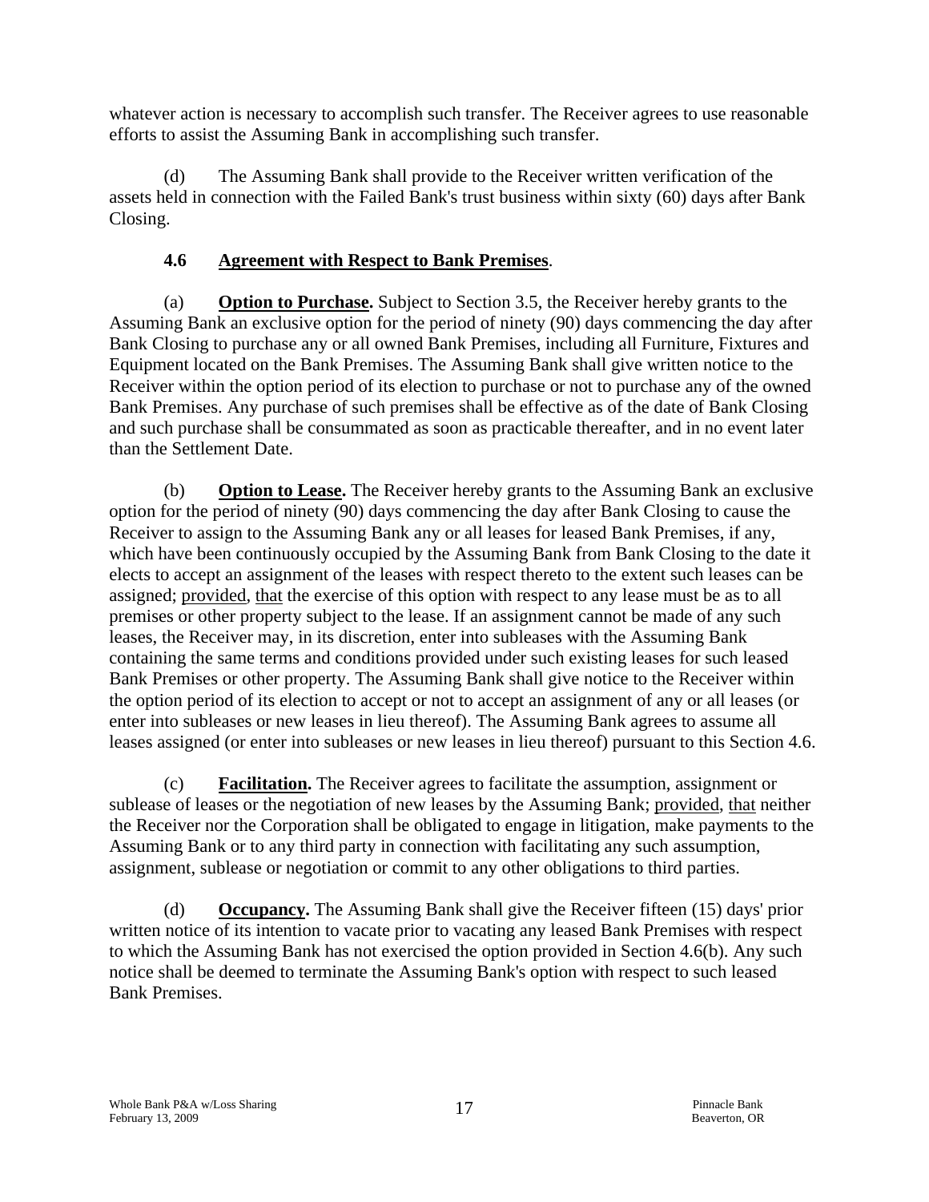whatever action is necessary to accomplish such transfer. The Receiver agrees to use reasonable efforts to assist the Assuming Bank in accomplishing such transfer.

(d) The Assuming Bank shall provide to the Receiver written verification of the assets held in connection with the Failed Bank's trust business within sixty (60) days after Bank Closing.

### 4.6 Agreement with Respect to Bank Premises.

(a) **Option to Purchase.** Subject to Section 3.5, the Receiver hereby grants to the Assuming Bank an exclusive option for the period of ninety (90) days commencing the day after Bank Closing to purchase any or all owned Bank Premises, including all Furniture, Fixtures and Equipment located on the Bank Premises. The Assuming Bank shall give written notice to the Receiver within the option period of its election to purchase or not to purchase any of the owned Bank Premises. Any purchase of such premises shall be effective as of the date of Bank Closing and such purchase shall be consummated as soon as practicable thereafter, and in no event later than the Settlement Date.

(b) **Option to Lease.** The Receiver hereby grants to the Assuming Bank an exclusive option for the period of ninety (90) days commencing the day after Bank Closing to cause the Receiver to assign to the Assuming Bank any or all leases for leased Bank Premises, if any, which have been continuously occupied by the Assuming Bank from Bank Closing to the date it elects to accept an assignment of the leases with respect thereto to the extent such leases can be assigned; provided, that the exercise of this option with respect to any lease must be as to all premises or other property subject to the lease. If an assignment cannot be made of any such leases, the Receiver may, in its discretion, enter into subleases with the Assuming Bank containing the same terms and conditions provided under such existing leases for such leased Bank Premises or other property. The Assuming Bank shall give notice to the Receiver within the option period of its election to accept or not to accept an assignment of any or all leases (or enter into subleases or new leases in lieu thereof). The Assuming Bank agrees to assume all leases assigned (or enter into subleases or new leases in lieu thereof) pursuant to this Section 4.6.

(c) **Facilitation.** The Receiver agrees to facilitate the assumption, assignment or sublease of leases or the negotiation of new leases by the Assuming Bank; provided, that neither the Receiver nor the Corporation shall be obligated to engage in litigation, make payments to the Assuming Bank or to any third party in connection with facilitating any such assumption, assignment, sublease or negotiation or commit to any other obligations to third parties.

(d) **Occupancy.** The Assuming Bank shall give the Receiver fifteen (15) days' prior written notice of its intention to vacate prior to vacating any leased Bank Premises with respect to which the Assuming Bank has not exercised the option provided in Section 4.6(b). Any such notice shall be deemed to terminate the Assuming Bank's option with respect to such leased Bank Premises.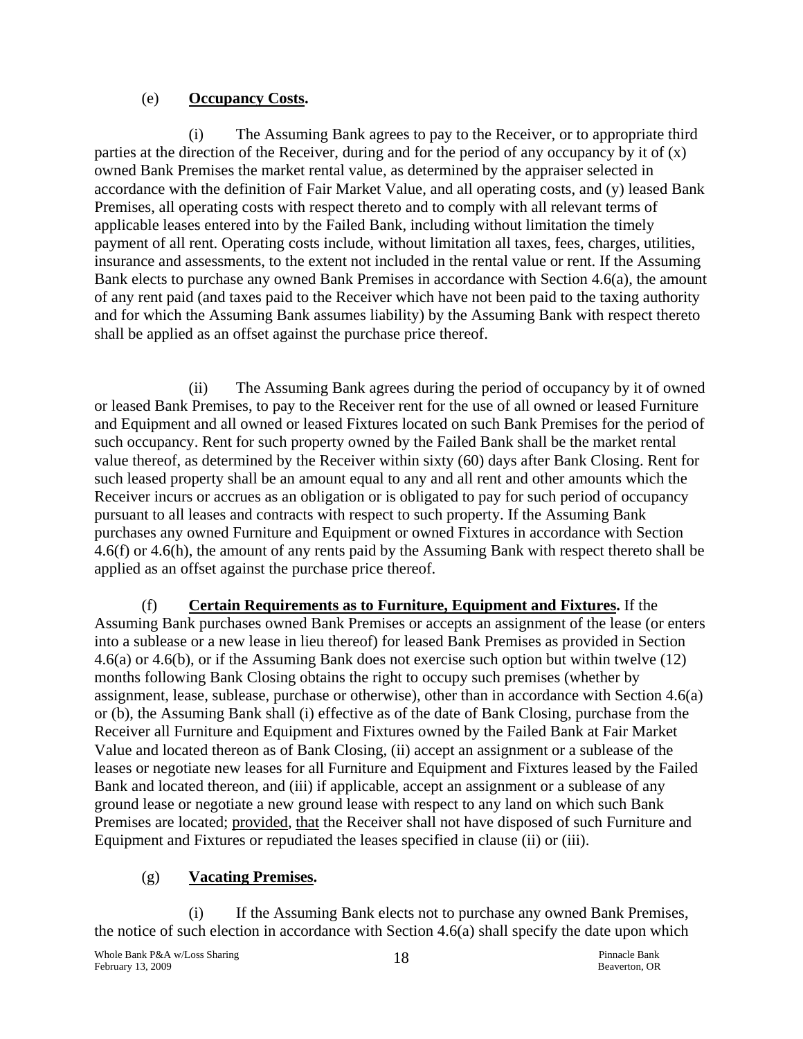(e) **Occupancy Costs.**

(i) The Assuming Bank agrees to pay to the Receiver, or to appropriate third parties at the direction of the Receiver, during and for the period of any occupancy by it of (x) owned Bank Premises the market rental value, as determined by the appraiser selected in accordance with the definition of Fair Market Value, and all operating costs, and (y) leased Bank Premises, all operating costs with respect thereto and to comply with all relevant terms of applicable leases entered into by the Failed Bank, including without limitation the timely payment of all rent. Operating costs include, without limitation all taxes, fees, charges, utilities, insurance and assessments, to the extent not included in the rental value or rent. If the Assuming Bank elects to purchase any owned Bank Premises in accordance with Section 4.6(a), the amount of any rent paid (and taxes paid to the Receiver which have not been paid to the taxing authority and for which the Assuming Bank assumes liability) by the Assuming Bank with respect thereto shall be applied as an offset against the purchase price thereof.

(ii) The Assuming Bank agrees during the period of occupancy by it of owned or leased Bank Premises, to pay to the Receiver rent for the use of all owned or leased Furniture and Equipment and all owned or leased Fixtures located on such Bank Premises for the period of such occupancy. Rent for such property owned by the Failed Bank shall be the market rental value thereof, as determined by the Receiver within sixty (60) days after Bank Closing. Rent for such leased property shall be an amount equal to any and all rent and other amounts which the Receiver incurs or accrues as an obligation or is obligated to pay for such period of occupancy pursuant to all leases and contracts with respect to such property. If the Assuming Bank purchases any owned Furniture and Equipment or owned Fixtures in accordance with Section 4.6(f) or 4.6(h), the amount of any rents paid by the Assuming Bank with respect thereto shall be applied as an offset against the purchase price thereof.

(f) **Certain Requirements as to Furniture, Equipment and Fixtures.** If the Assuming Bank purchases owned Bank Premises or accepts an assignment of the lease (or enters into a sublease or a new lease in lieu thereof) for leased Bank Premises as provided in Section 4.6(a) or 4.6(b), or if the Assuming Bank does not exercise such option but within twelve (12) months following Bank Closing obtains the right to occupy such premises (whether by assignment, lease, sublease, purchase or otherwise), other than in accordance with Section 4.6(a) or (b), the Assuming Bank shall (i) effective as of the date of Bank Closing, purchase from the Receiver all Furniture and Equipment and Fixtures owned by the Failed Bank at Fair Market Value and located thereon as of Bank Closing, (ii) accept an assignment or a sublease of the leases or negotiate new leases for all Furniture and Equipment and Fixtures leased by the Failed Bank and located thereon, and (iii) if applicable, accept an assignment or a sublease of any ground lease or negotiate a new ground lease with respect to any land on which such Bank Premises are located; provided, that the Receiver shall not have disposed of such Furniture and Equipment and Fixtures or repudiated the leases specified in clause (ii) or (iii).

(g) **Vacating Premises.**

(i) If the Assuming Bank elects not to purchase any owned Bank Premises, the notice of such election in accordance with Section 4.6(a) shall specify the date upon which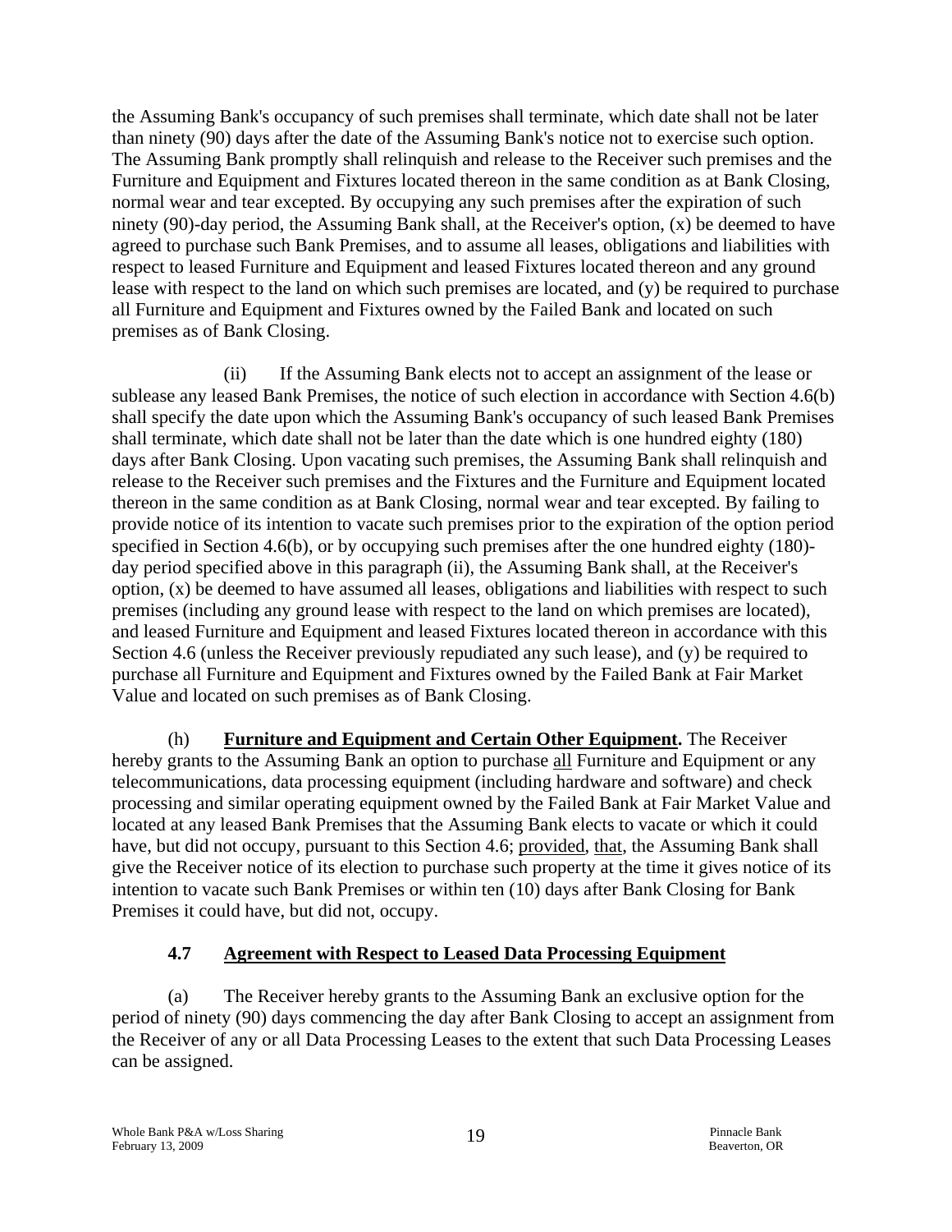the Assuming Bank's occupancy of such premises shall terminate, which date shall not be later than ninety (90) days after the date of the Assuming Bank's notice not to exercise such option. The Assuming Bank promptly shall relinquish and release to the Receiver such premises and the Furniture and Equipment and Fixtures located thereon in the same condition as at Bank Closing, normal wear and tear excepted. By occupying any such premises after the expiration of such ninety (90)-day period, the Assuming Bank shall, at the Receiver's option, (x) be deemed to have agreed to purchase such Bank Premises, and to assume all leases, obligations and liabilities with respect to leased Furniture and Equipment and leased Fixtures located thereon and any ground lease with respect to the land on which such premises are located, and (y) be required to purchase all Furniture and Equipment and Fixtures owned by the Failed Bank and located on such premises as of Bank Closing.

(ii) If the Assuming Bank elects not to accept an assignment of the lease or sublease any leased Bank Premises, the notice of such election in accordance with Section 4.6(b) shall specify the date upon which the Assuming Bank's occupancy of such leased Bank Premises shall terminate, which date shall not be later than the date which is one hundred eighty (180) days after Bank Closing. Upon vacating such premises, the Assuming Bank shall relinquish and release to the Receiver such premises and the Fixtures and the Furniture and Equipment located thereon in the same condition as at Bank Closing, normal wear and tear excepted. By failing to provide notice of its intention to vacate such premises prior to the expiration of the option period specified in Section 4.6(b), or by occupying such premises after the one hundred eighty (180)-day period specified above in this paragraph (ii), the Assuming Bank shall, at the Receiver's option, (x) be deemed to have assumed all leases, obligations and liabilities with respect to such premises (including any ground lease with respect to the land on which premises are located), and leased Furniture and Equipment and leased Fixtures located thereon in accordance with this Section 4.6 (unless the Receiver previously repudiated any such lease), and (y) be required to purchase all Furniture and Equipment and Fixtures owned by the Failed Bank at Fair Market Value and located on such premises as of Bank Closing.

(h) **Furniture and Equipment and Certain Other Equipment.** The Receiver hereby grants to the Assuming Bank an option to purchase all Furniture and Equipment or any telecommunications, data processing equipment (including hardware and software) and check processing and similar operating equipment owned by the Failed Bank at Fair Market Value and located at any leased Bank Premises that the Assuming Bank elects to vacate or which it could have, but did not occupy, pursuant to this Section 4.6; provided, that, the Assuming Bank shall give the Receiver notice of its election to purchase such property at the time it gives notice of its intention to vacate such Bank Premises or within ten (10) days after Bank Closing for Bank Premises it could have, but did not, occupy.

## 4.7 Agreement with Respect to Leased Data Processing Equipment

(a) The Receiver hereby grants to the Assuming Bank an exclusive option for the period of ninety (90) days commencing the day after Bank Closing to accept an assignment from the Receiver of any or all Data Processing Leases to the extent that such Data Processing Leases can be assigned.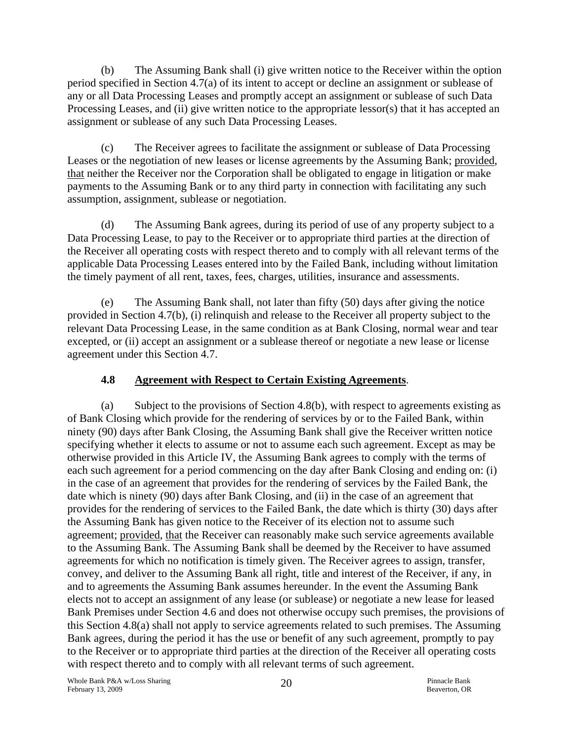(b) The Assuming Bank shall (i) give written notice to the Receiver within the option period specified in Section 4.7(a) of its intent to accept or decline an assignment or sublease of any or all Data Processing Leases and promptly accept an assignment or sublease of such Data Processing Leases, and (ii) give written notice to the appropriate lessor(s) that it has accepted an assignment or sublease of any such Data Processing Leases.

(c) The Receiver agrees to facilitate the assignment or sublease of Data Processing Leases or the negotiation of new leases or license agreements by the Assuming Bank; provided, that neither the Receiver nor the Corporation shall be obligated to engage in litigation or make payments to the Assuming Bank or to any third party in connection with facilitating any such assumption, assignment, sublease or negotiation.

(d) The Assuming Bank agrees, during its period of use of any property subject to a Data Processing Lease, to pay to the Receiver or to appropriate third parties at the direction of the Receiver all operating costs with respect thereto and to comply with all relevant terms of the applicable Data Processing Leases entered into by the Failed Bank, including without limitation the timely payment of all rent, taxes, fees, charges, utilities, insurance and assessments.

(e) The Assuming Bank shall, not later than fifty (50) days after giving the notice provided in Section 4.7(b), (i) relinquish and release to the Receiver all property subject to the relevant Data Processing Lease, in the same condition as at Bank Closing, normal wear and tear excepted, or (ii) accept an assignment or a sublease thereof or negotiate a new lease or license agreement under this Section 4.7.

### 4.8 Agreement with Respect to Certain Existing Agreements.

(a) Subject to the provisions of Section 4.8(b), with respect to agreements existing as of Bank Closing which provide for the rendering of services by or to the Failed Bank, within ninety (90) days after Bank Closing, the Assuming Bank shall give the Receiver written notice specifying whether it elects to assume or not to assume each such agreement. Except as may be otherwise provided in this Article IV, the Assuming Bank agrees to comply with the terms of each such agreement for a period commencing on the day after Bank Closing and ending on: (i) in the case of an agreement that provides for the rendering of services by the Failed Bank, the date which is ninety (90) days after Bank Closing, and (ii) in the case of an agreement that provides for the rendering of services to the Failed Bank, the date which is thirty (30) days after the Assuming Bank has given notice to the Receiver of its election not to assume such agreement; provided, that the Receiver can reasonably make such service agreements available to the Assuming Bank. The Assuming Bank shall be deemed by the Receiver to have assumed agreements for which no notification is timely given. The Receiver agrees to assign, transfer, convey, and deliver to the Assuming Bank all right, title and interest of the Receiver, if any, in and to agreements the Assuming Bank assumes hereunder. In the event the Assuming Bank elects not to accept an assignment of any lease (or sublease) or negotiate a new lease for leased Bank Premises under Section 4.6 and does not otherwise occupy such premises, the provisions of this Section 4.8(a) shall not apply to service agreements related to such premises. The Assuming Bank agrees, during the period it has the use or benefit of any such agreement, promptly to pay to the Receiver or to appropriate third parties at the direction of the Receiver all operating costs with respect thereto and to comply with all relevant terms of such agreement.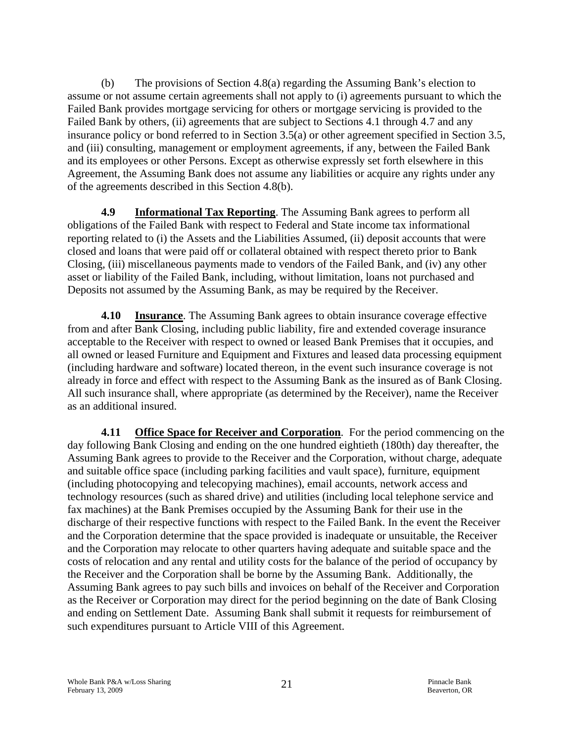(b) The provisions of Section 4.8(a) regarding the Assuming Bank's election to assume or not assume certain agreements shall not apply to (i) agreements pursuant to which the Failed Bank provides mortgage servicing for others or mortgage servicing is provided to the Failed Bank by others, (ii) agreements that are subject to Sections 4.1 through 4.7 and any insurance policy or bond referred to in Section 3.5(a) or other agreement specified in Section 3.5, and (iii) consulting, management or employment agreements, if any, between the Failed Bank and its employees or other Persons. Except as otherwise expressly set forth elsewhere in this Agreement, the Assuming Bank does not assume any liabilities or acquire any rights under any of the agreements described in this Section 4.8(b).

**4.9 Informational Tax Reporting**. The Assuming Bank agrees to perform all obligations of the Failed Bank with respect to Federal and State income tax informational reporting related to (i) the Assets and the Liabilities Assumed, (ii) deposit accounts that were closed and loans that were paid off or collateral obtained with respect thereto prior to Bank Closing, (iii) miscellaneous payments made to vendors of the Failed Bank, and (iv) any other asset or liability of the Failed Bank, including, without limitation, loans not purchased and Deposits not assumed by the Assuming Bank, as may be required by the Receiver.

**4.10 Insurance**. The Assuming Bank agrees to obtain insurance coverage effective from and after Bank Closing, including public liability, fire and extended coverage insurance acceptable to the Receiver with respect to owned or leased Bank Premises that it occupies, and all owned or leased Furniture and Equipment and Fixtures and leased data processing equipment (including hardware and software) located thereon, in the event such insurance coverage is not already in force and effect with respect to the Assuming Bank as the insured as of Bank Closing. All such insurance shall, where appropriate (as determined by the Receiver), name the Receiver as an additional insured.

**4.11 Office Space for Receiver and Corporation**. For the period commencing on the day following Bank Closing and ending on the one hundred eightieth (180th) day thereafter, the Assuming Bank agrees to provide to the Receiver and the Corporation, without charge, adequate and suitable office space (including parking facilities and vault space), furniture, equipment (including photocopying and telecopying machines), email accounts, network access and technology resources (such as shared drive) and utilities (including local telephone service and fax machines) at the Bank Premises occupied by the Assuming Bank for their use in the discharge of their respective functions with respect to the Failed Bank. In the event the Receiver and the Corporation determine that the space provided is inadequate or unsuitable, the Receiver and the Corporation may relocate to other quarters having adequate and suitable space and the costs of relocation and any rental and utility costs for the balance of the period of occupancy by the Receiver and the Corporation shall be borne by the Assuming Bank. Additionally, the Assuming Bank agrees to pay such bills and invoices on behalf of the Receiver and Corporation as the Receiver or Corporation may direct for the period beginning on the date of Bank Closing and ending on Settlement Date. Assuming Bank shall submit it requests for reimbursement of such expenditures pursuant to Article VIII of this Agreement.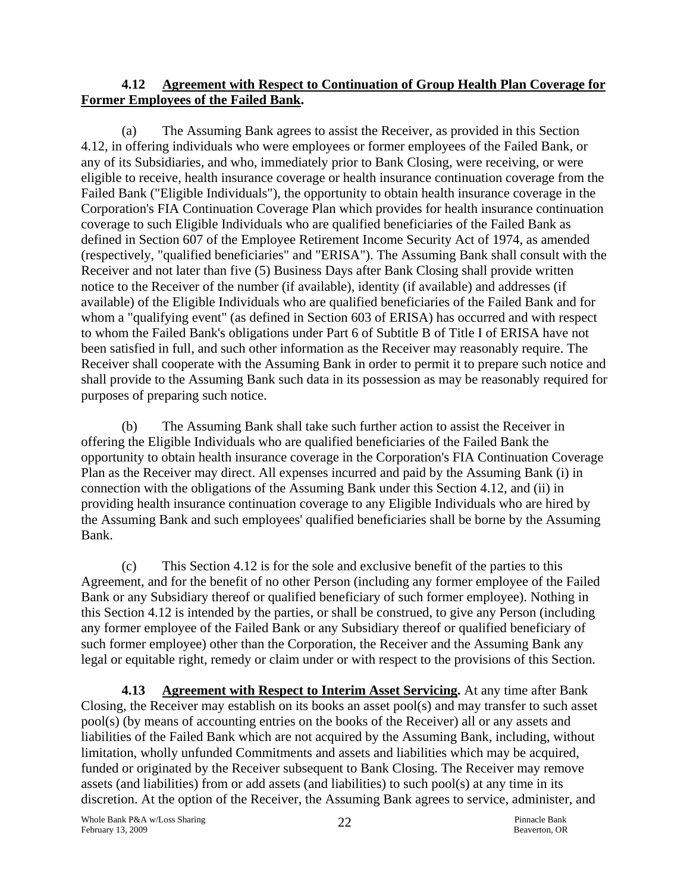**4.12 Agreement with Respect to Continuation of Group Health Plan Coverage for Former Employees of the Failed Bank.**

(a) The Assuming Bank agrees to assist the Receiver, as provided in this Section 4.12, in offering individuals who were employees or former employees of the Failed Bank, or any of its Subsidiaries, and who, immediately prior to Bank Closing, were receiving, or were eligible to receive, health insurance coverage or health insurance continuation coverage from the Failed Bank ("Eligible Individuals"), the opportunity to obtain health insurance coverage in the Corporation's FIA Continuation Coverage Plan which provides for health insurance continuation coverage to such Eligible Individuals who are qualified beneficiaries of the Failed Bank as defined in Section 607 of the Employee Retirement Income Security Act of 1974, as amended (respectively, "qualified beneficiaries" and "ERISA"). The Assuming Bank shall consult with the Receiver and not later than five (5) Business Days after Bank Closing shall provide written notice to the Receiver of the number (if available), identity (if available) and addresses (if available) of the Eligible Individuals who are qualified beneficiaries of the Failed Bank and for whom a "qualifying event" (as defined in Section 603 of ERISA) has occurred and with respect to whom the Failed Bank's obligations under Part 6 of Subtitle B of Title I of ERISA have not been satisfied in full, and such other information as the Receiver may reasonably require. The Receiver shall cooperate with the Assuming Bank in order to permit it to prepare such notice and shall provide to the Assuming Bank such data in its possession as may be reasonably required for purposes of preparing such notice.

(b) The Assuming Bank shall take such further action to assist the Receiver in offering the Eligible Individuals who are qualified beneficiaries of the Failed Bank the opportunity to obtain health insurance coverage in the Corporation's FIA Continuation Coverage Plan as the Receiver may direct. All expenses incurred and paid by the Assuming Bank (i) in connection with the obligations of the Assuming Bank under this Section 4.12, and (ii) in providing health insurance continuation coverage to any Eligible Individuals who are hired by the Assuming Bank and such employees' qualified beneficiaries shall be borne by the Assuming Bank.

(c) This Section 4.12 is for the sole and exclusive benefit of the parties to this Agreement, and for the benefit of no other Person (including any former employee of the Failed Bank or any Subsidiary thereof or qualified beneficiary of such former employee). Nothing in this Section 4.12 is intended by the parties, or shall be construed, to give any Person (including any former employee of the Failed Bank or any Subsidiary thereof or qualified beneficiary of such former employee) other than the Corporation, the Receiver and the Assuming Bank any legal or equitable right, remedy or claim under or with respect to the provisions of this Section.

**4.13 Agreement with Respect to Interim Asset Servicing.** At any time after Bank Closing, the Receiver may establish on its books an asset pool(s) and may transfer to such asset pool(s) (by means of accounting entries on the books of the Receiver) all or any assets and liabilities of the Failed Bank which are not acquired by the Assuming Bank, including, without limitation, wholly unfunded Commitments and assets and liabilities which may be acquired, funded or originated by the Receiver subsequent to Bank Closing. The Receiver may remove assets (and liabilities) from or add assets (and liabilities) to such pool(s) at any time in its discretion. At the option of the Receiver, the Assuming Bank agrees to service, administer, and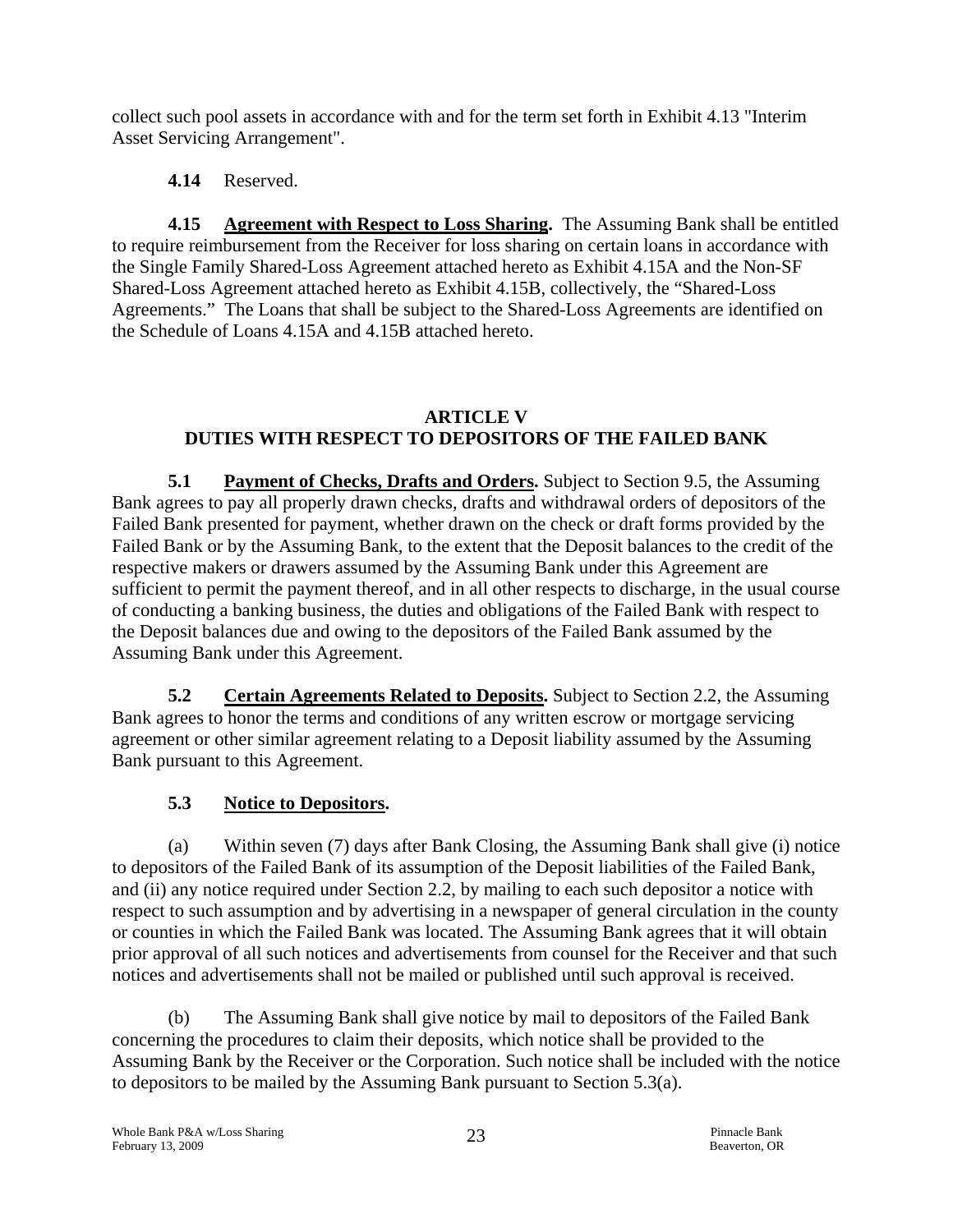collect such pool assets in accordance with and for the term set forth in Exhibit 4.13 "Interim Asset Servicing Arrangement".

**4.14** Reserved.

**4.15** **Agreement with Respect to Loss Sharing.** The Assuming Bank shall be entitled to require reimbursement from the Receiver for loss sharing on certain loans in accordance with the Single Family Shared-Loss Agreement attached hereto as Exhibit 4.15A and the Non-SF Shared-Loss Agreement attached hereto as Exhibit 4.15B, collectively, the "Shared-Loss Agreements." The Loans that shall be subject to the Shared-Loss Agreements are identified on the Schedule of Loans 4.15A and 4.15B attached hereto.

## ARTICLE V
## DUTIES WITH RESPECT TO DEPOSITORS OF THE FAILED BANK

**5.1** **Payment of Checks, Drafts and Orders.** Subject to Section 9.5, the Assuming Bank agrees to pay all properly drawn checks, drafts and withdrawal orders of depositors of the Failed Bank presented for payment, whether drawn on the check or draft forms provided by the Failed Bank or by the Assuming Bank, to the extent that the Deposit balances to the credit of the respective makers or drawers assumed by the Assuming Bank under this Agreement are sufficient to permit the payment thereof, and in all other respects to discharge, in the usual course of conducting a banking business, the duties and obligations of the Failed Bank with respect to the Deposit balances due and owing to the depositors of the Failed Bank assumed by the Assuming Bank under this Agreement.

**5.2** **Certain Agreements Related to Deposits.** Subject to Section 2.2, the Assuming Bank agrees to honor the terms and conditions of any written escrow or mortgage servicing agreement or other similar agreement relating to a Deposit liability assumed by the Assuming Bank pursuant to this Agreement.

**5.3** **Notice to Depositors.**

(a) Within seven (7) days after Bank Closing, the Assuming Bank shall give (i) notice to depositors of the Failed Bank of its assumption of the Deposit liabilities of the Failed Bank, and (ii) any notice required under Section 2.2, by mailing to each such depositor a notice with respect to such assumption and by advertising in a newspaper of general circulation in the county or counties in which the Failed Bank was located. The Assuming Bank agrees that it will obtain prior approval of all such notices and advertisements from counsel for the Receiver and that such notices and advertisements shall not be mailed or published until such approval is received.

(b) The Assuming Bank shall give notice by mail to depositors of the Failed Bank concerning the procedures to claim their deposits, which notice shall be provided to the Assuming Bank by the Receiver or the Corporation. Such notice shall be included with the notice to depositors to be mailed by the Assuming Bank pursuant to Section 5.3(a).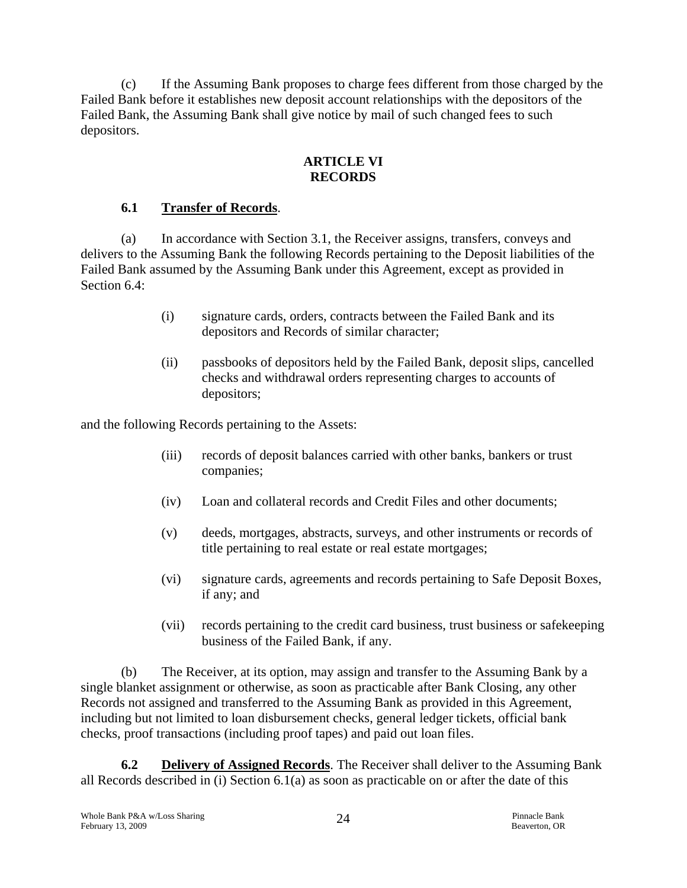(c) If the Assuming Bank proposes to charge fees different from those charged by the Failed Bank before it establishes new deposit account relationships with the depositors of the Failed Bank, the Assuming Bank shall give notice by mail of such changed fees to such depositors.

## ARTICLE VI
## RECORDS

### 6.1 Transfer of Records.

(a) In accordance with Section 3.1, the Receiver assigns, transfers, conveys and delivers to the Assuming Bank the following Records pertaining to the Deposit liabilities of the Failed Bank assumed by the Assuming Bank under this Agreement, except as provided in Section 6.4:

> (i) signature cards, orders, contracts between the Failed Bank and its depositors and Records of similar character;
>
> (ii) passbooks of depositors held by the Failed Bank, deposit slips, cancelled checks and withdrawal orders representing charges to accounts of depositors;

and the following Records pertaining to the Assets:

> (iii) records of deposit balances carried with other banks, bankers or trust companies;
>
> (iv) Loan and collateral records and Credit Files and other documents;
>
> (v) deeds, mortgages, abstracts, surveys, and other instruments or records of title pertaining to real estate or real estate mortgages;
>
> (vi) signature cards, agreements and records pertaining to Safe Deposit Boxes, if any; and
>
> (vii) records pertaining to the credit card business, trust business or safekeeping business of the Failed Bank, if any.

(b) The Receiver, at its option, may assign and transfer to the Assuming Bank by a single blanket assignment or otherwise, as soon as practicable after Bank Closing, any other Records not assigned and transferred to the Assuming Bank as provided in this Agreement, including but not limited to loan disbursement checks, general ledger tickets, official bank checks, proof transactions (including proof tapes) and paid out loan files.

**6.2 Delivery of Assigned Records**. The Receiver shall deliver to the Assuming Bank all Records described in (i) Section 6.1(a) as soon as practicable on or after the date of this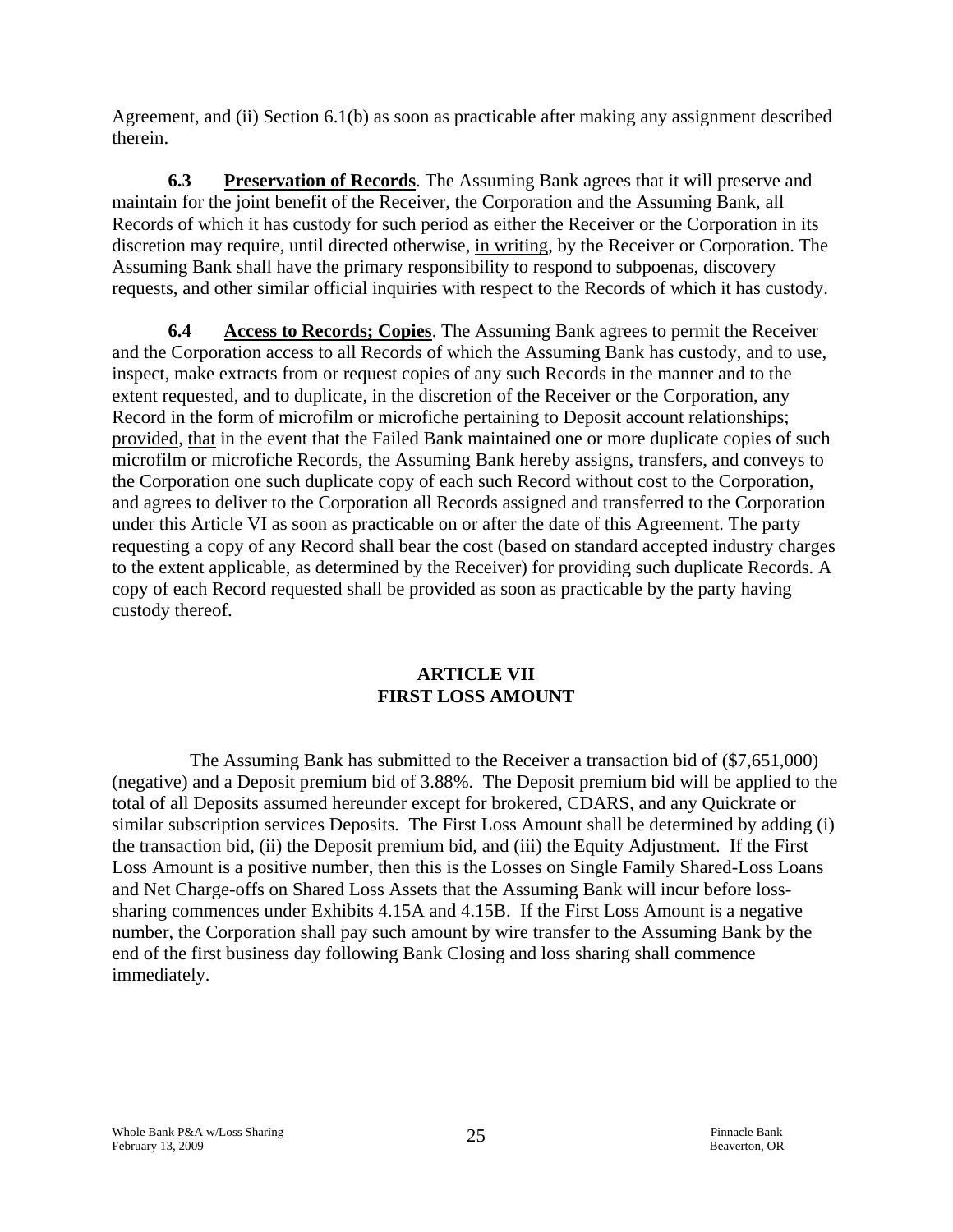Agreement, and (ii) Section 6.1(b) as soon as practicable after making any assignment described therein.

**6.3 Preservation of Records**. The Assuming Bank agrees that it will preserve and maintain for the joint benefit of the Receiver, the Corporation and the Assuming Bank, all Records of which it has custody for such period as either the Receiver or the Corporation in its discretion may require, until directed otherwise, in writing, by the Receiver or Corporation. The Assuming Bank shall have the primary responsibility to respond to subpoenas, discovery requests, and other similar official inquiries with respect to the Records of which it has custody.

**6.4 Access to Records; Copies**. The Assuming Bank agrees to permit the Receiver and the Corporation access to all Records of which the Assuming Bank has custody, and to use, inspect, make extracts from or request copies of any such Records in the manner and to the extent requested, and to duplicate, in the discretion of the Receiver or the Corporation, any Record in the form of microfilm or microfiche pertaining to Deposit account relationships; provided, that in the event that the Failed Bank maintained one or more duplicate copies of such microfilm or microfiche Records, the Assuming Bank hereby assigns, transfers, and conveys to the Corporation one such duplicate copy of each such Record without cost to the Corporation, and agrees to deliver to the Corporation all Records assigned and transferred to the Corporation under this Article VI as soon as practicable on or after the date of this Agreement. The party requesting a copy of any Record shall bear the cost (based on standard accepted industry charges to the extent applicable, as determined by the Receiver) for providing such duplicate Records. A copy of each Record requested shall be provided as soon as practicable by the party having custody thereof.

## ARTICLE VII
## FIRST LOSS AMOUNT

The Assuming Bank has submitted to the Receiver a transaction bid of ($7,651,000) (negative) and a Deposit premium bid of 3.88%. The Deposit premium bid will be applied to the total of all Deposits assumed hereunder except for brokered, CDARS, and any Quickrate or similar subscription services Deposits. The First Loss Amount shall be determined by adding (i) the transaction bid, (ii) the Deposit premium bid, and (iii) the Equity Adjustment. If the First Loss Amount is a positive number, then this is the Losses on Single Family Shared-Loss Loans and Net Charge-offs on Shared Loss Assets that the Assuming Bank will incur before loss-sharing commences under Exhibits 4.15A and 4.15B. If the First Loss Amount is a negative number, the Corporation shall pay such amount by wire transfer to the Assuming Bank by the end of the first business day following Bank Closing and loss sharing shall commence immediately.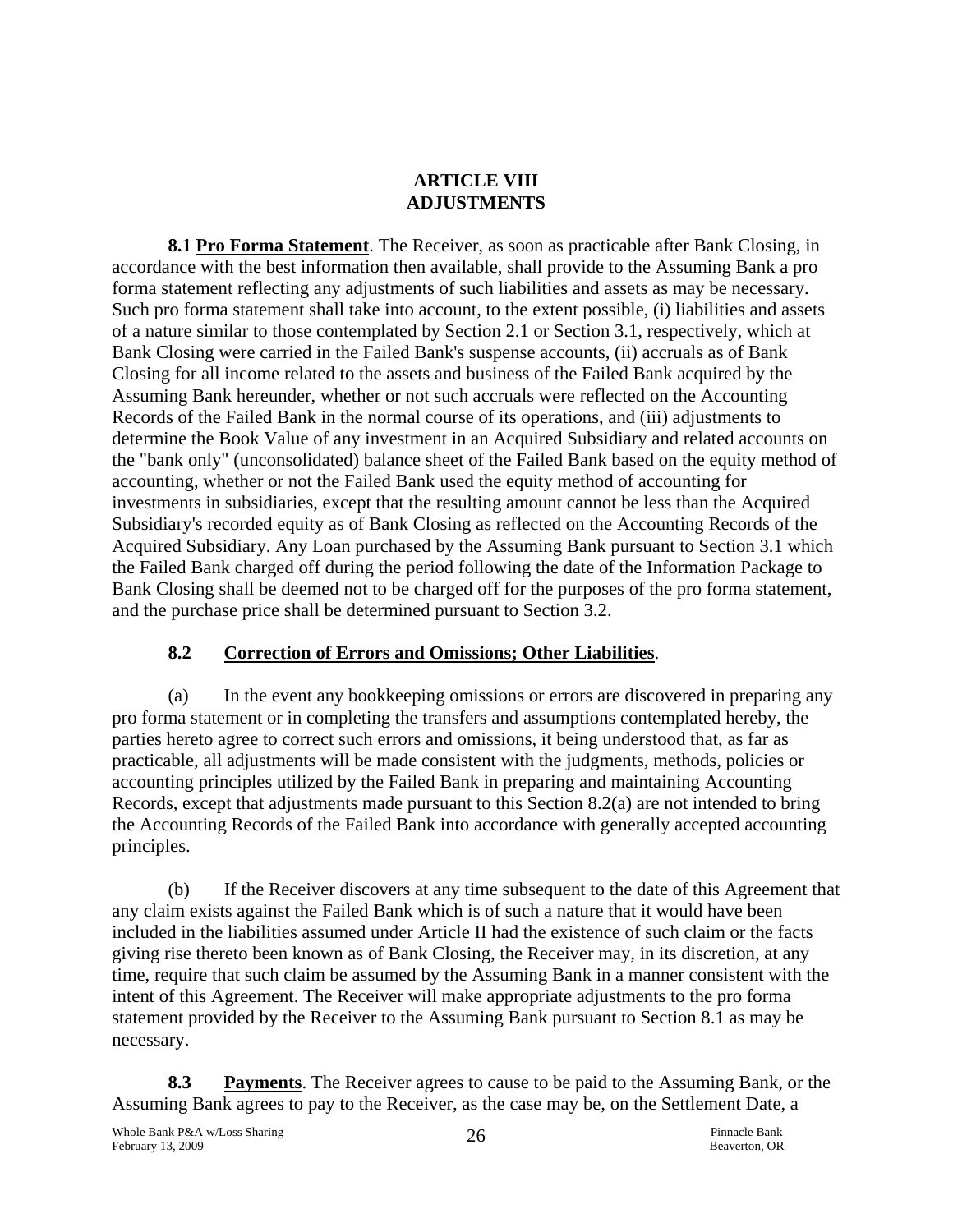# ARTICLE VIII
# ADJUSTMENTS

**8.1 Pro Forma Statement**. The Receiver, as soon as practicable after Bank Closing, in accordance with the best information then available, shall provide to the Assuming Bank a pro forma statement reflecting any adjustments of such liabilities and assets as may be necessary. Such pro forma statement shall take into account, to the extent possible, (i) liabilities and assets of a nature similar to those contemplated by Section 2.1 or Section 3.1, respectively, which at Bank Closing were carried in the Failed Bank's suspense accounts, (ii) accruals as of Bank Closing for all income related to the assets and business of the Failed Bank acquired by the Assuming Bank hereunder, whether or not such accruals were reflected on the Accounting Records of the Failed Bank in the normal course of its operations, and (iii) adjustments to determine the Book Value of any investment in an Acquired Subsidiary and related accounts on the "bank only" (unconsolidated) balance sheet of the Failed Bank based on the equity method of accounting, whether or not the Failed Bank used the equity method of accounting for investments in subsidiaries, except that the resulting amount cannot be less than the Acquired Subsidiary's recorded equity as of Bank Closing as reflected on the Accounting Records of the Acquired Subsidiary. Any Loan purchased by the Assuming Bank pursuant to Section 3.1 which the Failed Bank charged off during the period following the date of the Information Package to Bank Closing shall be deemed not to be charged off for the purposes of the pro forma statement, and the purchase price shall be determined pursuant to Section 3.2.

**8.2 Correction of Errors and Omissions; Other Liabilities**.

(a) In the event any bookkeeping omissions or errors are discovered in preparing any pro forma statement or in completing the transfers and assumptions contemplated hereby, the parties hereto agree to correct such errors and omissions, it being understood that, as far as practicable, all adjustments will be made consistent with the judgments, methods, policies or accounting principles utilized by the Failed Bank in preparing and maintaining Accounting Records, except that adjustments made pursuant to this Section 8.2(a) are not intended to bring the Accounting Records of the Failed Bank into accordance with generally accepted accounting principles.

(b) If the Receiver discovers at any time subsequent to the date of this Agreement that any claim exists against the Failed Bank which is of such a nature that it would have been included in the liabilities assumed under Article II had the existence of such claim or the facts giving rise thereto been known as of Bank Closing, the Receiver may, in its discretion, at any time, require that such claim be assumed by the Assuming Bank in a manner consistent with the intent of this Agreement. The Receiver will make appropriate adjustments to the pro forma statement provided by the Receiver to the Assuming Bank pursuant to Section 8.1 as may be necessary.

**8.3 Payments**. The Receiver agrees to cause to be paid to the Assuming Bank, or the Assuming Bank agrees to pay to the Receiver, as the case may be, on the Settlement Date, a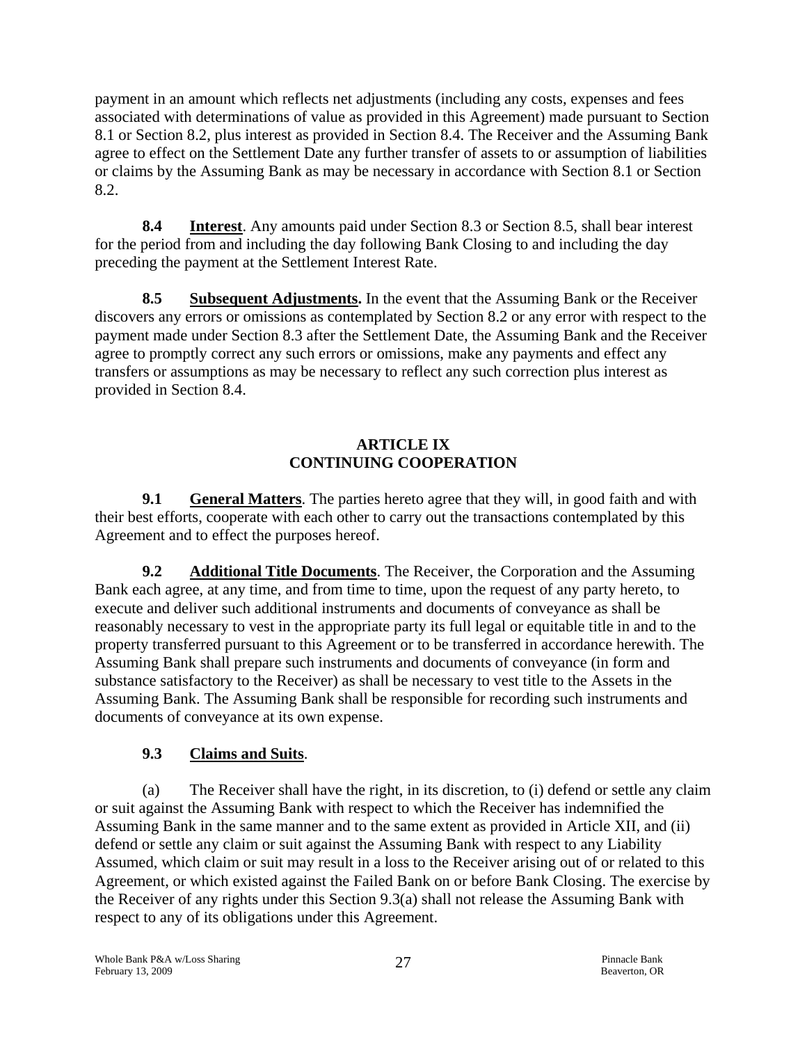payment in an amount which reflects net adjustments (including any costs, expenses and fees associated with determinations of value as provided in this Agreement) made pursuant to Section 8.1 or Section 8.2, plus interest as provided in Section 8.4. The Receiver and the Assuming Bank agree to effect on the Settlement Date any further transfer of assets to or assumption of liabilities or claims by the Assuming Bank as may be necessary in accordance with Section 8.1 or Section 8.2.

**8.4 Interest**. Any amounts paid under Section 8.3 or Section 8.5, shall bear interest for the period from and including the day following Bank Closing to and including the day preceding the payment at the Settlement Interest Rate.

**8.5 Subsequent Adjustments.** In the event that the Assuming Bank or the Receiver discovers any errors or omissions as contemplated by Section 8.2 or any error with respect to the payment made under Section 8.3 after the Settlement Date, the Assuming Bank and the Receiver agree to promptly correct any such errors or omissions, make any payments and effect any transfers or assumptions as may be necessary to reflect any such correction plus interest as provided in Section 8.4.

## ARTICLE IX
## CONTINUING COOPERATION

**9.1 General Matters**. The parties hereto agree that they will, in good faith and with their best efforts, cooperate with each other to carry out the transactions contemplated by this Agreement and to effect the purposes hereof.

**9.2 Additional Title Documents**. The Receiver, the Corporation and the Assuming Bank each agree, at any time, and from time to time, upon the request of any party hereto, to execute and deliver such additional instruments and documents of conveyance as shall be reasonably necessary to vest in the appropriate party its full legal or equitable title in and to the property transferred pursuant to this Agreement or to be transferred in accordance herewith. The Assuming Bank shall prepare such instruments and documents of conveyance (in form and substance satisfactory to the Receiver) as shall be necessary to vest title to the Assets in the Assuming Bank. The Assuming Bank shall be responsible for recording such instruments and documents of conveyance at its own expense.

**9.3 Claims and Suits**.

(a) The Receiver shall have the right, in its discretion, to (i) defend or settle any claim or suit against the Assuming Bank with respect to which the Receiver has indemnified the Assuming Bank in the same manner and to the same extent as provided in Article XII, and (ii) defend or settle any claim or suit against the Assuming Bank with respect to any Liability Assumed, which claim or suit may result in a loss to the Receiver arising out of or related to this Agreement, or which existed against the Failed Bank on or before Bank Closing. The exercise by the Receiver of any rights under this Section 9.3(a) shall not release the Assuming Bank with respect to any of its obligations under this Agreement.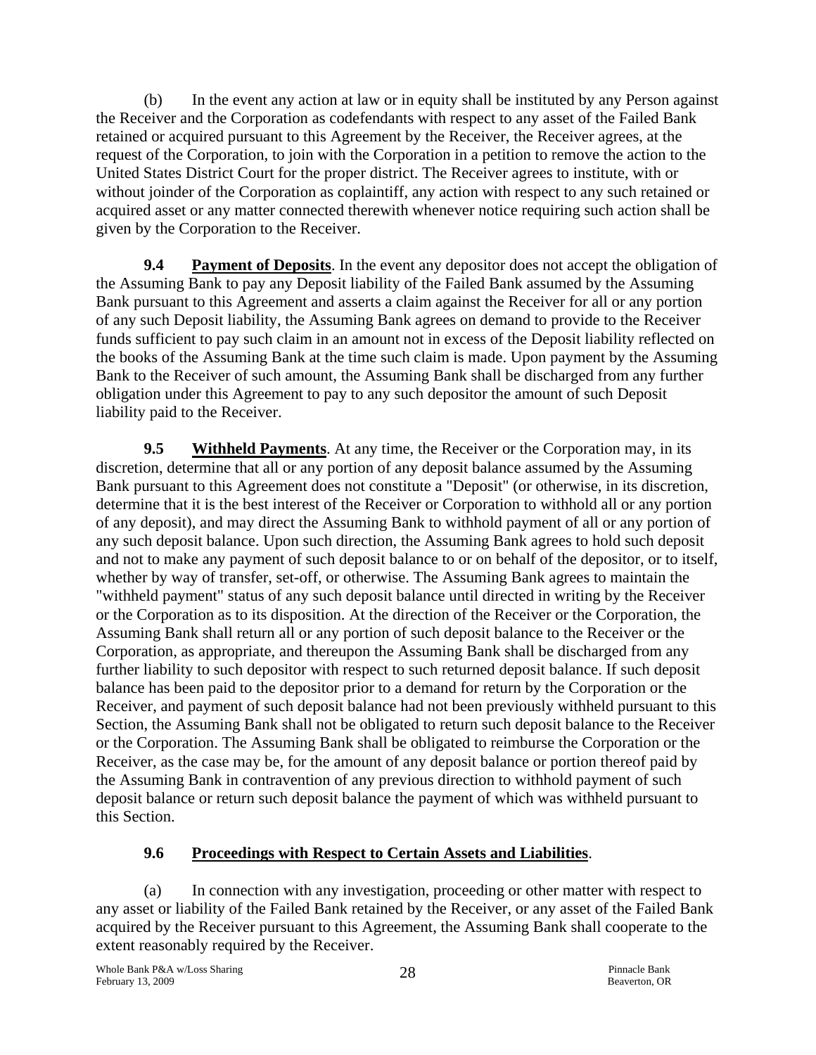(b) In the event any action at law or in equity shall be instituted by any Person against the Receiver and the Corporation as codefendants with respect to any asset of the Failed Bank retained or acquired pursuant to this Agreement by the Receiver, the Receiver agrees, at the request of the Corporation, to join with the Corporation in a petition to remove the action to the United States District Court for the proper district. The Receiver agrees to institute, with or without joinder of the Corporation as coplaintiff, any action with respect to any such retained or acquired asset or any matter connected therewith whenever notice requiring such action shall be given by the Corporation to the Receiver.

**9.4 Payment of Deposits**. In the event any depositor does not accept the obligation of the Assuming Bank to pay any Deposit liability of the Failed Bank assumed by the Assuming Bank pursuant to this Agreement and asserts a claim against the Receiver for all or any portion of any such Deposit liability, the Assuming Bank agrees on demand to provide to the Receiver funds sufficient to pay such claim in an amount not in excess of the Deposit liability reflected on the books of the Assuming Bank at the time such claim is made. Upon payment by the Assuming Bank to the Receiver of such amount, the Assuming Bank shall be discharged from any further obligation under this Agreement to pay to any such depositor the amount of such Deposit liability paid to the Receiver.

**9.5 Withheld Payments**. At any time, the Receiver or the Corporation may, in its discretion, determine that all or any portion of any deposit balance assumed by the Assuming Bank pursuant to this Agreement does not constitute a "Deposit" (or otherwise, in its discretion, determine that it is the best interest of the Receiver or Corporation to withhold all or any portion of any deposit), and may direct the Assuming Bank to withhold payment of all or any portion of any such deposit balance. Upon such direction, the Assuming Bank agrees to hold such deposit and not to make any payment of such deposit balance to or on behalf of the depositor, or to itself, whether by way of transfer, set-off, or otherwise. The Assuming Bank agrees to maintain the "withheld payment" status of any such deposit balance until directed in writing by the Receiver or the Corporation as to its disposition. At the direction of the Receiver or the Corporation, the Assuming Bank shall return all or any portion of such deposit balance to the Receiver or the Corporation, as appropriate, and thereupon the Assuming Bank shall be discharged from any further liability to such depositor with respect to such returned deposit balance. If such deposit balance has been paid to the depositor prior to a demand for return by the Corporation or the Receiver, and payment of such deposit balance had not been previously withheld pursuant to this Section, the Assuming Bank shall not be obligated to return such deposit balance to the Receiver or the Corporation. The Assuming Bank shall be obligated to reimburse the Corporation or the Receiver, as the case may be, for the amount of any deposit balance or portion thereof paid by the Assuming Bank in contravention of any previous direction to withhold payment of such deposit balance or return such deposit balance the payment of which was withheld pursuant to this Section.

**9.6 Proceedings with Respect to Certain Assets and Liabilities**.

(a) In connection with any investigation, proceeding or other matter with respect to any asset or liability of the Failed Bank retained by the Receiver, or any asset of the Failed Bank acquired by the Receiver pursuant to this Agreement, the Assuming Bank shall cooperate to the extent reasonably required by the Receiver.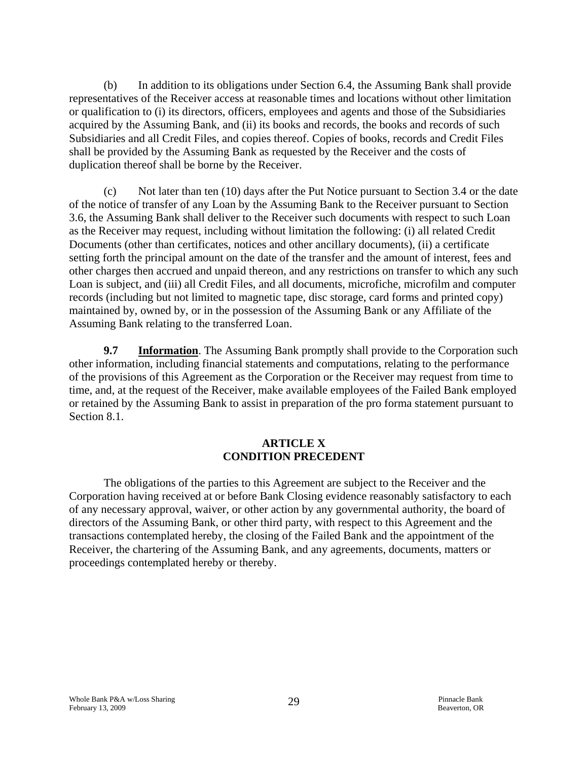(b) In addition to its obligations under Section 6.4, the Assuming Bank shall provide representatives of the Receiver access at reasonable times and locations without other limitation or qualification to (i) its directors, officers, employees and agents and those of the Subsidiaries acquired by the Assuming Bank, and (ii) its books and records, the books and records of such Subsidiaries and all Credit Files, and copies thereof. Copies of books, records and Credit Files shall be provided by the Assuming Bank as requested by the Receiver and the costs of duplication thereof shall be borne by the Receiver.

(c) Not later than ten (10) days after the Put Notice pursuant to Section 3.4 or the date of the notice of transfer of any Loan by the Assuming Bank to the Receiver pursuant to Section 3.6, the Assuming Bank shall deliver to the Receiver such documents with respect to such Loan as the Receiver may request, including without limitation the following: (i) all related Credit Documents (other than certificates, notices and other ancillary documents), (ii) a certificate setting forth the principal amount on the date of the transfer and the amount of interest, fees and other charges then accrued and unpaid thereon, and any restrictions on transfer to which any such Loan is subject, and (iii) all Credit Files, and all documents, microfiche, microfilm and computer records (including but not limited to magnetic tape, disc storage, card forms and printed copy) maintained by, owned by, or in the possession of the Assuming Bank or any Affiliate of the Assuming Bank relating to the transferred Loan.

**9.7 Information**. The Assuming Bank promptly shall provide to the Corporation such other information, including financial statements and computations, relating to the performance of the provisions of this Agreement as the Corporation or the Receiver may request from time to time, and, at the request of the Receiver, make available employees of the Failed Bank employed or retained by the Assuming Bank to assist in preparation of the pro forma statement pursuant to Section 8.1.

## ARTICLE X
## CONDITION PRECEDENT

The obligations of the parties to this Agreement are subject to the Receiver and the Corporation having received at or before Bank Closing evidence reasonably satisfactory to each of any necessary approval, waiver, or other action by any governmental authority, the board of directors of the Assuming Bank, or other third party, with respect to this Agreement and the transactions contemplated hereby, the closing of the Failed Bank and the appointment of the Receiver, the chartering of the Assuming Bank, and any agreements, documents, matters or proceedings contemplated hereby or thereby.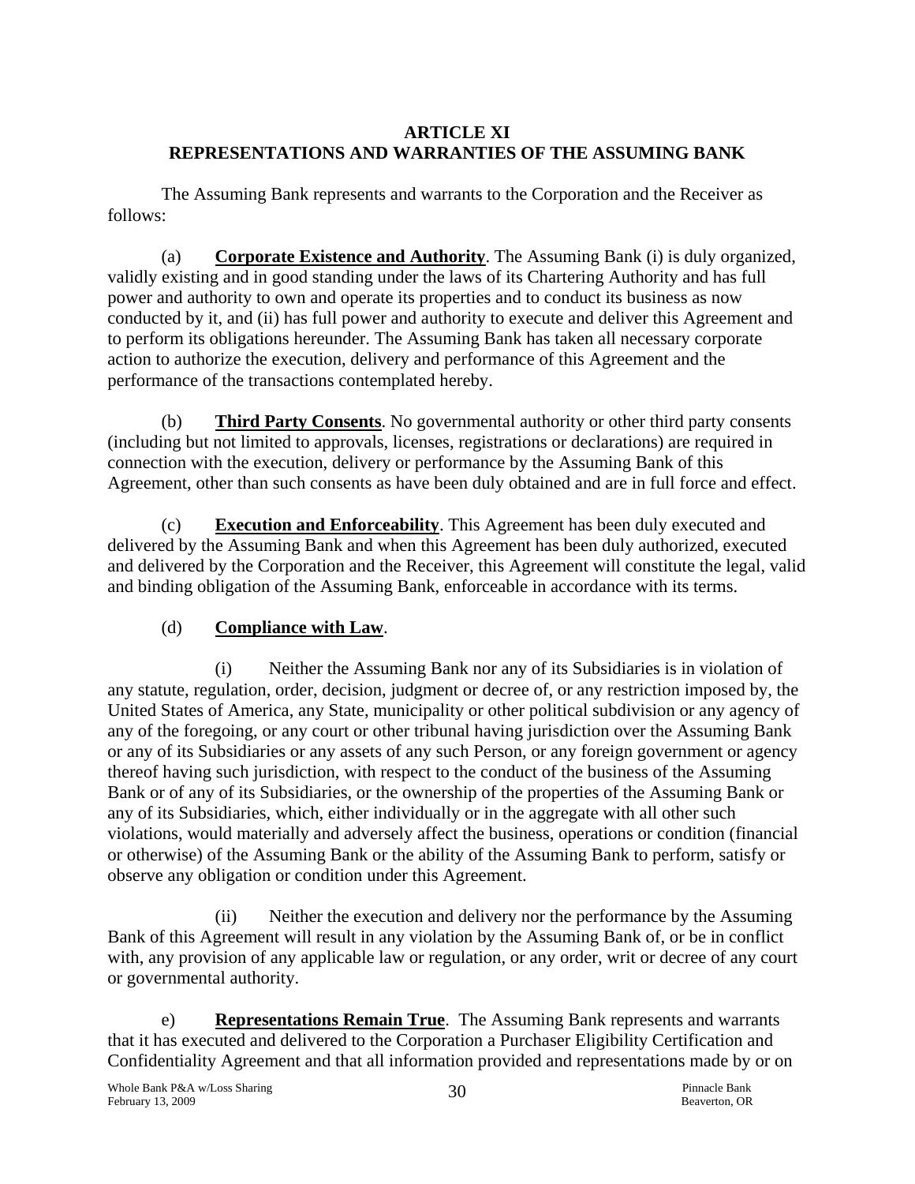# ARTICLE XI
# REPRESENTATIONS AND WARRANTIES OF THE ASSUMING BANK

The Assuming Bank represents and warrants to the Corporation and the Receiver as follows:

(a) **Corporate Existence and Authority**. The Assuming Bank (i) is duly organized, validly existing and in good standing under the laws of its Chartering Authority and has full power and authority to own and operate its properties and to conduct its business as now conducted by it, and (ii) has full power and authority to execute and deliver this Agreement and to perform its obligations hereunder. The Assuming Bank has taken all necessary corporate action to authorize the execution, delivery and performance of this Agreement and the performance of the transactions contemplated hereby.

(b) **Third Party Consents**. No governmental authority or other third party consents (including but not limited to approvals, licenses, registrations or declarations) are required in connection with the execution, delivery or performance by the Assuming Bank of this Agreement, other than such consents as have been duly obtained and are in full force and effect.

(c) **Execution and Enforceability**. This Agreement has been duly executed and delivered by the Assuming Bank and when this Agreement has been duly authorized, executed and delivered by the Corporation and the Receiver, this Agreement will constitute the legal, valid and binding obligation of the Assuming Bank, enforceable in accordance with its terms.

(d) **Compliance with Law**.

(i) Neither the Assuming Bank nor any of its Subsidiaries is in violation of any statute, regulation, order, decision, judgment or decree of, or any restriction imposed by, the United States of America, any State, municipality or other political subdivision or any agency of any of the foregoing, or any court or other tribunal having jurisdiction over the Assuming Bank or any of its Subsidiaries or any assets of any such Person, or any foreign government or agency thereof having such jurisdiction, with respect to the conduct of the business of the Assuming Bank or of any of its Subsidiaries, or the ownership of the properties of the Assuming Bank or any of its Subsidiaries, which, either individually or in the aggregate with all other such violations, would materially and adversely affect the business, operations or condition (financial or otherwise) of the Assuming Bank or the ability of the Assuming Bank to perform, satisfy or observe any obligation or condition under this Agreement.

(ii) Neither the execution and delivery nor the performance by the Assuming Bank of this Agreement will result in any violation by the Assuming Bank of, or be in conflict with, any provision of any applicable law or regulation, or any order, writ or decree of any court or governmental authority.

e) **Representations Remain True**. The Assuming Bank represents and warrants that it has executed and delivered to the Corporation a Purchaser Eligibility Certification and Confidentiality Agreement and that all information provided and representations made by or on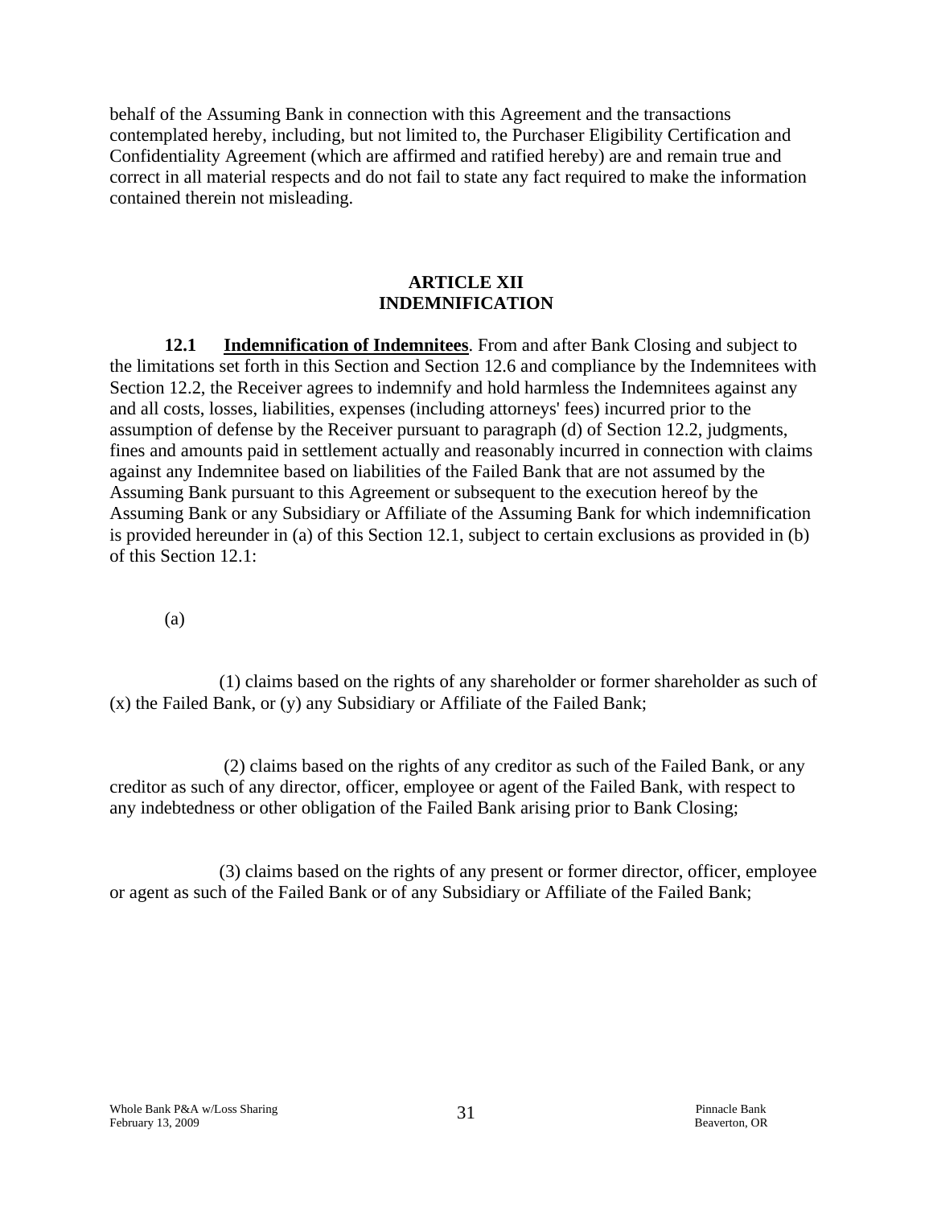behalf of the Assuming Bank in connection with this Agreement and the transactions contemplated hereby, including, but not limited to, the Purchaser Eligibility Certification and Confidentiality Agreement (which are affirmed and ratified hereby) are and remain true and correct in all material respects and do not fail to state any fact required to make the information contained therein not misleading.

## ARTICLE XII
## INDEMNIFICATION

**12.1 Indemnification of Indemnitees**. From and after Bank Closing and subject to the limitations set forth in this Section and Section 12.6 and compliance by the Indemnitees with Section 12.2, the Receiver agrees to indemnify and hold harmless the Indemnitees against any and all costs, losses, liabilities, expenses (including attorneys' fees) incurred prior to the assumption of defense by the Receiver pursuant to paragraph (d) of Section 12.2, judgments, fines and amounts paid in settlement actually and reasonably incurred in connection with claims against any Indemnitee based on liabilities of the Failed Bank that are not assumed by the Assuming Bank pursuant to this Agreement or subsequent to the execution hereof by the Assuming Bank or any Subsidiary or Affiliate of the Assuming Bank for which indemnification is provided hereunder in (a) of this Section 12.1, subject to certain exclusions as provided in (b) of this Section 12.1:

(a)

(1) claims based on the rights of any shareholder or former shareholder as such of (x) the Failed Bank, or (y) any Subsidiary or Affiliate of the Failed Bank;

(2) claims based on the rights of any creditor as such of the Failed Bank, or any creditor as such of any director, officer, employee or agent of the Failed Bank, with respect to any indebtedness or other obligation of the Failed Bank arising prior to Bank Closing;

(3) claims based on the rights of any present or former director, officer, employee or agent as such of the Failed Bank or of any Subsidiary or Affiliate of the Failed Bank;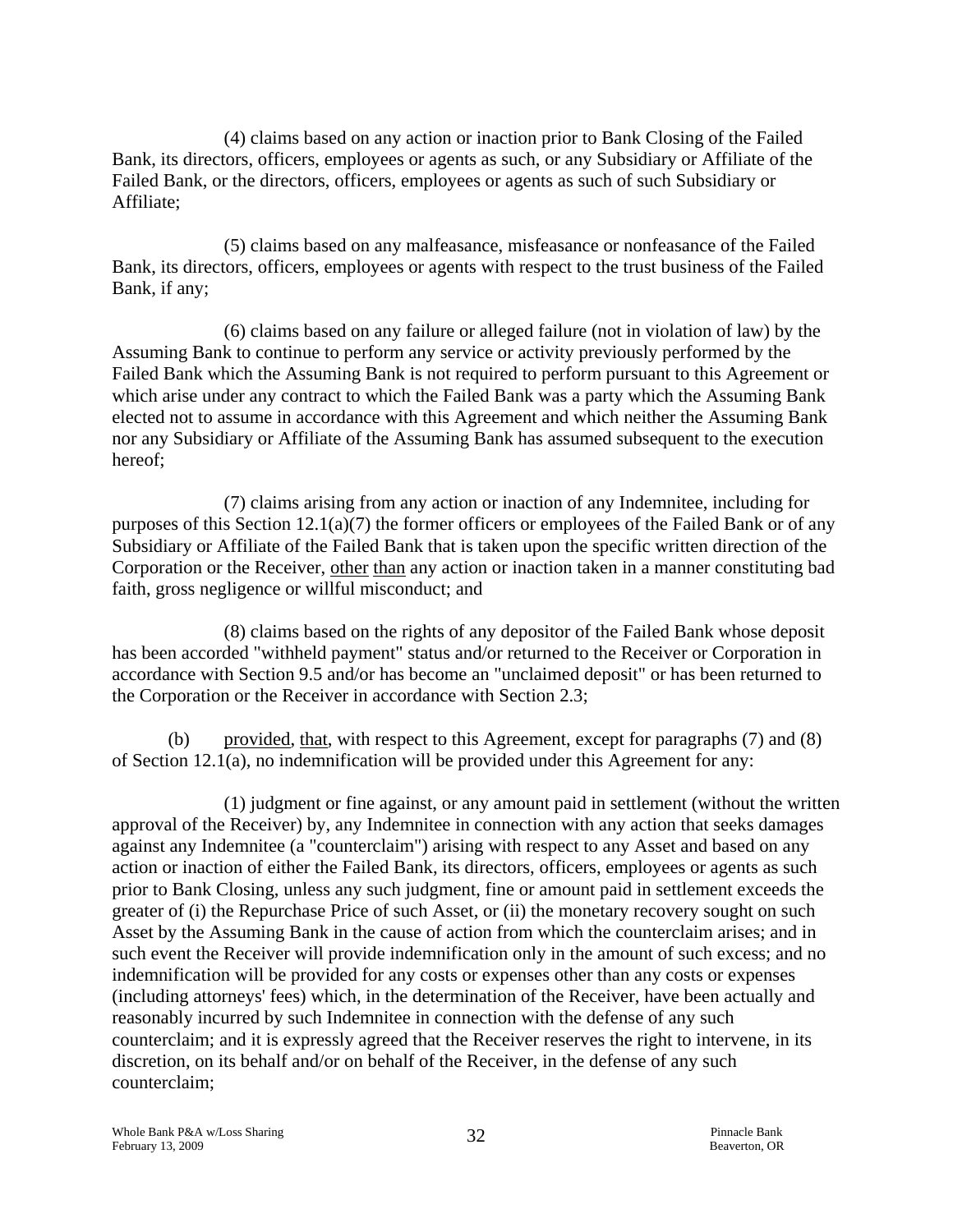(4) claims based on any action or inaction prior to Bank Closing of the Failed Bank, its directors, officers, employees or agents as such, or any Subsidiary or Affiliate of the Failed Bank, or the directors, officers, employees or agents as such of such Subsidiary or Affiliate;

(5) claims based on any malfeasance, misfeasance or nonfeasance of the Failed Bank, its directors, officers, employees or agents with respect to the trust business of the Failed Bank, if any;

(6) claims based on any failure or alleged failure (not in violation of law) by the Assuming Bank to continue to perform any service or activity previously performed by the Failed Bank which the Assuming Bank is not required to perform pursuant to this Agreement or which arise under any contract to which the Failed Bank was a party which the Assuming Bank elected not to assume in accordance with this Agreement and which neither the Assuming Bank nor any Subsidiary or Affiliate of the Assuming Bank has assumed subsequent to the execution hereof;

(7) claims arising from any action or inaction of any Indemnitee, including for purposes of this Section 12.1(a)(7) the former officers or employees of the Failed Bank or of any Subsidiary or Affiliate of the Failed Bank that is taken upon the specific written direction of the Corporation or the Receiver, other than any action or inaction taken in a manner constituting bad faith, gross negligence or willful misconduct; and

(8) claims based on the rights of any depositor of the Failed Bank whose deposit has been accorded "withheld payment" status and/or returned to the Receiver or Corporation in accordance with Section 9.5 and/or has become an "unclaimed deposit" or has been returned to the Corporation or the Receiver in accordance with Section 2.3;

(b) provided, that, with respect to this Agreement, except for paragraphs (7) and (8) of Section 12.1(a), no indemnification will be provided under this Agreement for any:

(1) judgment or fine against, or any amount paid in settlement (without the written approval of the Receiver) by, any Indemnitee in connection with any action that seeks damages against any Indemnitee (a "counterclaim") arising with respect to any Asset and based on any action or inaction of either the Failed Bank, its directors, officers, employees or agents as such prior to Bank Closing, unless any such judgment, fine or amount paid in settlement exceeds the greater of (i) the Repurchase Price of such Asset, or (ii) the monetary recovery sought on such Asset by the Assuming Bank in the cause of action from which the counterclaim arises; and in such event the Receiver will provide indemnification only in the amount of such excess; and no indemnification will be provided for any costs or expenses other than any costs or expenses (including attorneys' fees) which, in the determination of the Receiver, have been actually and reasonably incurred by such Indemnitee in connection with the defense of any such counterclaim; and it is expressly agreed that the Receiver reserves the right to intervene, in its discretion, on its behalf and/or on behalf of the Receiver, in the defense of any such counterclaim;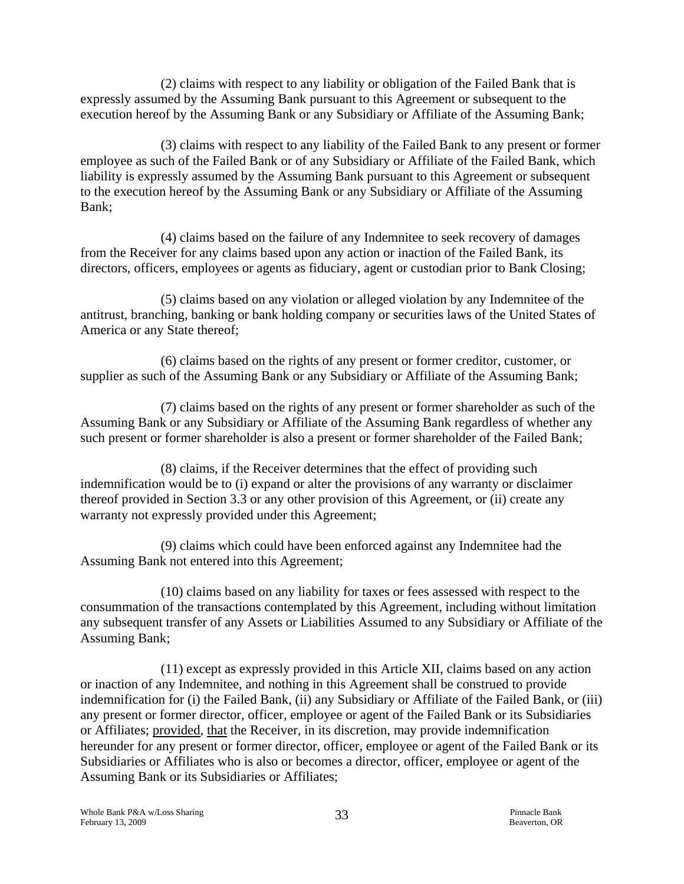(2) claims with respect to any liability or obligation of the Failed Bank that is expressly assumed by the Assuming Bank pursuant to this Agreement or subsequent to the execution hereof by the Assuming Bank or any Subsidiary or Affiliate of the Assuming Bank;

(3) claims with respect to any liability of the Failed Bank to any present or former employee as such of the Failed Bank or of any Subsidiary or Affiliate of the Failed Bank, which liability is expressly assumed by the Assuming Bank pursuant to this Agreement or subsequent to the execution hereof by the Assuming Bank or any Subsidiary or Affiliate of the Assuming Bank;

(4) claims based on the failure of any Indemnitee to seek recovery of damages from the Receiver for any claims based upon any action or inaction of the Failed Bank, its directors, officers, employees or agents as fiduciary, agent or custodian prior to Bank Closing;

(5) claims based on any violation or alleged violation by any Indemnitee of the antitrust, branching, banking or bank holding company or securities laws of the United States of America or any State thereof;

(6) claims based on the rights of any present or former creditor, customer, or supplier as such of the Assuming Bank or any Subsidiary or Affiliate of the Assuming Bank;

(7) claims based on the rights of any present or former shareholder as such of the Assuming Bank or any Subsidiary or Affiliate of the Assuming Bank regardless of whether any such present or former shareholder is also a present or former shareholder of the Failed Bank;

(8) claims, if the Receiver determines that the effect of providing such indemnification would be to (i) expand or alter the provisions of any warranty or disclaimer thereof provided in Section 3.3 or any other provision of this Agreement, or (ii) create any warranty not expressly provided under this Agreement;

(9) claims which could have been enforced against any Indemnitee had the Assuming Bank not entered into this Agreement;

(10) claims based on any liability for taxes or fees assessed with respect to the consummation of the transactions contemplated by this Agreement, including without limitation any subsequent transfer of any Assets or Liabilities Assumed to any Subsidiary or Affiliate of the Assuming Bank;

(11) except as expressly provided in this Article XII, claims based on any action or inaction of any Indemnitee, and nothing in this Agreement shall be construed to provide indemnification for (i) the Failed Bank, (ii) any Subsidiary or Affiliate of the Failed Bank, or (iii) any present or former director, officer, employee or agent of the Failed Bank or its Subsidiaries or Affiliates; provided, that the Receiver, in its discretion, may provide indemnification hereunder for any present or former director, officer, employee or agent of the Failed Bank or its Subsidiaries or Affiliates who is also or becomes a director, officer, employee or agent of the Assuming Bank or its Subsidiaries or Affiliates;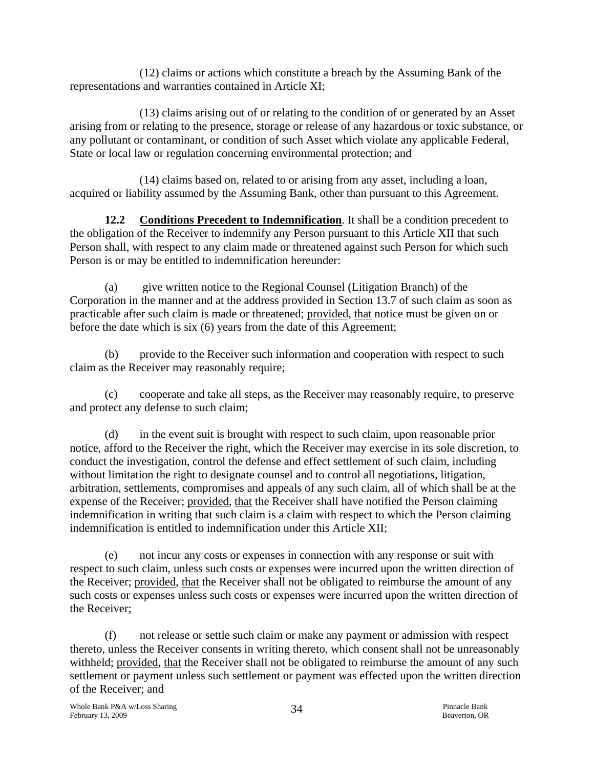(12) claims or actions which constitute a breach by the Assuming Bank of the representations and warranties contained in Article XI;

(13) claims arising out of or relating to the condition of or generated by an Asset arising from or relating to the presence, storage or release of any hazardous or toxic substance, or any pollutant or contaminant, or condition of such Asset which violate any applicable Federal, State or local law or regulation concerning environmental protection; and

(14) claims based on, related to or arising from any asset, including a loan, acquired or liability assumed by the Assuming Bank, other than pursuant to this Agreement.

**12.2 Conditions Precedent to Indemnification**. It shall be a condition precedent to the obligation of the Receiver to indemnify any Person pursuant to this Article XII that such Person shall, with respect to any claim made or threatened against such Person for which such Person is or may be entitled to indemnification hereunder:

(a) give written notice to the Regional Counsel (Litigation Branch) of the Corporation in the manner and at the address provided in Section 13.7 of such claim as soon as practicable after such claim is made or threatened; provided, that notice must be given on or before the date which is six (6) years from the date of this Agreement;

(b) provide to the Receiver such information and cooperation with respect to such claim as the Receiver may reasonably require;

(c) cooperate and take all steps, as the Receiver may reasonably require, to preserve and protect any defense to such claim;

(d) in the event suit is brought with respect to such claim, upon reasonable prior notice, afford to the Receiver the right, which the Receiver may exercise in its sole discretion, to conduct the investigation, control the defense and effect settlement of such claim, including without limitation the right to designate counsel and to control all negotiations, litigation, arbitration, settlements, compromises and appeals of any such claim, all of which shall be at the expense of the Receiver; provided, that the Receiver shall have notified the Person claiming indemnification in writing that such claim is a claim with respect to which the Person claiming indemnification is entitled to indemnification under this Article XII;

(e) not incur any costs or expenses in connection with any response or suit with respect to such claim, unless such costs or expenses were incurred upon the written direction of the Receiver; provided, that the Receiver shall not be obligated to reimburse the amount of any such costs or expenses unless such costs or expenses were incurred upon the written direction of the Receiver;

(f) not release or settle such claim or make any payment or admission with respect thereto, unless the Receiver consents in writing thereto, which consent shall not be unreasonably withheld; provided, that the Receiver shall not be obligated to reimburse the amount of any such settlement or payment unless such settlement or payment was effected upon the written direction of the Receiver; and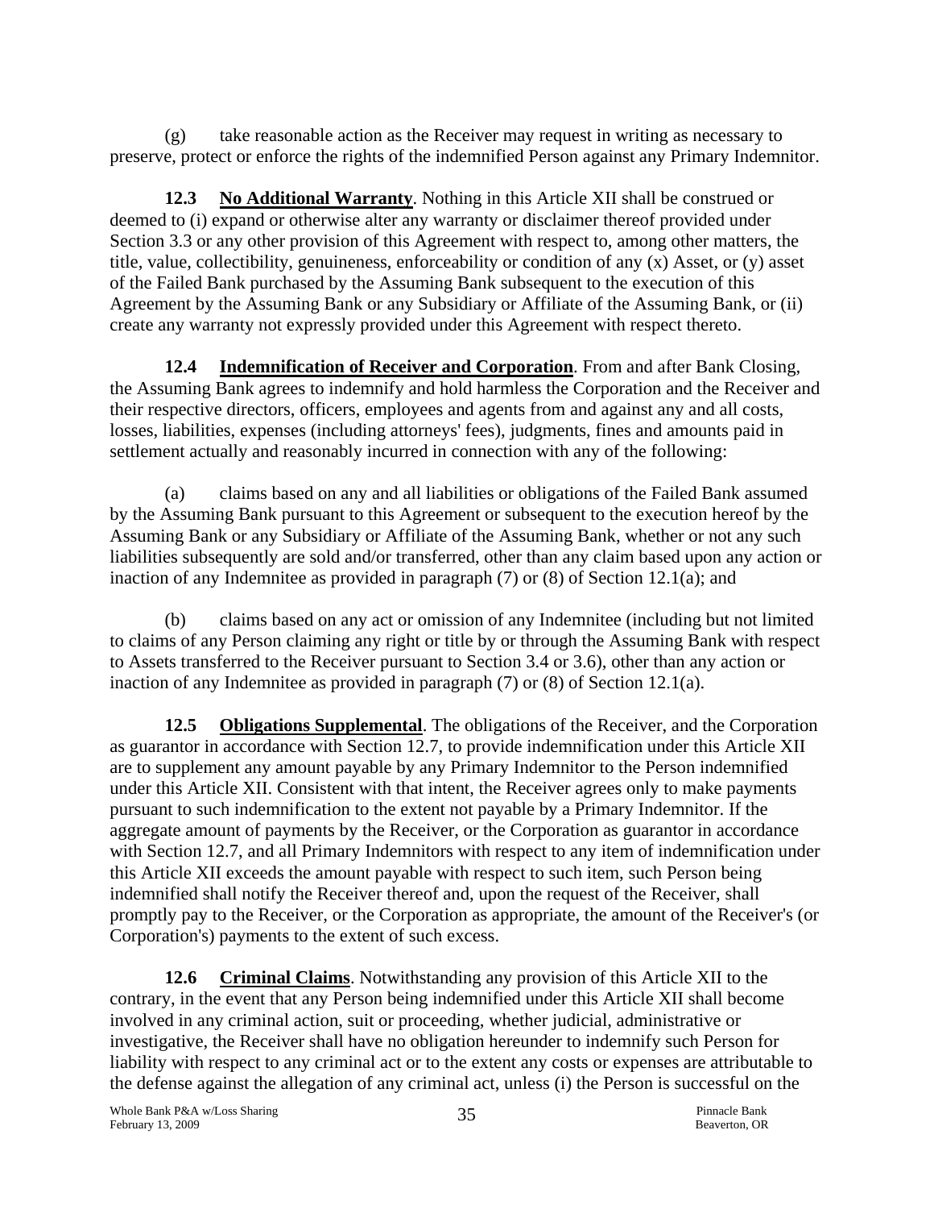(g) take reasonable action as the Receiver may request in writing as necessary to preserve, protect or enforce the rights of the indemnified Person against any Primary Indemnitor.

**12.3 No Additional Warranty**. Nothing in this Article XII shall be construed or deemed to (i) expand or otherwise alter any warranty or disclaimer thereof provided under Section 3.3 or any other provision of this Agreement with respect to, among other matters, the title, value, collectibility, genuineness, enforceability or condition of any (x) Asset, or (y) asset of the Failed Bank purchased by the Assuming Bank subsequent to the execution of this Agreement by the Assuming Bank or any Subsidiary or Affiliate of the Assuming Bank, or (ii) create any warranty not expressly provided under this Agreement with respect thereto.

**12.4 Indemnification of Receiver and Corporation**. From and after Bank Closing, the Assuming Bank agrees to indemnify and hold harmless the Corporation and the Receiver and their respective directors, officers, employees and agents from and against any and all costs, losses, liabilities, expenses (including attorneys' fees), judgments, fines and amounts paid in settlement actually and reasonably incurred in connection with any of the following:

(a) claims based on any and all liabilities or obligations of the Failed Bank assumed by the Assuming Bank pursuant to this Agreement or subsequent to the execution hereof by the Assuming Bank or any Subsidiary or Affiliate of the Assuming Bank, whether or not any such liabilities subsequently are sold and/or transferred, other than any claim based upon any action or inaction of any Indemnitee as provided in paragraph (7) or (8) of Section 12.1(a); and

(b) claims based on any act or omission of any Indemnitee (including but not limited to claims of any Person claiming any right or title by or through the Assuming Bank with respect to Assets transferred to the Receiver pursuant to Section 3.4 or 3.6), other than any action or inaction of any Indemnitee as provided in paragraph (7) or (8) of Section 12.1(a).

**12.5 Obligations Supplemental**. The obligations of the Receiver, and the Corporation as guarantor in accordance with Section 12.7, to provide indemnification under this Article XII are to supplement any amount payable by any Primary Indemnitor to the Person indemnified under this Article XII. Consistent with that intent, the Receiver agrees only to make payments pursuant to such indemnification to the extent not payable by a Primary Indemnitor. If the aggregate amount of payments by the Receiver, or the Corporation as guarantor in accordance with Section 12.7, and all Primary Indemnitors with respect to any item of indemnification under this Article XII exceeds the amount payable with respect to such item, such Person being indemnified shall notify the Receiver thereof and, upon the request of the Receiver, shall promptly pay to the Receiver, or the Corporation as appropriate, the amount of the Receiver's (or Corporation's) payments to the extent of such excess.

**12.6 Criminal Claims**. Notwithstanding any provision of this Article XII to the contrary, in the event that any Person being indemnified under this Article XII shall become involved in any criminal action, suit or proceeding, whether judicial, administrative or investigative, the Receiver shall have no obligation hereunder to indemnify such Person for liability with respect to any criminal act or to the extent any costs or expenses are attributable to the defense against the allegation of any criminal act, unless (i) the Person is successful on the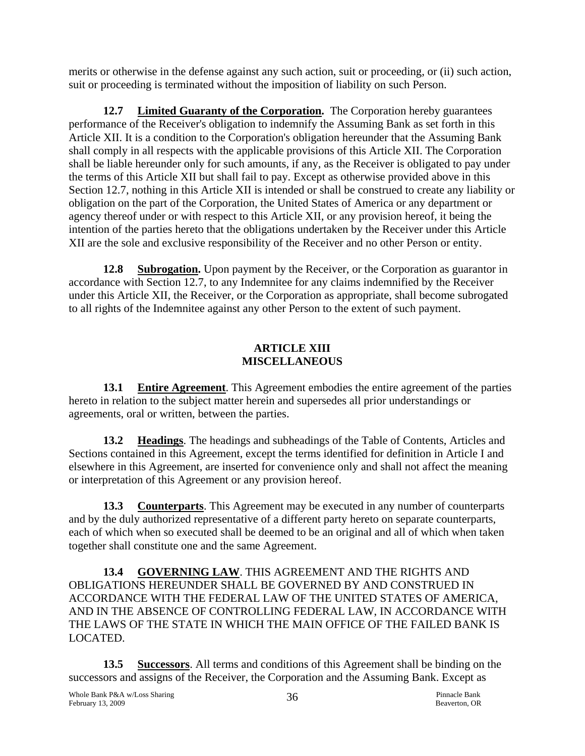merits or otherwise in the defense against any such action, suit or proceeding, or (ii) such action, suit or proceeding is terminated without the imposition of liability on such Person.

**12.7 Limited Guaranty of the Corporation.** The Corporation hereby guarantees performance of the Receiver's obligation to indemnify the Assuming Bank as set forth in this Article XII. It is a condition to the Corporation's obligation hereunder that the Assuming Bank shall comply in all respects with the applicable provisions of this Article XII. The Corporation shall be liable hereunder only for such amounts, if any, as the Receiver is obligated to pay under the terms of this Article XII but shall fail to pay. Except as otherwise provided above in this Section 12.7, nothing in this Article XII is intended or shall be construed to create any liability or obligation on the part of the Corporation, the United States of America or any department or agency thereof under or with respect to this Article XII, or any provision hereof, it being the intention of the parties hereto that the obligations undertaken by the Receiver under this Article XII are the sole and exclusive responsibility of the Receiver and no other Person or entity.

**12.8 Subrogation.** Upon payment by the Receiver, or the Corporation as guarantor in accordance with Section 12.7, to any Indemnitee for any claims indemnified by the Receiver under this Article XII, the Receiver, or the Corporation as appropriate, shall become subrogated to all rights of the Indemnitee against any other Person to the extent of such payment.

## ARTICLE XIII
## MISCELLANEOUS

**13.1 Entire Agreement**. This Agreement embodies the entire agreement of the parties hereto in relation to the subject matter herein and supersedes all prior understandings or agreements, oral or written, between the parties.

**13.2 Headings**. The headings and subheadings of the Table of Contents, Articles and Sections contained in this Agreement, except the terms identified for definition in Article I and elsewhere in this Agreement, are inserted for convenience only and shall not affect the meaning or interpretation of this Agreement or any provision hereof.

**13.3 Counterparts**. This Agreement may be executed in any number of counterparts and by the duly authorized representative of a different party hereto on separate counterparts, each of which when so executed shall be deemed to be an original and all of which when taken together shall constitute one and the same Agreement.

**13.4 GOVERNING LAW**. THIS AGREEMENT AND THE RIGHTS AND OBLIGATIONS HEREUNDER SHALL BE GOVERNED BY AND CONSTRUED IN ACCORDANCE WITH THE FEDERAL LAW OF THE UNITED STATES OF AMERICA, AND IN THE ABSENCE OF CONTROLLING FEDERAL LAW, IN ACCORDANCE WITH THE LAWS OF THE STATE IN WHICH THE MAIN OFFICE OF THE FAILED BANK IS LOCATED.

**13.5 Successors**. All terms and conditions of this Agreement shall be binding on the successors and assigns of the Receiver, the Corporation and the Assuming Bank. Except as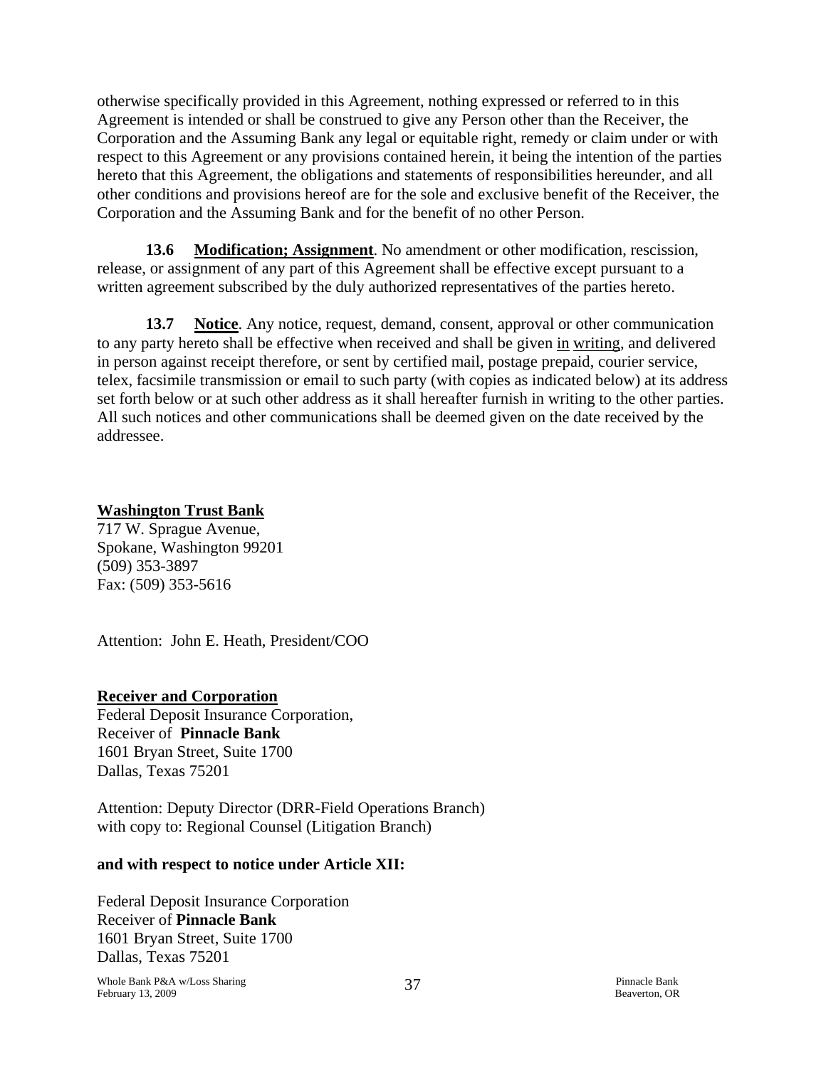otherwise specifically provided in this Agreement, nothing expressed or referred to in this Agreement is intended or shall be construed to give any Person other than the Receiver, the Corporation and the Assuming Bank any legal or equitable right, remedy or claim under or with respect to this Agreement or any provisions contained herein, it being the intention of the parties hereto that this Agreement, the obligations and statements of responsibilities hereunder, and all other conditions and provisions hereof are for the sole and exclusive benefit of the Receiver, the Corporation and the Assuming Bank and for the benefit of no other Person.

**13.6 Modification; Assignment**. No amendment or other modification, rescission, release, or assignment of any part of this Agreement shall be effective except pursuant to a written agreement subscribed by the duly authorized representatives of the parties hereto.

**13.7 Notice**. Any notice, request, demand, consent, approval or other communication to any party hereto shall be effective when received and shall be given in writing, and delivered in person against receipt therefore, or sent by certified mail, postage prepaid, courier service, telex, facsimile transmission or email to such party (with copies as indicated below) at its address set forth below or at such other address as it shall hereafter furnish in writing to the other parties. All such notices and other communications shall be deemed given on the date received by the addressee.

**Washington Trust Bank**
717 W. Sprague Avenue,
Spokane, Washington 99201
(509) 353-3897
Fax: (509) 353-5616

Attention: John E. Heath, President/COO

**Receiver and Corporation**
Federal Deposit Insurance Corporation,
Receiver of **Pinnacle Bank**
1601 Bryan Street, Suite 1700
Dallas, Texas 75201

Attention: Deputy Director (DRR-Field Operations Branch)
with copy to: Regional Counsel (Litigation Branch)

**and with respect to notice under Article XII:**

Federal Deposit Insurance Corporation
Receiver of **Pinnacle Bank**
1601 Bryan Street, Suite 1700
Dallas, Texas 75201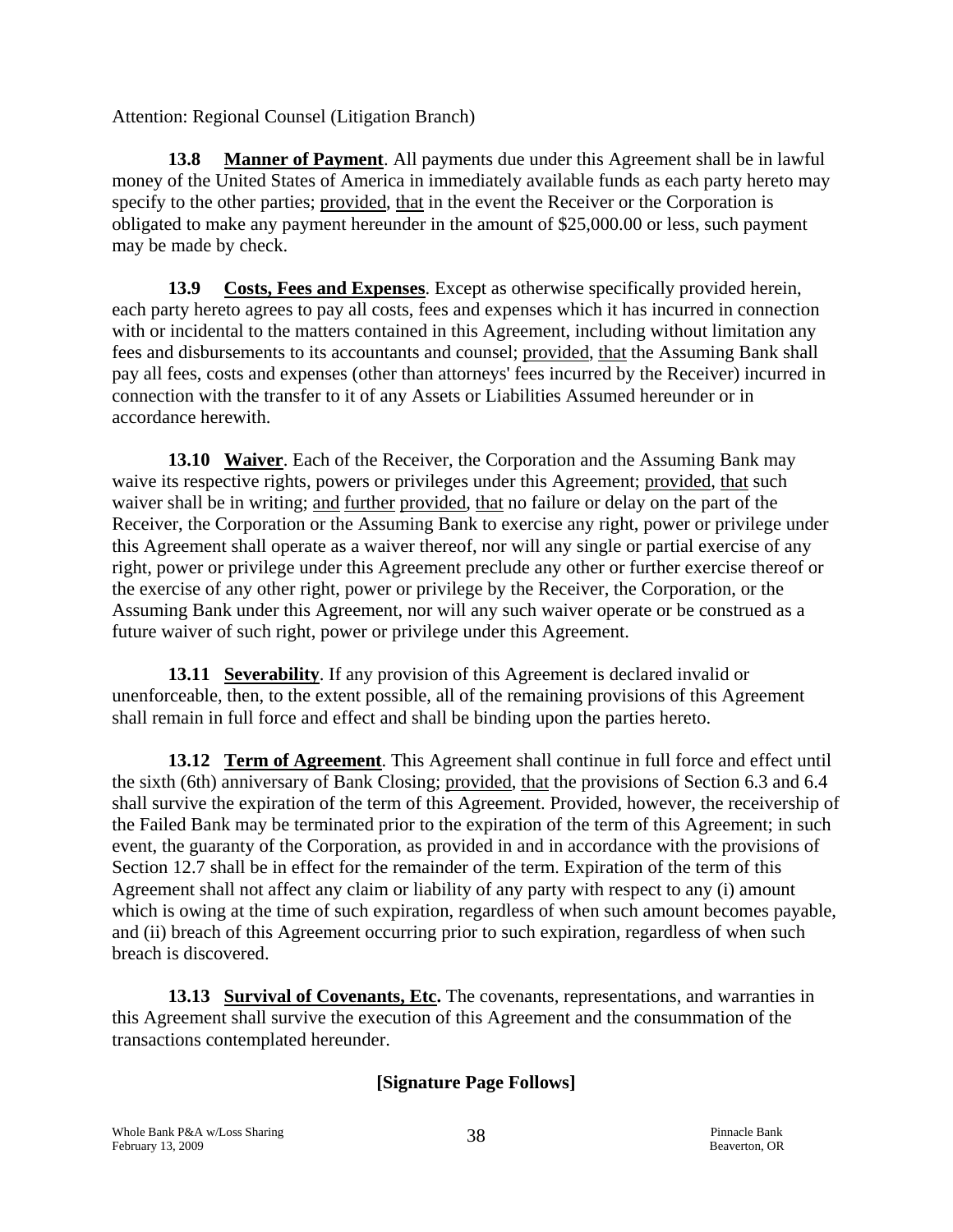Attention: Regional Counsel (Litigation Branch)

**13.8 Manner of Payment**. All payments due under this Agreement shall be in lawful money of the United States of America in immediately available funds as each party hereto may specify to the other parties; provided, that in the event the Receiver or the Corporation is obligated to make any payment hereunder in the amount of $25,000.00 or less, such payment may be made by check.

**13.9 Costs, Fees and Expenses**. Except as otherwise specifically provided herein, each party hereto agrees to pay all costs, fees and expenses which it has incurred in connection with or incidental to the matters contained in this Agreement, including without limitation any fees and disbursements to its accountants and counsel; provided, that the Assuming Bank shall pay all fees, costs and expenses (other than attorneys' fees incurred by the Receiver) incurred in connection with the transfer to it of any Assets or Liabilities Assumed hereunder or in accordance herewith.

**13.10 Waiver**. Each of the Receiver, the Corporation and the Assuming Bank may waive its respective rights, powers or privileges under this Agreement; provided, that such waiver shall be in writing; and further provided, that no failure or delay on the part of the Receiver, the Corporation or the Assuming Bank to exercise any right, power or privilege under this Agreement shall operate as a waiver thereof, nor will any single or partial exercise of any right, power or privilege under this Agreement preclude any other or further exercise thereof or the exercise of any other right, power or privilege by the Receiver, the Corporation, or the Assuming Bank under this Agreement, nor will any such waiver operate or be construed as a future waiver of such right, power or privilege under this Agreement.

**13.11 Severability**. If any provision of this Agreement is declared invalid or unenforceable, then, to the extent possible, all of the remaining provisions of this Agreement shall remain in full force and effect and shall be binding upon the parties hereto.

**13.12 Term of Agreement**. This Agreement shall continue in full force and effect until the sixth (6th) anniversary of Bank Closing; provided, that the provisions of Section 6.3 and 6.4 shall survive the expiration of the term of this Agreement. Provided, however, the receivership of the Failed Bank may be terminated prior to the expiration of the term of this Agreement; in such event, the guaranty of the Corporation, as provided in and in accordance with the provisions of Section 12.7 shall be in effect for the remainder of the term. Expiration of the term of this Agreement shall not affect any claim or liability of any party with respect to any (i) amount which is owing at the time of such expiration, regardless of when such amount becomes payable, and (ii) breach of this Agreement occurring prior to such expiration, regardless of when such breach is discovered.

**13.13 Survival of Covenants, Etc.** The covenants, representations, and warranties in this Agreement shall survive the execution of this Agreement and the consummation of the transactions contemplated hereunder.

**[Signature Page Follows]**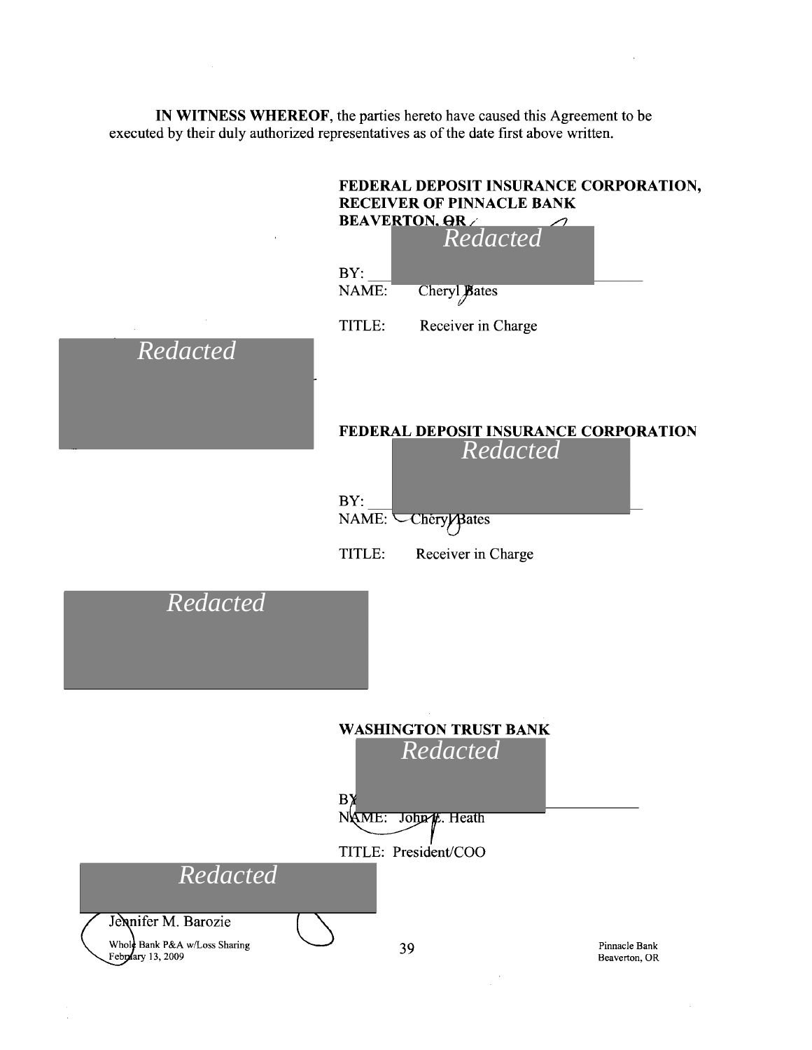**IN WITNESS WHEREOF**, the parties hereto have caused this Agreement to be executed by their duly authorized representatives as of the date first above written.

**FEDERAL DEPOSIT INSURANCE CORPORATION, RECEIVER OF PINNACLE BANK BEAVERTON, OR**

Redacted

BY: \_\_\_\_\_\_\_\_\_\_\_\_\_\_\_\_\_\_\_\_\_\_\_\_\_\_\_\_\_\_

NAME: Cheryl Bates

TITLE: Receiver in Charge

Redacted

**FEDERAL DEPOSIT INSURANCE CORPORATION**

Redacted

BY: \_\_\_\_\_\_\_\_\_\_\_\_\_\_\_\_\_\_\_\_\_\_\_\_\_\_\_\_\_\_

NAME: Cheryl Bates

TITLE: Receiver in Charge

Redacted

**WASHINGTON TRUST BANK**

Redacted

BY: \_\_\_\_\_\_\_\_\_\_\_\_\_\_\_\_\_\_\_\_\_\_\_\_\_\_\_\_\_\_

NAME: John E. Heath

TITLE: President/COO

Redacted

Jennifer M. Barozie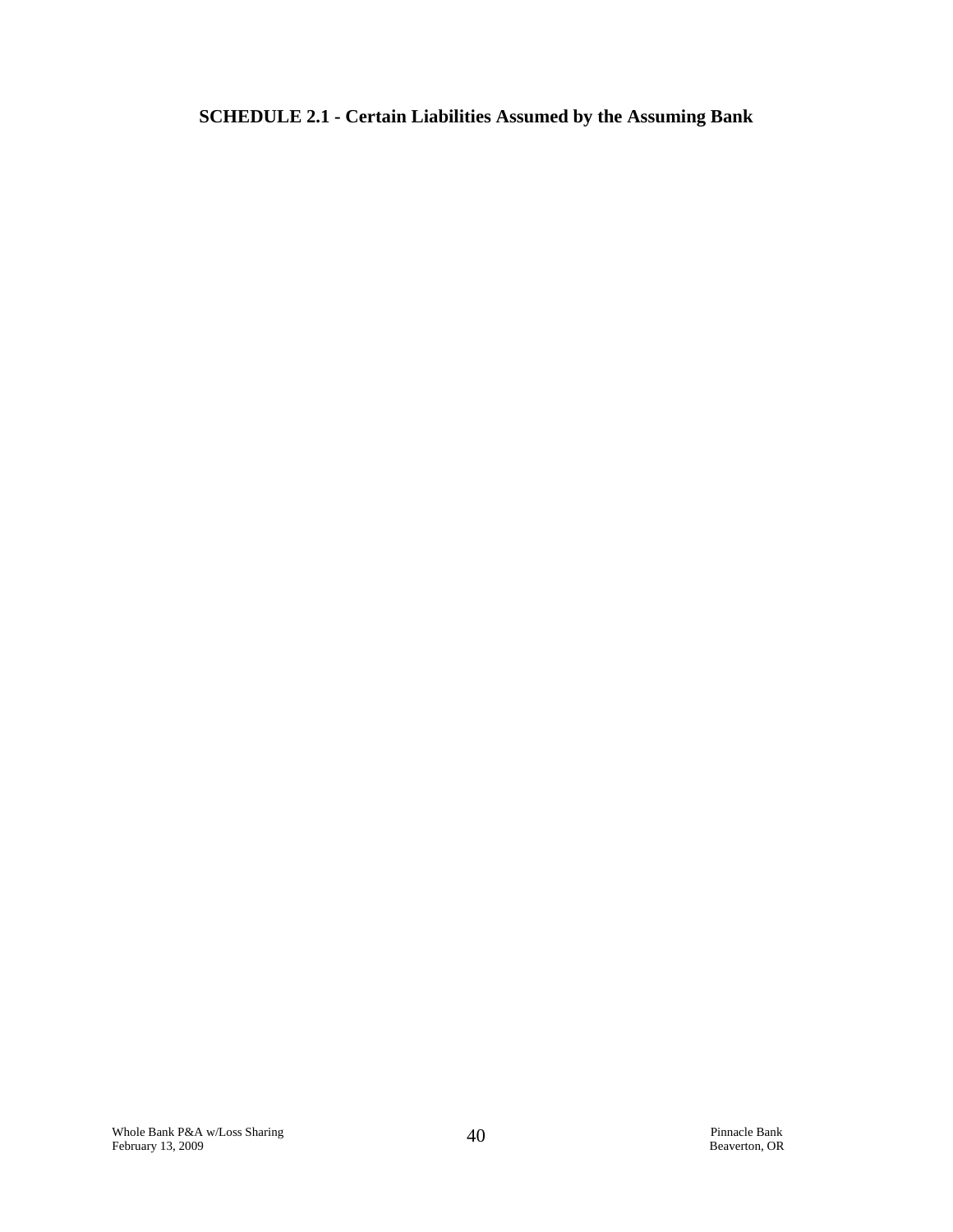**SCHEDULE 2.1 - Certain Liabilities Assumed by the Assuming Bank**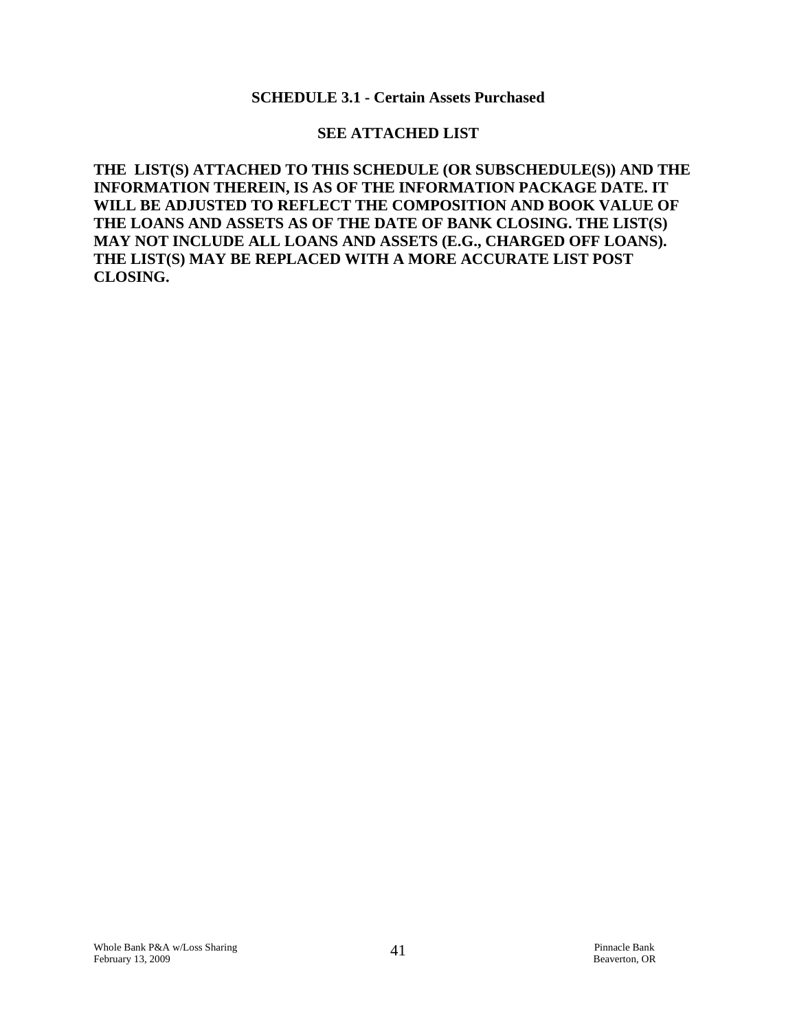## SCHEDULE 3.1 - Certain Assets Purchased

**SEE ATTACHED LIST**

**THE LIST(S) ATTACHED TO THIS SCHEDULE (OR SUBSCHEDULE(S)) AND THE INFORMATION THEREIN, IS AS OF THE INFORMATION PACKAGE DATE. IT WILL BE ADJUSTED TO REFLECT THE COMPOSITION AND BOOK VALUE OF THE LOANS AND ASSETS AS OF THE DATE OF BANK CLOSING. THE LIST(S) MAY NOT INCLUDE ALL LOANS AND ASSETS (E.G., CHARGED OFF LOANS). THE LIST(S) MAY BE REPLACED WITH A MORE ACCURATE LIST POST CLOSING.**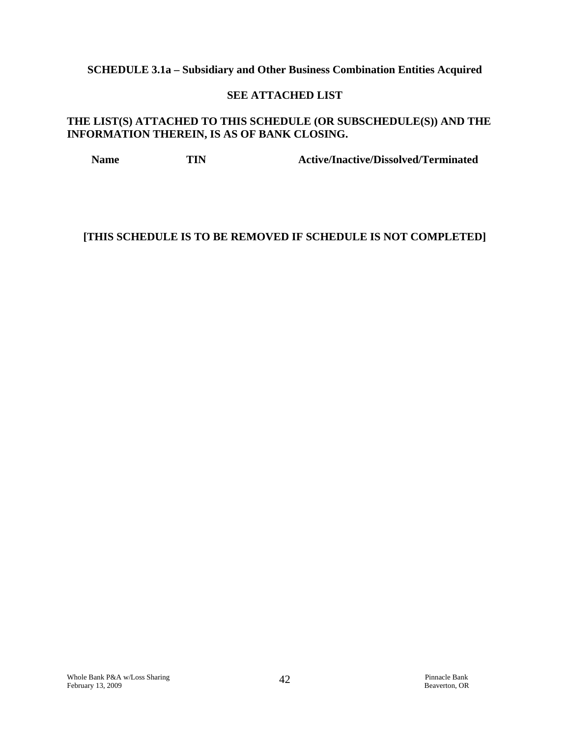**SCHEDULE 3.1a – Subsidiary and Other Business Combination Entities Acquired**

**SEE ATTACHED LIST**

**THE LIST(S) ATTACHED TO THIS SCHEDULE (OR SUBSCHEDULE(S)) AND THE INFORMATION THEREIN, IS AS OF BANK CLOSING.**

| Name | TIN | Active/Inactive/Dissolved/Terminated |
|---|---|---|

**[THIS SCHEDULE IS TO BE REMOVED IF SCHEDULE IS NOT COMPLETED]**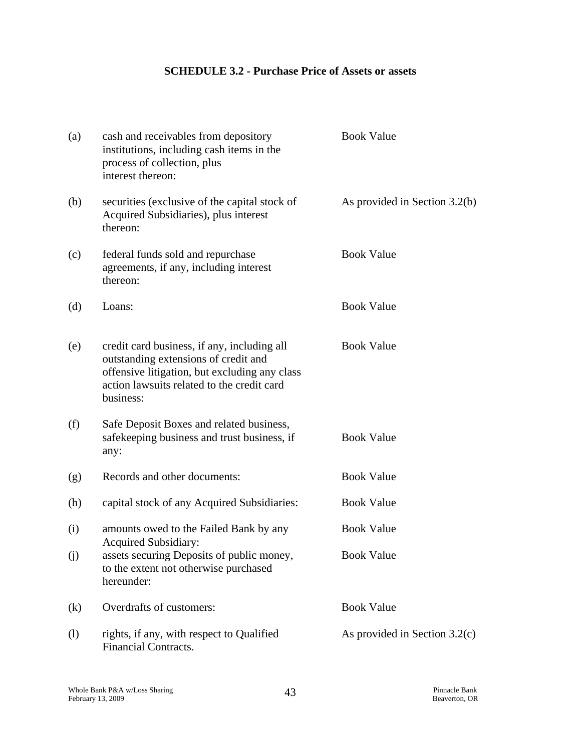**SCHEDULE 3.2 - Purchase Price of Assets or assets**

| | | |
|---|---|---|
| (a) | cash and receivables from depository institutions, including cash items in the process of collection, plus interest thereon: | Book Value |
| (b) | securities (exclusive of the capital stock of Acquired Subsidiaries), plus interest thereon: | As provided in Section 3.2(b) |
| (c) | federal funds sold and repurchase agreements, if any, including interest thereon: | Book Value |
| (d) | Loans: | Book Value |
| (e) | credit card business, if any, including all outstanding extensions of credit and offensive litigation, but excluding any class action lawsuits related to the credit card business: | Book Value |
| (f) | Safe Deposit Boxes and related business, safekeeping business and trust business, if any: | Book Value |
| (g) | Records and other documents: | Book Value |
| (h) | capital stock of any Acquired Subsidiaries: | Book Value |
| (i) | amounts owed to the Failed Bank by any Acquired Subsidiary: | Book Value |
| (j) | assets securing Deposits of public money, to the extent not otherwise purchased hereunder: | Book Value |
| (k) | Overdrafts of customers: | Book Value |
| (l) | rights, if any, with respect to Qualified Financial Contracts. | As provided in Section 3.2(c) |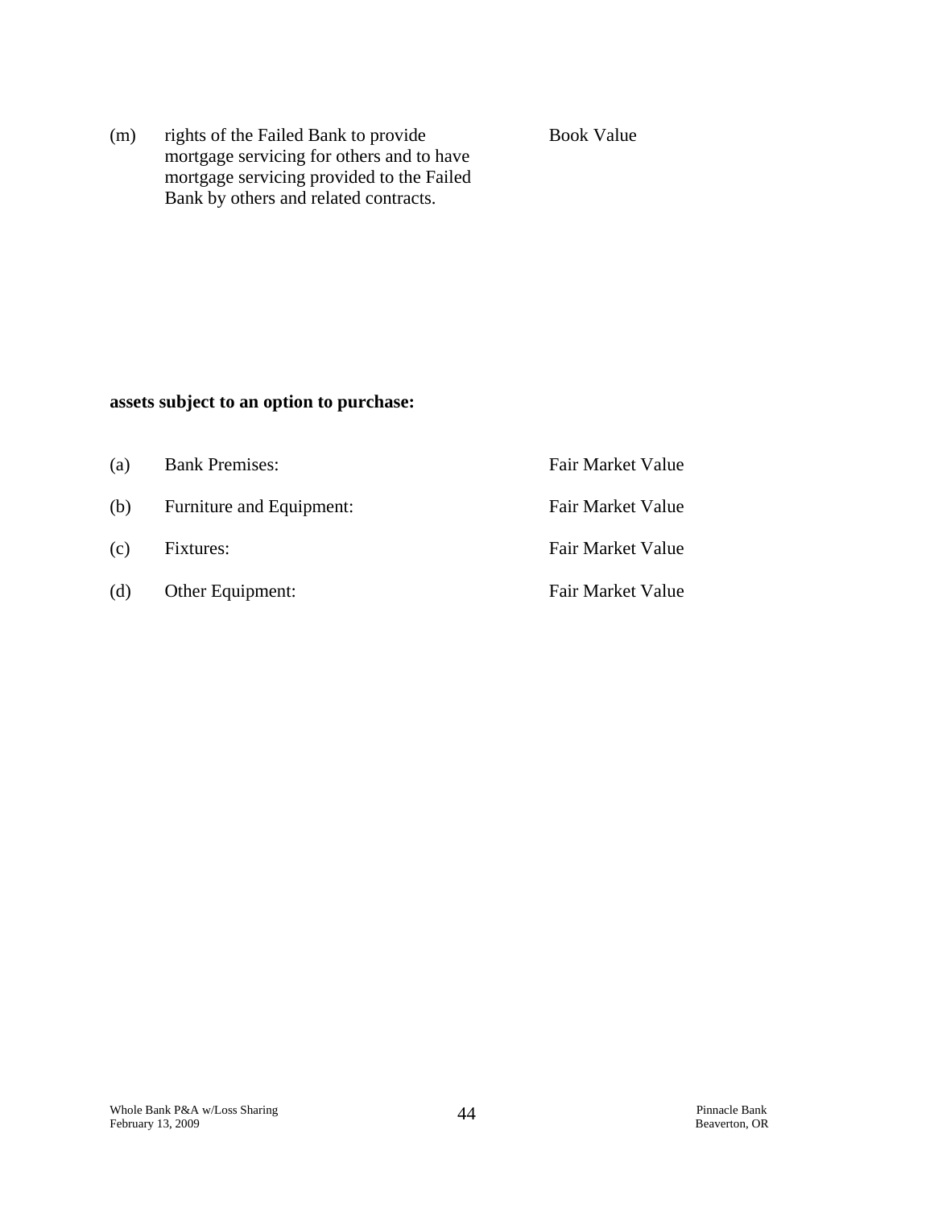| | | |
|---|---|---|
| (m) | rights of the Failed Bank to provide mortgage servicing for others and to have mortgage servicing provided to the Failed Bank by others and related contracts. | Book Value |

**assets subject to an option to purchase:**

| | | |
|---|---|---|
| (a) | Bank Premises: | Fair Market Value |
| (b) | Furniture and Equipment: | Fair Market Value |
| (c) | Fixtures: | Fair Market Value |
| (d) | Other Equipment: | Fair Market Value |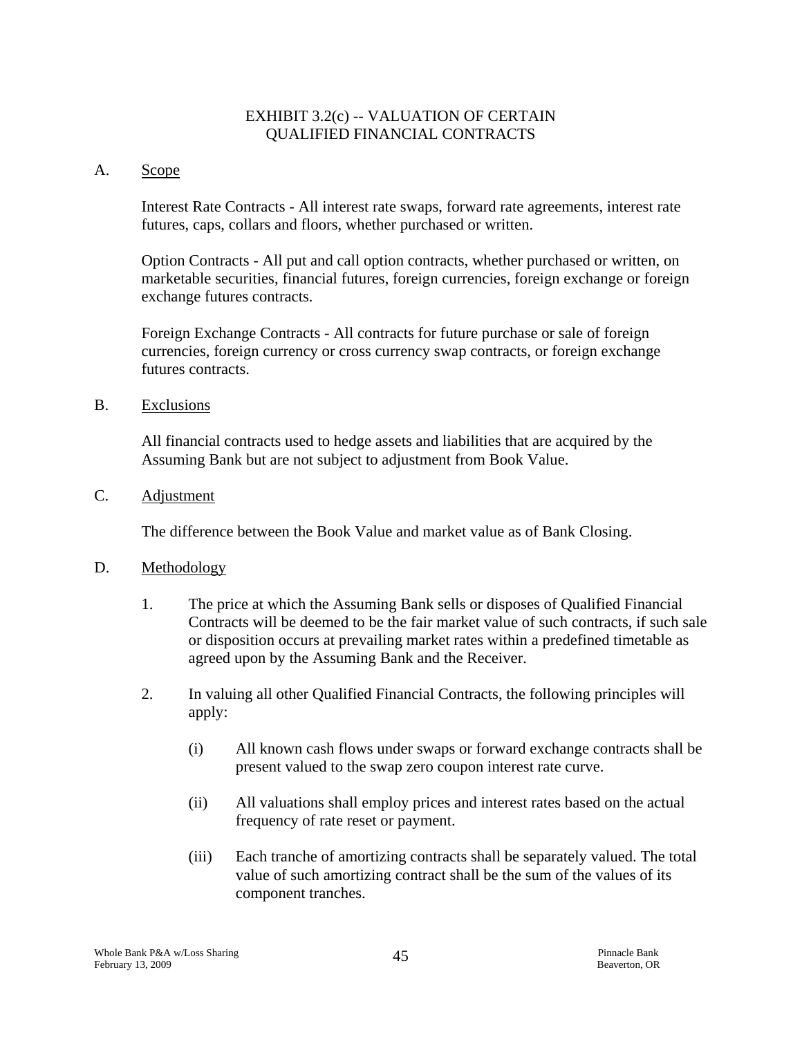# EXHIBIT 3.2(c) -- VALUATION OF CERTAIN QUALIFIED FINANCIAL CONTRACTS

A. Scope

Interest Rate Contracts - All interest rate swaps, forward rate agreements, interest rate futures, caps, collars and floors, whether purchased or written.

Option Contracts - All put and call option contracts, whether purchased or written, on marketable securities, financial futures, foreign currencies, foreign exchange or foreign exchange futures contracts.

Foreign Exchange Contracts - All contracts for future purchase or sale of foreign currencies, foreign currency or cross currency swap contracts, or foreign exchange futures contracts.

B. Exclusions

All financial contracts used to hedge assets and liabilities that are acquired by the Assuming Bank but are not subject to adjustment from Book Value.

C. Adjustment

The difference between the Book Value and market value as of Bank Closing.

D. Methodology

1. The price at which the Assuming Bank sells or disposes of Qualified Financial Contracts will be deemed to be the fair market value of such contracts, if such sale or disposition occurs at prevailing market rates within a predefined timetable as agreed upon by the Assuming Bank and the Receiver.

2. In valuing all other Qualified Financial Contracts, the following principles will apply:

   (i) All known cash flows under swaps or forward exchange contracts shall be present valued to the swap zero coupon interest rate curve.

   (ii) All valuations shall employ prices and interest rates based on the actual frequency of rate reset or payment.

   (iii) Each tranche of amortizing contracts shall be separately valued. The total value of such amortizing contract shall be the sum of the values of its component tranches.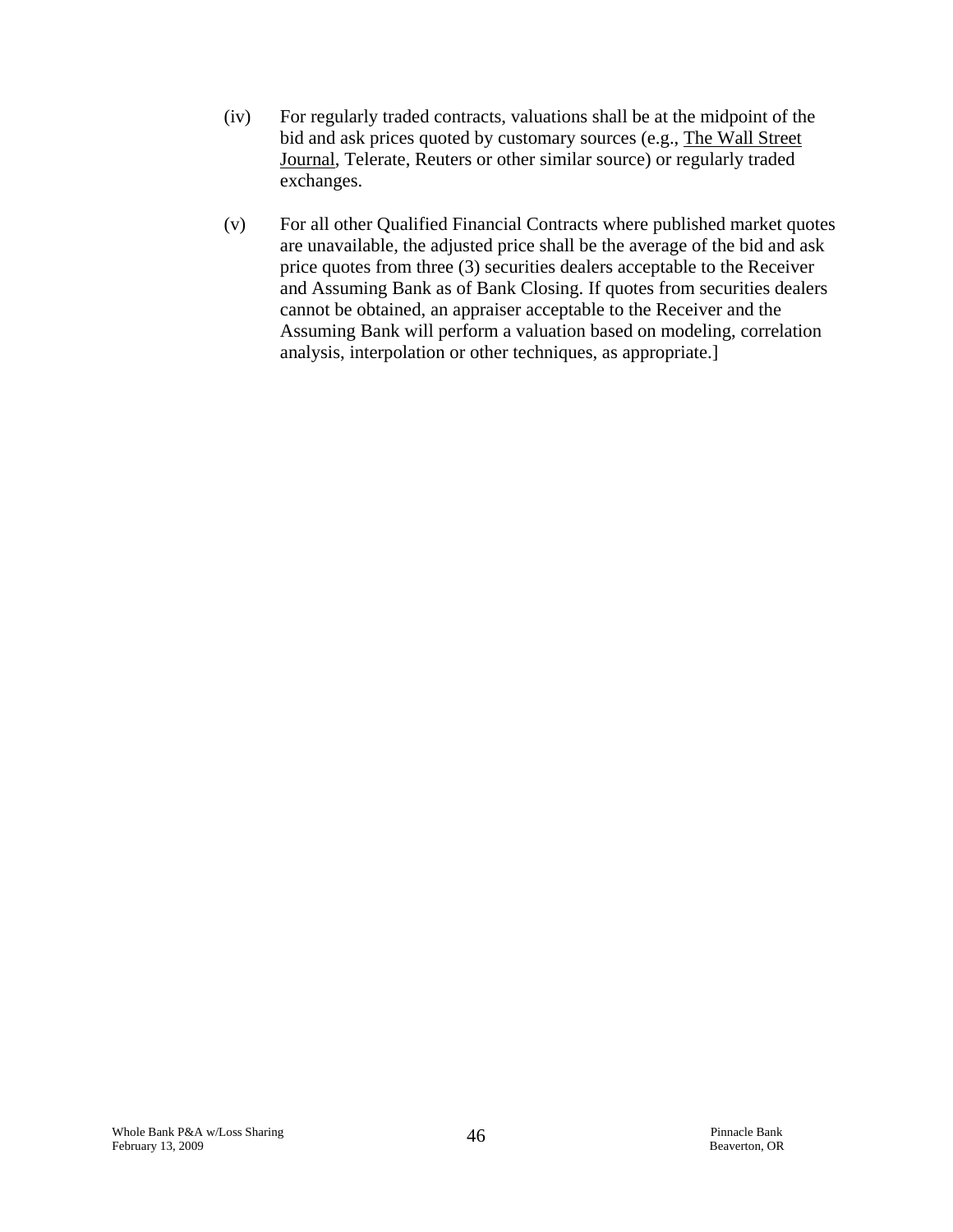(iv) For regularly traded contracts, valuations shall be at the midpoint of the bid and ask prices quoted by customary sources (e.g., The Wall Street Journal, Telerate, Reuters or other similar source) or regularly traded exchanges.

(v) For all other Qualified Financial Contracts where published market quotes are unavailable, the adjusted price shall be the average of the bid and ask price quotes from three (3) securities dealers acceptable to the Receiver and Assuming Bank as of Bank Closing. If quotes from securities dealers cannot be obtained, an appraiser acceptable to the Receiver and the Assuming Bank will perform a valuation based on modeling, correlation analysis, interpolation or other techniques, as appropriate.]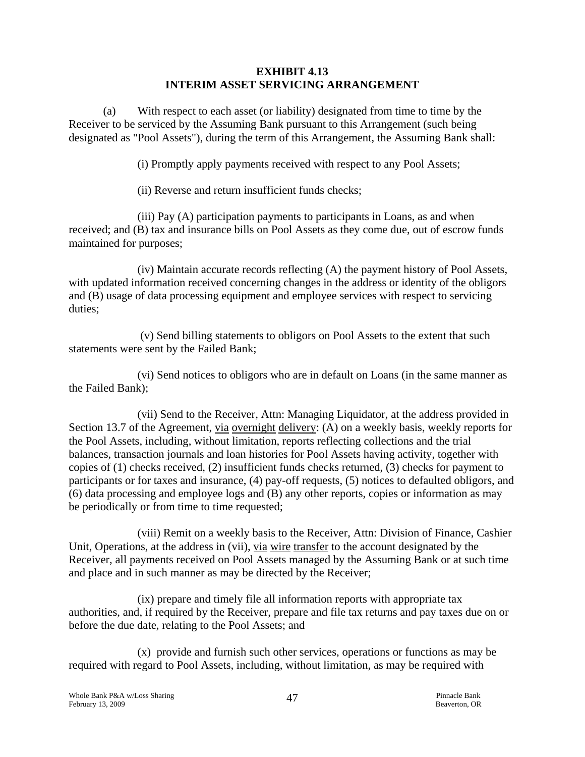**EXHIBIT 4.13**
**INTERIM ASSET SERVICING ARRANGEMENT**

(a) With respect to each asset (or liability) designated from time to time by the Receiver to be serviced by the Assuming Bank pursuant to this Arrangement (such being designated as "Pool Assets"), during the term of this Arrangement, the Assuming Bank shall:

(i) Promptly apply payments received with respect to any Pool Assets;

(ii) Reverse and return insufficient funds checks;

(iii) Pay (A) participation payments to participants in Loans, as and when received; and (B) tax and insurance bills on Pool Assets as they come due, out of escrow funds maintained for purposes;

(iv) Maintain accurate records reflecting (A) the payment history of Pool Assets, with updated information received concerning changes in the address or identity of the obligors and (B) usage of data processing equipment and employee services with respect to servicing duties;

(v) Send billing statements to obligors on Pool Assets to the extent that such statements were sent by the Failed Bank;

(vi) Send notices to obligors who are in default on Loans (in the same manner as the Failed Bank);

(vii) Send to the Receiver, Attn: Managing Liquidator, at the address provided in Section 13.7 of the Agreement, via overnight delivery: (A) on a weekly basis, weekly reports for the Pool Assets, including, without limitation, reports reflecting collections and the trial balances, transaction journals and loan histories for Pool Assets having activity, together with copies of (1) checks received, (2) insufficient funds checks returned, (3) checks for payment to participants or for taxes and insurance, (4) pay-off requests, (5) notices to defaulted obligors, and (6) data processing and employee logs and (B) any other reports, copies or information as may be periodically or from time to time requested;

(viii) Remit on a weekly basis to the Receiver, Attn: Division of Finance, Cashier Unit, Operations, at the address in (vii), via wire transfer to the account designated by the Receiver, all payments received on Pool Assets managed by the Assuming Bank or at such time and place and in such manner as may be directed by the Receiver;

(ix) prepare and timely file all information reports with appropriate tax authorities, and, if required by the Receiver, prepare and file tax returns and pay taxes due on or before the due date, relating to the Pool Assets; and

(x) provide and furnish such other services, operations or functions as may be required with regard to Pool Assets, including, without limitation, as may be required with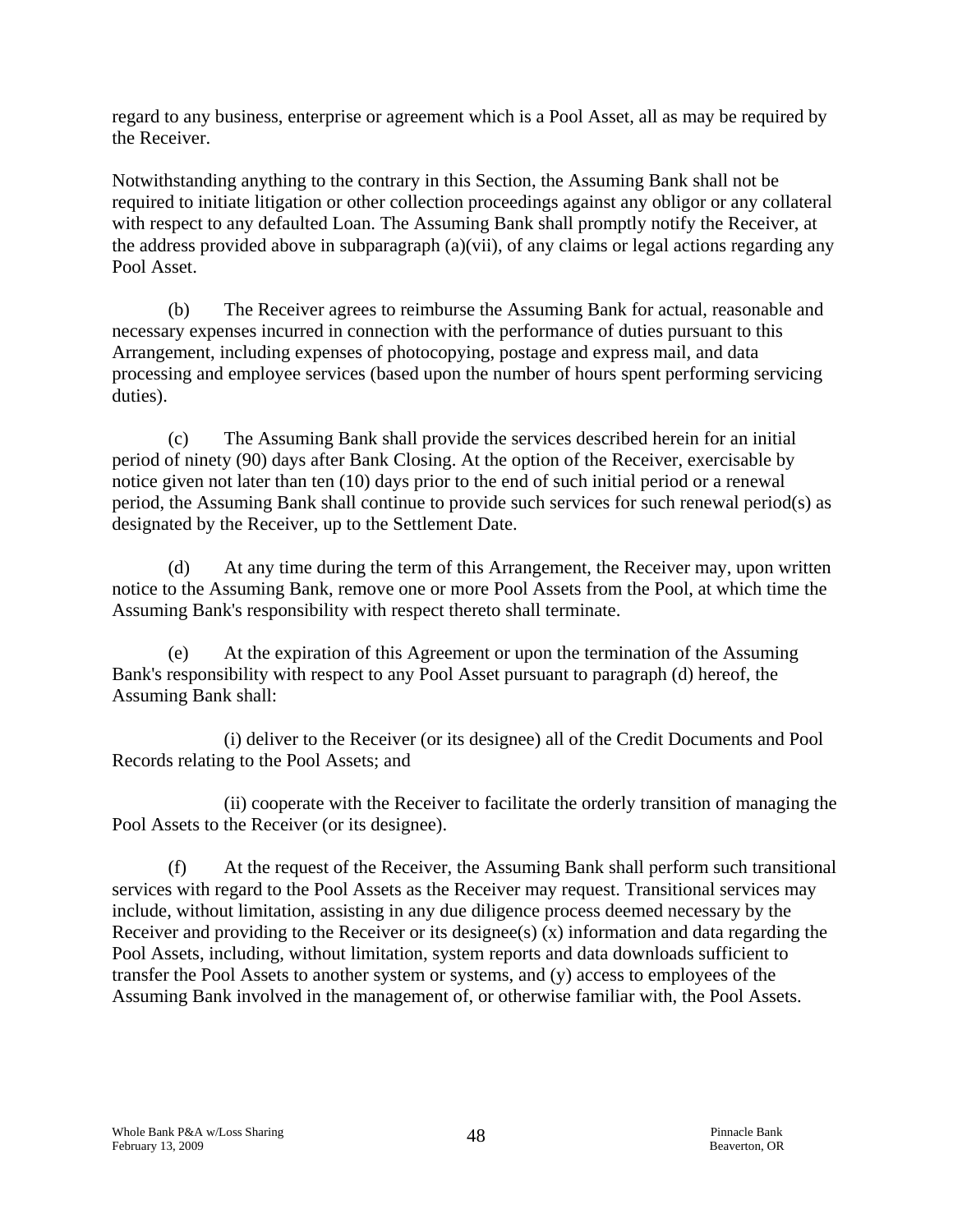regard to any business, enterprise or agreement which is a Pool Asset, all as may be required by the Receiver.

Notwithstanding anything to the contrary in this Section, the Assuming Bank shall not be required to initiate litigation or other collection proceedings against any obligor or any collateral with respect to any defaulted Loan. The Assuming Bank shall promptly notify the Receiver, at the address provided above in subparagraph (a)(vii), of any claims or legal actions regarding any Pool Asset.

(b) The Receiver agrees to reimburse the Assuming Bank for actual, reasonable and necessary expenses incurred in connection with the performance of duties pursuant to this Arrangement, including expenses of photocopying, postage and express mail, and data processing and employee services (based upon the number of hours spent performing servicing duties).

(c) The Assuming Bank shall provide the services described herein for an initial period of ninety (90) days after Bank Closing. At the option of the Receiver, exercisable by notice given not later than ten (10) days prior to the end of such initial period or a renewal period, the Assuming Bank shall continue to provide such services for such renewal period(s) as designated by the Receiver, up to the Settlement Date.

(d) At any time during the term of this Arrangement, the Receiver may, upon written notice to the Assuming Bank, remove one or more Pool Assets from the Pool, at which time the Assuming Bank's responsibility with respect thereto shall terminate.

(e) At the expiration of this Agreement or upon the termination of the Assuming Bank's responsibility with respect to any Pool Asset pursuant to paragraph (d) hereof, the Assuming Bank shall:

(i) deliver to the Receiver (or its designee) all of the Credit Documents and Pool Records relating to the Pool Assets; and

(ii) cooperate with the Receiver to facilitate the orderly transition of managing the Pool Assets to the Receiver (or its designee).

(f) At the request of the Receiver, the Assuming Bank shall perform such transitional services with regard to the Pool Assets as the Receiver may request. Transitional services may include, without limitation, assisting in any due diligence process deemed necessary by the Receiver and providing to the Receiver or its designee(s) (x) information and data regarding the Pool Assets, including, without limitation, system reports and data downloads sufficient to transfer the Pool Assets to another system or systems, and (y) access to employees of the Assuming Bank involved in the management of, or otherwise familiar with, the Pool Assets.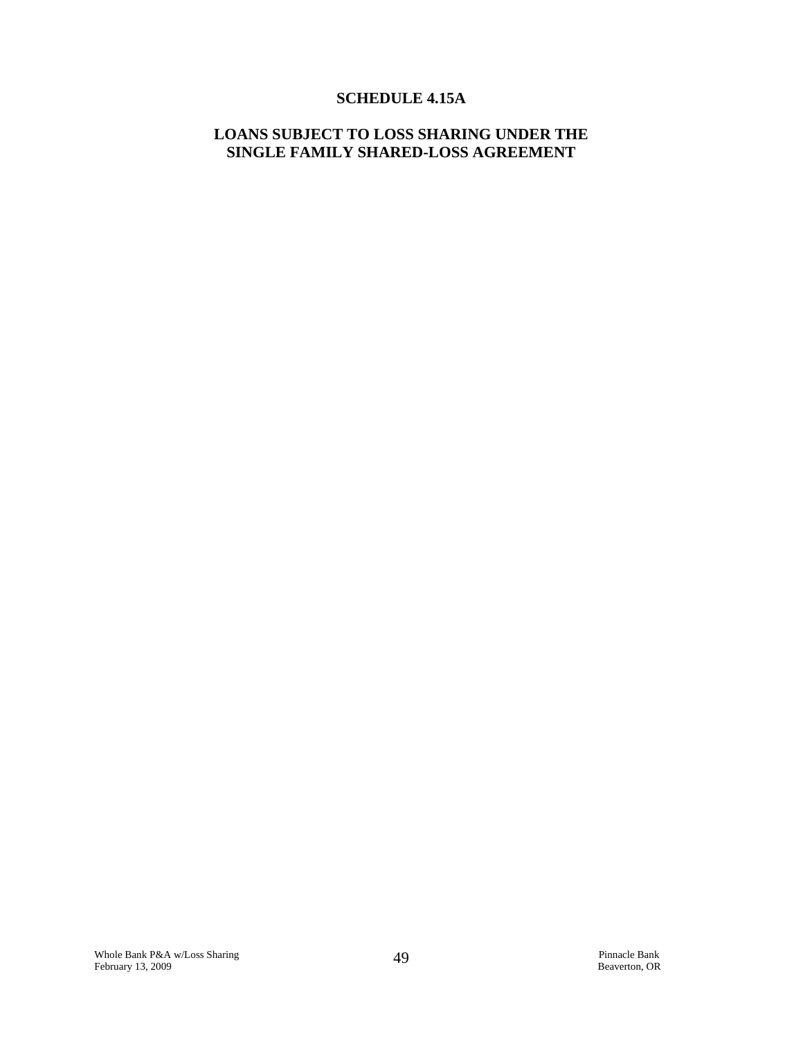# SCHEDULE 4.15A

## LOANS SUBJECT TO LOSS SHARING UNDER THE SINGLE FAMILY SHARED-LOSS AGREEMENT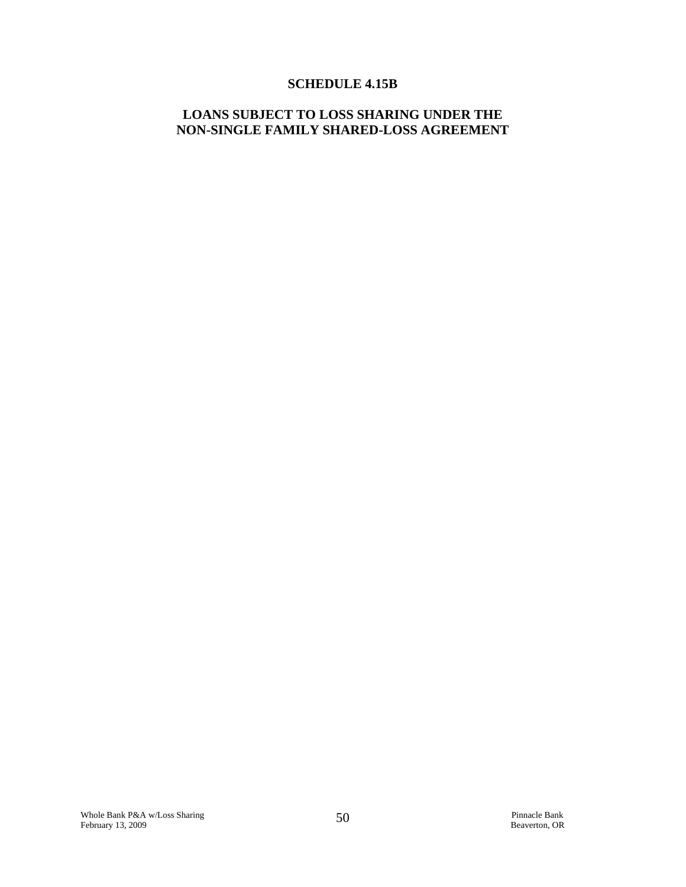# SCHEDULE 4.15B

## LOANS SUBJECT TO LOSS SHARING UNDER THE NON-SINGLE FAMILY SHARED-LOSS AGREEMENT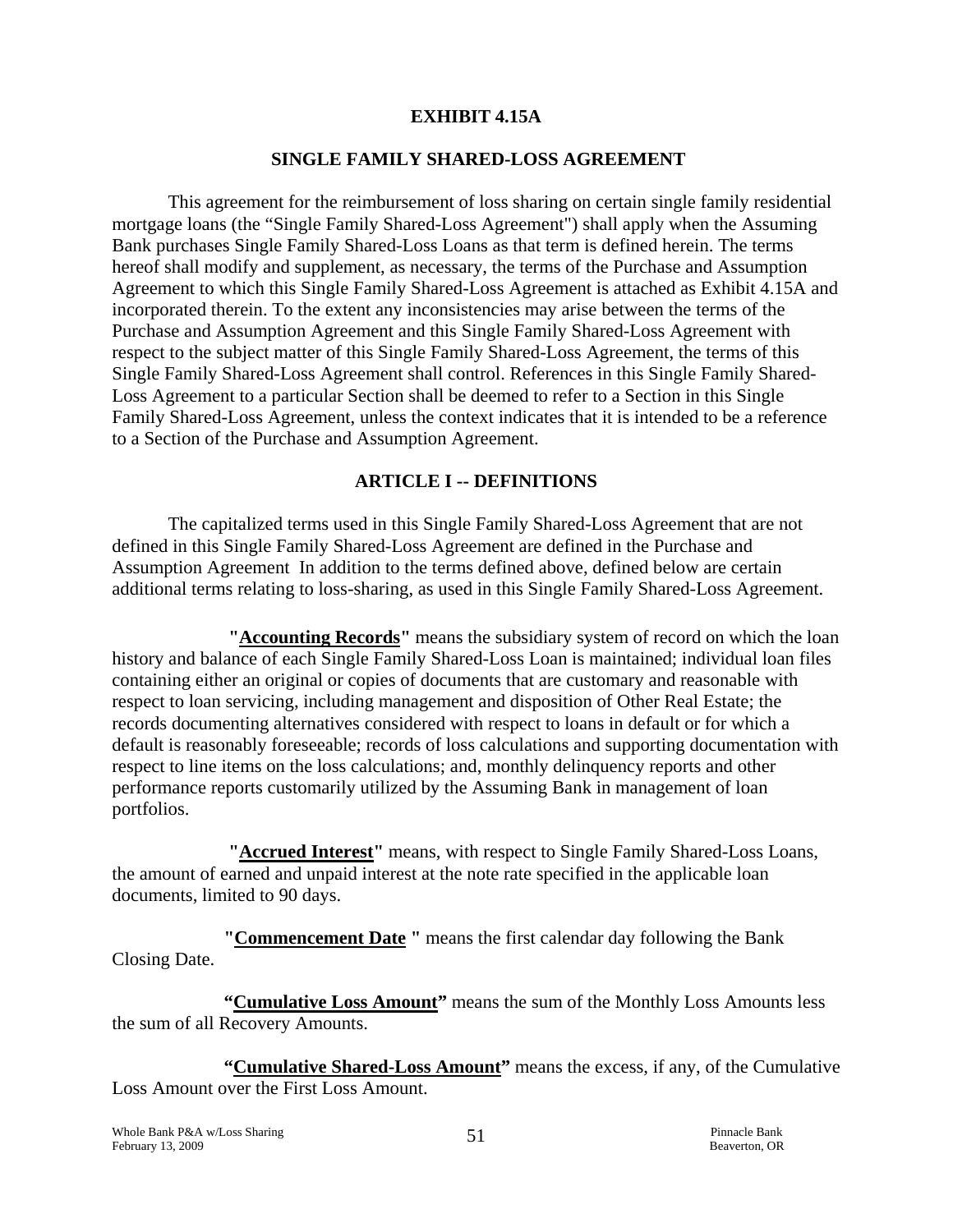**EXHIBIT 4.15A**

**SINGLE FAMILY SHARED-LOSS AGREEMENT**

This agreement for the reimbursement of loss sharing on certain single family residential mortgage loans (the "Single Family Shared-Loss Agreement") shall apply when the Assuming Bank purchases Single Family Shared-Loss Loans as that term is defined herein. The terms hereof shall modify and supplement, as necessary, the terms of the Purchase and Assumption Agreement to which this Single Family Shared-Loss Agreement is attached as Exhibit 4.15A and incorporated therein. To the extent any inconsistencies may arise between the terms of the Purchase and Assumption Agreement and this Single Family Shared-Loss Agreement with respect to the subject matter of this Single Family Shared-Loss Agreement, the terms of this Single Family Shared-Loss Agreement shall control. References in this Single Family Shared-Loss Agreement to a particular Section shall be deemed to refer to a Section in this Single Family Shared-Loss Agreement, unless the context indicates that it is intended to be a reference to a Section of the Purchase and Assumption Agreement.

**ARTICLE I -- DEFINITIONS**

The capitalized terms used in this Single Family Shared-Loss Agreement that are not defined in this Single Family Shared-Loss Agreement are defined in the Purchase and Assumption Agreement In addition to the terms defined above, defined below are certain additional terms relating to loss-sharing, as used in this Single Family Shared-Loss Agreement.

**"Accounting Records"** means the subsidiary system of record on which the loan history and balance of each Single Family Shared-Loss Loan is maintained; individual loan files containing either an original or copies of documents that are customary and reasonable with respect to loan servicing, including management and disposition of Other Real Estate; the records documenting alternatives considered with respect to loans in default or for which a default is reasonably foreseeable; records of loss calculations and supporting documentation with respect to line items on the loss calculations; and, monthly delinquency reports and other performance reports customarily utilized by the Assuming Bank in management of loan portfolios.

**"Accrued Interest"** means, with respect to Single Family Shared-Loss Loans, the amount of earned and unpaid interest at the note rate specified in the applicable loan documents, limited to 90 days.

**"Commencement Date "** means the first calendar day following the Bank Closing Date.

**"Cumulative Loss Amount"** means the sum of the Monthly Loss Amounts less the sum of all Recovery Amounts.

**"Cumulative Shared-Loss Amount"** means the excess, if any, of the Cumulative Loss Amount over the First Loss Amount.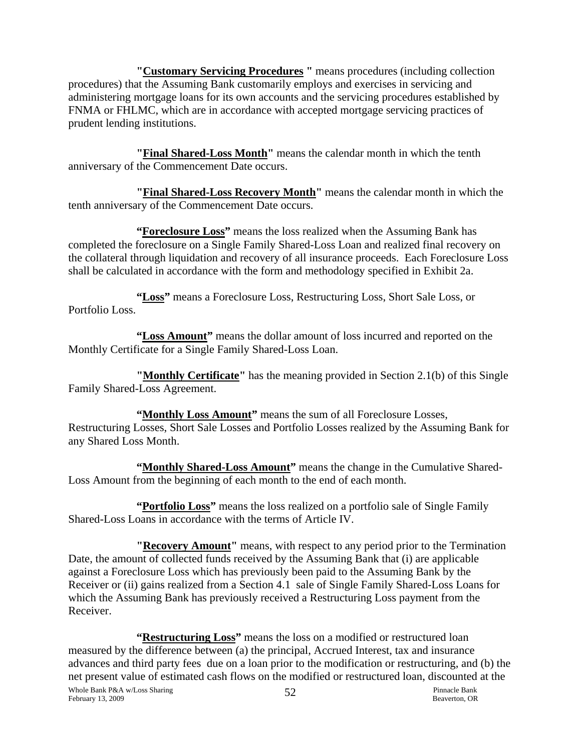"**Customary Servicing Procedures** " means procedures (including collection procedures) that the Assuming Bank customarily employs and exercises in servicing and administering mortgage loans for its own accounts and the servicing procedures established by FNMA or FHLMC, which are in accordance with accepted mortgage servicing practices of prudent lending institutions.

"**Final Shared-Loss Month**" means the calendar month in which the tenth anniversary of the Commencement Date occurs.

"**Final Shared-Loss Recovery Month**" means the calendar month in which the tenth anniversary of the Commencement Date occurs.

**"Foreclosure Loss"** means the loss realized when the Assuming Bank has completed the foreclosure on a Single Family Shared-Loss Loan and realized final recovery on the collateral through liquidation and recovery of all insurance proceeds. Each Foreclosure Loss shall be calculated in accordance with the form and methodology specified in Exhibit 2a.

**"Loss"** means a Foreclosure Loss, Restructuring Loss, Short Sale Loss, or Portfolio Loss.

**"Loss Amount"** means the dollar amount of loss incurred and reported on the Monthly Certificate for a Single Family Shared-Loss Loan.

"**Monthly Certificate**" has the meaning provided in Section 2.1(b) of this Single Family Shared-Loss Agreement.

**"Monthly Loss Amount"** means the sum of all Foreclosure Losses, Restructuring Losses, Short Sale Losses and Portfolio Losses realized by the Assuming Bank for any Shared Loss Month.

**"Monthly Shared-Loss Amount"** means the change in the Cumulative Shared-Loss Amount from the beginning of each month to the end of each month.

**"Portfolio Loss"** means the loss realized on a portfolio sale of Single Family Shared-Loss Loans in accordance with the terms of Article IV.

"**Recovery Amount**" means, with respect to any period prior to the Termination Date, the amount of collected funds received by the Assuming Bank that (i) are applicable against a Foreclosure Loss which has previously been paid to the Assuming Bank by the Receiver or (ii) gains realized from a Section 4.1 sale of Single Family Shared-Loss Loans for which the Assuming Bank has previously received a Restructuring Loss payment from the Receiver.

**"Restructuring Loss"** means the loss on a modified or restructured loan measured by the difference between (a) the principal, Accrued Interest, tax and insurance advances and third party fees due on a loan prior to the modification or restructuring, and (b) the net present value of estimated cash flows on the modified or restructured loan, discounted at the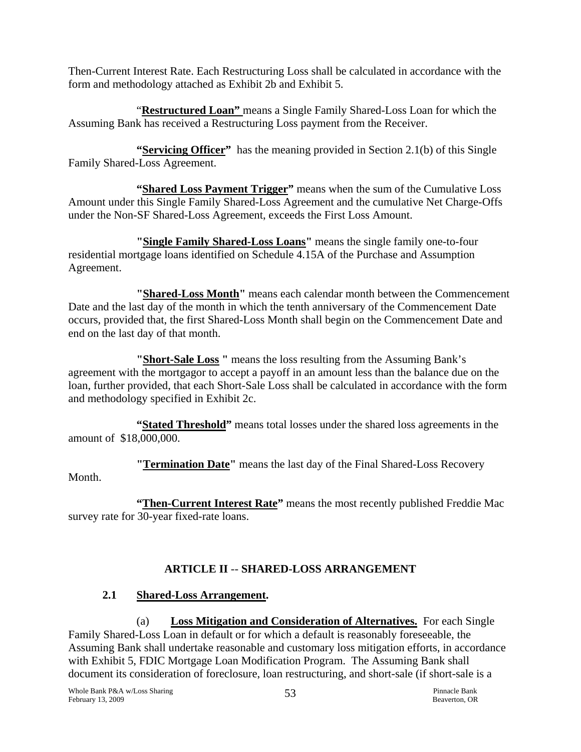Then-Current Interest Rate. Each Restructuring Loss shall be calculated in accordance with the form and methodology attached as Exhibit 2b and Exhibit 5.

"**Restructured Loan"** means a Single Family Shared-Loss Loan for which the Assuming Bank has received a Restructuring Loss payment from the Receiver.

**"Servicing Officer"** has the meaning provided in Section 2.1(b) of this Single Family Shared-Loss Agreement.

**"Shared Loss Payment Trigger"** means when the sum of the Cumulative Loss Amount under this Single Family Shared-Loss Agreement and the cumulative Net Charge-Offs under the Non-SF Shared-Loss Agreement, exceeds the First Loss Amount.

**"Single Family Shared-Loss Loans"** means the single family one-to-four residential mortgage loans identified on Schedule 4.15A of the Purchase and Assumption Agreement.

**"Shared-Loss Month"** means each calendar month between the Commencement Date and the last day of the month in which the tenth anniversary of the Commencement Date occurs, provided that, the first Shared-Loss Month shall begin on the Commencement Date and end on the last day of that month.

**"Short-Sale Loss "** means the loss resulting from the Assuming Bank's agreement with the mortgagor to accept a payoff in an amount less than the balance due on the loan, further provided, that each Short-Sale Loss shall be calculated in accordance with the form and methodology specified in Exhibit 2c.

**"Stated Threshold"** means total losses under the shared loss agreements in the amount of $18,000,000.

**"Termination Date"** means the last day of the Final Shared-Loss Recovery Month.

**"Then-Current Interest Rate"** means the most recently published Freddie Mac survey rate for 30-year fixed-rate loans.

## ARTICLE II -- SHARED-LOSS ARRANGEMENT

### 2.1 Shared-Loss Arrangement.

(a) **Loss Mitigation and Consideration of Alternatives.** For each Single Family Shared-Loss Loan in default or for which a default is reasonably foreseeable, the Assuming Bank shall undertake reasonable and customary loss mitigation efforts, in accordance with Exhibit 5, FDIC Mortgage Loan Modification Program. The Assuming Bank shall document its consideration of foreclosure, loan restructuring, and short-sale (if short-sale is a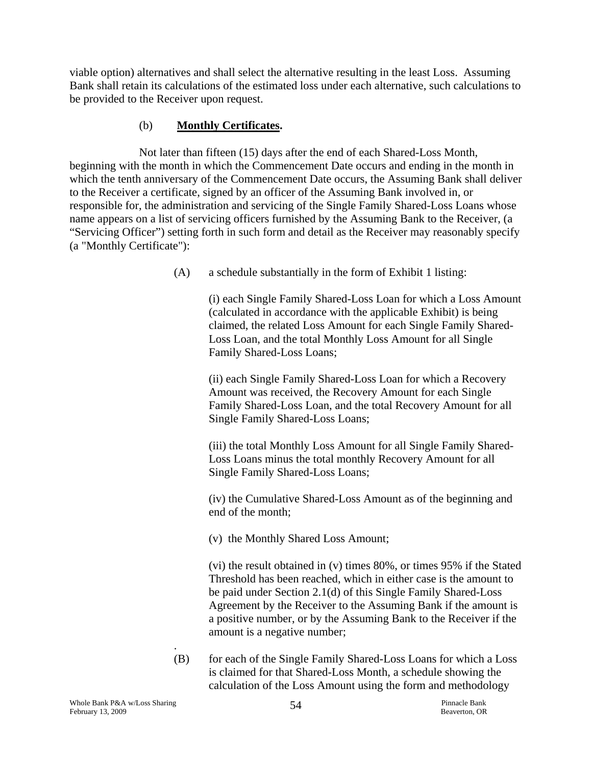viable option) alternatives and shall select the alternative resulting in the least Loss. Assuming Bank shall retain its calculations of the estimated loss under each alternative, such calculations to be provided to the Receiver upon request.

(b) **Monthly Certificates.**

Not later than fifteen (15) days after the end of each Shared-Loss Month, beginning with the month in which the Commencement Date occurs and ending in the month in which the tenth anniversary of the Commencement Date occurs, the Assuming Bank shall deliver to the Receiver a certificate, signed by an officer of the Assuming Bank involved in, or responsible for, the administration and servicing of the Single Family Shared-Loss Loans whose name appears on a list of servicing officers furnished by the Assuming Bank to the Receiver, (a "Servicing Officer") setting forth in such form and detail as the Receiver may reasonably specify (a "Monthly Certificate"):

(A) a schedule substantially in the form of Exhibit 1 listing:

(i) each Single Family Shared-Loss Loan for which a Loss Amount (calculated in accordance with the applicable Exhibit) is being claimed, the related Loss Amount for each Single Family Shared-Loss Loan, and the total Monthly Loss Amount for all Single Family Shared-Loss Loans;

(ii) each Single Family Shared-Loss Loan for which a Recovery Amount was received, the Recovery Amount for each Single Family Shared-Loss Loan, and the total Recovery Amount for all Single Family Shared-Loss Loans;

(iii) the total Monthly Loss Amount for all Single Family Shared-Loss Loans minus the total monthly Recovery Amount for all Single Family Shared-Loss Loans;

(iv) the Cumulative Shared-Loss Amount as of the beginning and end of the month;

(v) the Monthly Shared Loss Amount;

(vi) the result obtained in (v) times 80%, or times 95% if the Stated Threshold has been reached, which in either case is the amount to be paid under Section 2.1(d) of this Single Family Shared-Loss Agreement by the Receiver to the Assuming Bank if the amount is a positive number, or by the Assuming Bank to the Receiver if the amount is a negative number;

.

(B) for each of the Single Family Shared-Loss Loans for which a Loss is claimed for that Shared-Loss Month, a schedule showing the calculation of the Loss Amount using the form and methodology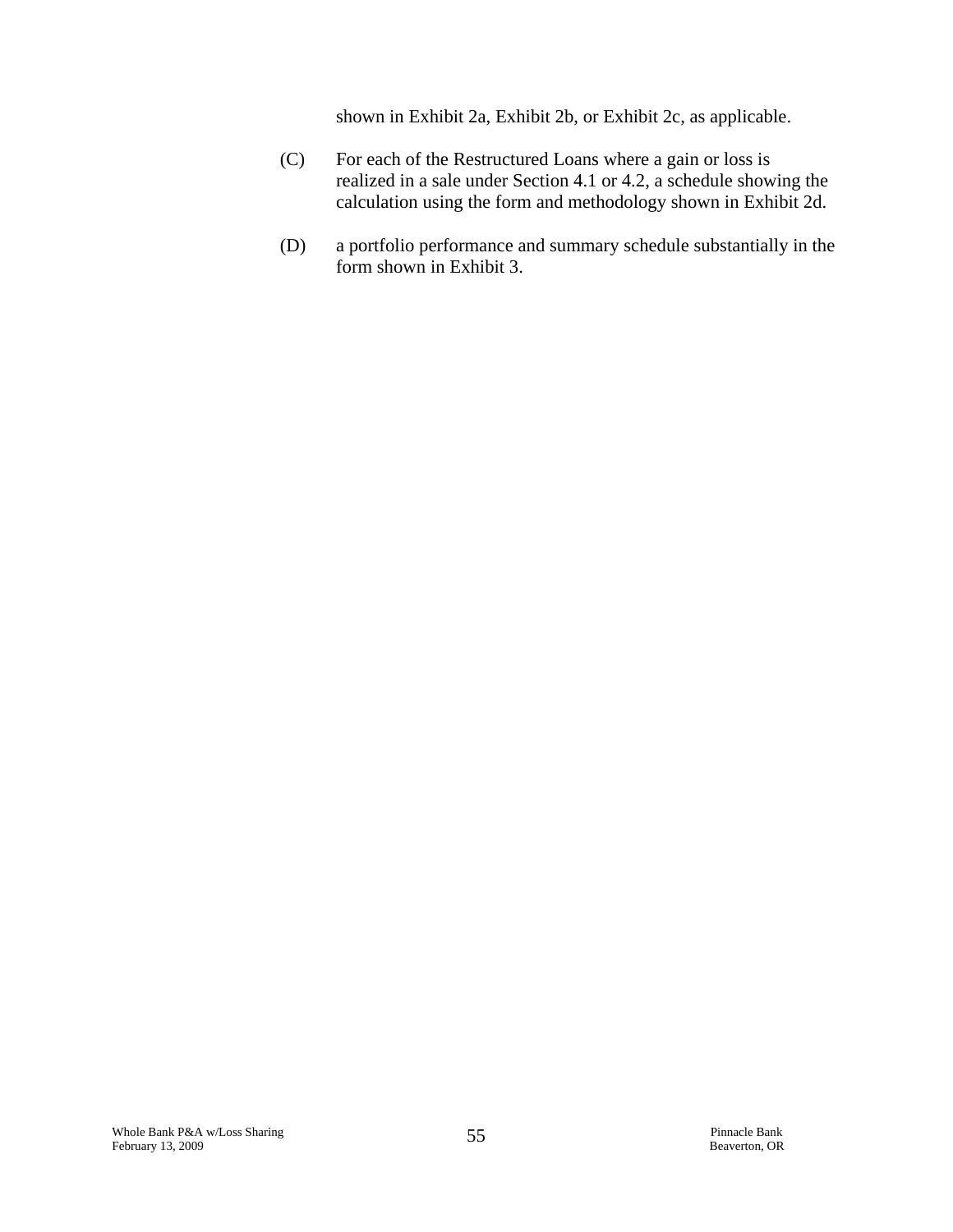shown in Exhibit 2a, Exhibit 2b, or Exhibit 2c, as applicable.

(C) For each of the Restructured Loans where a gain or loss is realized in a sale under Section 4.1 or 4.2, a schedule showing the calculation using the form and methodology shown in Exhibit 2d.

(D) a portfolio performance and summary schedule substantially in the form shown in Exhibit 3.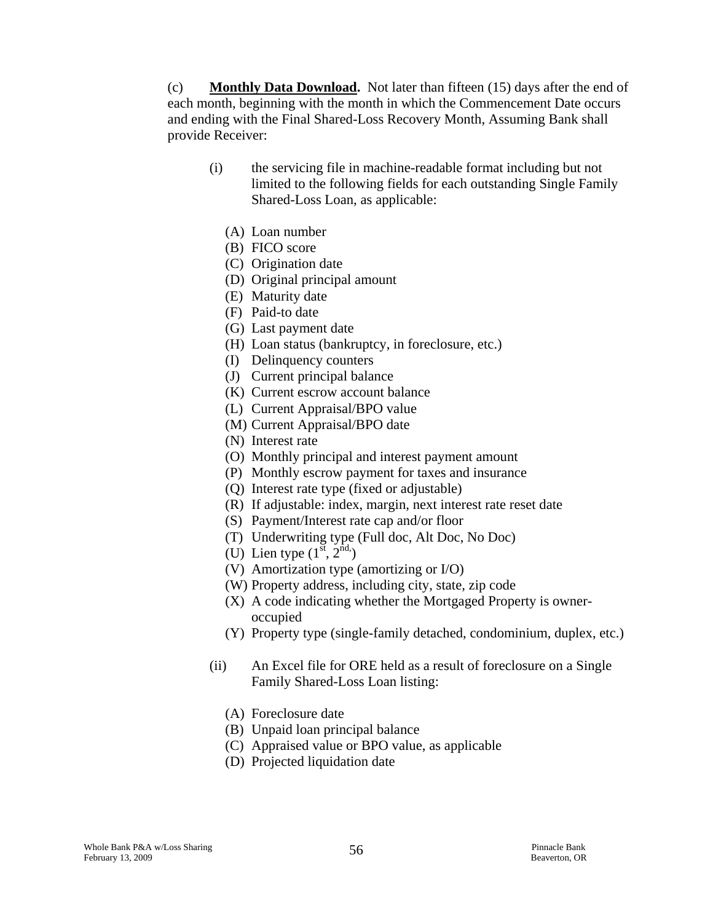(c) **<u>Monthly Data Download.</u>** Not later than fifteen (15) days after the end of each month, beginning with the month in which the Commencement Date occurs and ending with the Final Shared-Loss Recovery Month, Assuming Bank shall provide Receiver:

(i) the servicing file in machine-readable format including but not limited to the following fields for each outstanding Single Family Shared-Loss Loan, as applicable:

(A) Loan number
(B) FICO score
(C) Origination date
(D) Original principal amount
(E) Maturity date
(F) Paid-to date
(G) Last payment date
(H) Loan status (bankruptcy, in foreclosure, etc.)
(I) Delinquency counters
(J) Current principal balance
(K) Current escrow account balance
(L) Current Appraisal/BPO value
(M) Current Appraisal/BPO date
(N) Interest rate
(O) Monthly principal and interest payment amount
(P) Monthly escrow payment for taxes and insurance
(Q) Interest rate type (fixed or adjustable)
(R) If adjustable: index, margin, next interest rate reset date
(S) Payment/Interest rate cap and/or floor
(T) Underwriting type (Full doc, Alt Doc, No Doc)
(U) Lien type (1st, 2nd)
(V) Amortization type (amortizing or I/O)
(W) Property address, including city, state, zip code
(X) A code indicating whether the Mortgaged Property is owner-occupied
(Y) Property type (single-family detached, condominium, duplex, etc.)

(ii) An Excel file for ORE held as a result of foreclosure on a Single Family Shared-Loss Loan listing:

(A) Foreclosure date
(B) Unpaid loan principal balance
(C) Appraised value or BPO value, as applicable
(D) Projected liquidation date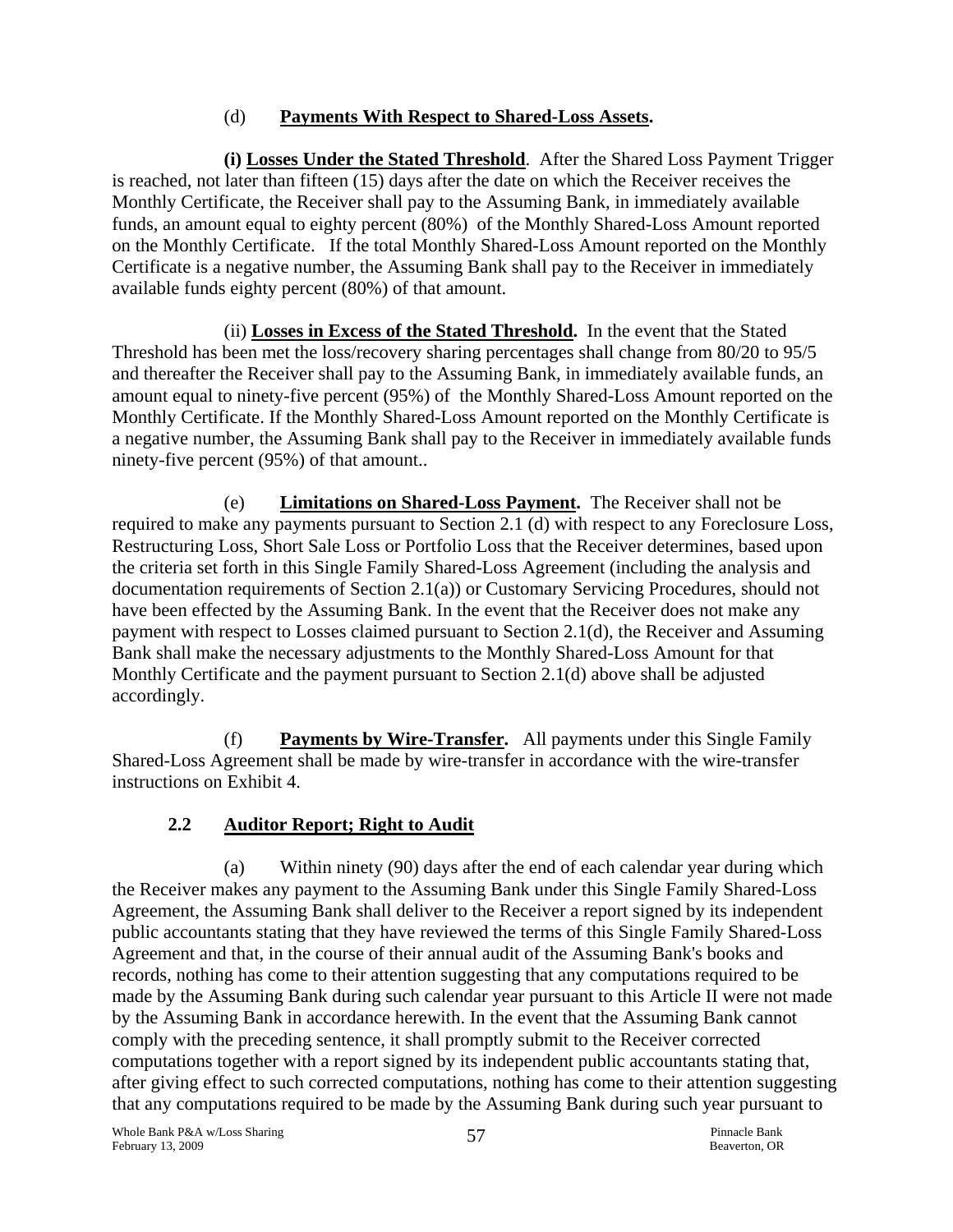(d) **Payments With Respect to Shared-Loss Assets.**

**(i) Losses Under the Stated Threshold**. After the Shared Loss Payment Trigger is reached, not later than fifteen (15) days after the date on which the Receiver receives the Monthly Certificate, the Receiver shall pay to the Assuming Bank, in immediately available funds, an amount equal to eighty percent (80%) of the Monthly Shared-Loss Amount reported on the Monthly Certificate. If the total Monthly Shared-Loss Amount reported on the Monthly Certificate is a negative number, the Assuming Bank shall pay to the Receiver in immediately available funds eighty percent (80%) of that amount.

(ii) **Losses in Excess of the Stated Threshold.** In the event that the Stated Threshold has been met the loss/recovery sharing percentages shall change from 80/20 to 95/5 and thereafter the Receiver shall pay to the Assuming Bank, in immediately available funds, an amount equal to ninety-five percent (95%) of the Monthly Shared-Loss Amount reported on the Monthly Certificate. If the Monthly Shared-Loss Amount reported on the Monthly Certificate is a negative number, the Assuming Bank shall pay to the Receiver in immediately available funds ninety-five percent (95%) of that amount..

(e) **Limitations on Shared-Loss Payment.** The Receiver shall not be required to make any payments pursuant to Section 2.1 (d) with respect to any Foreclosure Loss, Restructuring Loss, Short Sale Loss or Portfolio Loss that the Receiver determines, based upon the criteria set forth in this Single Family Shared-Loss Agreement (including the analysis and documentation requirements of Section 2.1(a)) or Customary Servicing Procedures, should not have been effected by the Assuming Bank. In the event that the Receiver does not make any payment with respect to Losses claimed pursuant to Section 2.1(d), the Receiver and Assuming Bank shall make the necessary adjustments to the Monthly Shared-Loss Amount for that Monthly Certificate and the payment pursuant to Section 2.1(d) above shall be adjusted accordingly.

(f) **Payments by Wire-Transfer.** All payments under this Single Family Shared-Loss Agreement shall be made by wire-transfer in accordance with the wire-transfer instructions on Exhibit 4.

## 2.2 Auditor Report; Right to Audit

(a) Within ninety (90) days after the end of each calendar year during which the Receiver makes any payment to the Assuming Bank under this Single Family Shared-Loss Agreement, the Assuming Bank shall deliver to the Receiver a report signed by its independent public accountants stating that they have reviewed the terms of this Single Family Shared-Loss Agreement and that, in the course of their annual audit of the Assuming Bank's books and records, nothing has come to their attention suggesting that any computations required to be made by the Assuming Bank during such calendar year pursuant to this Article II were not made by the Assuming Bank in accordance herewith. In the event that the Assuming Bank cannot comply with the preceding sentence, it shall promptly submit to the Receiver corrected computations together with a report signed by its independent public accountants stating that, after giving effect to such corrected computations, nothing has come to their attention suggesting that any computations required to be made by the Assuming Bank during such year pursuant to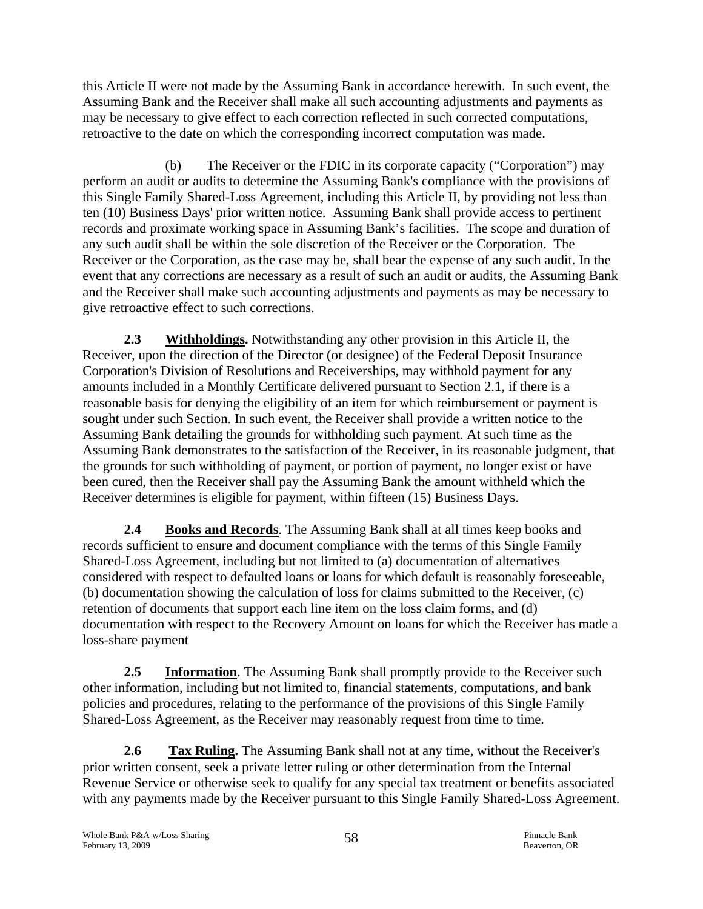this Article II were not made by the Assuming Bank in accordance herewith. In such event, the Assuming Bank and the Receiver shall make all such accounting adjustments and payments as may be necessary to give effect to each correction reflected in such corrected computations, retroactive to the date on which the corresponding incorrect computation was made.

(b) The Receiver or the FDIC in its corporate capacity ("Corporation") may perform an audit or audits to determine the Assuming Bank's compliance with the provisions of this Single Family Shared-Loss Agreement, including this Article II, by providing not less than ten (10) Business Days' prior written notice. Assuming Bank shall provide access to pertinent records and proximate working space in Assuming Bank's facilities. The scope and duration of any such audit shall be within the sole discretion of the Receiver or the Corporation. The Receiver or the Corporation, as the case may be, shall bear the expense of any such audit. In the event that any corrections are necessary as a result of such an audit or audits, the Assuming Bank and the Receiver shall make such accounting adjustments and payments as may be necessary to give retroactive effect to such corrections.

**2.3 Withholdings.** Notwithstanding any other provision in this Article II, the Receiver, upon the direction of the Director (or designee) of the Federal Deposit Insurance Corporation's Division of Resolutions and Receiverships, may withhold payment for any amounts included in a Monthly Certificate delivered pursuant to Section 2.1, if there is a reasonable basis for denying the eligibility of an item for which reimbursement or payment is sought under such Section. In such event, the Receiver shall provide a written notice to the Assuming Bank detailing the grounds for withholding such payment. At such time as the Assuming Bank demonstrates to the satisfaction of the Receiver, in its reasonable judgment, that the grounds for such withholding of payment, or portion of payment, no longer exist or have been cured, then the Receiver shall pay the Assuming Bank the amount withheld which the Receiver determines is eligible for payment, within fifteen (15) Business Days.

**2.4 Books and Records**. The Assuming Bank shall at all times keep books and records sufficient to ensure and document compliance with the terms of this Single Family Shared-Loss Agreement, including but not limited to (a) documentation of alternatives considered with respect to defaulted loans or loans for which default is reasonably foreseeable, (b) documentation showing the calculation of loss for claims submitted to the Receiver, (c) retention of documents that support each line item on the loss claim forms, and (d) documentation with respect to the Recovery Amount on loans for which the Receiver has made a loss-share payment

**2.5 Information**. The Assuming Bank shall promptly provide to the Receiver such other information, including but not limited to, financial statements, computations, and bank policies and procedures, relating to the performance of the provisions of this Single Family Shared-Loss Agreement, as the Receiver may reasonably request from time to time.

**2.6 Tax Ruling.** The Assuming Bank shall not at any time, without the Receiver's prior written consent, seek a private letter ruling or other determination from the Internal Revenue Service or otherwise seek to qualify for any special tax treatment or benefits associated with any payments made by the Receiver pursuant to this Single Family Shared-Loss Agreement.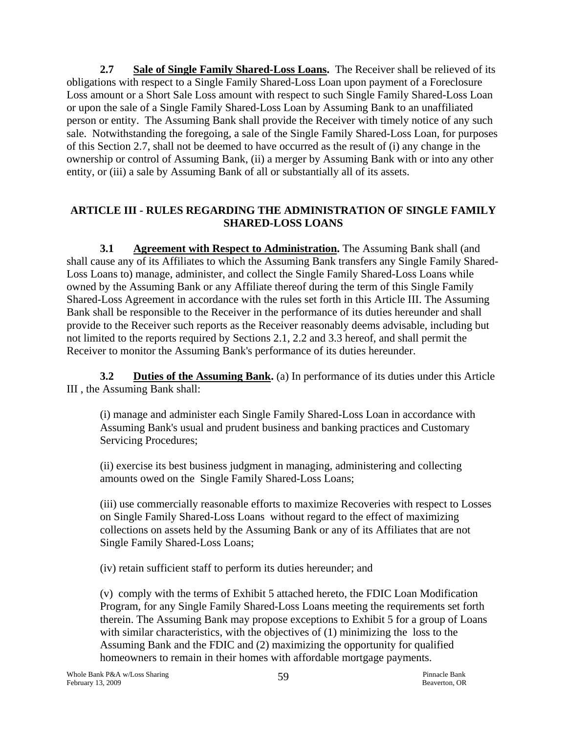**2.7 Sale of Single Family Shared-Loss Loans.** The Receiver shall be relieved of its obligations with respect to a Single Family Shared-Loss Loan upon payment of a Foreclosure Loss amount or a Short Sale Loss amount with respect to such Single Family Shared-Loss Loan or upon the sale of a Single Family Shared-Loss Loan by Assuming Bank to an unaffiliated person or entity. The Assuming Bank shall provide the Receiver with timely notice of any such sale. Notwithstanding the foregoing, a sale of the Single Family Shared-Loss Loan, for purposes of this Section 2.7, shall not be deemed to have occurred as the result of (i) any change in the ownership or control of Assuming Bank, (ii) a merger by Assuming Bank with or into any other entity, or (iii) a sale by Assuming Bank of all or substantially all of its assets.

## ARTICLE III - RULES REGARDING THE ADMINISTRATION OF SINGLE FAMILY SHARED-LOSS LOANS

**3.1 Agreement with Respect to Administration.** The Assuming Bank shall (and shall cause any of its Affiliates to which the Assuming Bank transfers any Single Family Shared-Loss Loans to) manage, administer, and collect the Single Family Shared-Loss Loans while owned by the Assuming Bank or any Affiliate thereof during the term of this Single Family Shared-Loss Agreement in accordance with the rules set forth in this Article III. The Assuming Bank shall be responsible to the Receiver in the performance of its duties hereunder and shall provide to the Receiver such reports as the Receiver reasonably deems advisable, including but not limited to the reports required by Sections 2.1, 2.2 and 3.3 hereof, and shall permit the Receiver to monitor the Assuming Bank's performance of its duties hereunder.

**3.2 Duties of the Assuming Bank.** (a) In performance of its duties under this Article III , the Assuming Bank shall:

(i) manage and administer each Single Family Shared-Loss Loan in accordance with Assuming Bank's usual and prudent business and banking practices and Customary Servicing Procedures;

(ii) exercise its best business judgment in managing, administering and collecting amounts owed on the Single Family Shared-Loss Loans;

(iii) use commercially reasonable efforts to maximize Recoveries with respect to Losses on Single Family Shared-Loss Loans without regard to the effect of maximizing collections on assets held by the Assuming Bank or any of its Affiliates that are not Single Family Shared-Loss Loans;

(iv) retain sufficient staff to perform its duties hereunder; and

(v) comply with the terms of Exhibit 5 attached hereto, the FDIC Loan Modification Program, for any Single Family Shared-Loss Loans meeting the requirements set forth therein. The Assuming Bank may propose exceptions to Exhibit 5 for a group of Loans with similar characteristics, with the objectives of (1) minimizing the loss to the Assuming Bank and the FDIC and (2) maximizing the opportunity for qualified homeowners to remain in their homes with affordable mortgage payments.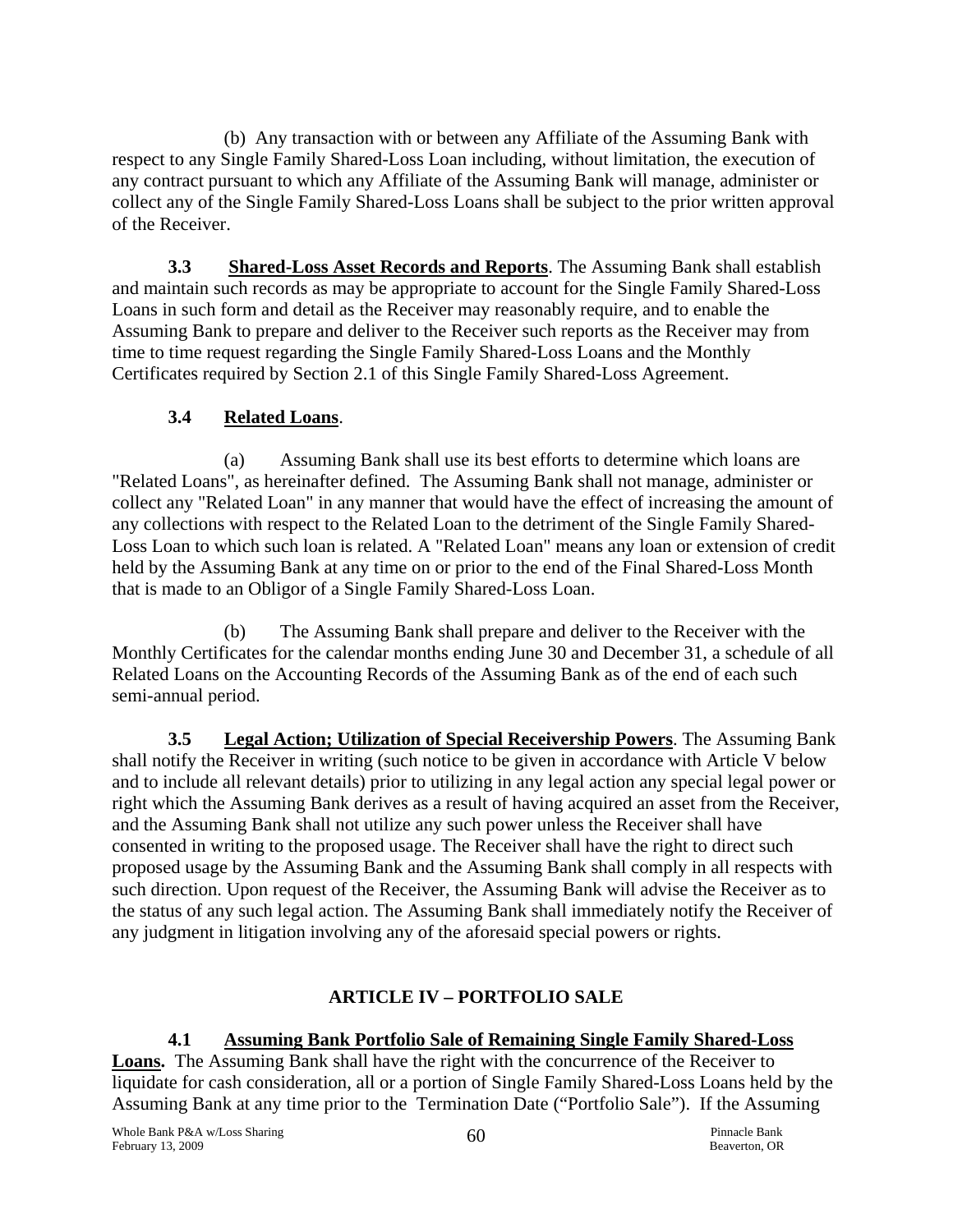(b) Any transaction with or between any Affiliate of the Assuming Bank with respect to any Single Family Shared-Loss Loan including, without limitation, the execution of any contract pursuant to which any Affiliate of the Assuming Bank will manage, administer or collect any of the Single Family Shared-Loss Loans shall be subject to the prior written approval of the Receiver.

**3.3 Shared-Loss Asset Records and Reports**. The Assuming Bank shall establish and maintain such records as may be appropriate to account for the Single Family Shared-Loss Loans in such form and detail as the Receiver may reasonably require, and to enable the Assuming Bank to prepare and deliver to the Receiver such reports as the Receiver may from time to time request regarding the Single Family Shared-Loss Loans and the Monthly Certificates required by Section 2.1 of this Single Family Shared-Loss Agreement.

**3.4 Related Loans**.

(a) Assuming Bank shall use its best efforts to determine which loans are "Related Loans", as hereinafter defined. The Assuming Bank shall not manage, administer or collect any "Related Loan" in any manner that would have the effect of increasing the amount of any collections with respect to the Related Loan to the detriment of the Single Family Shared-Loss Loan to which such loan is related. A "Related Loan" means any loan or extension of credit held by the Assuming Bank at any time on or prior to the end of the Final Shared-Loss Month that is made to an Obligor of a Single Family Shared-Loss Loan.

(b) The Assuming Bank shall prepare and deliver to the Receiver with the Monthly Certificates for the calendar months ending June 30 and December 31, a schedule of all Related Loans on the Accounting Records of the Assuming Bank as of the end of each such semi-annual period.

**3.5 Legal Action; Utilization of Special Receivership Powers**. The Assuming Bank shall notify the Receiver in writing (such notice to be given in accordance with Article V below and to include all relevant details) prior to utilizing in any legal action any special legal power or right which the Assuming Bank derives as a result of having acquired an asset from the Receiver, and the Assuming Bank shall not utilize any such power unless the Receiver shall have consented in writing to the proposed usage. The Receiver shall have the right to direct such proposed usage by the Assuming Bank and the Assuming Bank shall comply in all respects with such direction. Upon request of the Receiver, the Assuming Bank will advise the Receiver as to the status of any such legal action. The Assuming Bank shall immediately notify the Receiver of any judgment in litigation involving any of the aforesaid special powers or rights.

## ARTICLE IV – PORTFOLIO SALE

**4.1 Assuming Bank Portfolio Sale of Remaining Single Family Shared-Loss Loans.** The Assuming Bank shall have the right with the concurrence of the Receiver to liquidate for cash consideration, all or a portion of Single Family Shared-Loss Loans held by the Assuming Bank at any time prior to the Termination Date ("Portfolio Sale"). If the Assuming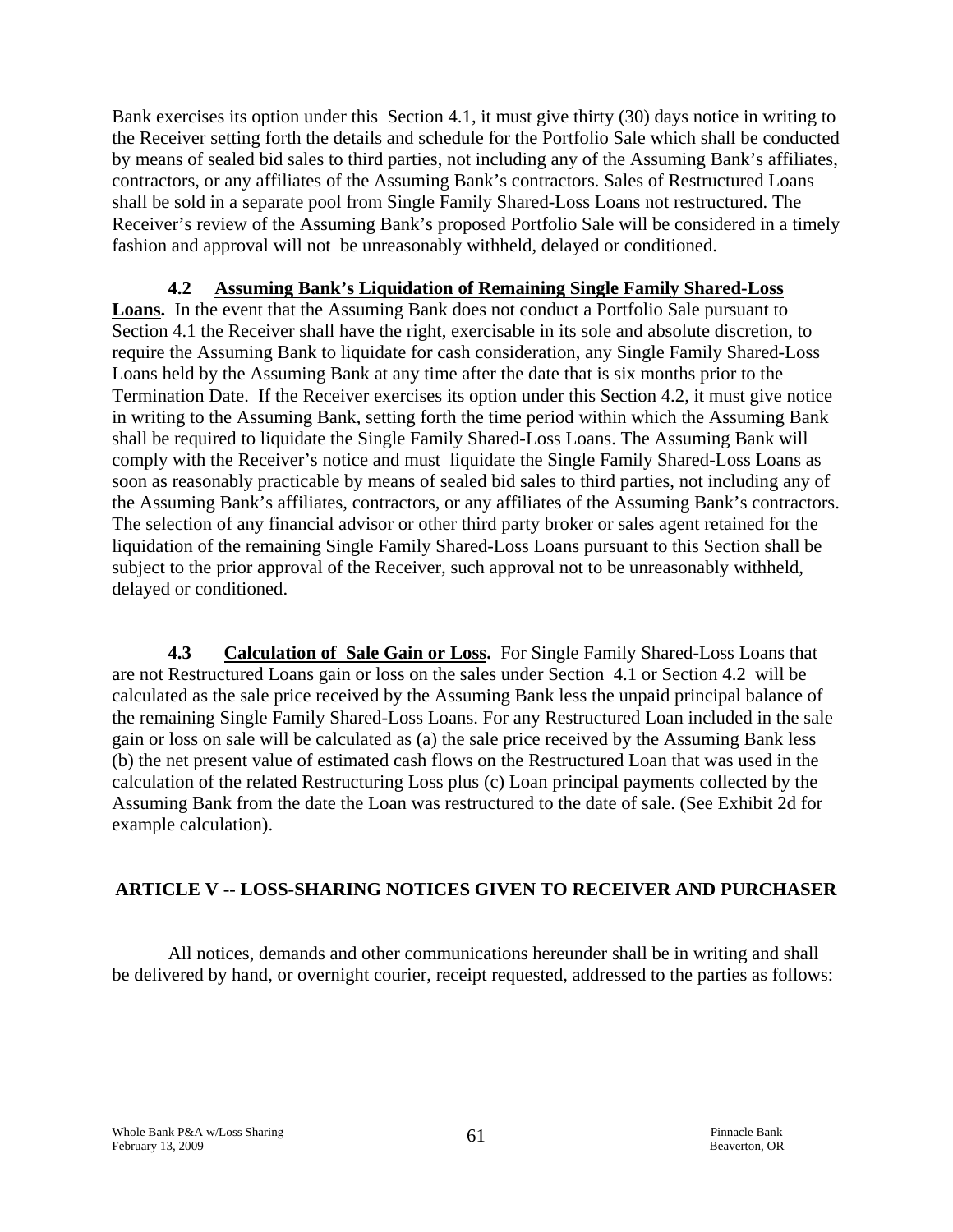Bank exercises its option under this Section 4.1, it must give thirty (30) days notice in writing to the Receiver setting forth the details and schedule for the Portfolio Sale which shall be conducted by means of sealed bid sales to third parties, not including any of the Assuming Bank's affiliates, contractors, or any affiliates of the Assuming Bank's contractors. Sales of Restructured Loans shall be sold in a separate pool from Single Family Shared-Loss Loans not restructured. The Receiver's review of the Assuming Bank's proposed Portfolio Sale will be considered in a timely fashion and approval will not be unreasonably withheld, delayed or conditioned.

**4.2 Assuming Bank's Liquidation of Remaining Single Family Shared-Loss Loans.** In the event that the Assuming Bank does not conduct a Portfolio Sale pursuant to Section 4.1 the Receiver shall have the right, exercisable in its sole and absolute discretion, to require the Assuming Bank to liquidate for cash consideration, any Single Family Shared-Loss Loans held by the Assuming Bank at any time after the date that is six months prior to the Termination Date. If the Receiver exercises its option under this Section 4.2, it must give notice in writing to the Assuming Bank, setting forth the time period within which the Assuming Bank shall be required to liquidate the Single Family Shared-Loss Loans. The Assuming Bank will comply with the Receiver's notice and must liquidate the Single Family Shared-Loss Loans as soon as reasonably practicable by means of sealed bid sales to third parties, not including any of the Assuming Bank's affiliates, contractors, or any affiliates of the Assuming Bank's contractors. The selection of any financial advisor or other third party broker or sales agent retained for the liquidation of the remaining Single Family Shared-Loss Loans pursuant to this Section shall be subject to the prior approval of the Receiver, such approval not to be unreasonably withheld, delayed or conditioned.

**4.3 Calculation of Sale Gain or Loss.** For Single Family Shared-Loss Loans that are not Restructured Loans gain or loss on the sales under Section 4.1 or Section 4.2 will be calculated as the sale price received by the Assuming Bank less the unpaid principal balance of the remaining Single Family Shared-Loss Loans. For any Restructured Loan included in the sale gain or loss on sale will be calculated as (a) the sale price received by the Assuming Bank less (b) the net present value of estimated cash flows on the Restructured Loan that was used in the calculation of the related Restructuring Loss plus (c) Loan principal payments collected by the Assuming Bank from the date the Loan was restructured to the date of sale. (See Exhibit 2d for example calculation).

## ARTICLE V -- LOSS-SHARING NOTICES GIVEN TO RECEIVER AND PURCHASER

All notices, demands and other communications hereunder shall be in writing and shall be delivered by hand, or overnight courier, receipt requested, addressed to the parties as follows: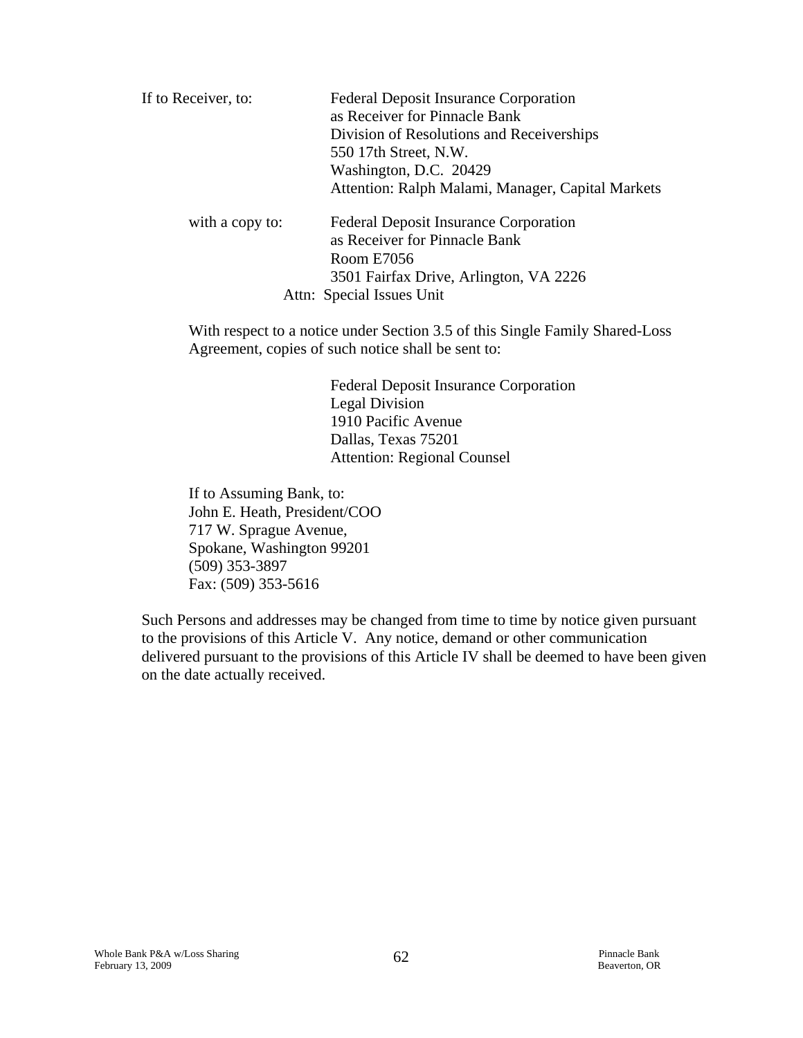If to Receiver, to: Federal Deposit Insurance Corporation
as Receiver for Pinnacle Bank
Division of Resolutions and Receiverships
550 17th Street, N.W.
Washington, D.C. 20429
Attention: Ralph Malami, Manager, Capital Markets

with a copy to: Federal Deposit Insurance Corporation
as Receiver for Pinnacle Bank
Room E7056
3501 Fairfax Drive, Arlington, VA 2226
Attn: Special Issues Unit

With respect to a notice under Section 3.5 of this Single Family Shared-Loss Agreement, copies of such notice shall be sent to:

Federal Deposit Insurance Corporation
Legal Division
1910 Pacific Avenue
Dallas, Texas 75201
Attention: Regional Counsel

If to Assuming Bank, to:
John E. Heath, President/COO
717 W. Sprague Avenue,
Spokane, Washington 99201
(509) 353-3897
Fax: (509) 353-5616

Such Persons and addresses may be changed from time to time by notice given pursuant to the provisions of this Article V. Any notice, demand or other communication delivered pursuant to the provisions of this Article IV shall be deemed to have been given on the date actually received.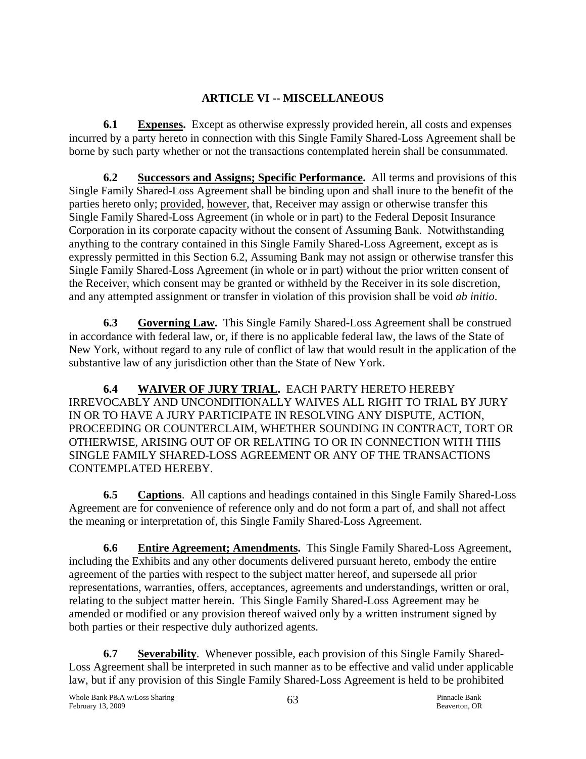## ARTICLE VI -- MISCELLANEOUS

**6.1 Expenses.** Except as otherwise expressly provided herein, all costs and expenses incurred by a party hereto in connection with this Single Family Shared-Loss Agreement shall be borne by such party whether or not the transactions contemplated herein shall be consummated.

**6.2 Successors and Assigns; Specific Performance.** All terms and provisions of this Single Family Shared-Loss Agreement shall be binding upon and shall inure to the benefit of the parties hereto only; provided, however, that, Receiver may assign or otherwise transfer this Single Family Shared-Loss Agreement (in whole or in part) to the Federal Deposit Insurance Corporation in its corporate capacity without the consent of Assuming Bank. Notwithstanding anything to the contrary contained in this Single Family Shared-Loss Agreement, except as is expressly permitted in this Section 6.2, Assuming Bank may not assign or otherwise transfer this Single Family Shared-Loss Agreement (in whole or in part) without the prior written consent of the Receiver, which consent may be granted or withheld by the Receiver in its sole discretion, and any attempted assignment or transfer in violation of this provision shall be void *ab initio*.

**6.3 Governing Law.** This Single Family Shared-Loss Agreement shall be construed in accordance with federal law, or, if there is no applicable federal law, the laws of the State of New York, without regard to any rule of conflict of law that would result in the application of the substantive law of any jurisdiction other than the State of New York.

**6.4 WAIVER OF JURY TRIAL.** EACH PARTY HERETO HEREBY IRREVOCABLY AND UNCONDITIONALLY WAIVES ALL RIGHT TO TRIAL BY JURY IN OR TO HAVE A JURY PARTICIPATE IN RESOLVING ANY DISPUTE, ACTION, PROCEEDING OR COUNTERCLAIM, WHETHER SOUNDING IN CONTRACT, TORT OR OTHERWISE, ARISING OUT OF OR RELATING TO OR IN CONNECTION WITH THIS SINGLE FAMILY SHARED-LOSS AGREEMENT OR ANY OF THE TRANSACTIONS CONTEMPLATED HEREBY.

**6.5 Captions**. All captions and headings contained in this Single Family Shared-Loss Agreement are for convenience of reference only and do not form a part of, and shall not affect the meaning or interpretation of, this Single Family Shared-Loss Agreement.

**6.6 Entire Agreement; Amendments.** This Single Family Shared-Loss Agreement, including the Exhibits and any other documents delivered pursuant hereto, embody the entire agreement of the parties with respect to the subject matter hereof, and supersede all prior representations, warranties, offers, acceptances, agreements and understandings, written or oral, relating to the subject matter herein. This Single Family Shared-Loss Agreement may be amended or modified or any provision thereof waived only by a written instrument signed by both parties or their respective duly authorized agents.

**6.7 Severability**. Whenever possible, each provision of this Single Family Shared-Loss Agreement shall be interpreted in such manner as to be effective and valid under applicable law, but if any provision of this Single Family Shared-Loss Agreement is held to be prohibited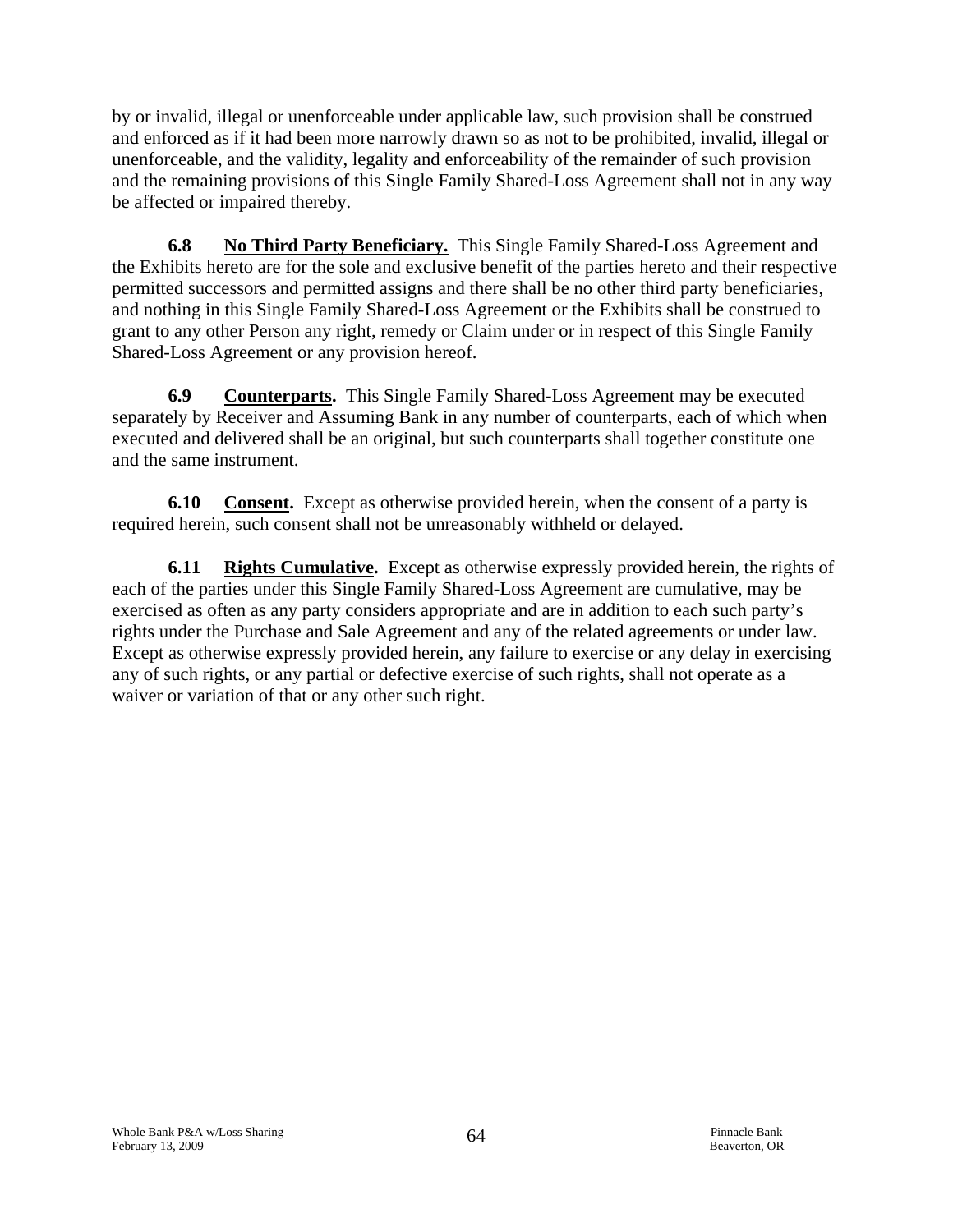by or invalid, illegal or unenforceable under applicable law, such provision shall be construed and enforced as if it had been more narrowly drawn so as not to be prohibited, invalid, illegal or unenforceable, and the validity, legality and enforceability of the remainder of such provision and the remaining provisions of this Single Family Shared-Loss Agreement shall not in any way be affected or impaired thereby.

**6.8 No Third Party Beneficiary.** This Single Family Shared-Loss Agreement and the Exhibits hereto are for the sole and exclusive benefit of the parties hereto and their respective permitted successors and permitted assigns and there shall be no other third party beneficiaries, and nothing in this Single Family Shared-Loss Agreement or the Exhibits shall be construed to grant to any other Person any right, remedy or Claim under or in respect of this Single Family Shared-Loss Agreement or any provision hereof.

**6.9 Counterparts.** This Single Family Shared-Loss Agreement may be executed separately by Receiver and Assuming Bank in any number of counterparts, each of which when executed and delivered shall be an original, but such counterparts shall together constitute one and the same instrument.

**6.10 Consent.** Except as otherwise provided herein, when the consent of a party is required herein, such consent shall not be unreasonably withheld or delayed.

**6.11 Rights Cumulative.** Except as otherwise expressly provided herein, the rights of each of the parties under this Single Family Shared-Loss Agreement are cumulative, may be exercised as often as any party considers appropriate and are in addition to each such party's rights under the Purchase and Sale Agreement and any of the related agreements or under law. Except as otherwise expressly provided herein, any failure to exercise or any delay in exercising any of such rights, or any partial or defective exercise of such rights, shall not operate as a waiver or variation of that or any other such right.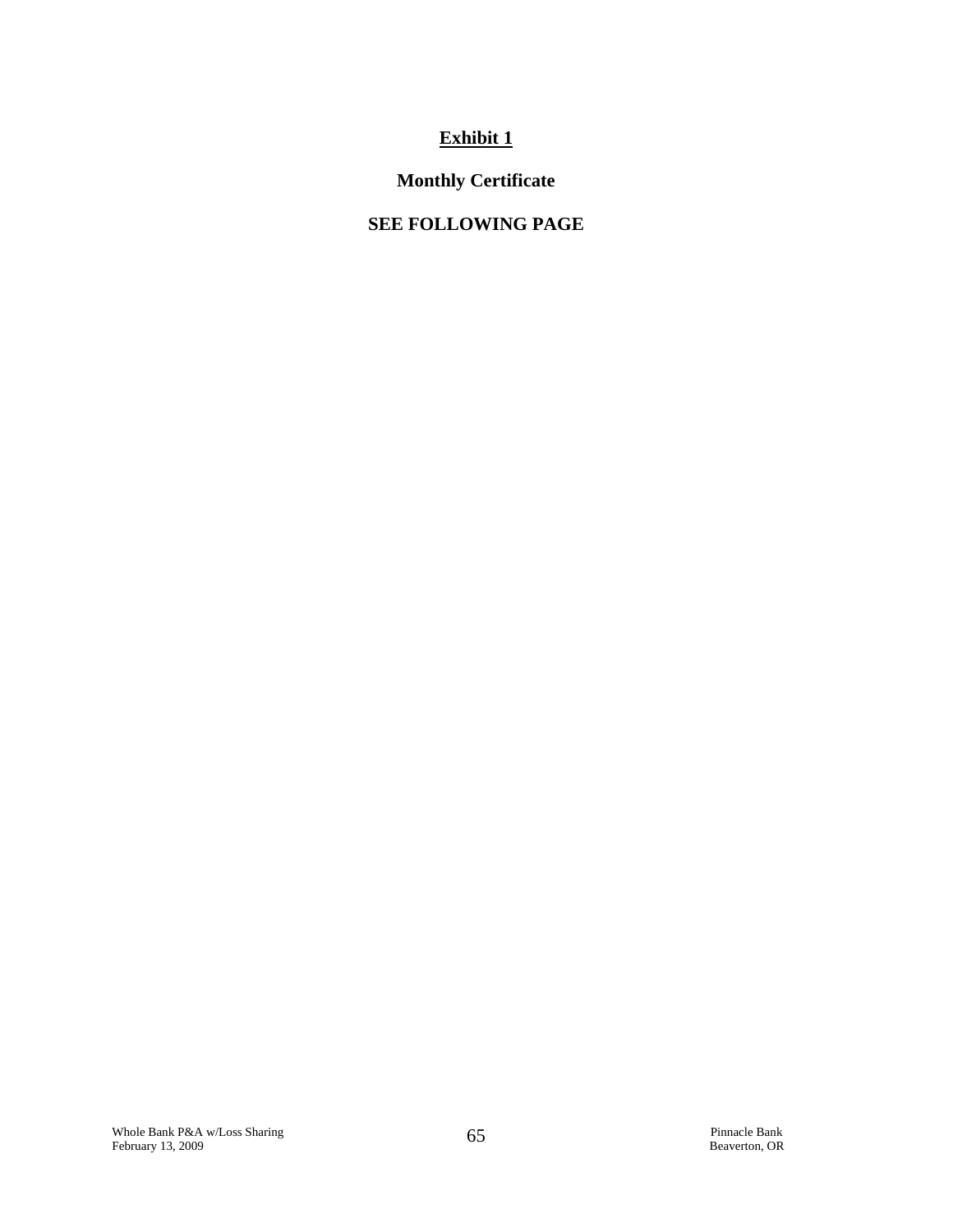# Exhibit 1

## Monthly Certificate

## SEE FOLLOWING PAGE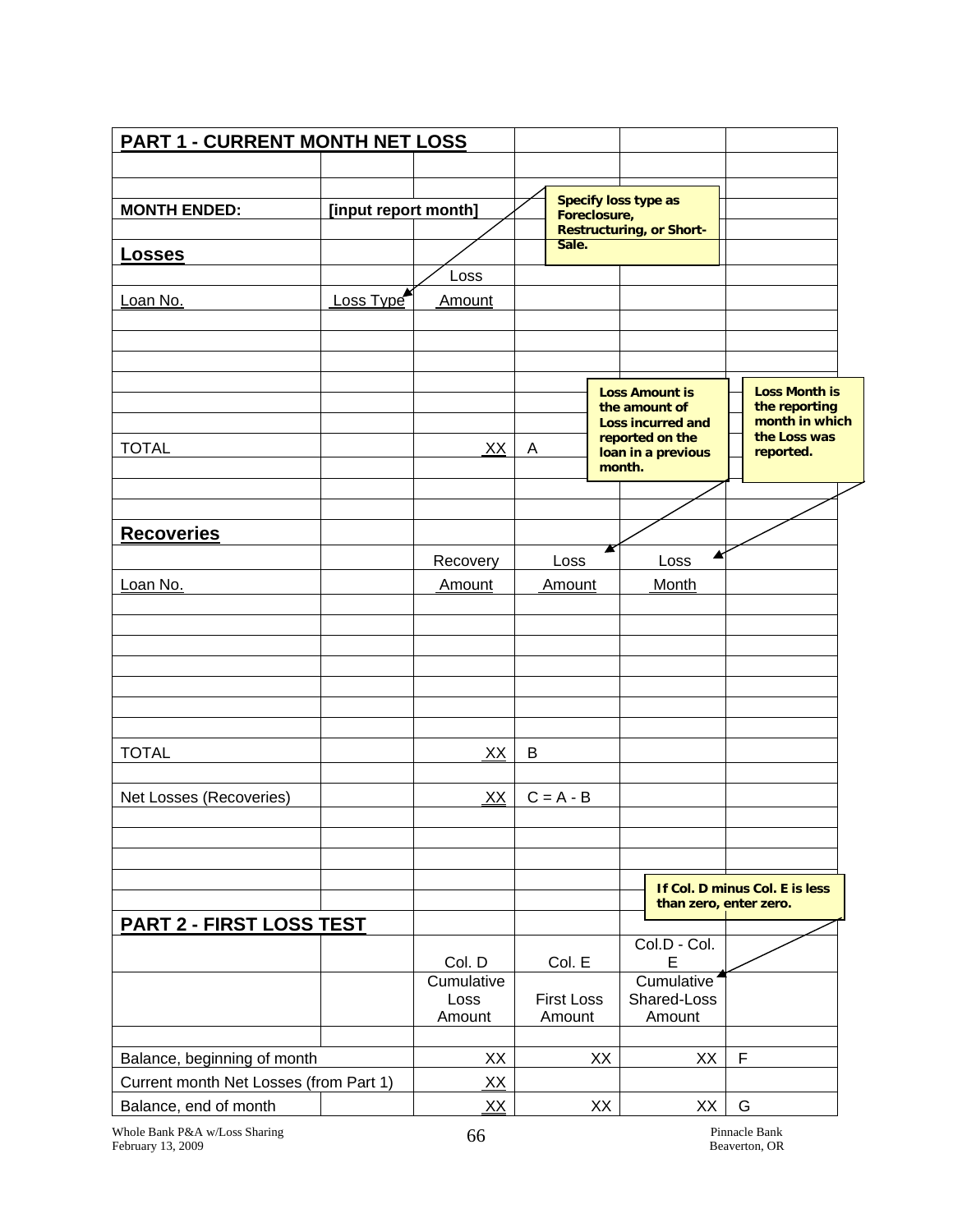## PART 1 - CURRENT MONTH NET LOSS

**MONTH ENDED:** **[input report month]**

> **Specify loss type as Foreclosure, Restructuring, or Short-Sale.**

### Losses

| Loan No. | Loss Type | Loss Amount | |
|---|---|---|---|
| | | | |
| | | | |
| | | | |
| | | | |
| | | | |
| TOTAL | | XX | A |

> **Loss Amount is the amount of Loss incurred and reported on the loan in a previous month.**

> **Loss Month is the reporting month in which the Loss was reported.**

### Recoveries

| Loan No. | | Recovery Amount | Loss Amount | Loss Month |
|---|---|---|---|---|
| | | | | |
| | | | | |
| | | | | |
| | | | | |
| | | | | |
| | | | | |
| | | | | |
| TOTAL | | XX | B | |
| Net Losses (Recoveries) | | XX | C = A - B | |

> **If Col. D minus Col. E is less than zero, enter zero.**

## PART 2 - FIRST LOSS TEST

| | Col. D<br>Cumulative Loss Amount | Col. E<br>First Loss Amount | Col.D - Col. E<br>Cumulative Shared-Loss Amount | |
|---|---|---|---|---|
| Balance, beginning of month | XX | XX | XX | F |
| Current month Net Losses (from Part 1) | XX | | | |
| Balance, end of month | XX | XX | XX | G |

Whole Bank P&A w/Loss Sharing
February 13, 2009

Pinnacle Bank
Beaverton, OR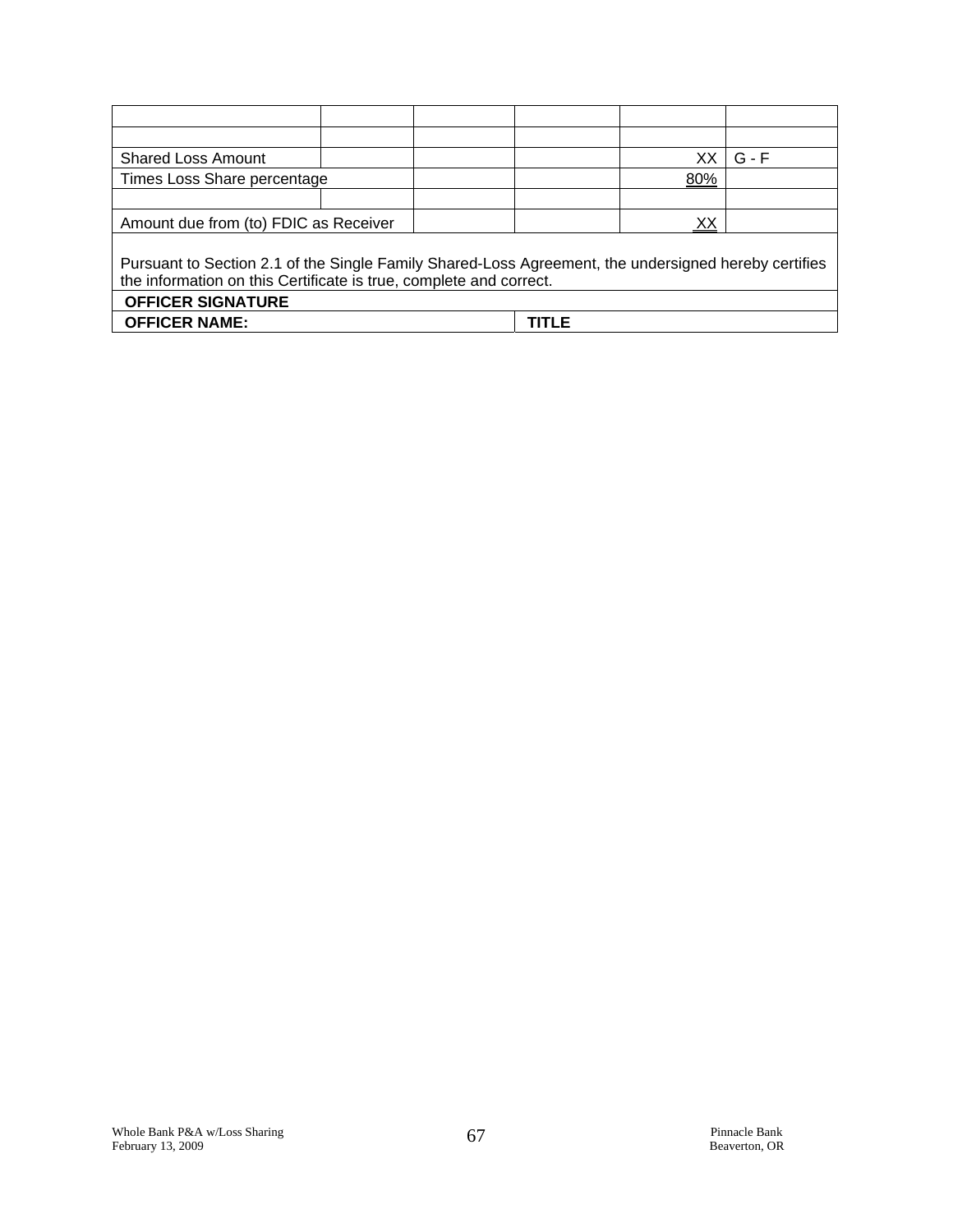| | | | | | |
|---|---|---|---|---|---|
| | | | | | |
| | | | | | |
| Shared Loss Amount | | | | XX | G - F |
| Times Loss Share percentage | | | | 80% | |
| | | | | | |
| Amount due from (to) FDIC as Receiver | | | | XX | |

Pursuant to Section 2.1 of the Single Family Shared-Loss Agreement, the undersigned hereby certifies the information on this Certificate is true, complete and correct.

| | |
|---|---|
| **OFFICER SIGNATURE** | |
| **OFFICER NAME:** | **TITLE** |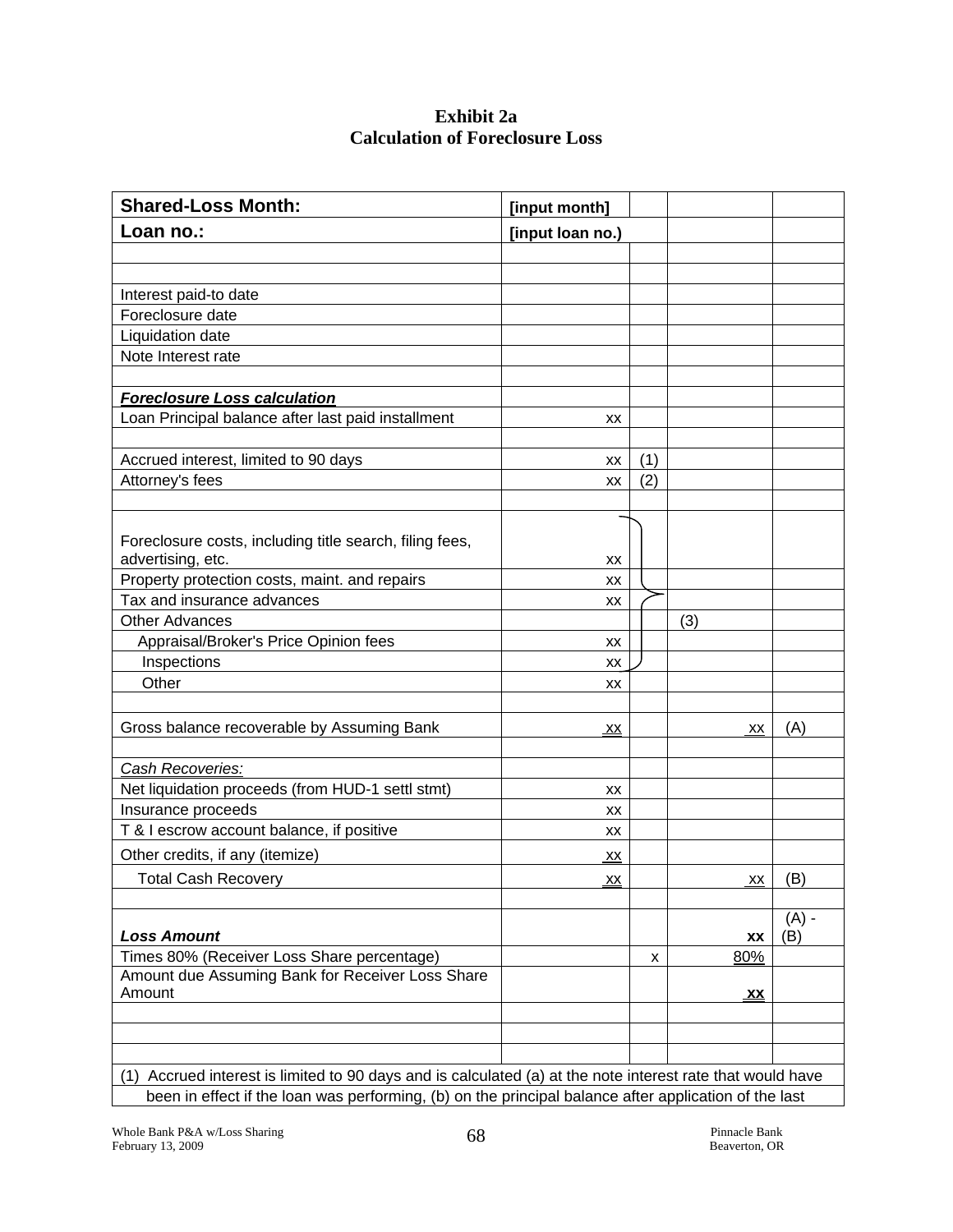# Exhibit 2a
## Calculation of Foreclosure Loss

| **Shared-Loss Month:** | **[input month]** | | | |
|---|---|---|---|---|
| **Loan no.:** | **[input loan no.)** | | | |
| | | | | |
| | | | | |
| Interest paid-to date | | | | |
| Foreclosure date | | | | |
| Liquidation date | | | | |
| Note Interest rate | | | | |
| | | | | |
| ***Foreclosure Loss calculation*** | | | | |
| Loan Principal balance after last paid installment | xx | | | |
| | | | | |
| Accrued interest, limited to 90 days | xx | (1) | | |
| Attorney's fees | xx | (2) | | |
| | | | | |
| Foreclosure costs, including title search, filing fees, advertising, etc. | xx | | | |
| Property protection costs, maint. and repairs | xx | | | |
| Tax and insurance advances | xx | | | |
| Other Advances | | | (3) | |
| Appraisal/Broker's Price Opinion fees | xx | | | |
| Inspections | xx | | | |
| Other | xx | | | |
| | | | | |
| Gross balance recoverable by Assuming Bank | xx | | xx | (A) |
| | | | | |
| *Cash Recoveries:* | | | | |
| Net liquidation proceeds (from HUD-1 settl stmt) | xx | | | |
| Insurance proceeds | xx | | | |
| T & I escrow account balance, if positive | xx | | | |
| Other credits, if any (itemize) | xx | | | |
| Total Cash Recovery | xx | | xx | (B) |
| | | | | |
| ***Loss Amount*** | | | **xx** | (A) - (B) |
| Times 80% (Receiver Loss Share percentage) | | x | 80% | |
| Amount due Assuming Bank for Receiver Loss Share Amount | | | **xx** | |
| | | | | |
| | | | | |
| | | | | |

(1) Accrued interest is limited to 90 days and is calculated (a) at the note interest rate that would have been in effect if the loan was performing, (b) on the principal balance after application of the last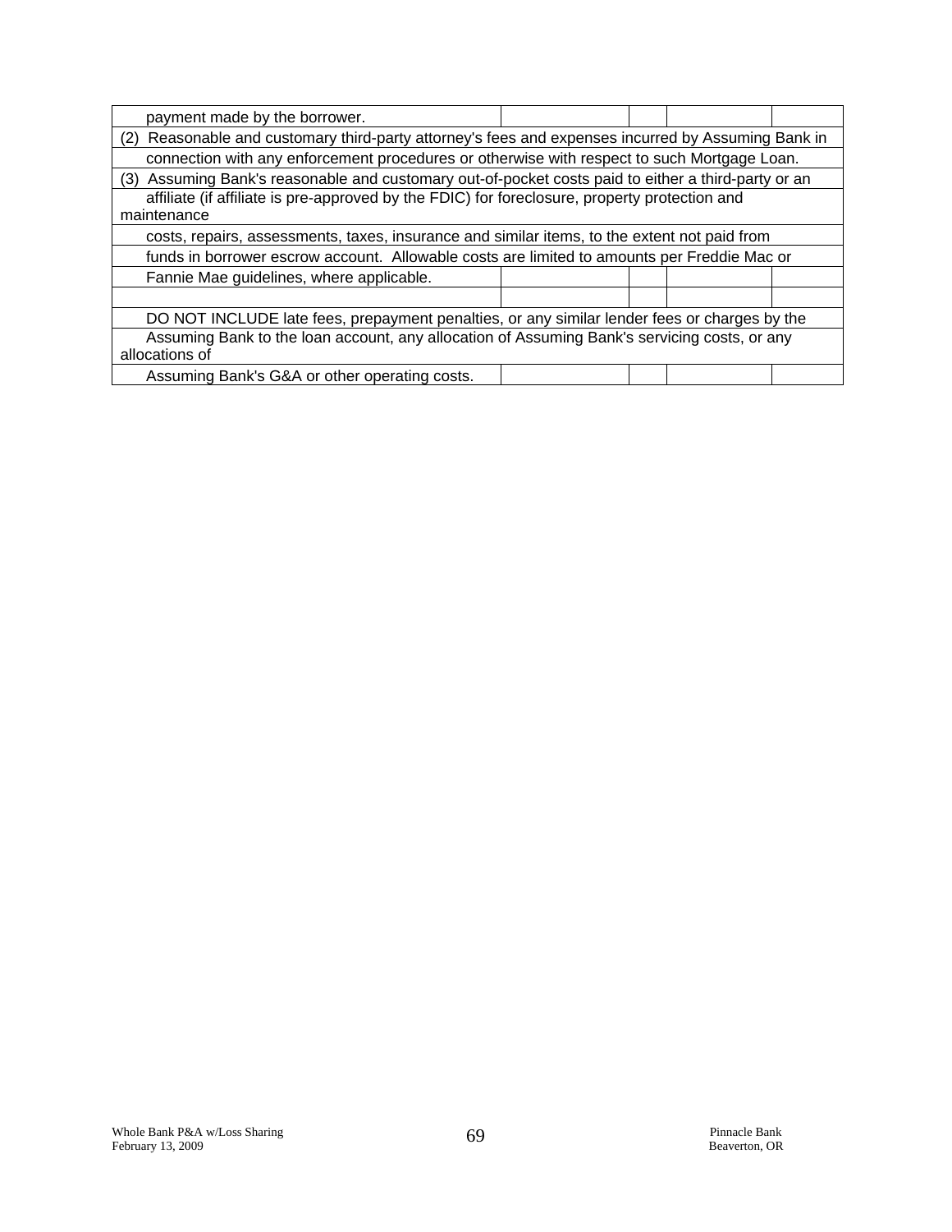| | | | | |
|---|---|---|---|---|
| payment made by the borrower. | | | | |
| (2) Reasonable and customary third-party attorney's fees and expenses incurred by Assuming Bank in | | | | |
| connection with any enforcement procedures or otherwise with respect to such Mortgage Loan. | | | | |
| (3) Assuming Bank's reasonable and customary out-of-pocket costs paid to either a third-party or an | | | | |
| affiliate (if affiliate is pre-approved by the FDIC) for foreclosure, property protection and maintenance | | | | |
| costs, repairs, assessments, taxes, insurance and similar items, to the extent not paid from | | | | |
| funds in borrower escrow account. Allowable costs are limited to amounts per Freddie Mac or | | | | |
| Fannie Mae guidelines, where applicable. | | | | |
| | | | | |
| DO NOT INCLUDE late fees, prepayment penalties, or any similar lender fees or charges by the | | | | |
| Assuming Bank to the loan account, any allocation of Assuming Bank's servicing costs, or any allocations of | | | | |
| Assuming Bank's G&A or other operating costs. | | | | |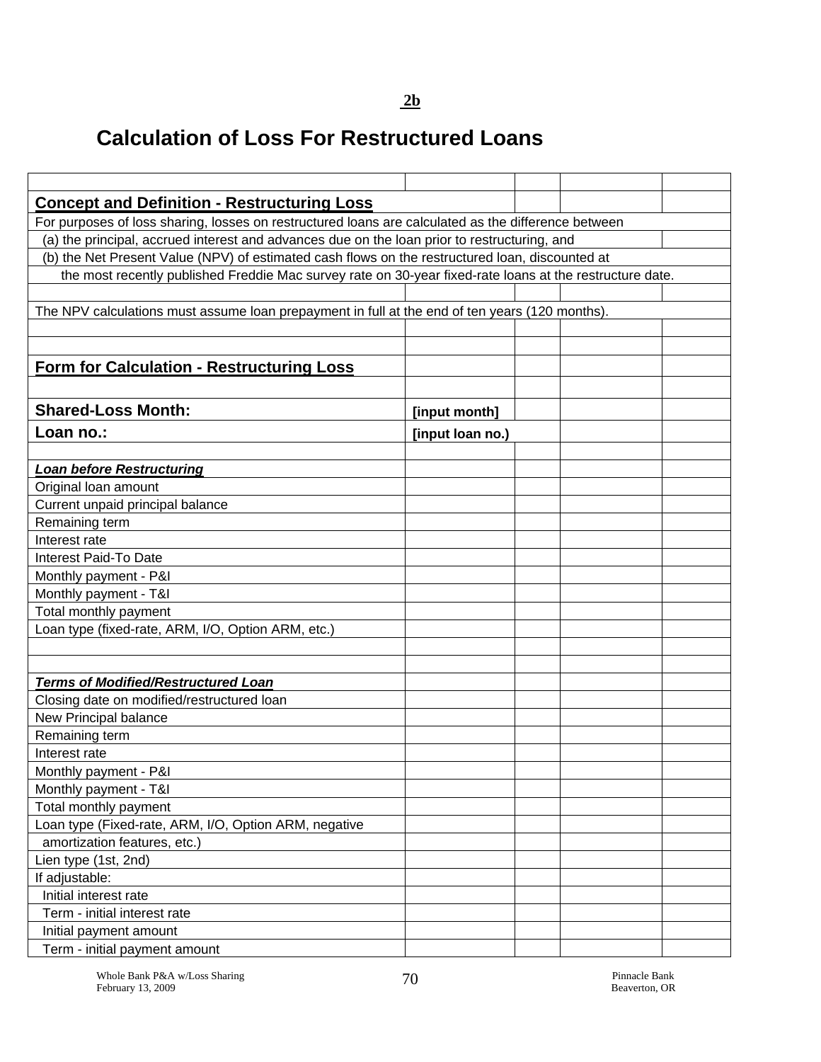**2b**

# Calculation of Loss For Restructured Loans

## Concept and Definition - Restructuring Loss

For purposes of loss sharing, losses on restructured loans are calculated as the difference between

(a) the principal, accrued interest and advances due on the loan prior to restructuring, and

(b) the Net Present Value (NPV) of estimated cash flows on the restructured loan, discounted at the most recently published Freddie Mac survey rate on 30-year fixed-rate loans at the restructure date.

The NPV calculations must assume loan prepayment in full at the end of ten years (120 months).

## Form for Calculation - Restructuring Loss

| | | | | |
|---|---|---|---|---|
| **Shared-Loss Month:** | **[input month]** | | | |
| **Loan no.:** | **[input loan no.)** | | | |
| | | | | |
| ***Loan before Restructuring*** | | | | |
| Original loan amount | | | | |
| Current unpaid principal balance | | | | |
| Remaining term | | | | |
| Interest rate | | | | |
| Interest Paid-To Date | | | | |
| Monthly payment - P&I | | | | |
| Monthly payment - T&I | | | | |
| Total monthly payment | | | | |
| Loan type (fixed-rate, ARM, I/O, Option ARM, etc.) | | | | |
| | | | | |
| | | | | |
| ***Terms of Modified/Restructured Loan*** | | | | |
| Closing date on modified/restructured loan | | | | |
| New Principal balance | | | | |
| Remaining term | | | | |
| Interest rate | | | | |
| Monthly payment - P&I | | | | |
| Monthly payment - T&I | | | | |
| Total monthly payment | | | | |
| Loan type (Fixed-rate, ARM, I/O, Option ARM, negative amortization features, etc.) | | | | |
| Lien type (1st, 2nd) | | | | |
| If adjustable: | | | | |
| Initial interest rate | | | | |
| Term - initial interest rate | | | | |
| Initial payment amount | | | | |
| Term - initial payment amount | | | | |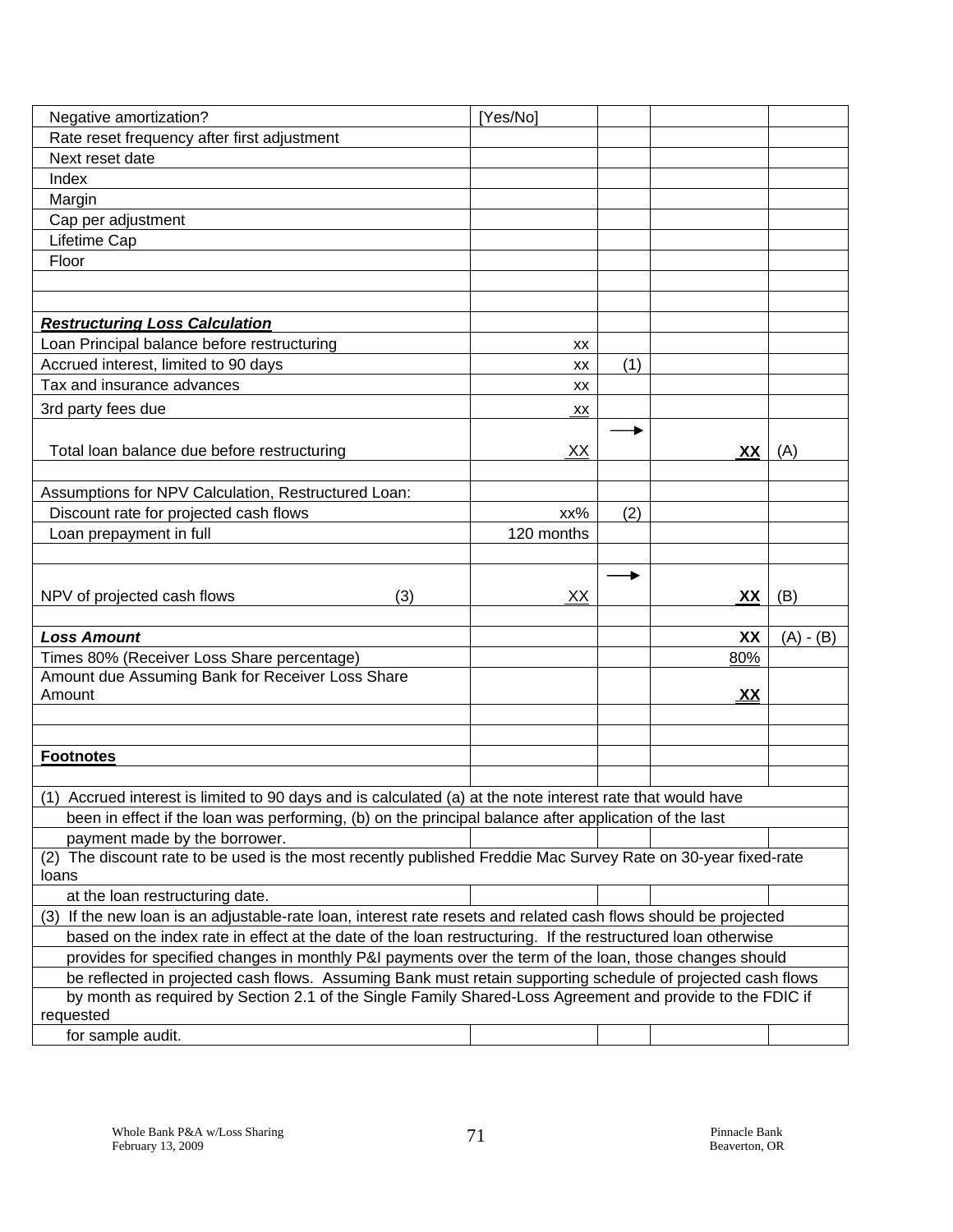| | | | | |
|---|---|---|---|---|
| Negative amortization? | [Yes/No] | | | |
| Rate reset frequency after first adjustment | | | | |
| Next reset date | | | | |
| Index | | | | |
| Margin | | | | |
| Cap per adjustment | | | | |
| Lifetime Cap | | | | |
| Floor | | | | |
| | | | | |
| | | | | |
| ***Restructuring Loss Calculation*** | | | | |
| Loan Principal balance before restructuring | xx | | | |
| Accrued interest, limited to 90 days | xx | (1) | | |
| Tax and insurance advances | xx | | | |
| 3rd party fees due | xx | | | |
| Total loan balance due before restructuring | XX | → | **XX** | (A) |
| | | | | |
| Assumptions for NPV Calculation, Restructured Loan: | | | | |
| Discount rate for projected cash flows | xx% | (2) | | |
| Loan prepayment in full | 120 months | | | |
| | | | | |
| NPV of projected cash flows (3) | XX | → | **XX** | (B) |
| | | | | |
| ***Loss Amount*** | | | **XX** | (A) - (B) |
| Times 80% (Receiver Loss Share percentage) | | | 80% | |
| Amount due Assuming Bank for Receiver Loss Share Amount | | | **XX** | |
| | | | | |
| | | | | |
| **Footnotes** | | | | |

(1) Accrued interest is limited to 90 days and is calculated (a) at the note interest rate that would have been in effect if the loan was performing, (b) on the principal balance after application of the last payment made by the borrower.

(2) The discount rate to be used is the most recently published Freddie Mac Survey Rate on 30-year fixed-rate loans at the loan restructuring date.

(3) If the new loan is an adjustable-rate loan, interest rate resets and related cash flows should be projected based on the index rate in effect at the date of the loan restructuring. If the restructured loan otherwise provides for specified changes in monthly P&I payments over the term of the loan, those changes should be reflected in projected cash flows. Assuming Bank must retain supporting schedule of projected cash flows by month as required by Section 2.1 of the Single Family Shared-Loss Agreement and provide to the FDIC if requested for sample audit.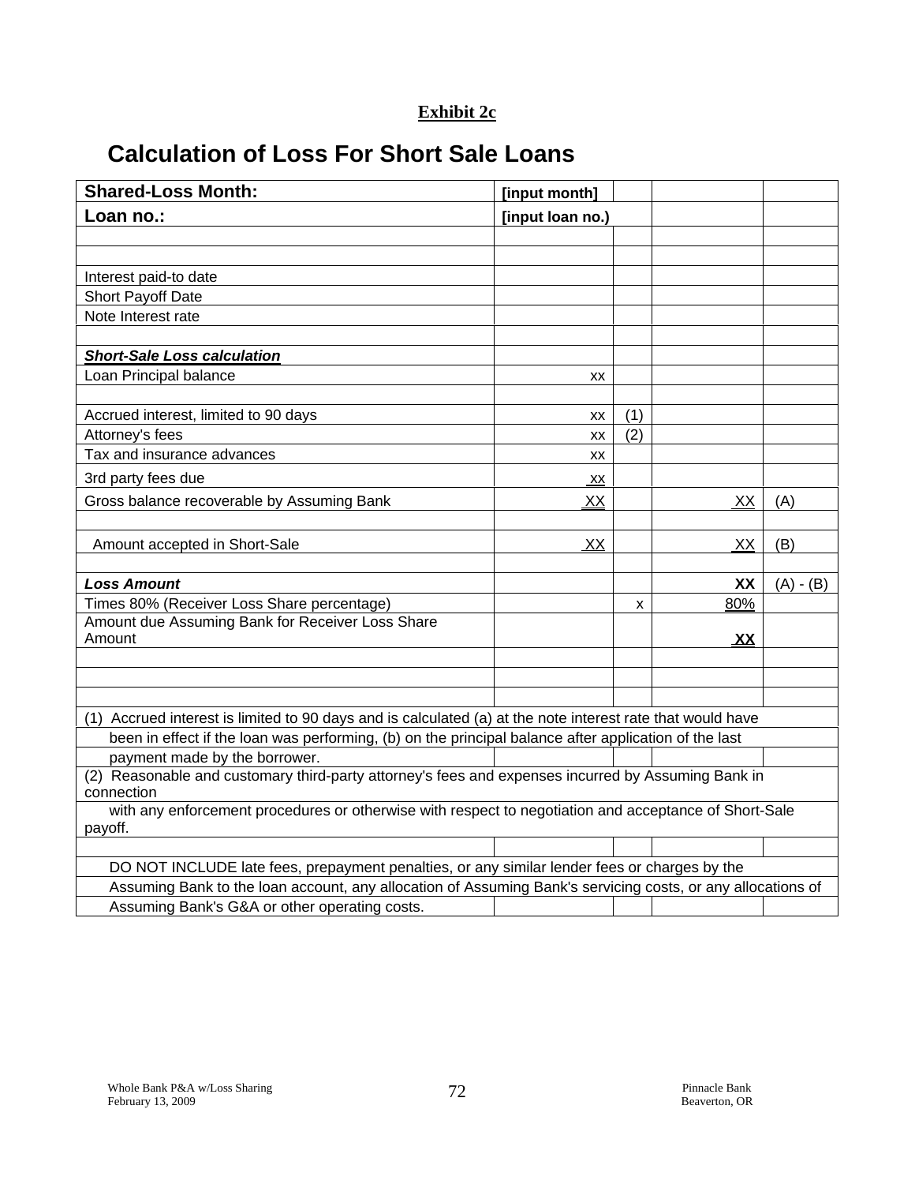**Exhibit 2c**

# Calculation of Loss For Short Sale Loans

| **Shared-Loss Month:** | **[input month]** | | | |
|---|---|---|---|---|
| **Loan no.:** | **[input loan no.)** | | | |
| | | | | |
| | | | | |
| Interest paid-to date | | | | |
| Short Payoff Date | | | | |
| Note Interest rate | | | | |
| | | | | |
| ***Short-Sale Loss calculation*** | | | | |
| Loan Principal balance | xx | | | |
| | | | | |
| Accrued interest, limited to 90 days | xx | (1) | | |
| Attorney's fees | xx | (2) | | |
| Tax and insurance advances | xx | | | |
| 3rd party fees due | xx | | | |
| Gross balance recoverable by Assuming Bank | XX | | XX | (A) |
| | | | | |
| Amount accepted in Short-Sale | XX | | XX | (B) |
| | | | | |
| ***Loss Amount*** | | | **XX** | (A) - (B) |
| Times 80% (Receiver Loss Share percentage) | | x | 80% | |
| Amount due Assuming Bank for Receiver Loss Share Amount | | | **XX** | |
| | | | | |
| | | | | |
| | | | | |

(1) Accrued interest is limited to 90 days and is calculated (a) at the note interest rate that would have been in effect if the loan was performing, (b) on the principal balance after application of the last payment made by the borrower.

(2) Reasonable and customary third-party attorney's fees and expenses incurred by Assuming Bank in connection with any enforcement procedures or otherwise with respect to negotiation and acceptance of Short-Sale payoff.

DO NOT INCLUDE late fees, prepayment penalties, or any similar lender fees or charges by the Assuming Bank to the loan account, any allocation of Assuming Bank's servicing costs, or any allocations of Assuming Bank's G&A or other operating costs.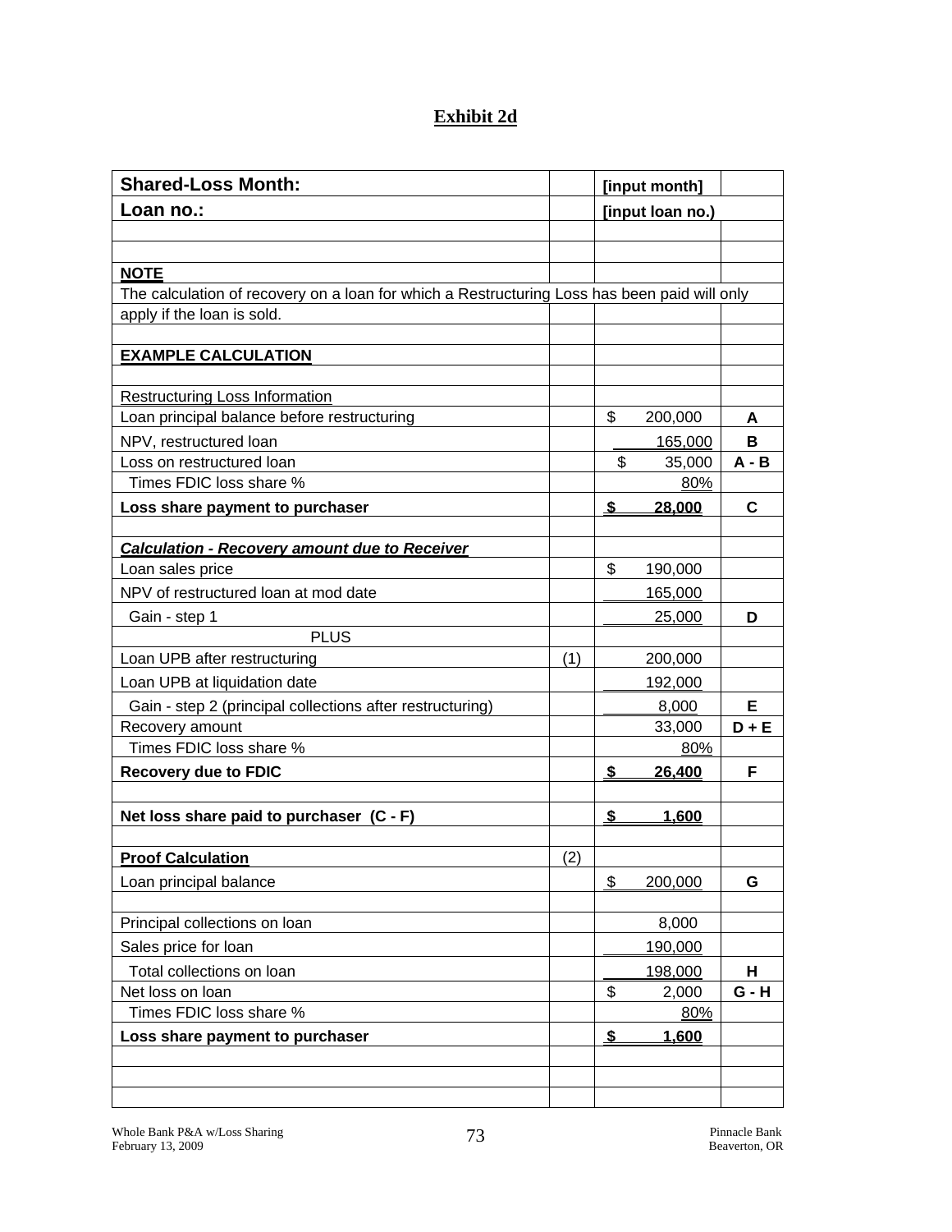## Exhibit 2d

| Shared-Loss Month: | | [input month] | |
|---|---|---|---|
| **Loan no.:** | | **[input loan no.)** | |
| | | | |
| | | | |
| **NOTE** | | | |
| The calculation of recovery on a loan for which a Restructuring Loss has been paid will only apply if the loan is sold. | | | |
| | | | |
| **EXAMPLE CALCULATION** | | | |
| | | | |
| Restructuring Loss Information | | | |
| Loan principal balance before restructuring | | $ 200,000 | **A** |
| NPV, restructured loan | | 165,000 | **B** |
| Loss on restructured loan | | $ 35,000 | **A - B** |
| Times FDIC loss share % | | 80% | |
| **Loss share payment to purchaser** | | **$ 28,000** | **C** |
| | | | |
| ***Calculation - Recovery amount due to Receiver*** | | | |
| Loan sales price | | $ 190,000 | |
| NPV of restructured loan at mod date | | 165,000 | |
| Gain - step 1 | | 25,000 | **D** |
| PLUS | | | |
| Loan UPB after restructuring | (1) | 200,000 | |
| Loan UPB at liquidation date | | 192,000 | |
| Gain - step 2 (principal collections after restructuring) | | 8,000 | **E** |
| Recovery amount | | 33,000 | **D + E** |
| Times FDIC loss share % | | 80% | |
| **Recovery due to FDIC** | | **$ 26,400** | **F** |
| | | | |
| **Net loss share paid to purchaser (C - F)** | | **$ 1,600** | |
| | | | |
| **Proof Calculation** | (2) | | |
| Loan principal balance | | $ 200,000 | **G** |
| | | | |
| Principal collections on loan | | 8,000 | |
| Sales price for loan | | 190,000 | |
| Total collections on loan | | 198,000 | **H** |
| Net loss on loan | | $ 2,000 | **G - H** |
| Times FDIC loss share % | | 80% | |
| **Loss share payment to purchaser** | | **$ 1,600** | |
| | | | |
| | | | |
| | | | |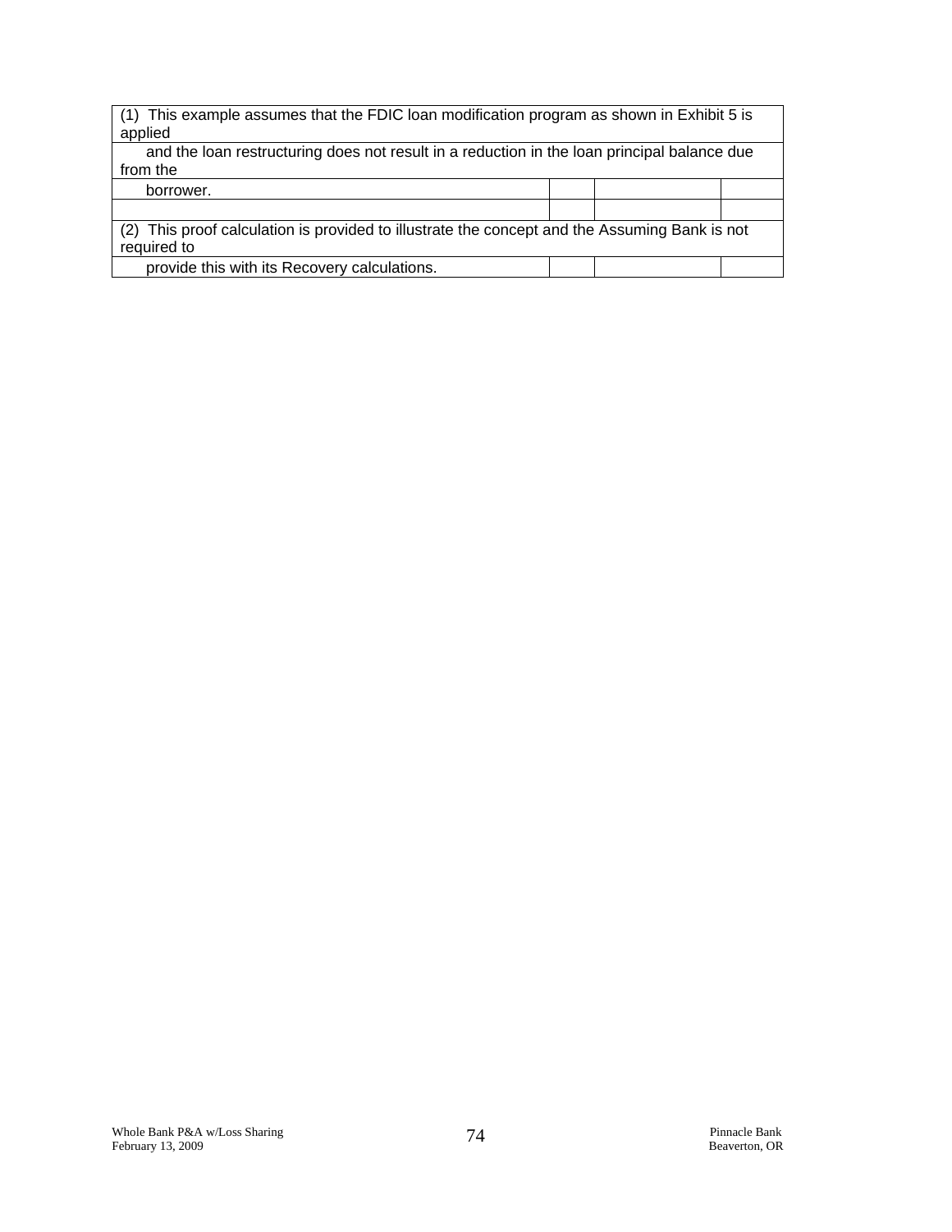| (1) This example assumes that the FDIC loan modification program as shown in Exhibit 5 is applied | | | |
|---|---|---|---|
| and the loan restructuring does not result in a reduction in the loan principal balance due from the | | | |
| borrower. | | | |
| | | | |
| (2) This proof calculation is provided to illustrate the concept and the Assuming Bank is not required to | | | |
| provide this with its Recovery calculations. | | | |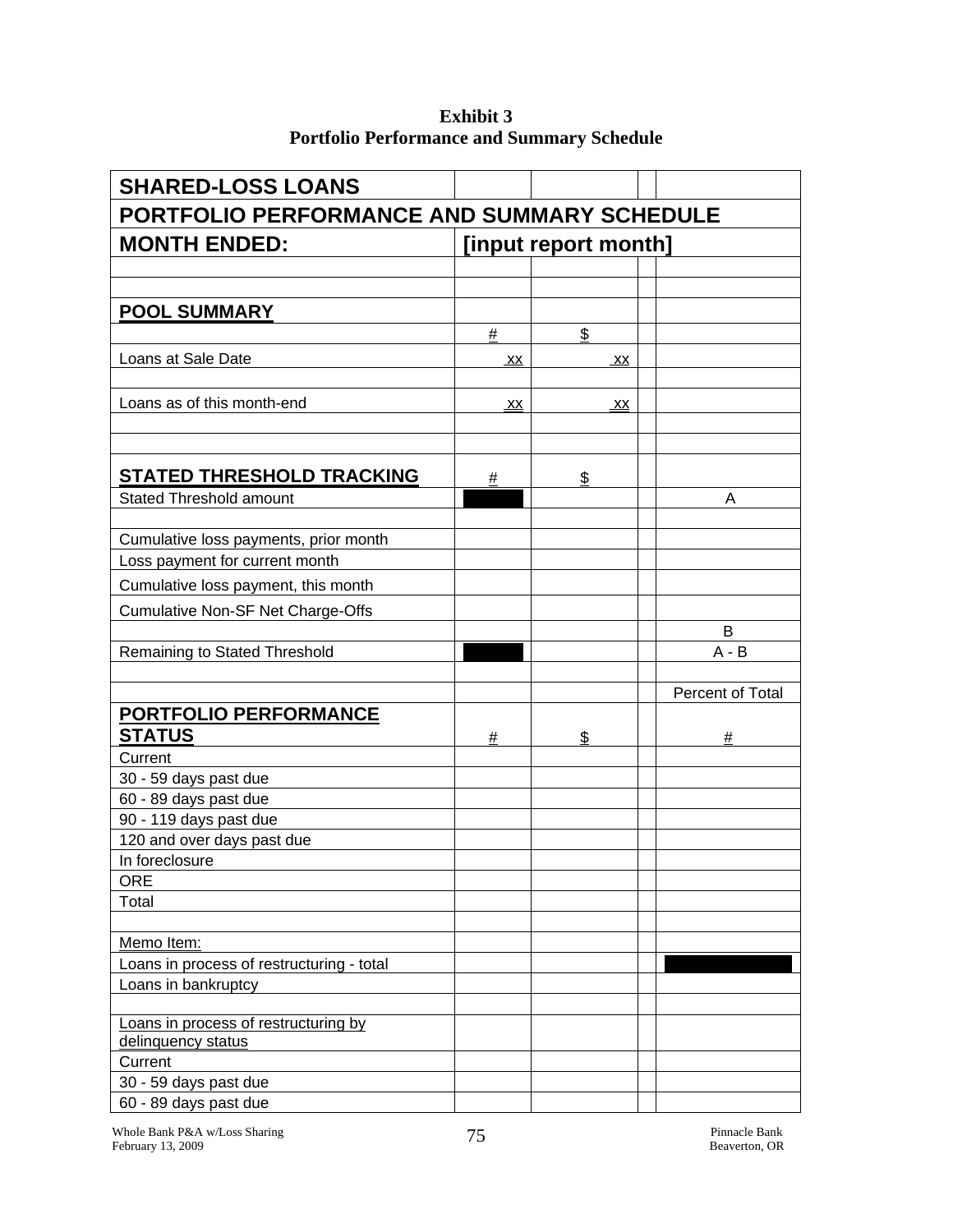**Exhibit 3**
**Portfolio Performance and Summary Schedule**

| SHARED-LOSS LOANS | | | | |
|---|---|---|---|---|
| PORTFOLIO PERFORMANCE AND SUMMARY SCHEDULE | | | | |
| MONTH ENDED: | [input report month] | | | |
| | | | | |
| | | | | |
| POOL SUMMARY | | | | |
| | # | $ | | |
| Loans at Sale Date | xx | xx | | |
| | | | | |
| Loans as of this month-end | xx | xx | | |
| | | | | |
| | | | | |
| STATED THRESHOLD TRACKING | # | $ | | |
| Stated Threshold amount | | | | A |
| | | | | |
| Cumulative loss payments, prior month | | | | |
| Loss payment for current month | | | | |
| Cumulative loss payment, this month | | | | |
| Cumulative Non-SF Net Charge-Offs | | | | |
| | | | | B |
| Remaining to Stated Threshold | | | | A - B |
| | | | | |
| | | | | Percent of Total |
| PORTFOLIO PERFORMANCE STATUS | # | $ | | # |
| Current | | | | |
| 30 - 59 days past due | | | | |
| 60 - 89 days past due | | | | |
| 90 - 119 days past due | | | | |
| 120 and over days past due | | | | |
| In foreclosure | | | | |
| ORE | | | | |
| Total | | | | |
| | | | | |
| Memo Item: | | | | |
| Loans in process of restructuring - total | | | | |
| Loans in bankruptcy | | | | |
| | | | | |
| Loans in process of restructuring by delinquency status | | | | |
| Current | | | | |
| 30 - 59 days past due | | | | |
| 60 - 89 days past due | | | | |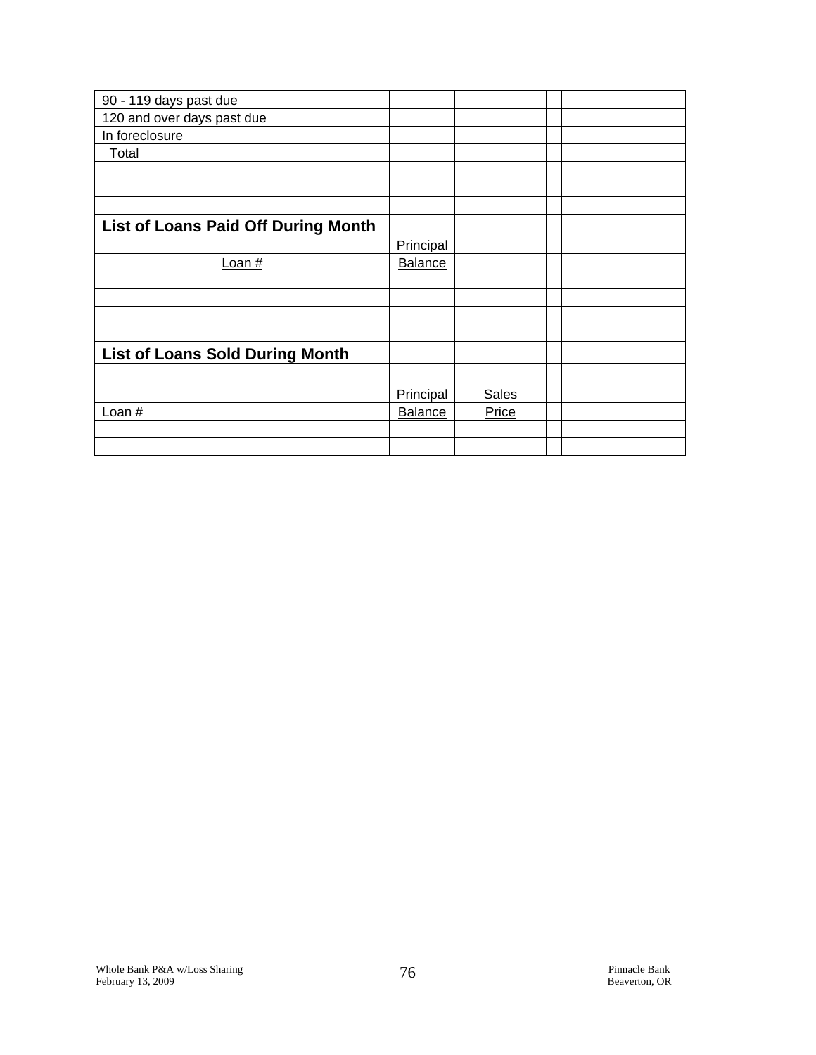| | | | | |
|---|---|---|---|---|
| 90 - 119 days past due | | | | |
| 120 and over days past due | | | | |
| In foreclosure | | | | |
| Total | | | | |
| | | | | |
| | | | | |
| | | | | |
| **List of Loans Paid Off During Month** | | | | |
| | Principal | | | |
| Loan # | Balance | | | |
| | | | | |
| | | | | |
| | | | | |
| | | | | |
| **List of Loans Sold During Month** | | | | |
| | | | | |
| | Principal | Sales | | |
| Loan # | Balance | Price | | |
| | | | | |
| | | | | |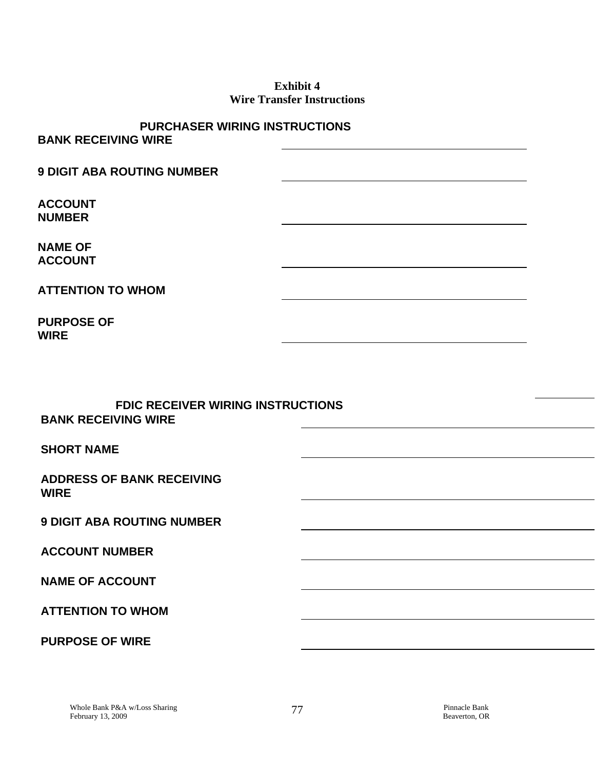**Exhibit 4**
**Wire Transfer Instructions**

**PURCHASER WIRING INSTRUCTIONS**

**BANK RECEIVING WIRE** \_\_\_\_\_\_\_\_\_\_\_\_\_\_\_\_\_\_\_\_\_\_\_\_\_\_\_\_\_\_\_\_\_\_\_\_

**9 DIGIT ABA ROUTING NUMBER** \_\_\_\_\_\_\_\_\_\_\_\_\_\_\_\_\_\_\_\_\_\_\_\_\_\_\_\_\_\_\_\_\_\_\_\_

**ACCOUNT NUMBER** \_\_\_\_\_\_\_\_\_\_\_\_\_\_\_\_\_\_\_\_\_\_\_\_\_\_\_\_\_\_\_\_\_\_\_\_

**NAME OF ACCOUNT** \_\_\_\_\_\_\_\_\_\_\_\_\_\_\_\_\_\_\_\_\_\_\_\_\_\_\_\_\_\_\_\_\_\_\_\_

**ATTENTION TO WHOM** \_\_\_\_\_\_\_\_\_\_\_\_\_\_\_\_\_\_\_\_\_\_\_\_\_\_\_\_\_\_\_\_\_\_\_\_

**PURPOSE OF WIRE** \_\_\_\_\_\_\_\_\_\_\_\_\_\_\_\_\_\_\_\_\_\_\_\_\_\_\_\_\_\_\_\_\_\_\_\_

**FDIC RECEIVER WIRING INSTRUCTIONS**

**BANK RECEIVING WIRE** \_\_\_\_\_\_\_\_\_\_\_\_\_\_\_\_\_\_\_\_\_\_\_\_\_\_\_\_\_\_\_\_\_\_\_\_

**SHORT NAME** \_\_\_\_\_\_\_\_\_\_\_\_\_\_\_\_\_\_\_\_\_\_\_\_\_\_\_\_\_\_\_\_\_\_\_\_

**ADDRESS OF BANK RECEIVING WIRE** \_\_\_\_\_\_\_\_\_\_\_\_\_\_\_\_\_\_\_\_\_\_\_\_\_\_\_\_\_\_\_\_\_\_\_\_

**9 DIGIT ABA ROUTING NUMBER** \_\_\_\_\_\_\_\_\_\_\_\_\_\_\_\_\_\_\_\_\_\_\_\_\_\_\_\_\_\_\_\_\_\_\_\_

**ACCOUNT NUMBER** \_\_\_\_\_\_\_\_\_\_\_\_\_\_\_\_\_\_\_\_\_\_\_\_\_\_\_\_\_\_\_\_\_\_\_\_

**NAME OF ACCOUNT** \_\_\_\_\_\_\_\_\_\_\_\_\_\_\_\_\_\_\_\_\_\_\_\_\_\_\_\_\_\_\_\_\_\_\_\_

**ATTENTION TO WHOM** \_\_\_\_\_\_\_\_\_\_\_\_\_\_\_\_\_\_\_\_\_\_\_\_\_\_\_\_\_\_\_\_\_\_\_\_

**PURPOSE OF WIRE** \_\_\_\_\_\_\_\_\_\_\_\_\_\_\_\_\_\_\_\_\_\_\_\_\_\_\_\_\_\_\_\_\_\_\_\_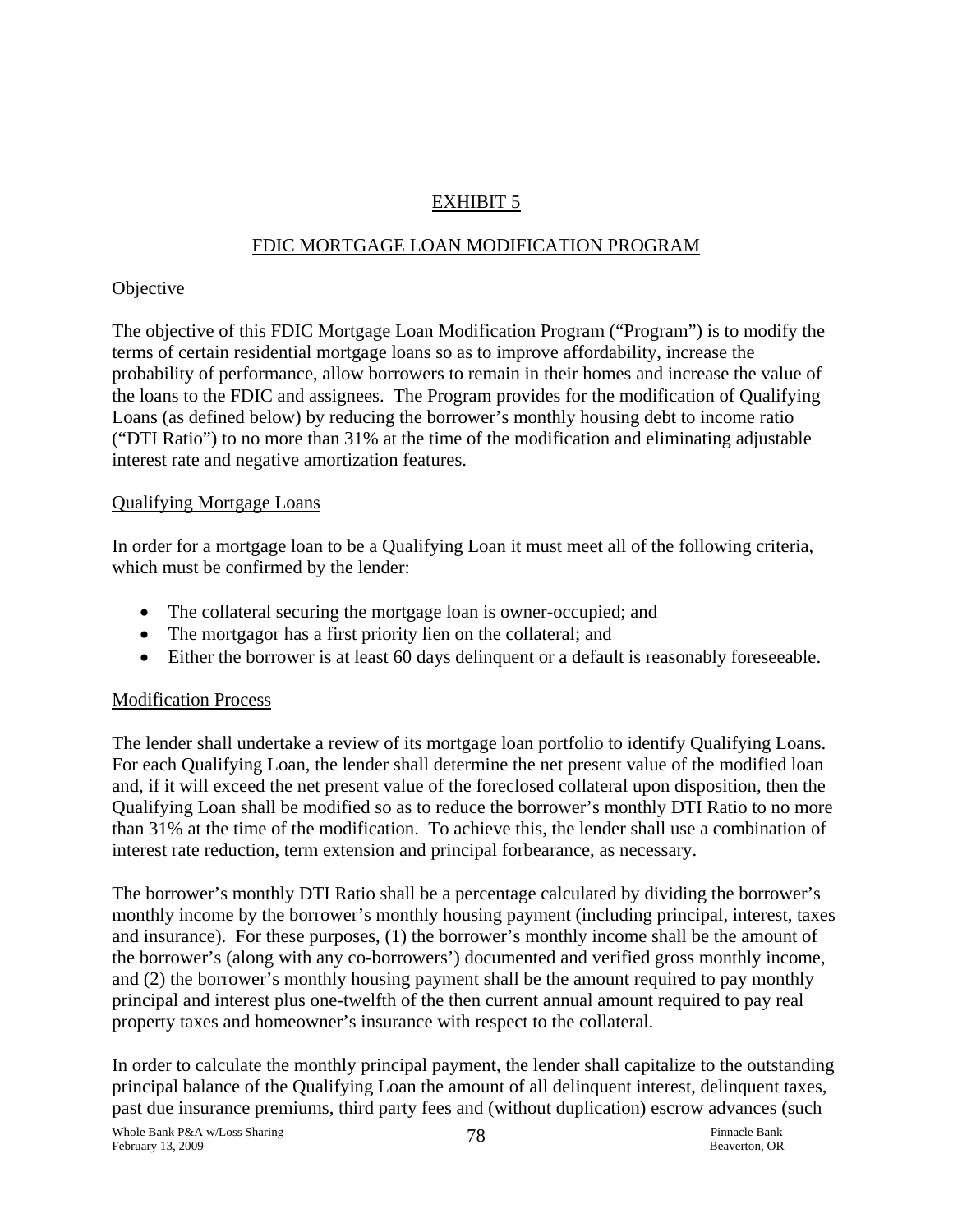# EXHIBIT 5

## FDIC MORTGAGE LOAN MODIFICATION PROGRAM

### Objective

The objective of this FDIC Mortgage Loan Modification Program ("Program") is to modify the terms of certain residential mortgage loans so as to improve affordability, increase the probability of performance, allow borrowers to remain in their homes and increase the value of the loans to the FDIC and assignees. The Program provides for the modification of Qualifying Loans (as defined below) by reducing the borrower's monthly housing debt to income ratio ("DTI Ratio") to no more than 31% at the time of the modification and eliminating adjustable interest rate and negative amortization features.

### Qualifying Mortgage Loans

In order for a mortgage loan to be a Qualifying Loan it must meet all of the following criteria, which must be confirmed by the lender:

- The collateral securing the mortgage loan is owner-occupied; and
- The mortgagor has a first priority lien on the collateral; and
- Either the borrower is at least 60 days delinquent or a default is reasonably foreseeable.

### Modification Process

The lender shall undertake a review of its mortgage loan portfolio to identify Qualifying Loans. For each Qualifying Loan, the lender shall determine the net present value of the modified loan and, if it will exceed the net present value of the foreclosed collateral upon disposition, then the Qualifying Loan shall be modified so as to reduce the borrower's monthly DTI Ratio to no more than 31% at the time of the modification. To achieve this, the lender shall use a combination of interest rate reduction, term extension and principal forbearance, as necessary.

The borrower's monthly DTI Ratio shall be a percentage calculated by dividing the borrower's monthly income by the borrower's monthly housing payment (including principal, interest, taxes and insurance). For these purposes, (1) the borrower's monthly income shall be the amount of the borrower's (along with any co-borrowers') documented and verified gross monthly income, and (2) the borrower's monthly housing payment shall be the amount required to pay monthly principal and interest plus one-twelfth of the then current annual amount required to pay real property taxes and homeowner's insurance with respect to the collateral.

In order to calculate the monthly principal payment, the lender shall capitalize to the outstanding principal balance of the Qualifying Loan the amount of all delinquent interest, delinquent taxes, past due insurance premiums, third party fees and (without duplication) escrow advances (such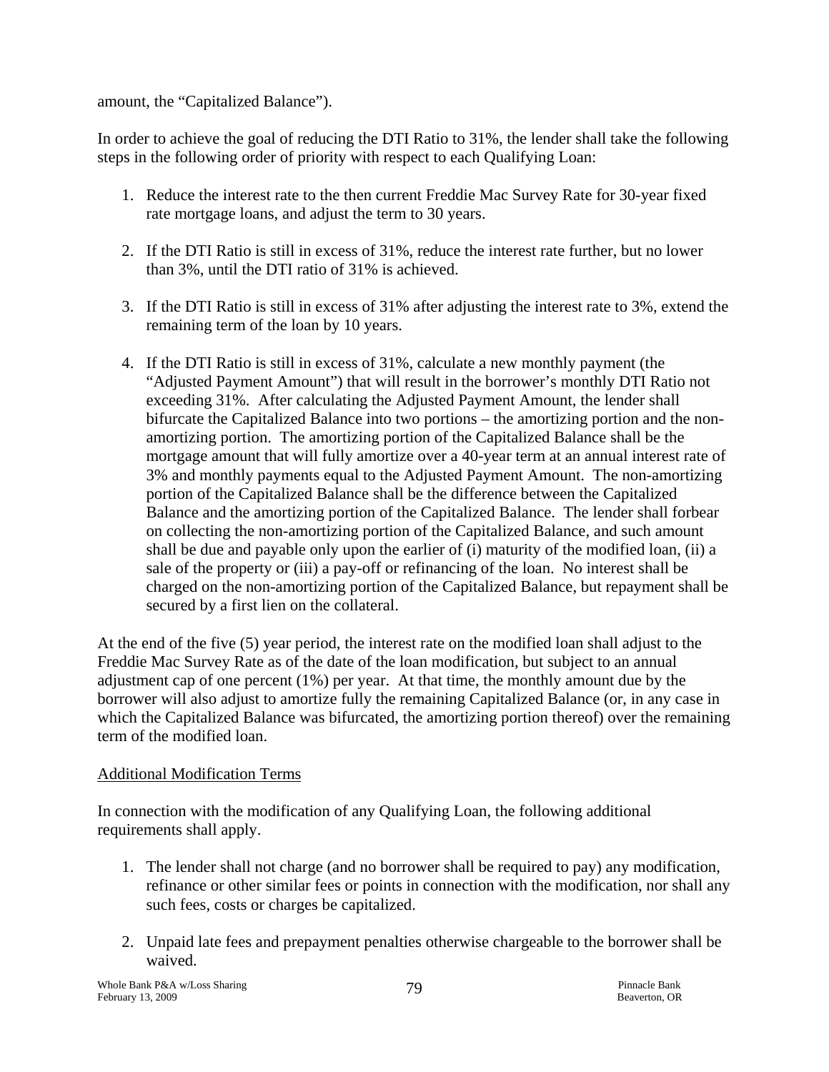amount, the "Capitalized Balance").

In order to achieve the goal of reducing the DTI Ratio to 31%, the lender shall take the following steps in the following order of priority with respect to each Qualifying Loan:

1. Reduce the interest rate to the then current Freddie Mac Survey Rate for 30-year fixed rate mortgage loans, and adjust the term to 30 years.

2. If the DTI Ratio is still in excess of 31%, reduce the interest rate further, but no lower than 3%, until the DTI ratio of 31% is achieved.

3. If the DTI Ratio is still in excess of 31% after adjusting the interest rate to 3%, extend the remaining term of the loan by 10 years.

4. If the DTI Ratio is still in excess of 31%, calculate a new monthly payment (the "Adjusted Payment Amount") that will result in the borrower's monthly DTI Ratio not exceeding 31%. After calculating the Adjusted Payment Amount, the lender shall bifurcate the Capitalized Balance into two portions – the amortizing portion and the non-amortizing portion. The amortizing portion of the Capitalized Balance shall be the mortgage amount that will fully amortize over a 40-year term at an annual interest rate of 3% and monthly payments equal to the Adjusted Payment Amount. The non-amortizing portion of the Capitalized Balance shall be the difference between the Capitalized Balance and the amortizing portion of the Capitalized Balance. The lender shall forbear on collecting the non-amortizing portion of the Capitalized Balance, and such amount shall be due and payable only upon the earlier of (i) maturity of the modified loan, (ii) a sale of the property or (iii) a pay-off or refinancing of the loan. No interest shall be charged on the non-amortizing portion of the Capitalized Balance, but repayment shall be secured by a first lien on the collateral.

At the end of the five (5) year period, the interest rate on the modified loan shall adjust to the Freddie Mac Survey Rate as of the date of the loan modification, but subject to an annual adjustment cap of one percent (1%) per year. At that time, the monthly amount due by the borrower will also adjust to amortize fully the remaining Capitalized Balance (or, in any case in which the Capitalized Balance was bifurcated, the amortizing portion thereof) over the remaining term of the modified loan.

<u>Additional Modification Terms</u>

In connection with the modification of any Qualifying Loan, the following additional requirements shall apply.

1. The lender shall not charge (and no borrower shall be required to pay) any modification, refinance or other similar fees or points in connection with the modification, nor shall any such fees, costs or charges be capitalized.

2. Unpaid late fees and prepayment penalties otherwise chargeable to the borrower shall be waived.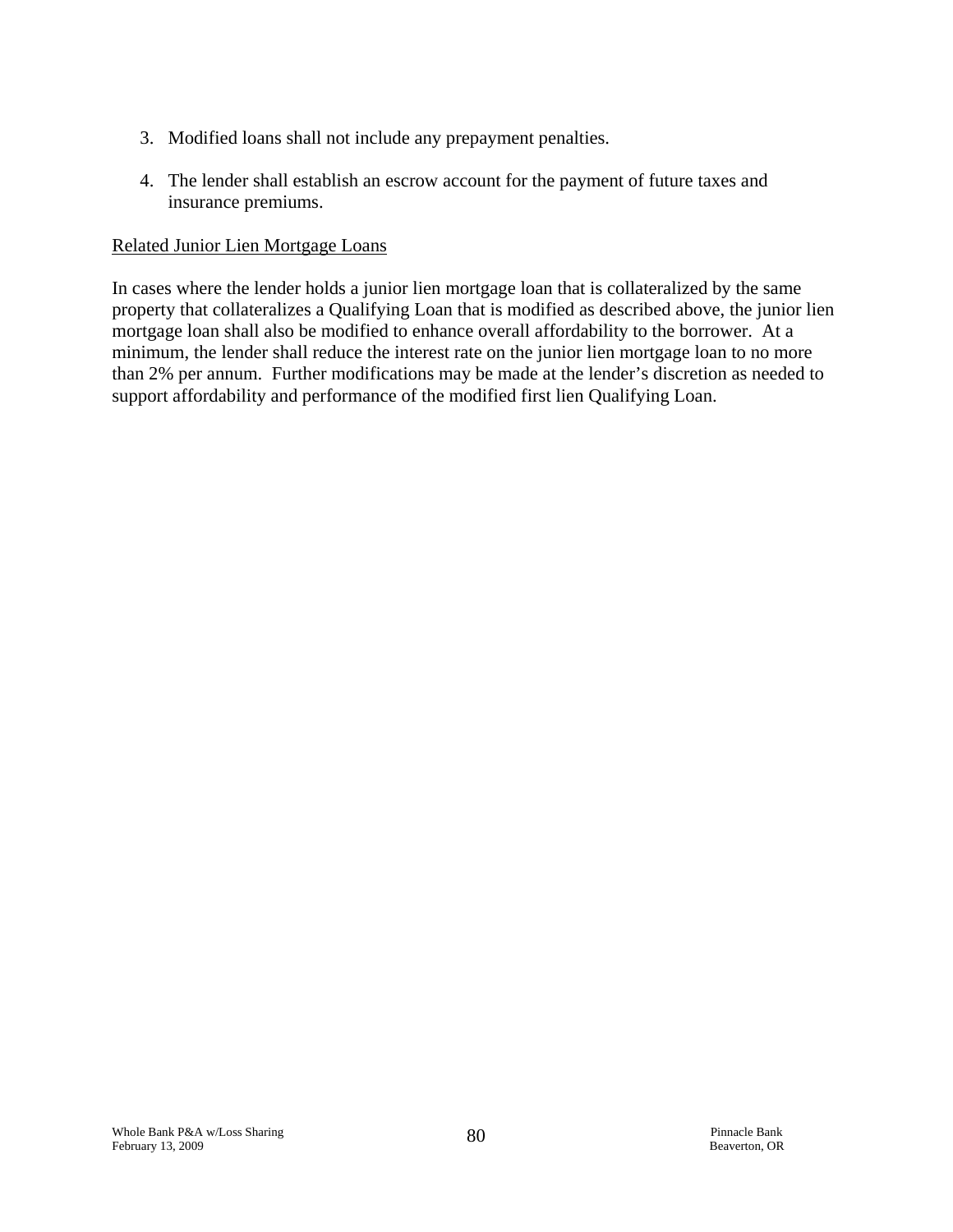3. Modified loans shall not include any prepayment penalties.

4. The lender shall establish an escrow account for the payment of future taxes and insurance premiums.

<u>Related Junior Lien Mortgage Loans</u>

In cases where the lender holds a junior lien mortgage loan that is collateralized by the same property that collateralizes a Qualifying Loan that is modified as described above, the junior lien mortgage loan shall also be modified to enhance overall affordability to the borrower. At a minimum, the lender shall reduce the interest rate on the junior lien mortgage loan to no more than 2% per annum. Further modifications may be made at the lender's discretion as needed to support affordability and performance of the modified first lien Qualifying Loan.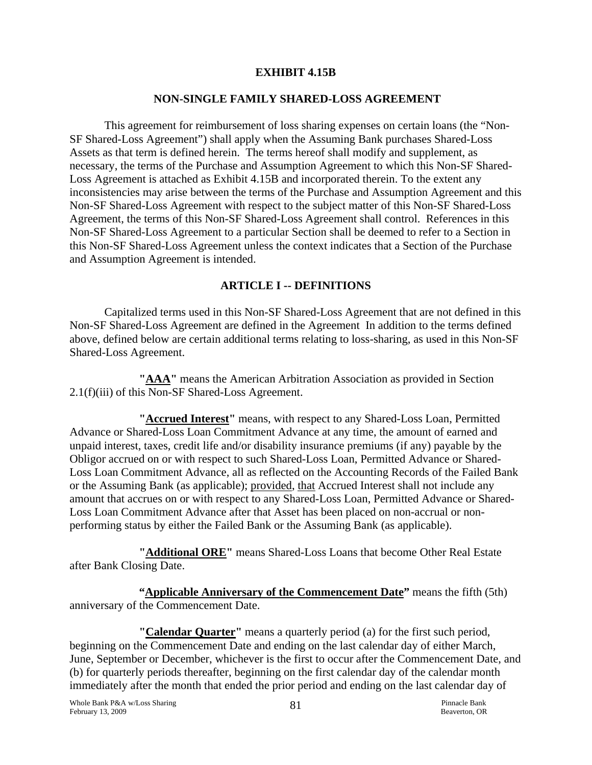## EXHIBIT 4.15B

## NON-SINGLE FAMILY SHARED-LOSS AGREEMENT

This agreement for reimbursement of loss sharing expenses on certain loans (the "Non-SF Shared-Loss Agreement") shall apply when the Assuming Bank purchases Shared-Loss Assets as that term is defined herein. The terms hereof shall modify and supplement, as necessary, the terms of the Purchase and Assumption Agreement to which this Non-SF Shared-Loss Agreement is attached as Exhibit 4.15B and incorporated therein. To the extent any inconsistencies may arise between the terms of the Purchase and Assumption Agreement and this Non-SF Shared-Loss Agreement with respect to the subject matter of this Non-SF Shared-Loss Agreement, the terms of this Non-SF Shared-Loss Agreement shall control. References in this Non-SF Shared-Loss Agreement to a particular Section shall be deemed to refer to a Section in this Non-SF Shared-Loss Agreement unless the context indicates that a Section of the Purchase and Assumption Agreement is intended.

## ARTICLE I -- DEFINITIONS

Capitalized terms used in this Non-SF Shared-Loss Agreement that are not defined in this Non-SF Shared-Loss Agreement are defined in the Agreement In addition to the terms defined above, defined below are certain additional terms relating to loss-sharing, as used in this Non-SF Shared-Loss Agreement.

**"AAA"** means the American Arbitration Association as provided in Section 2.1(f)(iii) of this Non-SF Shared-Loss Agreement.

**"Accrued Interest"** means, with respect to any Shared-Loss Loan, Permitted Advance or Shared-Loss Loan Commitment Advance at any time, the amount of earned and unpaid interest, taxes, credit life and/or disability insurance premiums (if any) payable by the Obligor accrued on or with respect to such Shared-Loss Loan, Permitted Advance or Shared-Loss Loan Commitment Advance, all as reflected on the Accounting Records of the Failed Bank or the Assuming Bank (as applicable); provided, that Accrued Interest shall not include any amount that accrues on or with respect to any Shared-Loss Loan, Permitted Advance or Shared-Loss Loan Commitment Advance after that Asset has been placed on non-accrual or non-performing status by either the Failed Bank or the Assuming Bank (as applicable).

**"Additional ORE"** means Shared-Loss Loans that become Other Real Estate after Bank Closing Date.

**"Applicable Anniversary of the Commencement Date"** means the fifth (5th) anniversary of the Commencement Date.

**"Calendar Quarter"** means a quarterly period (a) for the first such period, beginning on the Commencement Date and ending on the last calendar day of either March, June, September or December, whichever is the first to occur after the Commencement Date, and (b) for quarterly periods thereafter, beginning on the first calendar day of the calendar month immediately after the month that ended the prior period and ending on the last calendar day of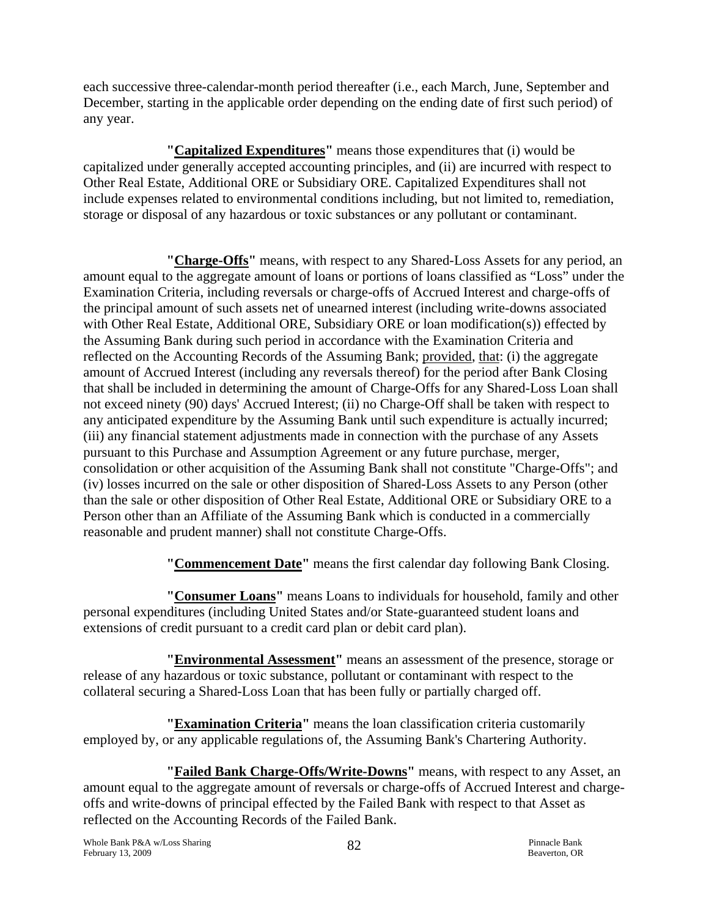each successive three-calendar-month period thereafter (i.e., each March, June, September and December, starting in the applicable order depending on the ending date of first such period) of any year.

**"Capitalized Expenditures"** means those expenditures that (i) would be capitalized under generally accepted accounting principles, and (ii) are incurred with respect to Other Real Estate, Additional ORE or Subsidiary ORE. Capitalized Expenditures shall not include expenses related to environmental conditions including, but not limited to, remediation, storage or disposal of any hazardous or toxic substances or any pollutant or contaminant.

**"Charge-Offs"** means, with respect to any Shared-Loss Assets for any period, an amount equal to the aggregate amount of loans or portions of loans classified as "Loss" under the Examination Criteria, including reversals or charge-offs of Accrued Interest and charge-offs of the principal amount of such assets net of unearned interest (including write-downs associated with Other Real Estate, Additional ORE, Subsidiary ORE or loan modification(s)) effected by the Assuming Bank during such period in accordance with the Examination Criteria and reflected on the Accounting Records of the Assuming Bank; provided, that: (i) the aggregate amount of Accrued Interest (including any reversals thereof) for the period after Bank Closing that shall be included in determining the amount of Charge-Offs for any Shared-Loss Loan shall not exceed ninety (90) days' Accrued Interest; (ii) no Charge-Off shall be taken with respect to any anticipated expenditure by the Assuming Bank until such expenditure is actually incurred; (iii) any financial statement adjustments made in connection with the purchase of any Assets pursuant to this Purchase and Assumption Agreement or any future purchase, merger, consolidation or other acquisition of the Assuming Bank shall not constitute "Charge-Offs"; and (iv) losses incurred on the sale or other disposition of Shared-Loss Assets to any Person (other than the sale or other disposition of Other Real Estate, Additional ORE or Subsidiary ORE to a Person other than an Affiliate of the Assuming Bank which is conducted in a commercially reasonable and prudent manner) shall not constitute Charge-Offs.

**"Commencement Date"** means the first calendar day following Bank Closing.

**"Consumer Loans"** means Loans to individuals for household, family and other personal expenditures (including United States and/or State-guaranteed student loans and extensions of credit pursuant to a credit card plan or debit card plan).

**"Environmental Assessment"** means an assessment of the presence, storage or release of any hazardous or toxic substance, pollutant or contaminant with respect to the collateral securing a Shared-Loss Loan that has been fully or partially charged off.

**"Examination Criteria"** means the loan classification criteria customarily employed by, or any applicable regulations of, the Assuming Bank's Chartering Authority.

**"Failed Bank Charge-Offs/Write-Downs"** means, with respect to any Asset, an amount equal to the aggregate amount of reversals or charge-offs of Accrued Interest and charge-offs and write-downs of principal effected by the Failed Bank with respect to that Asset as reflected on the Accounting Records of the Failed Bank.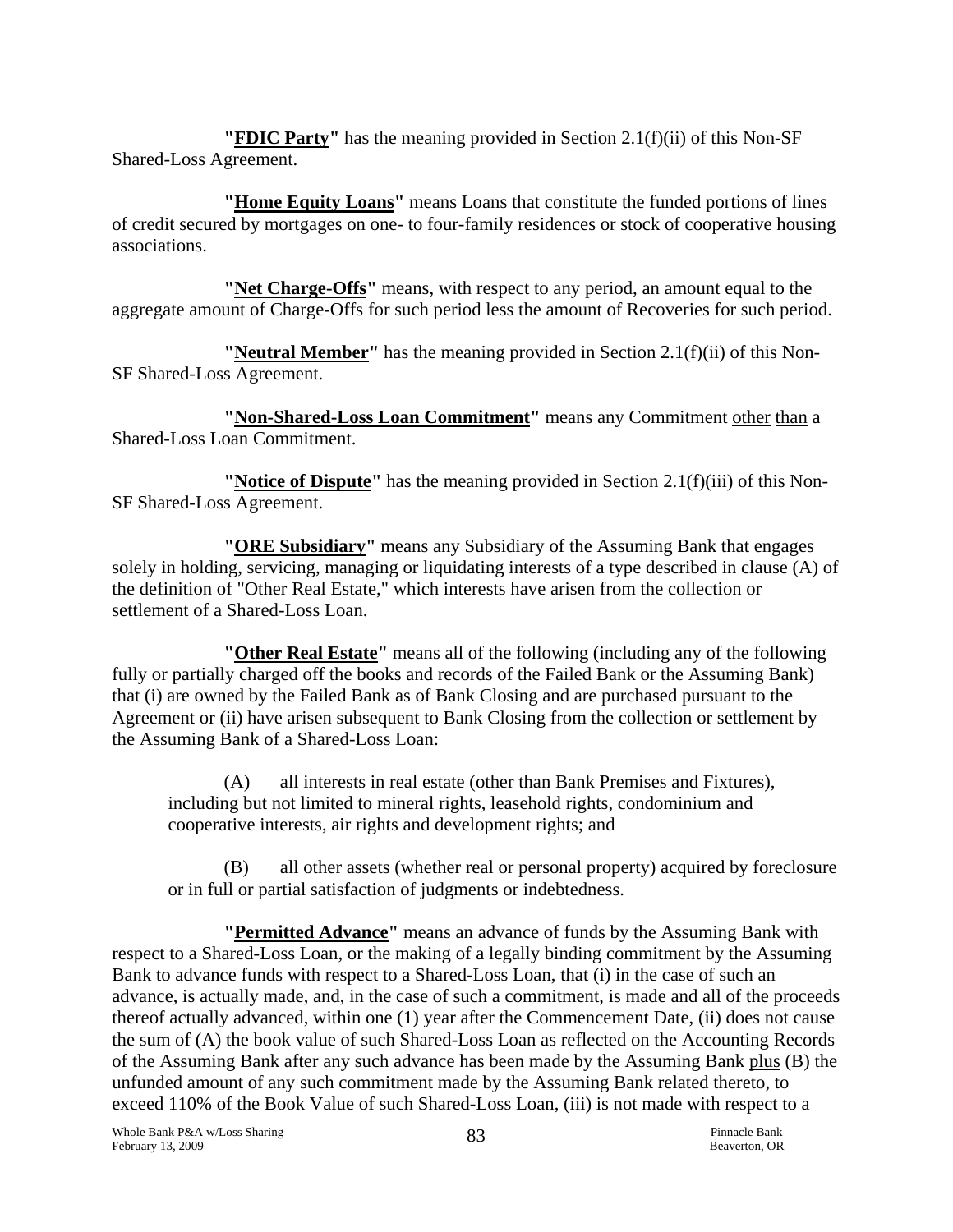**"FDIC Party"** has the meaning provided in Section 2.1(f)(ii) of this Non-SF Shared-Loss Agreement.

**"Home Equity Loans"** means Loans that constitute the funded portions of lines of credit secured by mortgages on one- to four-family residences or stock of cooperative housing associations.

**"Net Charge-Offs"** means, with respect to any period, an amount equal to the aggregate amount of Charge-Offs for such period less the amount of Recoveries for such period.

**"Neutral Member"** has the meaning provided in Section 2.1(f)(ii) of this Non-SF Shared-Loss Agreement.

**"Non-Shared-Loss Loan Commitment"** means any Commitment other than a Shared-Loss Loan Commitment.

**"Notice of Dispute"** has the meaning provided in Section 2.1(f)(iii) of this Non-SF Shared-Loss Agreement.

**"ORE Subsidiary"** means any Subsidiary of the Assuming Bank that engages solely in holding, servicing, managing or liquidating interests of a type described in clause (A) of the definition of "Other Real Estate," which interests have arisen from the collection or settlement of a Shared-Loss Loan.

**"Other Real Estate"** means all of the following (including any of the following fully or partially charged off the books and records of the Failed Bank or the Assuming Bank) that (i) are owned by the Failed Bank as of Bank Closing and are purchased pursuant to the Agreement or (ii) have arisen subsequent to Bank Closing from the collection or settlement by the Assuming Bank of a Shared-Loss Loan:

(A) all interests in real estate (other than Bank Premises and Fixtures), including but not limited to mineral rights, leasehold rights, condominium and cooperative interests, air rights and development rights; and

(B) all other assets (whether real or personal property) acquired by foreclosure or in full or partial satisfaction of judgments or indebtedness.

**"Permitted Advance"** means an advance of funds by the Assuming Bank with respect to a Shared-Loss Loan, or the making of a legally binding commitment by the Assuming Bank to advance funds with respect to a Shared-Loss Loan, that (i) in the case of such an advance, is actually made, and, in the case of such a commitment, is made and all of the proceeds thereof actually advanced, within one (1) year after the Commencement Date, (ii) does not cause the sum of (A) the book value of such Shared-Loss Loan as reflected on the Accounting Records of the Assuming Bank after any such advance has been made by the Assuming Bank plus (B) the unfunded amount of any such commitment made by the Assuming Bank related thereto, to exceed 110% of the Book Value of such Shared-Loss Loan, (iii) is not made with respect to a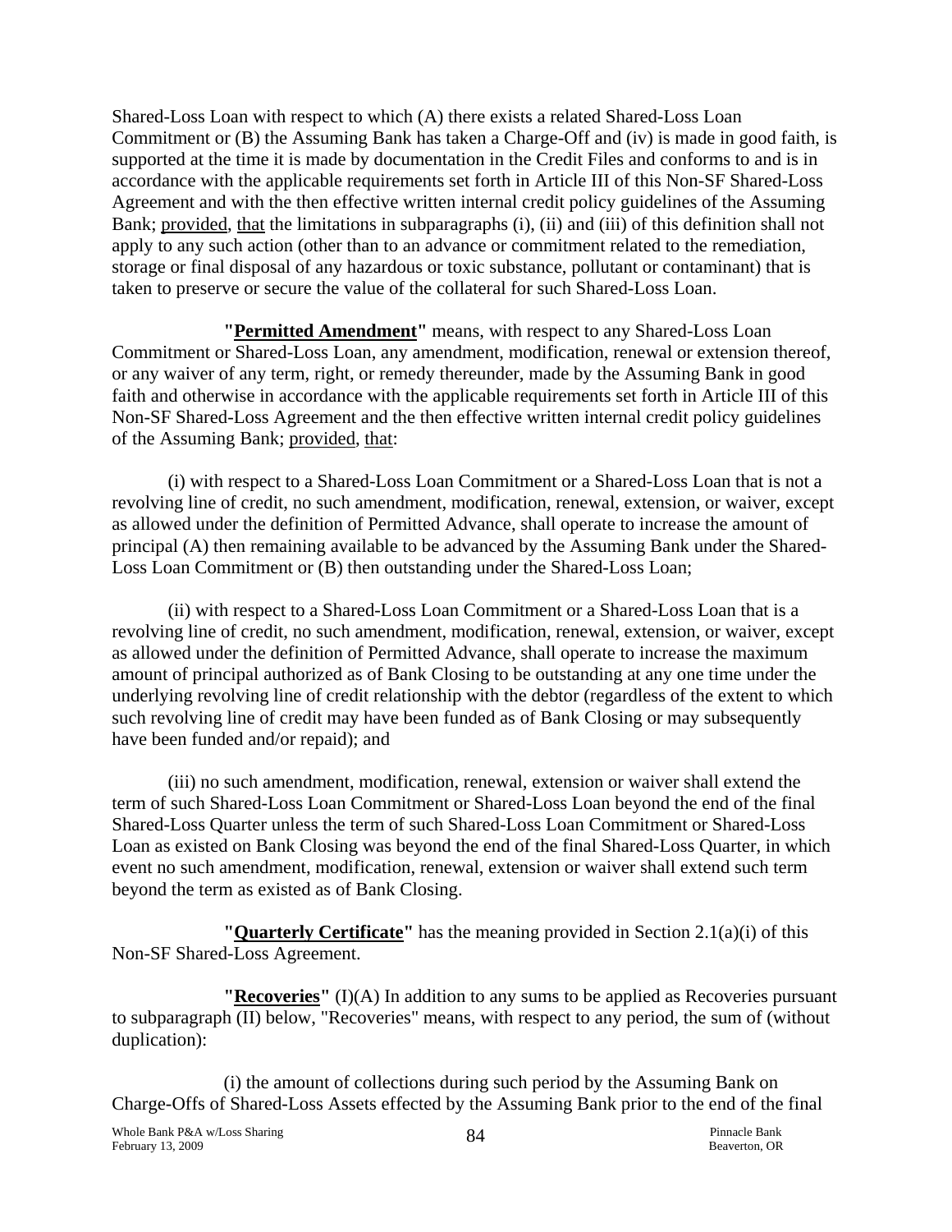Shared-Loss Loan with respect to which (A) there exists a related Shared-Loss Loan Commitment or (B) the Assuming Bank has taken a Charge-Off and (iv) is made in good faith, is supported at the time it is made by documentation in the Credit Files and conforms to and is in accordance with the applicable requirements set forth in Article III of this Non-SF Shared-Loss Agreement and with the then effective written internal credit policy guidelines of the Assuming Bank; provided, that the limitations in subparagraphs (i), (ii) and (iii) of this definition shall not apply to any such action (other than to an advance or commitment related to the remediation, storage or final disposal of any hazardous or toxic substance, pollutant or contaminant) that is taken to preserve or secure the value of the collateral for such Shared-Loss Loan.

**"Permitted Amendment"** means, with respect to any Shared-Loss Loan Commitment or Shared-Loss Loan, any amendment, modification, renewal or extension thereof, or any waiver of any term, right, or remedy thereunder, made by the Assuming Bank in good faith and otherwise in accordance with the applicable requirements set forth in Article III of this Non-SF Shared-Loss Agreement and the then effective written internal credit policy guidelines of the Assuming Bank; provided, that:

(i) with respect to a Shared-Loss Loan Commitment or a Shared-Loss Loan that is not a revolving line of credit, no such amendment, modification, renewal, extension, or waiver, except as allowed under the definition of Permitted Advance, shall operate to increase the amount of principal (A) then remaining available to be advanced by the Assuming Bank under the Shared-Loss Loan Commitment or (B) then outstanding under the Shared-Loss Loan;

(ii) with respect to a Shared-Loss Loan Commitment or a Shared-Loss Loan that is a revolving line of credit, no such amendment, modification, renewal, extension, or waiver, except as allowed under the definition of Permitted Advance, shall operate to increase the maximum amount of principal authorized as of Bank Closing to be outstanding at any one time under the underlying revolving line of credit relationship with the debtor (regardless of the extent to which such revolving line of credit may have been funded as of Bank Closing or may subsequently have been funded and/or repaid); and

(iii) no such amendment, modification, renewal, extension or waiver shall extend the term of such Shared-Loss Loan Commitment or Shared-Loss Loan beyond the end of the final Shared-Loss Quarter unless the term of such Shared-Loss Loan Commitment or Shared-Loss Loan as existed on Bank Closing was beyond the end of the final Shared-Loss Quarter, in which event no such amendment, modification, renewal, extension or waiver shall extend such term beyond the term as existed as of Bank Closing.

**"Quarterly Certificate"** has the meaning provided in Section 2.1(a)(i) of this Non-SF Shared-Loss Agreement.

**"Recoveries"** (I)(A) In addition to any sums to be applied as Recoveries pursuant to subparagraph (II) below, "Recoveries" means, with respect to any period, the sum of (without duplication):

(i) the amount of collections during such period by the Assuming Bank on Charge-Offs of Shared-Loss Assets effected by the Assuming Bank prior to the end of the final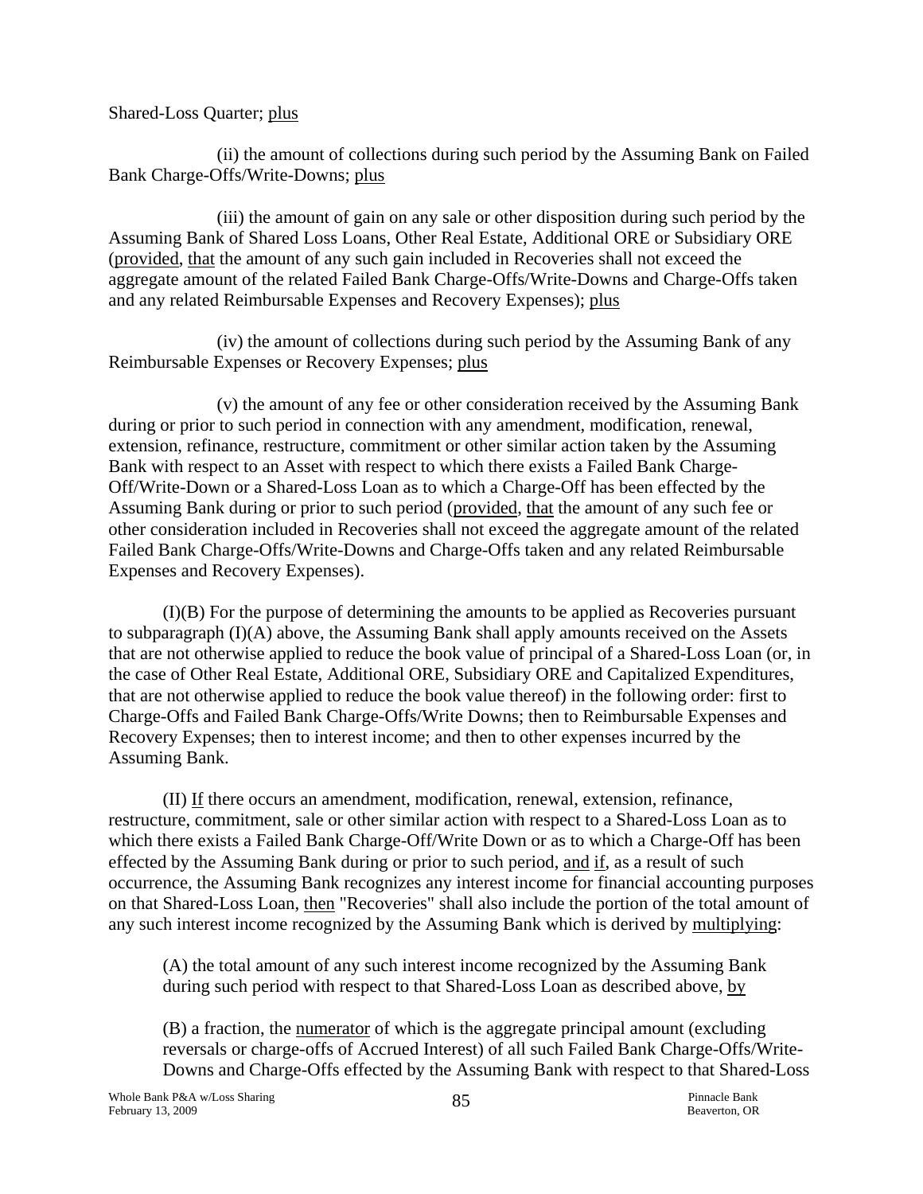Shared-Loss Quarter; plus

(ii) the amount of collections during such period by the Assuming Bank on Failed Bank Charge-Offs/Write-Downs; plus

(iii) the amount of gain on any sale or other disposition during such period by the Assuming Bank of Shared Loss Loans, Other Real Estate, Additional ORE or Subsidiary ORE (provided, that the amount of any such gain included in Recoveries shall not exceed the aggregate amount of the related Failed Bank Charge-Offs/Write-Downs and Charge-Offs taken and any related Reimbursable Expenses and Recovery Expenses); plus

(iv) the amount of collections during such period by the Assuming Bank of any Reimbursable Expenses or Recovery Expenses; plus

(v) the amount of any fee or other consideration received by the Assuming Bank during or prior to such period in connection with any amendment, modification, renewal, extension, refinance, restructure, commitment or other similar action taken by the Assuming Bank with respect to an Asset with respect to which there exists a Failed Bank Charge-Off/Write-Down or a Shared-Loss Loan as to which a Charge-Off has been effected by the Assuming Bank during or prior to such period (provided, that the amount of any such fee or other consideration included in Recoveries shall not exceed the aggregate amount of the related Failed Bank Charge-Offs/Write-Downs and Charge-Offs taken and any related Reimbursable Expenses and Recovery Expenses).

(I)(B) For the purpose of determining the amounts to be applied as Recoveries pursuant to subparagraph (I)(A) above, the Assuming Bank shall apply amounts received on the Assets that are not otherwise applied to reduce the book value of principal of a Shared-Loss Loan (or, in the case of Other Real Estate, Additional ORE, Subsidiary ORE and Capitalized Expenditures, that are not otherwise applied to reduce the book value thereof) in the following order: first to Charge-Offs and Failed Bank Charge-Offs/Write Downs; then to Reimbursable Expenses and Recovery Expenses; then to interest income; and then to other expenses incurred by the Assuming Bank.

(II) If there occurs an amendment, modification, renewal, extension, refinance, restructure, commitment, sale or other similar action with respect to a Shared-Loss Loan as to which there exists a Failed Bank Charge-Off/Write Down or as to which a Charge-Off has been effected by the Assuming Bank during or prior to such period, and if, as a result of such occurrence, the Assuming Bank recognizes any interest income for financial accounting purposes on that Shared-Loss Loan, then "Recoveries" shall also include the portion of the total amount of any such interest income recognized by the Assuming Bank which is derived by multiplying:

(A) the total amount of any such interest income recognized by the Assuming Bank during such period with respect to that Shared-Loss Loan as described above, by

(B) a fraction, the numerator of which is the aggregate principal amount (excluding reversals or charge-offs of Accrued Interest) of all such Failed Bank Charge-Offs/Write-Downs and Charge-Offs effected by the Assuming Bank with respect to that Shared-Loss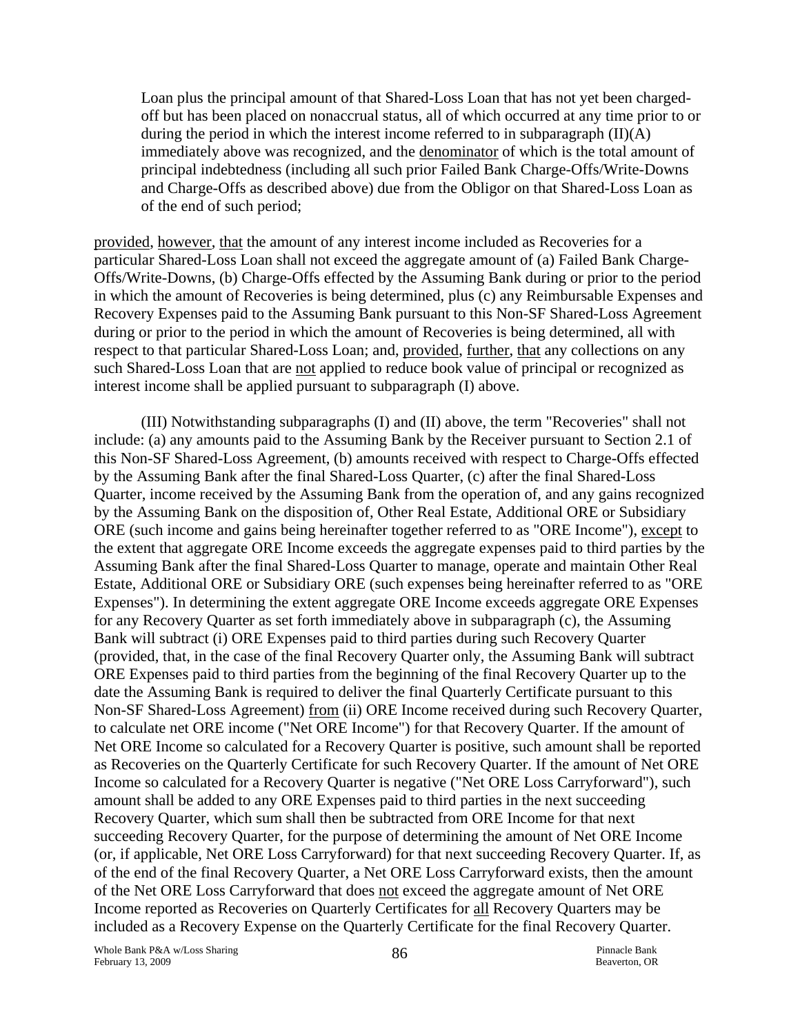Loan plus the principal amount of that Shared-Loss Loan that has not yet been charged-off but has been placed on nonaccrual status, all of which occurred at any time prior to or during the period in which the interest income referred to in subparagraph (II)(A) immediately above was recognized, and the denominator of which is the total amount of principal indebtedness (including all such prior Failed Bank Charge-Offs/Write-Downs and Charge-Offs as described above) due from the Obligor on that Shared-Loss Loan as of the end of such period;

provided, however, that the amount of any interest income included as Recoveries for a particular Shared-Loss Loan shall not exceed the aggregate amount of (a) Failed Bank Charge-Offs/Write-Downs, (b) Charge-Offs effected by the Assuming Bank during or prior to the period in which the amount of Recoveries is being determined, plus (c) any Reimbursable Expenses and Recovery Expenses paid to the Assuming Bank pursuant to this Non-SF Shared-Loss Agreement during or prior to the period in which the amount of Recoveries is being determined, all with respect to that particular Shared-Loss Loan; and, provided, further, that any collections on any such Shared-Loss Loan that are not applied to reduce book value of principal or recognized as interest income shall be applied pursuant to subparagraph (I) above.

(III) Notwithstanding subparagraphs (I) and (II) above, the term "Recoveries" shall not include: (a) any amounts paid to the Assuming Bank by the Receiver pursuant to Section 2.1 of this Non-SF Shared-Loss Agreement, (b) amounts received with respect to Charge-Offs effected by the Assuming Bank after the final Shared-Loss Quarter, (c) after the final Shared-Loss Quarter, income received by the Assuming Bank from the operation of, and any gains recognized by the Assuming Bank on the disposition of, Other Real Estate, Additional ORE or Subsidiary ORE (such income and gains being hereinafter together referred to as "ORE Income"), except to the extent that aggregate ORE Income exceeds the aggregate expenses paid to third parties by the Assuming Bank after the final Shared-Loss Quarter to manage, operate and maintain Other Real Estate, Additional ORE or Subsidiary ORE (such expenses being hereinafter referred to as "ORE Expenses"). In determining the extent aggregate ORE Income exceeds aggregate ORE Expenses for any Recovery Quarter as set forth immediately above in subparagraph (c), the Assuming Bank will subtract (i) ORE Expenses paid to third parties during such Recovery Quarter (provided, that, in the case of the final Recovery Quarter only, the Assuming Bank will subtract ORE Expenses paid to third parties from the beginning of the final Recovery Quarter up to the date the Assuming Bank is required to deliver the final Quarterly Certificate pursuant to this Non-SF Shared-Loss Agreement) from (ii) ORE Income received during such Recovery Quarter, to calculate net ORE income ("Net ORE Income") for that Recovery Quarter. If the amount of Net ORE Income so calculated for a Recovery Quarter is positive, such amount shall be reported as Recoveries on the Quarterly Certificate for such Recovery Quarter. If the amount of Net ORE Income so calculated for a Recovery Quarter is negative ("Net ORE Loss Carryforward"), such amount shall be added to any ORE Expenses paid to third parties in the next succeeding Recovery Quarter, which sum shall then be subtracted from ORE Income for that next succeeding Recovery Quarter, for the purpose of determining the amount of Net ORE Income (or, if applicable, Net ORE Loss Carryforward) for that next succeeding Recovery Quarter. If, as of the end of the final Recovery Quarter, a Net ORE Loss Carryforward exists, then the amount of the Net ORE Loss Carryforward that does not exceed the aggregate amount of Net ORE Income reported as Recoveries on Quarterly Certificates for all Recovery Quarters may be included as a Recovery Expense on the Quarterly Certificate for the final Recovery Quarter.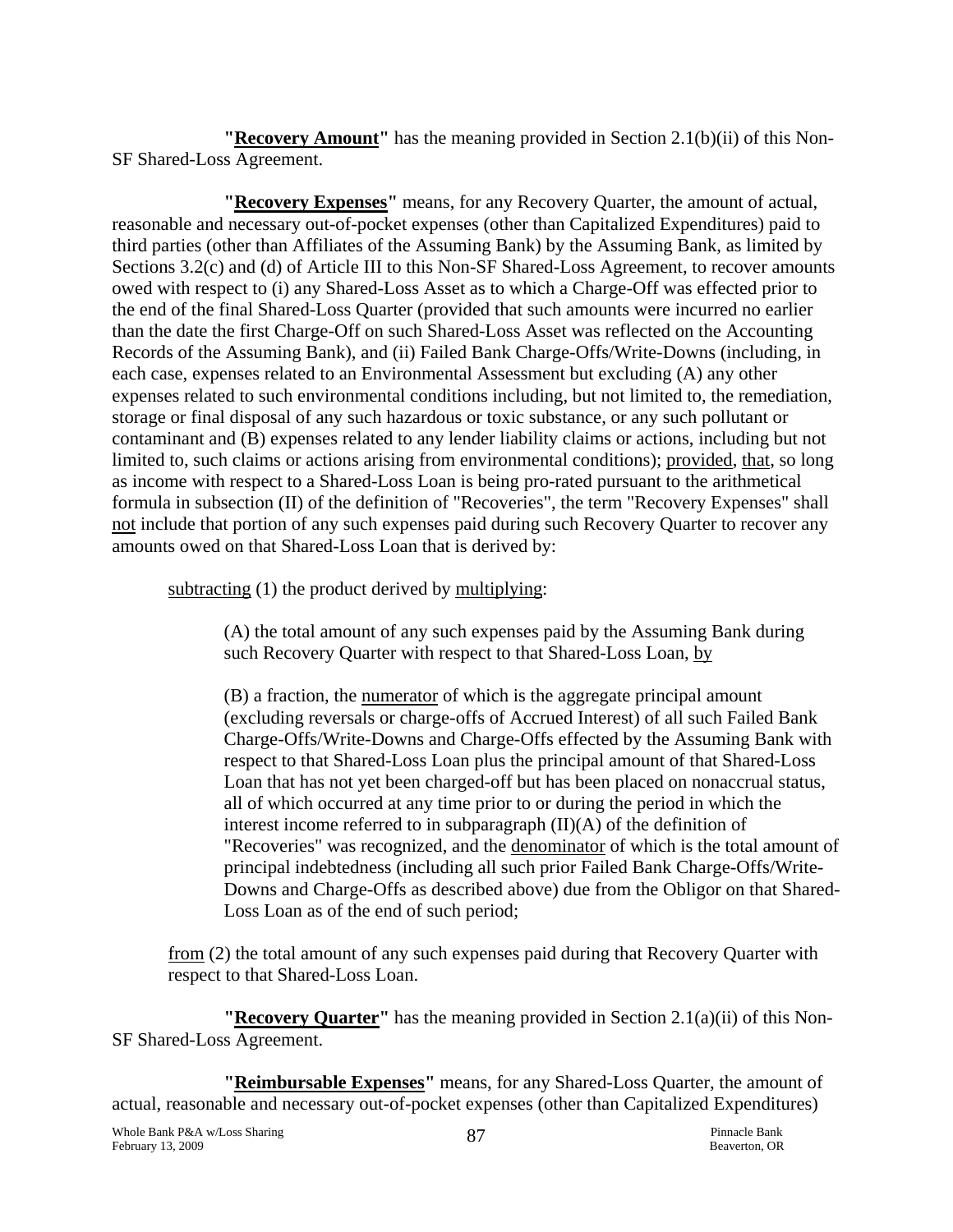**"Recovery Amount"** has the meaning provided in Section 2.1(b)(ii) of this Non-SF Shared-Loss Agreement.

**"Recovery Expenses"** means, for any Recovery Quarter, the amount of actual, reasonable and necessary out-of-pocket expenses (other than Capitalized Expenditures) paid to third parties (other than Affiliates of the Assuming Bank) by the Assuming Bank, as limited by Sections 3.2(c) and (d) of Article III to this Non-SF Shared-Loss Agreement, to recover amounts owed with respect to (i) any Shared-Loss Asset as to which a Charge-Off was effected prior to the end of the final Shared-Loss Quarter (provided that such amounts were incurred no earlier than the date the first Charge-Off on such Shared-Loss Asset was reflected on the Accounting Records of the Assuming Bank), and (ii) Failed Bank Charge-Offs/Write-Downs (including, in each case, expenses related to an Environmental Assessment but excluding (A) any other expenses related to such environmental conditions including, but not limited to, the remediation, storage or final disposal of any such hazardous or toxic substance, or any such pollutant or contaminant and (B) expenses related to any lender liability claims or actions, including but not limited to, such claims or actions arising from environmental conditions); provided, that, so long as income with respect to a Shared-Loss Loan is being pro-rated pursuant to the arithmetical formula in subsection (II) of the definition of "Recoveries", the term "Recovery Expenses" shall not include that portion of any such expenses paid during such Recovery Quarter to recover any amounts owed on that Shared-Loss Loan that is derived by:

subtracting (1) the product derived by multiplying:

(A) the total amount of any such expenses paid by the Assuming Bank during such Recovery Quarter with respect to that Shared-Loss Loan, by

(B) a fraction, the numerator of which is the aggregate principal amount (excluding reversals or charge-offs of Accrued Interest) of all such Failed Bank Charge-Offs/Write-Downs and Charge-Offs effected by the Assuming Bank with respect to that Shared-Loss Loan plus the principal amount of that Shared-Loss Loan that has not yet been charged-off but has been placed on nonaccrual status, all of which occurred at any time prior to or during the period in which the interest income referred to in subparagraph (II)(A) of the definition of "Recoveries" was recognized, and the denominator of which is the total amount of principal indebtedness (including all such prior Failed Bank Charge-Offs/Write-Downs and Charge-Offs as described above) due from the Obligor on that Shared-Loss Loan as of the end of such period;

from (2) the total amount of any such expenses paid during that Recovery Quarter with respect to that Shared-Loss Loan.

**"Recovery Quarter"** has the meaning provided in Section 2.1(a)(ii) of this Non-SF Shared-Loss Agreement.

**"Reimbursable Expenses"** means, for any Shared-Loss Quarter, the amount of actual, reasonable and necessary out-of-pocket expenses (other than Capitalized Expenditures)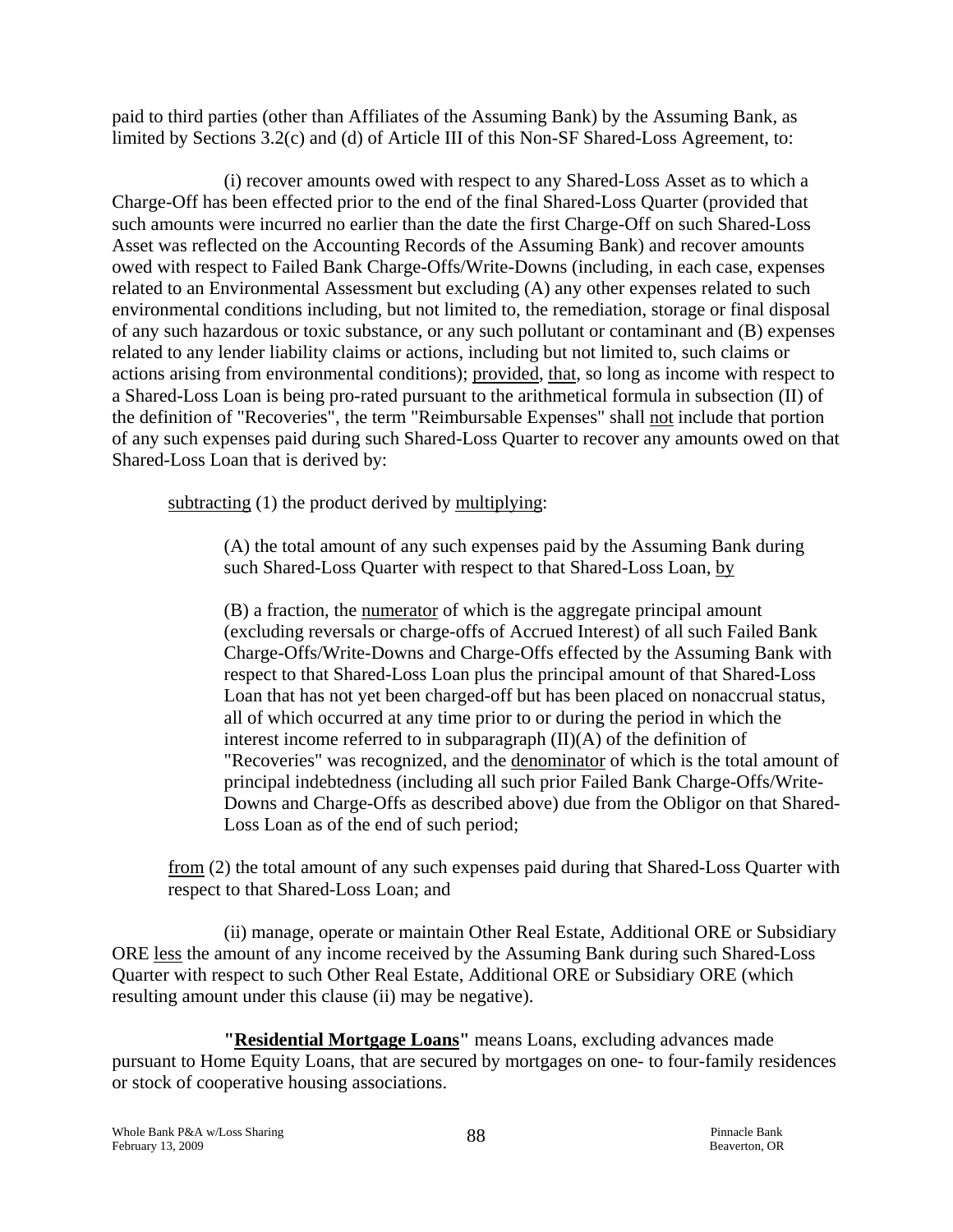paid to third parties (other than Affiliates of the Assuming Bank) by the Assuming Bank, as limited by Sections 3.2(c) and (d) of Article III of this Non-SF Shared-Loss Agreement, to:

(i) recover amounts owed with respect to any Shared-Loss Asset as to which a Charge-Off has been effected prior to the end of the final Shared-Loss Quarter (provided that such amounts were incurred no earlier than the date the first Charge-Off on such Shared-Loss Asset was reflected on the Accounting Records of the Assuming Bank) and recover amounts owed with respect to Failed Bank Charge-Offs/Write-Downs (including, in each case, expenses related to an Environmental Assessment but excluding (A) any other expenses related to such environmental conditions including, but not limited to, the remediation, storage or final disposal of any such hazardous or toxic substance, or any such pollutant or contaminant and (B) expenses related to any lender liability claims or actions, including but not limited to, such claims or actions arising from environmental conditions); provided, that, so long as income with respect to a Shared-Loss Loan is being pro-rated pursuant to the arithmetical formula in subsection (II) of the definition of "Recoveries", the term "Reimbursable Expenses" shall not include that portion of any such expenses paid during such Shared-Loss Quarter to recover any amounts owed on that Shared-Loss Loan that is derived by:

subtracting (1) the product derived by multiplying:

(A) the total amount of any such expenses paid by the Assuming Bank during such Shared-Loss Quarter with respect to that Shared-Loss Loan, by

(B) a fraction, the numerator of which is the aggregate principal amount (excluding reversals or charge-offs of Accrued Interest) of all such Failed Bank Charge-Offs/Write-Downs and Charge-Offs effected by the Assuming Bank with respect to that Shared-Loss Loan plus the principal amount of that Shared-Loss Loan that has not yet been charged-off but has been placed on nonaccrual status, all of which occurred at any time prior to or during the period in which the interest income referred to in subparagraph (II)(A) of the definition of "Recoveries" was recognized, and the denominator of which is the total amount of principal indebtedness (including all such prior Failed Bank Charge-Offs/Write-Downs and Charge-Offs as described above) due from the Obligor on that Shared-Loss Loan as of the end of such period;

from (2) the total amount of any such expenses paid during that Shared-Loss Quarter with respect to that Shared-Loss Loan; and

(ii) manage, operate or maintain Other Real Estate, Additional ORE or Subsidiary ORE less the amount of any income received by the Assuming Bank during such Shared-Loss Quarter with respect to such Other Real Estate, Additional ORE or Subsidiary ORE (which resulting amount under this clause (ii) may be negative).

**"Residential Mortgage Loans"** means Loans, excluding advances made pursuant to Home Equity Loans, that are secured by mortgages on one- to four-family residences or stock of cooperative housing associations.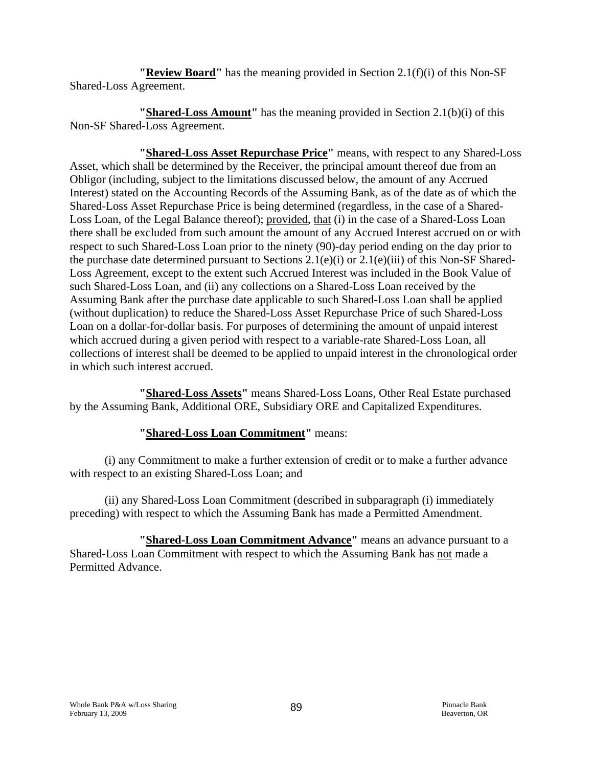**"Review Board"** has the meaning provided in Section 2.1(f)(i) of this Non-SF Shared-Loss Agreement.

**"Shared-Loss Amount"** has the meaning provided in Section 2.1(b)(i) of this Non-SF Shared-Loss Agreement.

**"Shared-Loss Asset Repurchase Price"** means, with respect to any Shared-Loss Asset, which shall be determined by the Receiver, the principal amount thereof due from an Obligor (including, subject to the limitations discussed below, the amount of any Accrued Interest) stated on the Accounting Records of the Assuming Bank, as of the date as of which the Shared-Loss Asset Repurchase Price is being determined (regardless, in the case of a Shared-Loss Loan, of the Legal Balance thereof); provided, that (i) in the case of a Shared-Loss Loan there shall be excluded from such amount the amount of any Accrued Interest accrued on or with respect to such Shared-Loss Loan prior to the ninety (90)-day period ending on the day prior to the purchase date determined pursuant to Sections 2.1(e)(i) or 2.1(e)(iii) of this Non-SF Shared-Loss Agreement, except to the extent such Accrued Interest was included in the Book Value of such Shared-Loss Loan, and (ii) any collections on a Shared-Loss Loan received by the Assuming Bank after the purchase date applicable to such Shared-Loss Loan shall be applied (without duplication) to reduce the Shared-Loss Asset Repurchase Price of such Shared-Loss Loan on a dollar-for-dollar basis. For purposes of determining the amount of unpaid interest which accrued during a given period with respect to a variable-rate Shared-Loss Loan, all collections of interest shall be deemed to be applied to unpaid interest in the chronological order in which such interest accrued.

**"Shared-Loss Assets"** means Shared-Loss Loans, Other Real Estate purchased by the Assuming Bank, Additional ORE, Subsidiary ORE and Capitalized Expenditures.

**"Shared-Loss Loan Commitment"** means:

(i) any Commitment to make a further extension of credit or to make a further advance with respect to an existing Shared-Loss Loan; and

(ii) any Shared-Loss Loan Commitment (described in subparagraph (i) immediately preceding) with respect to which the Assuming Bank has made a Permitted Amendment.

**"Shared-Loss Loan Commitment Advance"** means an advance pursuant to a Shared-Loss Loan Commitment with respect to which the Assuming Bank has not made a Permitted Advance.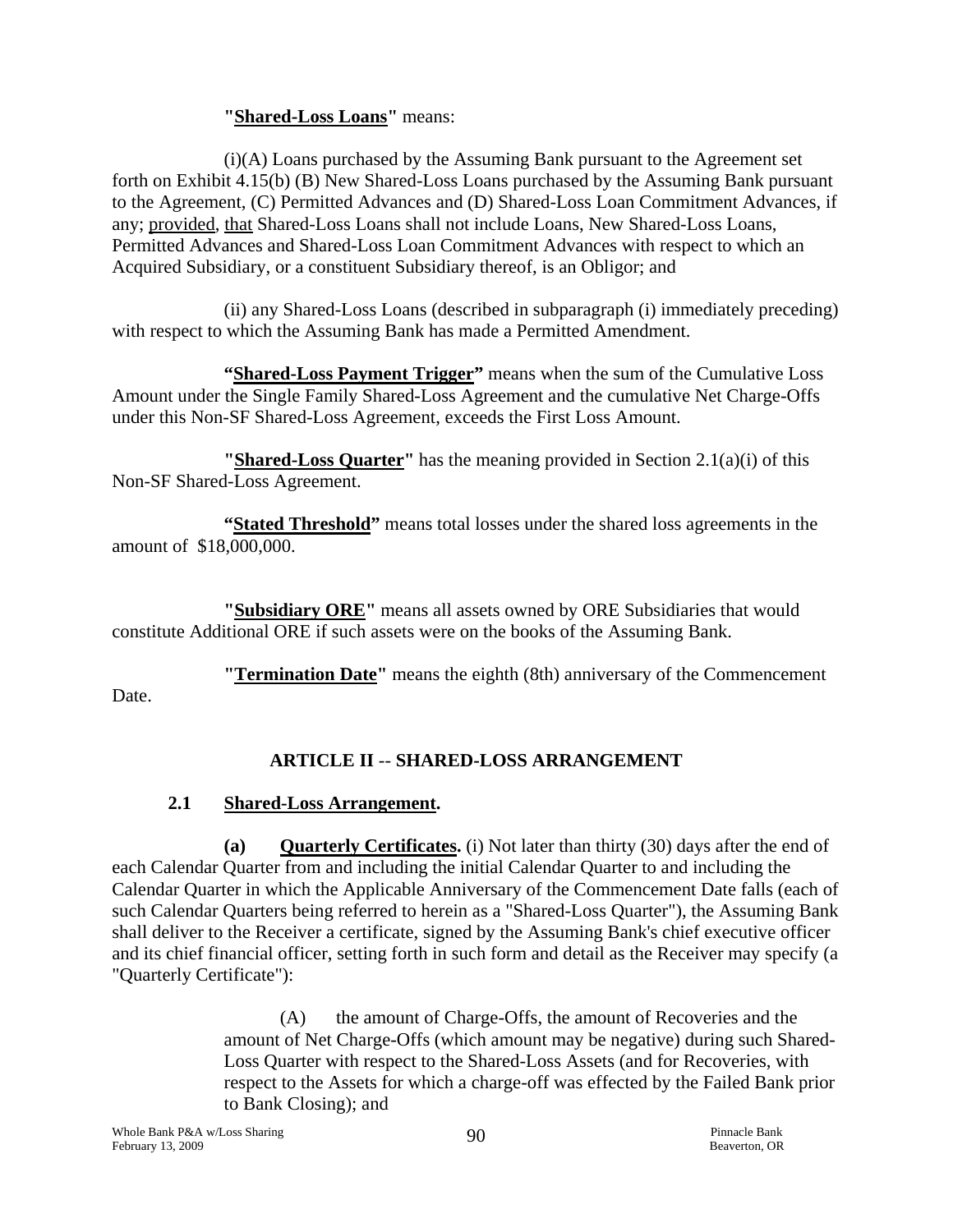**"Shared-Loss Loans"** means:

(i)(A) Loans purchased by the Assuming Bank pursuant to the Agreement set forth on Exhibit 4.15(b) (B) New Shared-Loss Loans purchased by the Assuming Bank pursuant to the Agreement, (C) Permitted Advances and (D) Shared-Loss Loan Commitment Advances, if any; provided, that Shared-Loss Loans shall not include Loans, New Shared-Loss Loans, Permitted Advances and Shared-Loss Loan Commitment Advances with respect to which an Acquired Subsidiary, or a constituent Subsidiary thereof, is an Obligor; and

(ii) any Shared-Loss Loans (described in subparagraph (i) immediately preceding) with respect to which the Assuming Bank has made a Permitted Amendment.

**"Shared-Loss Payment Trigger"** means when the sum of the Cumulative Loss Amount under the Single Family Shared-Loss Agreement and the cumulative Net Charge-Offs under this Non-SF Shared-Loss Agreement, exceeds the First Loss Amount.

**"Shared-Loss Quarter"** has the meaning provided in Section 2.1(a)(i) of this Non-SF Shared-Loss Agreement.

**"Stated Threshold"** means total losses under the shared loss agreements in the amount of $18,000,000.

**"Subsidiary ORE"** means all assets owned by ORE Subsidiaries that would constitute Additional ORE if such assets were on the books of the Assuming Bank.

**"Termination Date"** means the eighth (8th) anniversary of the Commencement Date.

## ARTICLE II -- SHARED-LOSS ARRANGEMENT

### 2.1 Shared-Loss Arrangement.

**(a) Quarterly Certificates.** (i) Not later than thirty (30) days after the end of each Calendar Quarter from and including the initial Calendar Quarter to and including the Calendar Quarter in which the Applicable Anniversary of the Commencement Date falls (each of such Calendar Quarters being referred to herein as a "Shared-Loss Quarter"), the Assuming Bank shall deliver to the Receiver a certificate, signed by the Assuming Bank's chief executive officer and its chief financial officer, setting forth in such form and detail as the Receiver may specify (a "Quarterly Certificate"):

(A) the amount of Charge-Offs, the amount of Recoveries and the amount of Net Charge-Offs (which amount may be negative) during such Shared-Loss Quarter with respect to the Shared-Loss Assets (and for Recoveries, with respect to the Assets for which a charge-off was effected by the Failed Bank prior to Bank Closing); and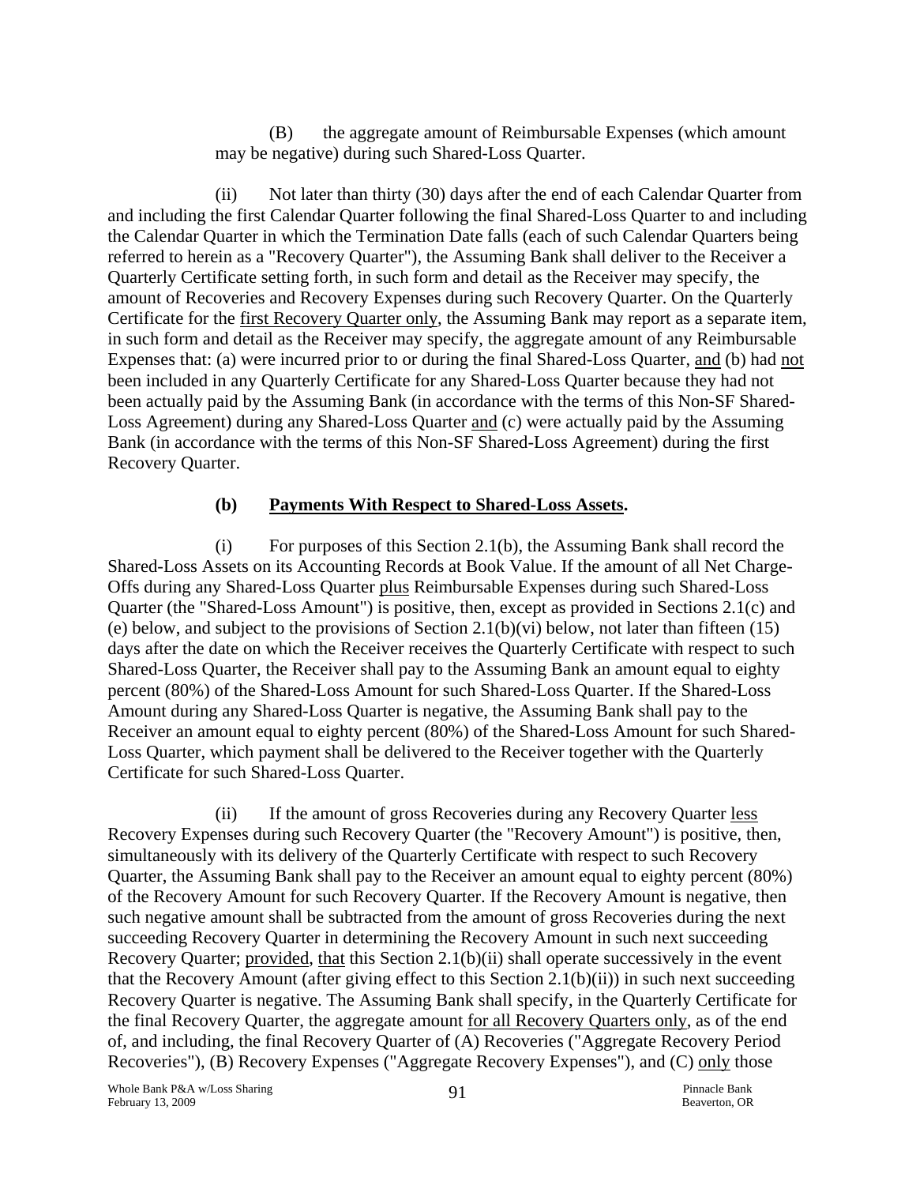(B) the aggregate amount of Reimbursable Expenses (which amount may be negative) during such Shared-Loss Quarter.

(ii) Not later than thirty (30) days after the end of each Calendar Quarter from and including the first Calendar Quarter following the final Shared-Loss Quarter to and including the Calendar Quarter in which the Termination Date falls (each of such Calendar Quarters being referred to herein as a "Recovery Quarter"), the Assuming Bank shall deliver to the Receiver a Quarterly Certificate setting forth, in such form and detail as the Receiver may specify, the amount of Recoveries and Recovery Expenses during such Recovery Quarter. On the Quarterly Certificate for the first Recovery Quarter only, the Assuming Bank may report as a separate item, in such form and detail as the Receiver may specify, the aggregate amount of any Reimbursable Expenses that: (a) were incurred prior to or during the final Shared-Loss Quarter, and (b) had not been included in any Quarterly Certificate for any Shared-Loss Quarter because they had not been actually paid by the Assuming Bank (in accordance with the terms of this Non-SF Shared-Loss Agreement) during any Shared-Loss Quarter and (c) were actually paid by the Assuming Bank (in accordance with the terms of this Non-SF Shared-Loss Agreement) during the first Recovery Quarter.

### (b) Payments With Respect to Shared-Loss Assets.

(i) For purposes of this Section 2.1(b), the Assuming Bank shall record the Shared-Loss Assets on its Accounting Records at Book Value. If the amount of all Net Charge-Offs during any Shared-Loss Quarter plus Reimbursable Expenses during such Shared-Loss Quarter (the "Shared-Loss Amount") is positive, then, except as provided in Sections 2.1(c) and (e) below, and subject to the provisions of Section 2.1(b)(vi) below, not later than fifteen (15) days after the date on which the Receiver receives the Quarterly Certificate with respect to such Shared-Loss Quarter, the Receiver shall pay to the Assuming Bank an amount equal to eighty percent (80%) of the Shared-Loss Amount for such Shared-Loss Quarter. If the Shared-Loss Amount during any Shared-Loss Quarter is negative, the Assuming Bank shall pay to the Receiver an amount equal to eighty percent (80%) of the Shared-Loss Amount for such Shared-Loss Quarter, which payment shall be delivered to the Receiver together with the Quarterly Certificate for such Shared-Loss Quarter.

(ii) If the amount of gross Recoveries during any Recovery Quarter less Recovery Expenses during such Recovery Quarter (the "Recovery Amount") is positive, then, simultaneously with its delivery of the Quarterly Certificate with respect to such Recovery Quarter, the Assuming Bank shall pay to the Receiver an amount equal to eighty percent (80%) of the Recovery Amount for such Recovery Quarter. If the Recovery Amount is negative, then such negative amount shall be subtracted from the amount of gross Recoveries during the next succeeding Recovery Quarter in determining the Recovery Amount in such next succeeding Recovery Quarter; provided, that this Section 2.1(b)(ii) shall operate successively in the event that the Recovery Amount (after giving effect to this Section 2.1(b)(ii)) in such next succeeding Recovery Quarter is negative. The Assuming Bank shall specify, in the Quarterly Certificate for the final Recovery Quarter, the aggregate amount for all Recovery Quarters only, as of the end of, and including, the final Recovery Quarter of (A) Recoveries ("Aggregate Recovery Period Recoveries"), (B) Recovery Expenses ("Aggregate Recovery Expenses"), and (C) only those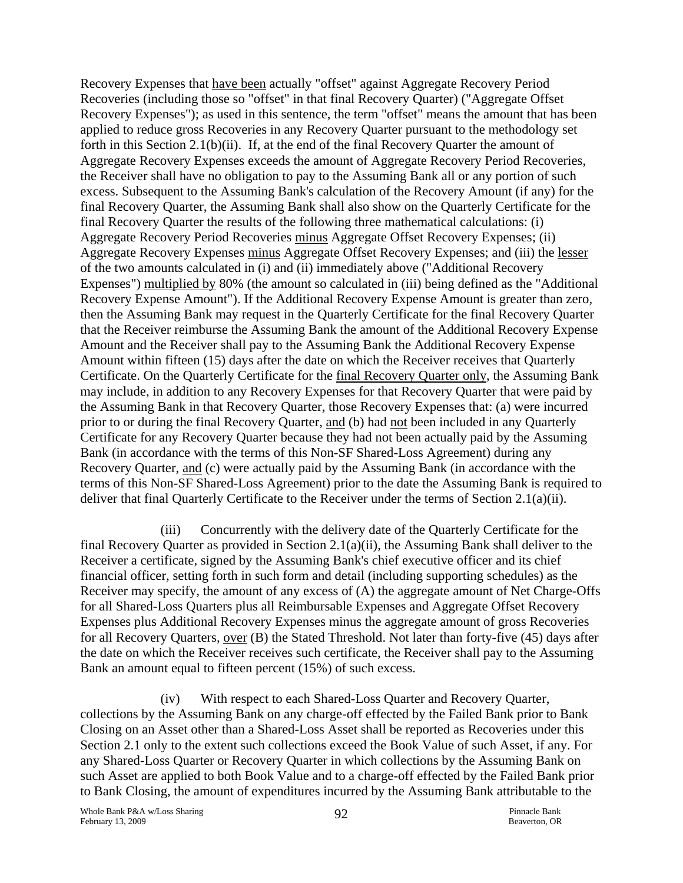Recovery Expenses that have been actually "offset" against Aggregate Recovery Period Recoveries (including those so "offset" in that final Recovery Quarter) ("Aggregate Offset Recovery Expenses"); as used in this sentence, the term "offset" means the amount that has been applied to reduce gross Recoveries in any Recovery Quarter pursuant to the methodology set forth in this Section 2.1(b)(ii). If, at the end of the final Recovery Quarter the amount of Aggregate Recovery Expenses exceeds the amount of Aggregate Recovery Period Recoveries, the Receiver shall have no obligation to pay to the Assuming Bank all or any portion of such excess. Subsequent to the Assuming Bank's calculation of the Recovery Amount (if any) for the final Recovery Quarter, the Assuming Bank shall also show on the Quarterly Certificate for the final Recovery Quarter the results of the following three mathematical calculations: (i) Aggregate Recovery Period Recoveries minus Aggregate Offset Recovery Expenses; (ii) Aggregate Recovery Expenses minus Aggregate Offset Recovery Expenses; and (iii) the lesser of the two amounts calculated in (i) and (ii) immediately above ("Additional Recovery Expenses") multiplied by 80% (the amount so calculated in (iii) being defined as the "Additional Recovery Expense Amount"). If the Additional Recovery Expense Amount is greater than zero, then the Assuming Bank may request in the Quarterly Certificate for the final Recovery Quarter that the Receiver reimburse the Assuming Bank the amount of the Additional Recovery Expense Amount and the Receiver shall pay to the Assuming Bank the Additional Recovery Expense Amount within fifteen (15) days after the date on which the Receiver receives that Quarterly Certificate. On the Quarterly Certificate for the final Recovery Quarter only, the Assuming Bank may include, in addition to any Recovery Expenses for that Recovery Quarter that were paid by the Assuming Bank in that Recovery Quarter, those Recovery Expenses that: (a) were incurred prior to or during the final Recovery Quarter, and (b) had not been included in any Quarterly Certificate for any Recovery Quarter because they had not been actually paid by the Assuming Bank (in accordance with the terms of this Non-SF Shared-Loss Agreement) during any Recovery Quarter, and (c) were actually paid by the Assuming Bank (in accordance with the terms of this Non-SF Shared-Loss Agreement) prior to the date the Assuming Bank is required to deliver that final Quarterly Certificate to the Receiver under the terms of Section 2.1(a)(ii).

(iii) Concurrently with the delivery date of the Quarterly Certificate for the final Recovery Quarter as provided in Section 2.1(a)(ii), the Assuming Bank shall deliver to the Receiver a certificate, signed by the Assuming Bank's chief executive officer and its chief financial officer, setting forth in such form and detail (including supporting schedules) as the Receiver may specify, the amount of any excess of (A) the aggregate amount of Net Charge-Offs for all Shared-Loss Quarters plus all Reimbursable Expenses and Aggregate Offset Recovery Expenses plus Additional Recovery Expenses minus the aggregate amount of gross Recoveries for all Recovery Quarters, over (B) the Stated Threshold. Not later than forty-five (45) days after the date on which the Receiver receives such certificate, the Receiver shall pay to the Assuming Bank an amount equal to fifteen percent (15%) of such excess.

(iv) With respect to each Shared-Loss Quarter and Recovery Quarter, collections by the Assuming Bank on any charge-off effected by the Failed Bank prior to Bank Closing on an Asset other than a Shared-Loss Asset shall be reported as Recoveries under this Section 2.1 only to the extent such collections exceed the Book Value of such Asset, if any. For any Shared-Loss Quarter or Recovery Quarter in which collections by the Assuming Bank on such Asset are applied to both Book Value and to a charge-off effected by the Failed Bank prior to Bank Closing, the amount of expenditures incurred by the Assuming Bank attributable to the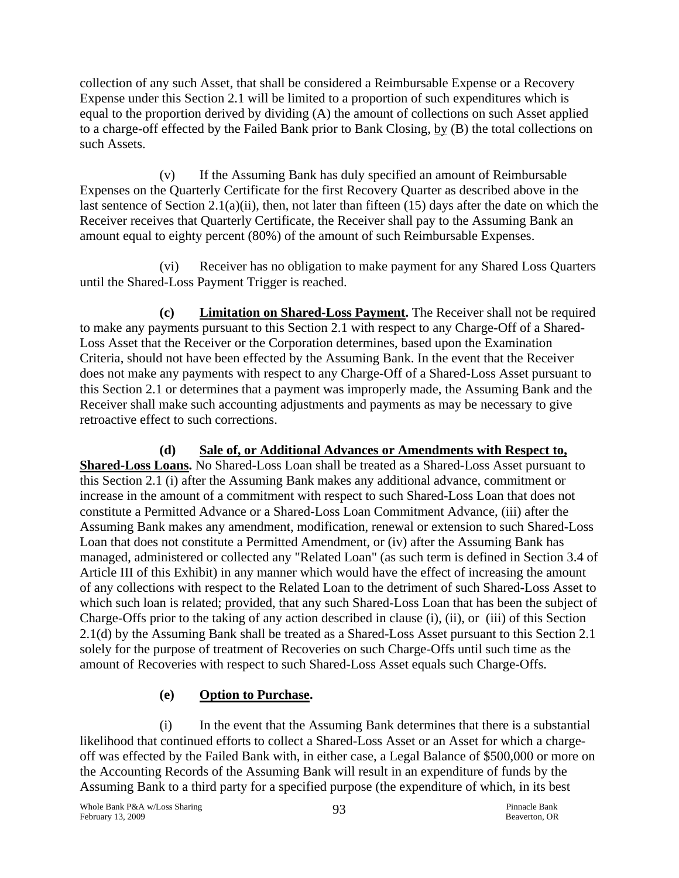collection of any such Asset, that shall be considered a Reimbursable Expense or a Recovery Expense under this Section 2.1 will be limited to a proportion of such expenditures which is equal to the proportion derived by dividing (A) the amount of collections on such Asset applied to a charge-off effected by the Failed Bank prior to Bank Closing, by (B) the total collections on such Assets.

(v) If the Assuming Bank has duly specified an amount of Reimbursable Expenses on the Quarterly Certificate for the first Recovery Quarter as described above in the last sentence of Section 2.1(a)(ii), then, not later than fifteen (15) days after the date on which the Receiver receives that Quarterly Certificate, the Receiver shall pay to the Assuming Bank an amount equal to eighty percent (80%) of the amount of such Reimbursable Expenses.

(vi) Receiver has no obligation to make payment for any Shared Loss Quarters until the Shared-Loss Payment Trigger is reached.

**(c) Limitation on Shared-Loss Payment.** The Receiver shall not be required to make any payments pursuant to this Section 2.1 with respect to any Charge-Off of a Shared-Loss Asset that the Receiver or the Corporation determines, based upon the Examination Criteria, should not have been effected by the Assuming Bank. In the event that the Receiver does not make any payments with respect to any Charge-Off of a Shared-Loss Asset pursuant to this Section 2.1 or determines that a payment was improperly made, the Assuming Bank and the Receiver shall make such accounting adjustments and payments as may be necessary to give retroactive effect to such corrections.

**(d) Sale of, or Additional Advances or Amendments with Respect to, Shared-Loss Loans.** No Shared-Loss Loan shall be treated as a Shared-Loss Asset pursuant to this Section 2.1 (i) after the Assuming Bank makes any additional advance, commitment or increase in the amount of a commitment with respect to such Shared-Loss Loan that does not constitute a Permitted Advance or a Shared-Loss Loan Commitment Advance, (iii) after the Assuming Bank makes any amendment, modification, renewal or extension to such Shared-Loss Loan that does not constitute a Permitted Amendment, or (iv) after the Assuming Bank has managed, administered or collected any "Related Loan" (as such term is defined in Section 3.4 of Article III of this Exhibit) in any manner which would have the effect of increasing the amount of any collections with respect to the Related Loan to the detriment of such Shared-Loss Asset to which such loan is related; provided, that any such Shared-Loss Loan that has been the subject of Charge-Offs prior to the taking of any action described in clause (i), (ii), or (iii) of this Section 2.1(d) by the Assuming Bank shall be treated as a Shared-Loss Asset pursuant to this Section 2.1 solely for the purpose of treatment of Recoveries on such Charge-Offs until such time as the amount of Recoveries with respect to such Shared-Loss Asset equals such Charge-Offs.

**(e) Option to Purchase.**

(i) In the event that the Assuming Bank determines that there is a substantial likelihood that continued efforts to collect a Shared-Loss Asset or an Asset for which a charge-off was effected by the Failed Bank with, in either case, a Legal Balance of $500,000 or more on the Accounting Records of the Assuming Bank will result in an expenditure of funds by the Assuming Bank to a third party for a specified purpose (the expenditure of which, in its best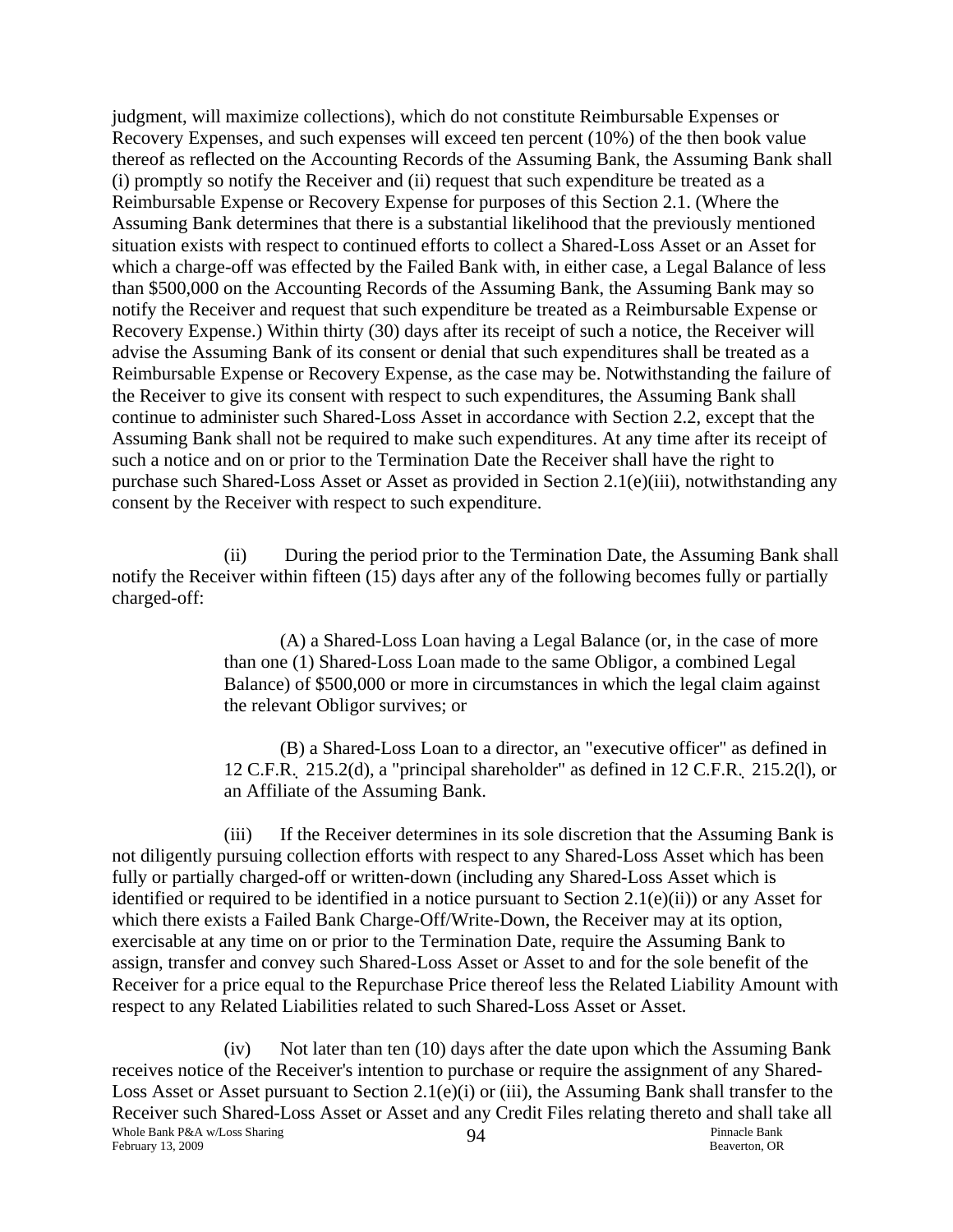judgment, will maximize collections), which do not constitute Reimbursable Expenses or Recovery Expenses, and such expenses will exceed ten percent (10%) of the then book value thereof as reflected on the Accounting Records of the Assuming Bank, the Assuming Bank shall (i) promptly so notify the Receiver and (ii) request that such expenditure be treated as a Reimbursable Expense or Recovery Expense for purposes of this Section 2.1. (Where the Assuming Bank determines that there is a substantial likelihood that the previously mentioned situation exists with respect to continued efforts to collect a Shared-Loss Asset or an Asset for which a charge-off was effected by the Failed Bank with, in either case, a Legal Balance of less than $500,000 on the Accounting Records of the Assuming Bank, the Assuming Bank may so notify the Receiver and request that such expenditure be treated as a Reimbursable Expense or Recovery Expense.) Within thirty (30) days after its receipt of such a notice, the Receiver will advise the Assuming Bank of its consent or denial that such expenditures shall be treated as a Reimbursable Expense or Recovery Expense, as the case may be. Notwithstanding the failure of the Receiver to give its consent with respect to such expenditures, the Assuming Bank shall continue to administer such Shared-Loss Asset in accordance with Section 2.2, except that the Assuming Bank shall not be required to make such expenditures. At any time after its receipt of such a notice and on or prior to the Termination Date the Receiver shall have the right to purchase such Shared-Loss Asset or Asset as provided in Section 2.1(e)(iii), notwithstanding any consent by the Receiver with respect to such expenditure.

(ii) During the period prior to the Termination Date, the Assuming Bank shall notify the Receiver within fifteen (15) days after any of the following becomes fully or partially charged-off:

(A) a Shared-Loss Loan having a Legal Balance (or, in the case of more than one (1) Shared-Loss Loan made to the same Obligor, a combined Legal Balance) of $500,000 or more in circumstances in which the legal claim against the relevant Obligor survives; or

(B) a Shared-Loss Loan to a director, an "executive officer" as defined in 12 C.F.R. 215.2(d), a "principal shareholder" as defined in 12 C.F.R. 215.2(l), or an Affiliate of the Assuming Bank.

(iii) If the Receiver determines in its sole discretion that the Assuming Bank is not diligently pursuing collection efforts with respect to any Shared-Loss Asset which has been fully or partially charged-off or written-down (including any Shared-Loss Asset which is identified or required to be identified in a notice pursuant to Section 2.1(e)(ii)) or any Asset for which there exists a Failed Bank Charge-Off/Write-Down, the Receiver may at its option, exercisable at any time on or prior to the Termination Date, require the Assuming Bank to assign, transfer and convey such Shared-Loss Asset or Asset to and for the sole benefit of the Receiver for a price equal to the Repurchase Price thereof less the Related Liability Amount with respect to any Related Liabilities related to such Shared-Loss Asset or Asset.

(iv) Not later than ten (10) days after the date upon which the Assuming Bank receives notice of the Receiver's intention to purchase or require the assignment of any Shared-Loss Asset or Asset pursuant to Section 2.1(e)(i) or (iii), the Assuming Bank shall transfer to the Receiver such Shared-Loss Asset or Asset and any Credit Files relating thereto and shall take all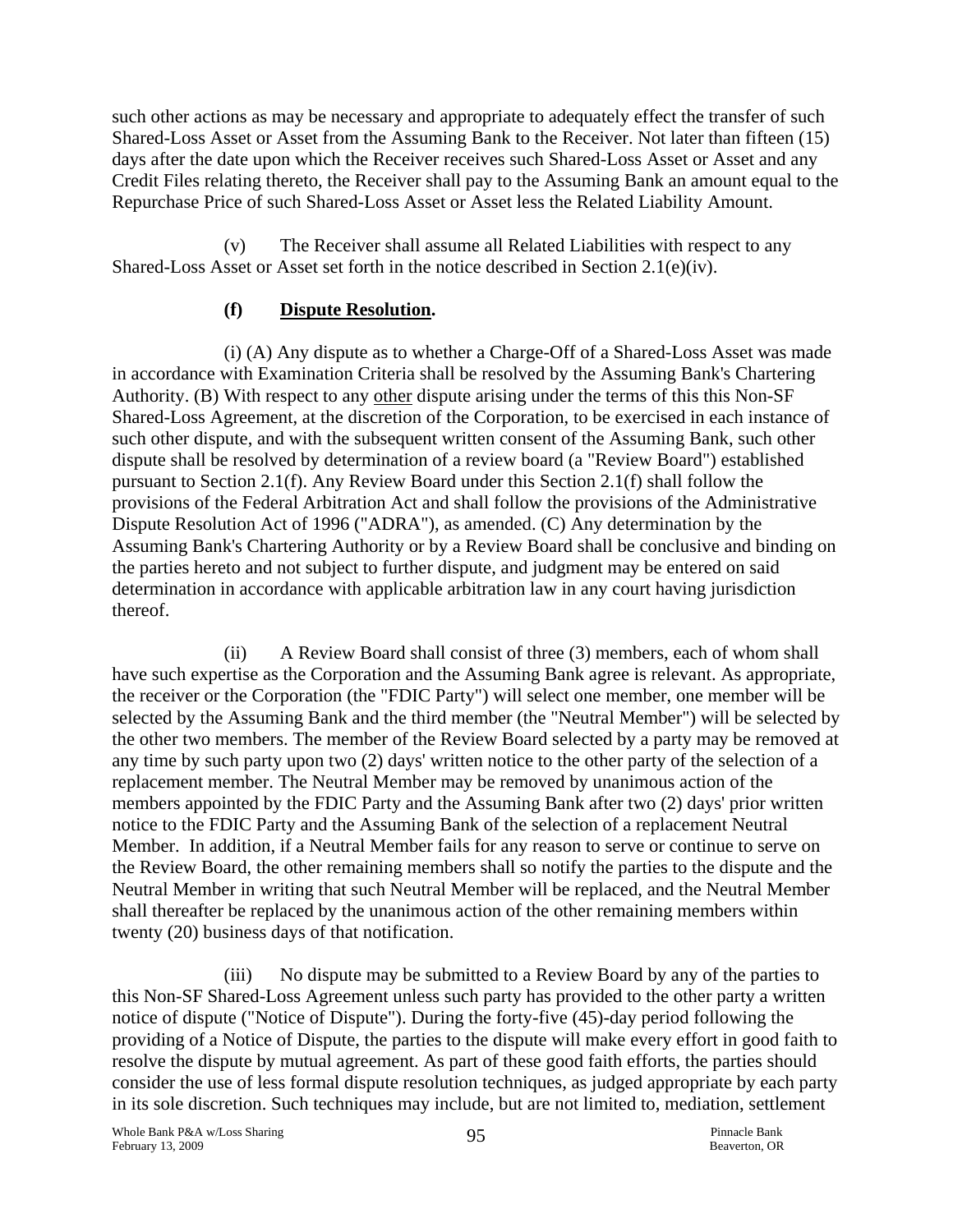such other actions as may be necessary and appropriate to adequately effect the transfer of such Shared-Loss Asset or Asset from the Assuming Bank to the Receiver. Not later than fifteen (15) days after the date upon which the Receiver receives such Shared-Loss Asset or Asset and any Credit Files relating thereto, the Receiver shall pay to the Assuming Bank an amount equal to the Repurchase Price of such Shared-Loss Asset or Asset less the Related Liability Amount.

(v) The Receiver shall assume all Related Liabilities with respect to any Shared-Loss Asset or Asset set forth in the notice described in Section 2.1(e)(iv).

**(f) Dispute Resolution.**

(i) (A) Any dispute as to whether a Charge-Off of a Shared-Loss Asset was made in accordance with Examination Criteria shall be resolved by the Assuming Bank's Chartering Authority. (B) With respect to any other dispute arising under the terms of this this Non-SF Shared-Loss Agreement, at the discretion of the Corporation, to be exercised in each instance of such other dispute, and with the subsequent written consent of the Assuming Bank, such other dispute shall be resolved by determination of a review board (a "Review Board") established pursuant to Section 2.1(f). Any Review Board under this Section 2.1(f) shall follow the provisions of the Federal Arbitration Act and shall follow the provisions of the Administrative Dispute Resolution Act of 1996 ("ADRA"), as amended. (C) Any determination by the Assuming Bank's Chartering Authority or by a Review Board shall be conclusive and binding on the parties hereto and not subject to further dispute, and judgment may be entered on said determination in accordance with applicable arbitration law in any court having jurisdiction thereof.

(ii) A Review Board shall consist of three (3) members, each of whom shall have such expertise as the Corporation and the Assuming Bank agree is relevant. As appropriate, the receiver or the Corporation (the "FDIC Party") will select one member, one member will be selected by the Assuming Bank and the third member (the "Neutral Member") will be selected by the other two members. The member of the Review Board selected by a party may be removed at any time by such party upon two (2) days' written notice to the other party of the selection of a replacement member. The Neutral Member may be removed by unanimous action of the members appointed by the FDIC Party and the Assuming Bank after two (2) days' prior written notice to the FDIC Party and the Assuming Bank of the selection of a replacement Neutral Member. In addition, if a Neutral Member fails for any reason to serve or continue to serve on the Review Board, the other remaining members shall so notify the parties to the dispute and the Neutral Member in writing that such Neutral Member will be replaced, and the Neutral Member shall thereafter be replaced by the unanimous action of the other remaining members within twenty (20) business days of that notification.

(iii) No dispute may be submitted to a Review Board by any of the parties to this Non-SF Shared-Loss Agreement unless such party has provided to the other party a written notice of dispute ("Notice of Dispute"). During the forty-five (45)-day period following the providing of a Notice of Dispute, the parties to the dispute will make every effort in good faith to resolve the dispute by mutual agreement. As part of these good faith efforts, the parties should consider the use of less formal dispute resolution techniques, as judged appropriate by each party in its sole discretion. Such techniques may include, but are not limited to, mediation, settlement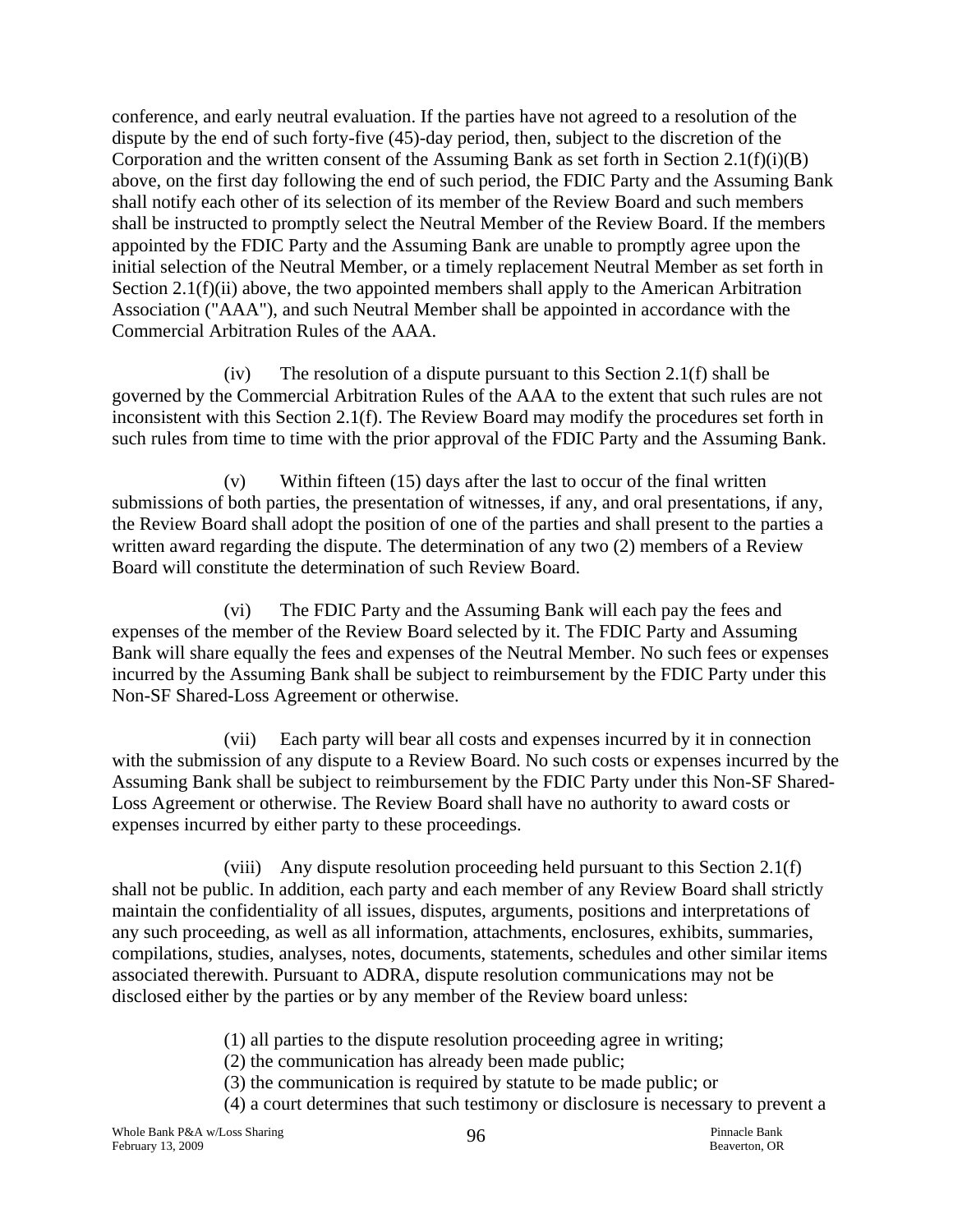conference, and early neutral evaluation. If the parties have not agreed to a resolution of the dispute by the end of such forty-five (45)-day period, then, subject to the discretion of the Corporation and the written consent of the Assuming Bank as set forth in Section 2.1(f)(i)(B) above, on the first day following the end of such period, the FDIC Party and the Assuming Bank shall notify each other of its selection of its member of the Review Board and such members shall be instructed to promptly select the Neutral Member of the Review Board. If the members appointed by the FDIC Party and the Assuming Bank are unable to promptly agree upon the initial selection of the Neutral Member, or a timely replacement Neutral Member as set forth in Section 2.1(f)(ii) above, the two appointed members shall apply to the American Arbitration Association ("AAA"), and such Neutral Member shall be appointed in accordance with the Commercial Arbitration Rules of the AAA.

(iv) The resolution of a dispute pursuant to this Section 2.1(f) shall be governed by the Commercial Arbitration Rules of the AAA to the extent that such rules are not inconsistent with this Section 2.1(f). The Review Board may modify the procedures set forth in such rules from time to time with the prior approval of the FDIC Party and the Assuming Bank.

(v) Within fifteen (15) days after the last to occur of the final written submissions of both parties, the presentation of witnesses, if any, and oral presentations, if any, the Review Board shall adopt the position of one of the parties and shall present to the parties a written award regarding the dispute. The determination of any two (2) members of a Review Board will constitute the determination of such Review Board.

(vi) The FDIC Party and the Assuming Bank will each pay the fees and expenses of the member of the Review Board selected by it. The FDIC Party and Assuming Bank will share equally the fees and expenses of the Neutral Member. No such fees or expenses incurred by the Assuming Bank shall be subject to reimbursement by the FDIC Party under this Non-SF Shared-Loss Agreement or otherwise.

(vii) Each party will bear all costs and expenses incurred by it in connection with the submission of any dispute to a Review Board. No such costs or expenses incurred by the Assuming Bank shall be subject to reimbursement by the FDIC Party under this Non-SF Shared-Loss Agreement or otherwise. The Review Board shall have no authority to award costs or expenses incurred by either party to these proceedings.

(viii) Any dispute resolution proceeding held pursuant to this Section 2.1(f) shall not be public. In addition, each party and each member of any Review Board shall strictly maintain the confidentiality of all issues, disputes, arguments, positions and interpretations of any such proceeding, as well as all information, attachments, enclosures, exhibits, summaries, compilations, studies, analyses, notes, documents, statements, schedules and other similar items associated therewith. Pursuant to ADRA, dispute resolution communications may not be disclosed either by the parties or by any member of the Review board unless:

(1) all parties to the dispute resolution proceeding agree in writing;
(2) the communication has already been made public;
(3) the communication is required by statute to be made public; or
(4) a court determines that such testimony or disclosure is necessary to prevent a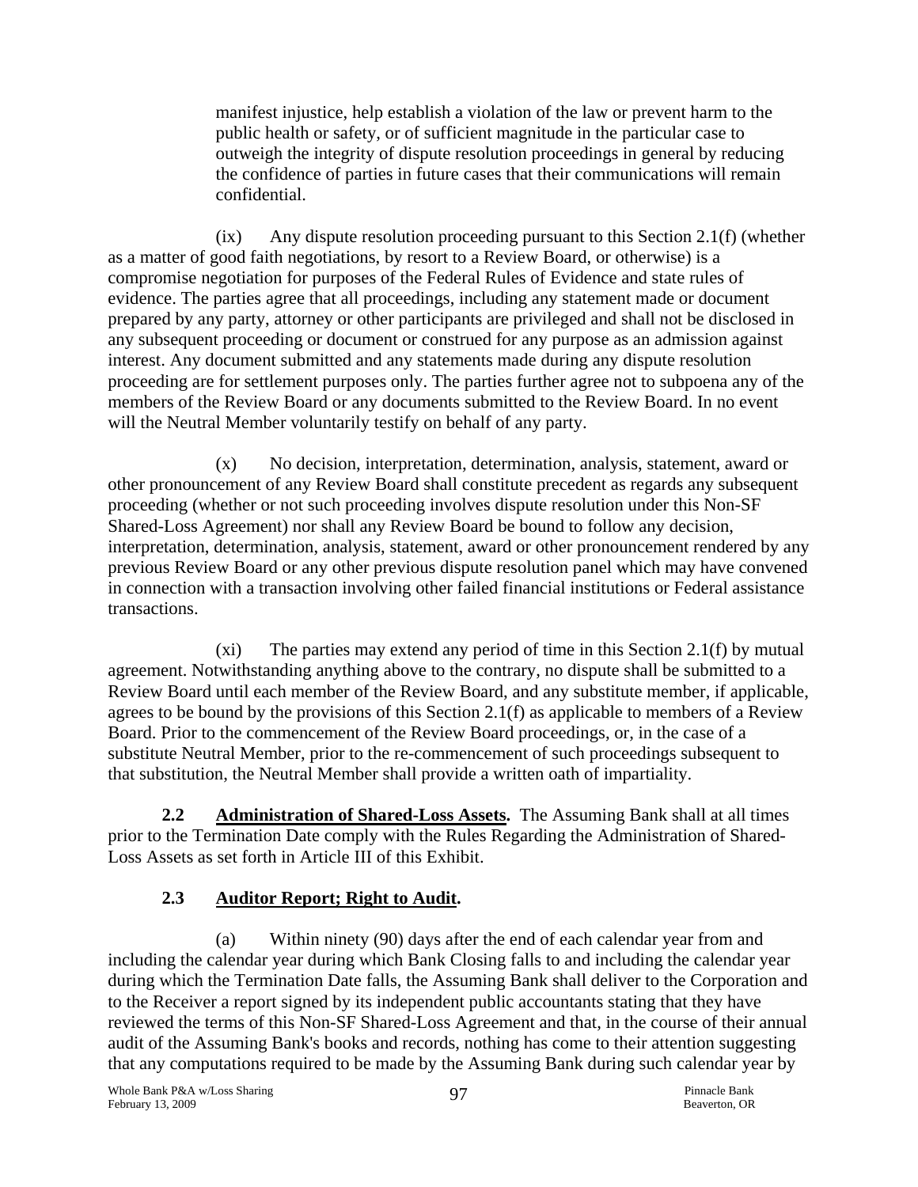manifest injustice, help establish a violation of the law or prevent harm to the public health or safety, or of sufficient magnitude in the particular case to outweigh the integrity of dispute resolution proceedings in general by reducing the confidence of parties in future cases that their communications will remain confidential.

(ix) Any dispute resolution proceeding pursuant to this Section 2.1(f) (whether as a matter of good faith negotiations, by resort to a Review Board, or otherwise) is a compromise negotiation for purposes of the Federal Rules of Evidence and state rules of evidence. The parties agree that all proceedings, including any statement made or document prepared by any party, attorney or other participants are privileged and shall not be disclosed in any subsequent proceeding or document or construed for any purpose as an admission against interest. Any document submitted and any statements made during any dispute resolution proceeding are for settlement purposes only. The parties further agree not to subpoena any of the members of the Review Board or any documents submitted to the Review Board. In no event will the Neutral Member voluntarily testify on behalf of any party.

(x) No decision, interpretation, determination, analysis, statement, award or other pronouncement of any Review Board shall constitute precedent as regards any subsequent proceeding (whether or not such proceeding involves dispute resolution under this Non-SF Shared-Loss Agreement) nor shall any Review Board be bound to follow any decision, interpretation, determination, analysis, statement, award or other pronouncement rendered by any previous Review Board or any other previous dispute resolution panel which may have convened in connection with a transaction involving other failed financial institutions or Federal assistance transactions.

(xi) The parties may extend any period of time in this Section 2.1(f) by mutual agreement. Notwithstanding anything above to the contrary, no dispute shall be submitted to a Review Board until each member of the Review Board, and any substitute member, if applicable, agrees to be bound by the provisions of this Section 2.1(f) as applicable to members of a Review Board. Prior to the commencement of the Review Board proceedings, or, in the case of a substitute Neutral Member, prior to the re-commencement of such proceedings subsequent to that substitution, the Neutral Member shall provide a written oath of impartiality.

**2.2 Administration of Shared-Loss Assets.** The Assuming Bank shall at all times prior to the Termination Date comply with the Rules Regarding the Administration of Shared-Loss Assets as set forth in Article III of this Exhibit.

**2.3 Auditor Report; Right to Audit.**

(a) Within ninety (90) days after the end of each calendar year from and including the calendar year during which Bank Closing falls to and including the calendar year during which the Termination Date falls, the Assuming Bank shall deliver to the Corporation and to the Receiver a report signed by its independent public accountants stating that they have reviewed the terms of this Non-SF Shared-Loss Agreement and that, in the course of their annual audit of the Assuming Bank's books and records, nothing has come to their attention suggesting that any computations required to be made by the Assuming Bank during such calendar year by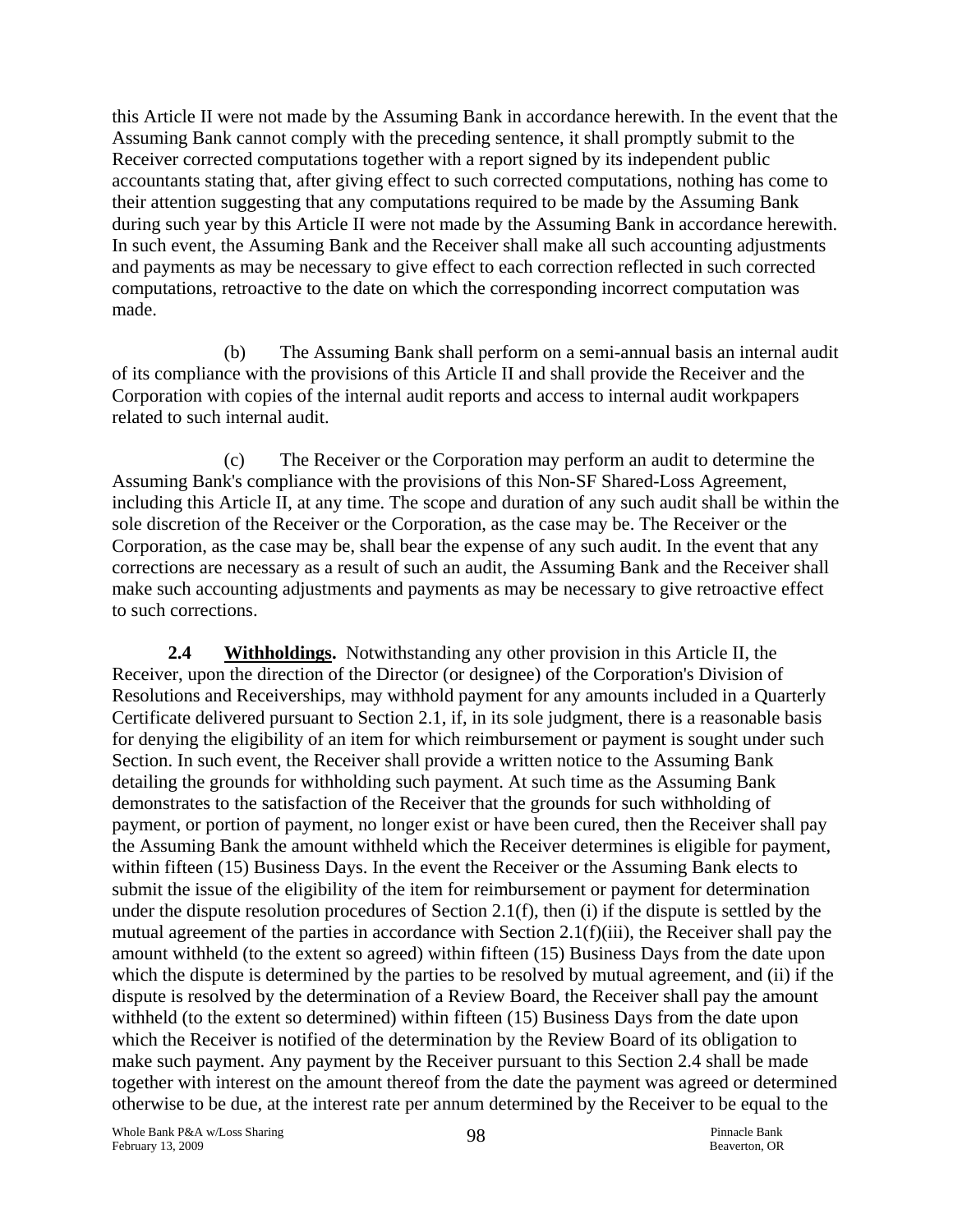this Article II were not made by the Assuming Bank in accordance herewith. In the event that the Assuming Bank cannot comply with the preceding sentence, it shall promptly submit to the Receiver corrected computations together with a report signed by its independent public accountants stating that, after giving effect to such corrected computations, nothing has come to their attention suggesting that any computations required to be made by the Assuming Bank during such year by this Article II were not made by the Assuming Bank in accordance herewith. In such event, the Assuming Bank and the Receiver shall make all such accounting adjustments and payments as may be necessary to give effect to each correction reflected in such corrected computations, retroactive to the date on which the corresponding incorrect computation was made.

(b) The Assuming Bank shall perform on a semi-annual basis an internal audit of its compliance with the provisions of this Article II and shall provide the Receiver and the Corporation with copies of the internal audit reports and access to internal audit workpapers related to such internal audit.

(c) The Receiver or the Corporation may perform an audit to determine the Assuming Bank's compliance with the provisions of this Non-SF Shared-Loss Agreement, including this Article II, at any time. The scope and duration of any such audit shall be within the sole discretion of the Receiver or the Corporation, as the case may be. The Receiver or the Corporation, as the case may be, shall bear the expense of any such audit. In the event that any corrections are necessary as a result of such an audit, the Assuming Bank and the Receiver shall make such accounting adjustments and payments as may be necessary to give retroactive effect to such corrections.

**2.4 Withholdings.** Notwithstanding any other provision in this Article II, the Receiver, upon the direction of the Director (or designee) of the Corporation's Division of Resolutions and Receiverships, may withhold payment for any amounts included in a Quarterly Certificate delivered pursuant to Section 2.1, if, in its sole judgment, there is a reasonable basis for denying the eligibility of an item for which reimbursement or payment is sought under such Section. In such event, the Receiver shall provide a written notice to the Assuming Bank detailing the grounds for withholding such payment. At such time as the Assuming Bank demonstrates to the satisfaction of the Receiver that the grounds for such withholding of payment, or portion of payment, no longer exist or have been cured, then the Receiver shall pay the Assuming Bank the amount withheld which the Receiver determines is eligible for payment, within fifteen (15) Business Days. In the event the Receiver or the Assuming Bank elects to submit the issue of the eligibility of the item for reimbursement or payment for determination under the dispute resolution procedures of Section 2.1(f), then (i) if the dispute is settled by the mutual agreement of the parties in accordance with Section 2.1(f)(iii), the Receiver shall pay the amount withheld (to the extent so agreed) within fifteen (15) Business Days from the date upon which the dispute is determined by the parties to be resolved by mutual agreement, and (ii) if the dispute is resolved by the determination of a Review Board, the Receiver shall pay the amount withheld (to the extent so determined) within fifteen (15) Business Days from the date upon which the Receiver is notified of the determination by the Review Board of its obligation to make such payment. Any payment by the Receiver pursuant to this Section 2.4 shall be made together with interest on the amount thereof from the date the payment was agreed or determined otherwise to be due, at the interest rate per annum determined by the Receiver to be equal to the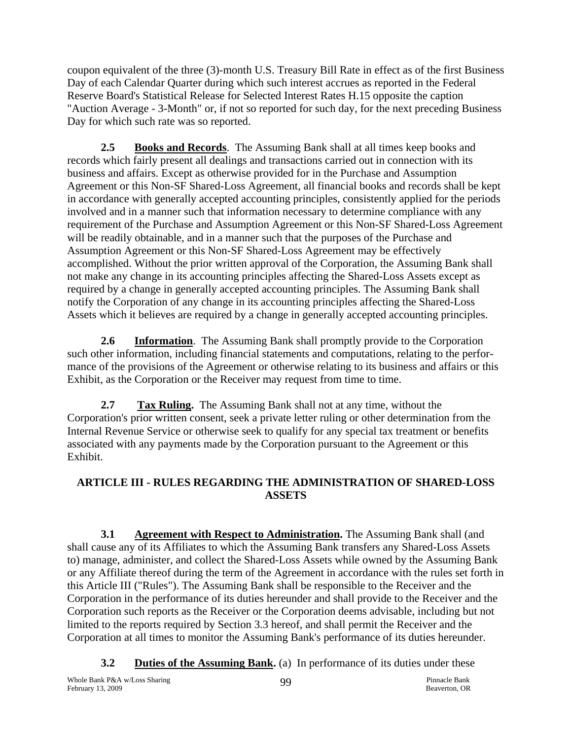coupon equivalent of the three (3)-month U.S. Treasury Bill Rate in effect as of the first Business Day of each Calendar Quarter during which such interest accrues as reported in the Federal Reserve Board's Statistical Release for Selected Interest Rates H.15 opposite the caption "Auction Average - 3-Month" or, if not so reported for such day, for the next preceding Business Day for which such rate was so reported.

**2.5 Books and Records**. The Assuming Bank shall at all times keep books and records which fairly present all dealings and transactions carried out in connection with its business and affairs. Except as otherwise provided for in the Purchase and Assumption Agreement or this Non-SF Shared-Loss Agreement, all financial books and records shall be kept in accordance with generally accepted accounting principles, consistently applied for the periods involved and in a manner such that information necessary to determine compliance with any requirement of the Purchase and Assumption Agreement or this Non-SF Shared-Loss Agreement will be readily obtainable, and in a manner such that the purposes of the Purchase and Assumption Agreement or this Non-SF Shared-Loss Agreement may be effectively accomplished. Without the prior written approval of the Corporation, the Assuming Bank shall not make any change in its accounting principles affecting the Shared-Loss Assets except as required by a change in generally accepted accounting principles. The Assuming Bank shall notify the Corporation of any change in its accounting principles affecting the Shared-Loss Assets which it believes are required by a change in generally accepted accounting principles.

**2.6 Information**. The Assuming Bank shall promptly provide to the Corporation such other information, including financial statements and computations, relating to the performance of the provisions of the Agreement or otherwise relating to its business and affairs or this Exhibit, as the Corporation or the Receiver may request from time to time.

**2.7 Tax Ruling.** The Assuming Bank shall not at any time, without the Corporation's prior written consent, seek a private letter ruling or other determination from the Internal Revenue Service or otherwise seek to qualify for any special tax treatment or benefits associated with any payments made by the Corporation pursuant to the Agreement or this Exhibit.

## ARTICLE III - RULES REGARDING THE ADMINISTRATION OF SHARED-LOSS ASSETS

**3.1 Agreement with Respect to Administration.** The Assuming Bank shall (and shall cause any of its Affiliates to which the Assuming Bank transfers any Shared-Loss Assets to) manage, administer, and collect the Shared-Loss Assets while owned by the Assuming Bank or any Affiliate thereof during the term of the Agreement in accordance with the rules set forth in this Article III ("Rules"). The Assuming Bank shall be responsible to the Receiver and the Corporation in the performance of its duties hereunder and shall provide to the Receiver and the Corporation such reports as the Receiver or the Corporation deems advisable, including but not limited to the reports required by Section 3.3 hereof, and shall permit the Receiver and the Corporation at all times to monitor the Assuming Bank's performance of its duties hereunder.

**3.2 Duties of the Assuming Bank.** (a) In performance of its duties under these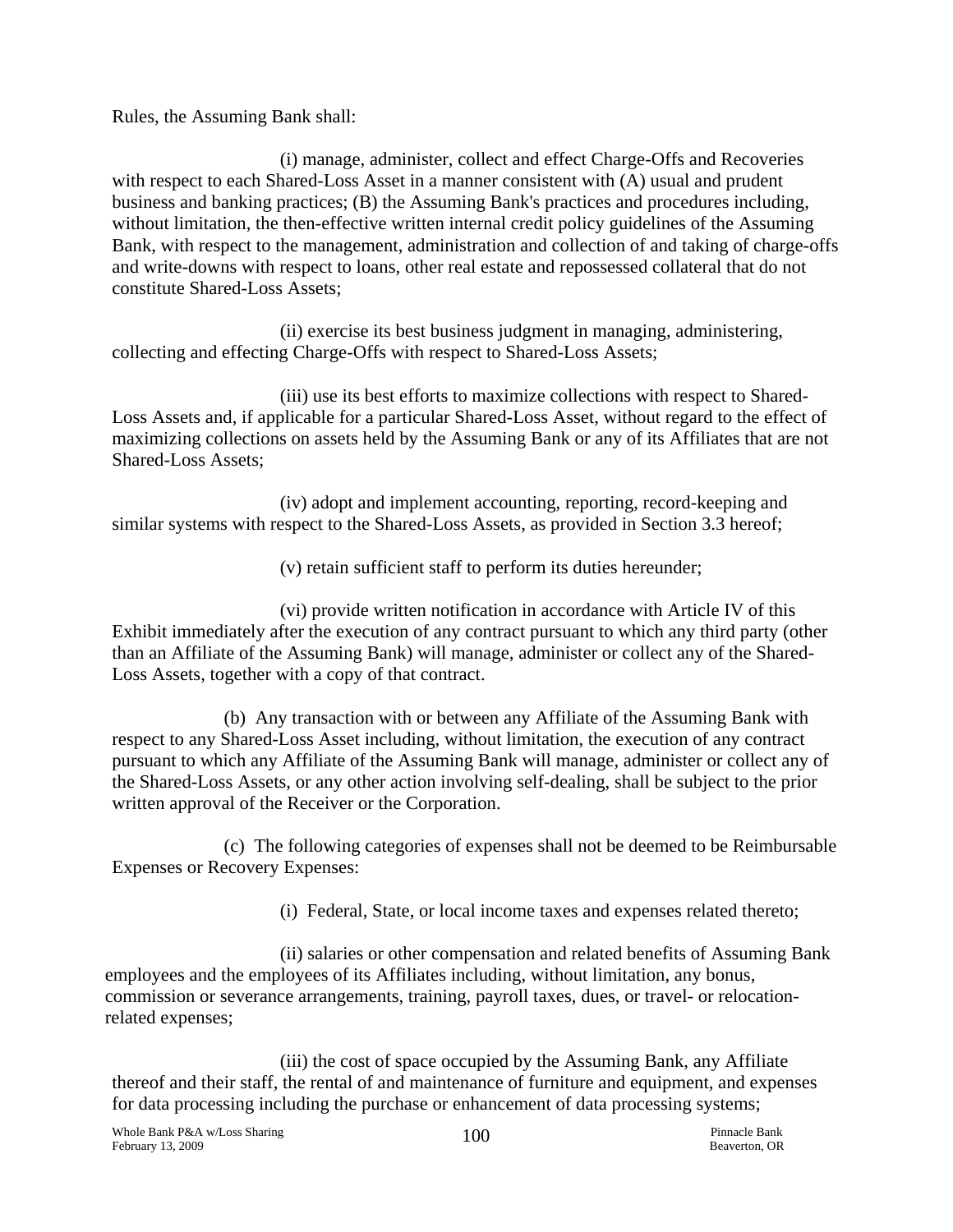Rules, the Assuming Bank shall:

(i) manage, administer, collect and effect Charge-Offs and Recoveries with respect to each Shared-Loss Asset in a manner consistent with (A) usual and prudent business and banking practices; (B) the Assuming Bank's practices and procedures including, without limitation, the then-effective written internal credit policy guidelines of the Assuming Bank, with respect to the management, administration and collection of and taking of charge-offs and write-downs with respect to loans, other real estate and repossessed collateral that do not constitute Shared-Loss Assets;

(ii) exercise its best business judgment in managing, administering, collecting and effecting Charge-Offs with respect to Shared-Loss Assets;

(iii) use its best efforts to maximize collections with respect to Shared-Loss Assets and, if applicable for a particular Shared-Loss Asset, without regard to the effect of maximizing collections on assets held by the Assuming Bank or any of its Affiliates that are not Shared-Loss Assets;

(iv) adopt and implement accounting, reporting, record-keeping and similar systems with respect to the Shared-Loss Assets, as provided in Section 3.3 hereof;

(v) retain sufficient staff to perform its duties hereunder;

(vi) provide written notification in accordance with Article IV of this Exhibit immediately after the execution of any contract pursuant to which any third party (other than an Affiliate of the Assuming Bank) will manage, administer or collect any of the Shared-Loss Assets, together with a copy of that contract.

(b) Any transaction with or between any Affiliate of the Assuming Bank with respect to any Shared-Loss Asset including, without limitation, the execution of any contract pursuant to which any Affiliate of the Assuming Bank will manage, administer or collect any of the Shared-Loss Assets, or any other action involving self-dealing, shall be subject to the prior written approval of the Receiver or the Corporation.

(c) The following categories of expenses shall not be deemed to be Reimbursable Expenses or Recovery Expenses:

(i) Federal, State, or local income taxes and expenses related thereto;

(ii) salaries or other compensation and related benefits of Assuming Bank employees and the employees of its Affiliates including, without limitation, any bonus, commission or severance arrangements, training, payroll taxes, dues, or travel- or relocation-related expenses;

(iii) the cost of space occupied by the Assuming Bank, any Affiliate thereof and their staff, the rental of and maintenance of furniture and equipment, and expenses for data processing including the purchase or enhancement of data processing systems;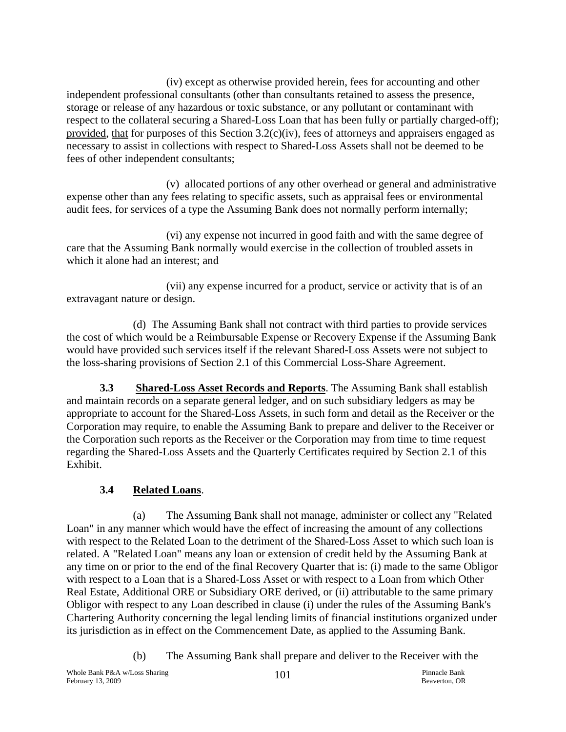(iv) except as otherwise provided herein, fees for accounting and other independent professional consultants (other than consultants retained to assess the presence, storage or release of any hazardous or toxic substance, or any pollutant or contaminant with respect to the collateral securing a Shared-Loss Loan that has been fully or partially charged-off); provided, that for purposes of this Section 3.2(c)(iv), fees of attorneys and appraisers engaged as necessary to assist in collections with respect to Shared-Loss Assets shall not be deemed to be fees of other independent consultants;

(v) allocated portions of any other overhead or general and administrative expense other than any fees relating to specific assets, such as appraisal fees or environmental audit fees, for services of a type the Assuming Bank does not normally perform internally;

(vi) any expense not incurred in good faith and with the same degree of care that the Assuming Bank normally would exercise in the collection of troubled assets in which it alone had an interest; and

(vii) any expense incurred for a product, service or activity that is of an extravagant nature or design.

(d) The Assuming Bank shall not contract with third parties to provide services the cost of which would be a Reimbursable Expense or Recovery Expense if the Assuming Bank would have provided such services itself if the relevant Shared-Loss Assets were not subject to the loss-sharing provisions of Section 2.1 of this Commercial Loss-Share Agreement.

**3.3 Shared-Loss Asset Records and Reports**. The Assuming Bank shall establish and maintain records on a separate general ledger, and on such subsidiary ledgers as may be appropriate to account for the Shared-Loss Assets, in such form and detail as the Receiver or the Corporation may require, to enable the Assuming Bank to prepare and deliver to the Receiver or the Corporation such reports as the Receiver or the Corporation may from time to time request regarding the Shared-Loss Assets and the Quarterly Certificates required by Section 2.1 of this Exhibit.

**3.4 Related Loans**.

(a) The Assuming Bank shall not manage, administer or collect any "Related Loan" in any manner which would have the effect of increasing the amount of any collections with respect to the Related Loan to the detriment of the Shared-Loss Asset to which such loan is related. A "Related Loan" means any loan or extension of credit held by the Assuming Bank at any time on or prior to the end of the final Recovery Quarter that is: (i) made to the same Obligor with respect to a Loan that is a Shared-Loss Asset or with respect to a Loan from which Other Real Estate, Additional ORE or Subsidiary ORE derived, or (ii) attributable to the same primary Obligor with respect to any Loan described in clause (i) under the rules of the Assuming Bank's Chartering Authority concerning the legal lending limits of financial institutions organized under its jurisdiction as in effect on the Commencement Date, as applied to the Assuming Bank.

(b) The Assuming Bank shall prepare and deliver to the Receiver with the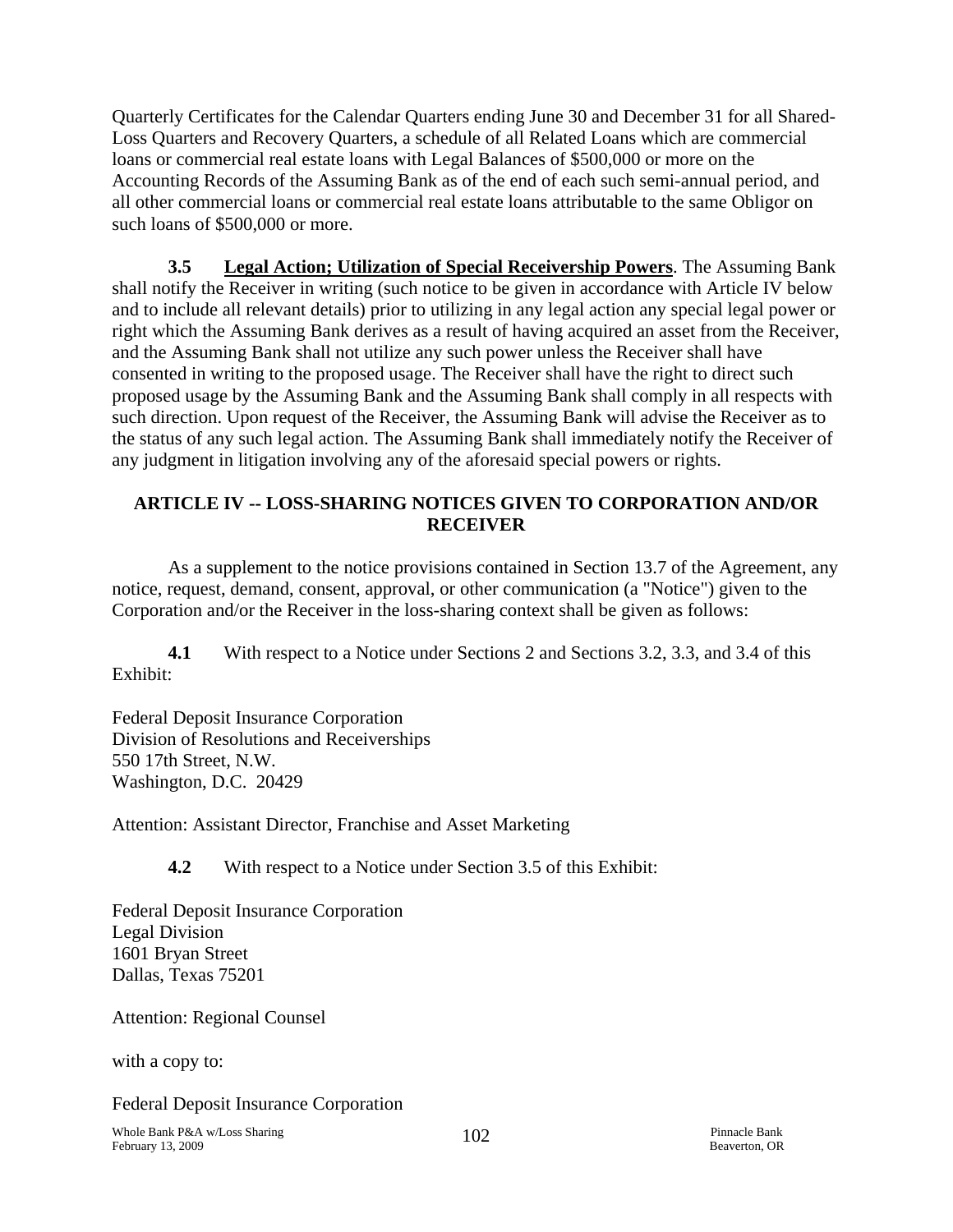Quarterly Certificates for the Calendar Quarters ending June 30 and December 31 for all Shared-Loss Quarters and Recovery Quarters, a schedule of all Related Loans which are commercial loans or commercial real estate loans with Legal Balances of $500,000 or more on the Accounting Records of the Assuming Bank as of the end of each such semi-annual period, and all other commercial loans or commercial real estate loans attributable to the same Obligor on such loans of $500,000 or more.

**3.5 Legal Action; Utilization of Special Receivership Powers**. The Assuming Bank shall notify the Receiver in writing (such notice to be given in accordance with Article IV below and to include all relevant details) prior to utilizing in any legal action any special legal power or right which the Assuming Bank derives as a result of having acquired an asset from the Receiver, and the Assuming Bank shall not utilize any such power unless the Receiver shall have consented in writing to the proposed usage. The Receiver shall have the right to direct such proposed usage by the Assuming Bank and the Assuming Bank shall comply in all respects with such direction. Upon request of the Receiver, the Assuming Bank will advise the Receiver as to the status of any such legal action. The Assuming Bank shall immediately notify the Receiver of any judgment in litigation involving any of the aforesaid special powers or rights.

## ARTICLE IV -- LOSS-SHARING NOTICES GIVEN TO CORPORATION AND/OR RECEIVER

As a supplement to the notice provisions contained in Section 13.7 of the Agreement, any notice, request, demand, consent, approval, or other communication (a "Notice") given to the Corporation and/or the Receiver in the loss-sharing context shall be given as follows:

**4.1** With respect to a Notice under Sections 2 and Sections 3.2, 3.3, and 3.4 of this Exhibit:

Federal Deposit Insurance Corporation
Division of Resolutions and Receiverships
550 17th Street, N.W.
Washington, D.C. 20429

Attention: Assistant Director, Franchise and Asset Marketing

**4.2** With respect to a Notice under Section 3.5 of this Exhibit:

Federal Deposit Insurance Corporation
Legal Division
1601 Bryan Street
Dallas, Texas 75201

Attention: Regional Counsel

with a copy to:

Federal Deposit Insurance Corporation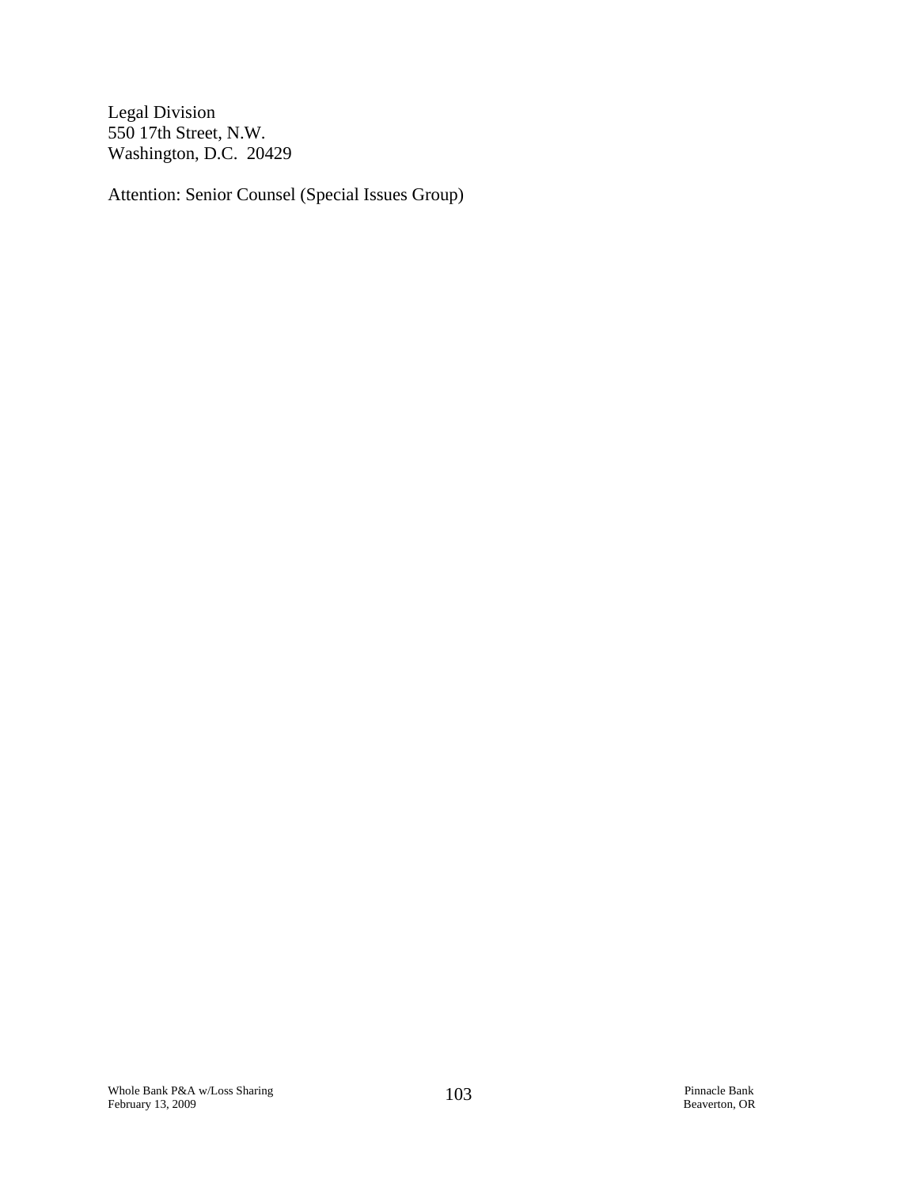Legal Division
550 17th Street, N.W.
Washington, D.C. 20429

Attention: Senior Counsel (Special Issues Group)